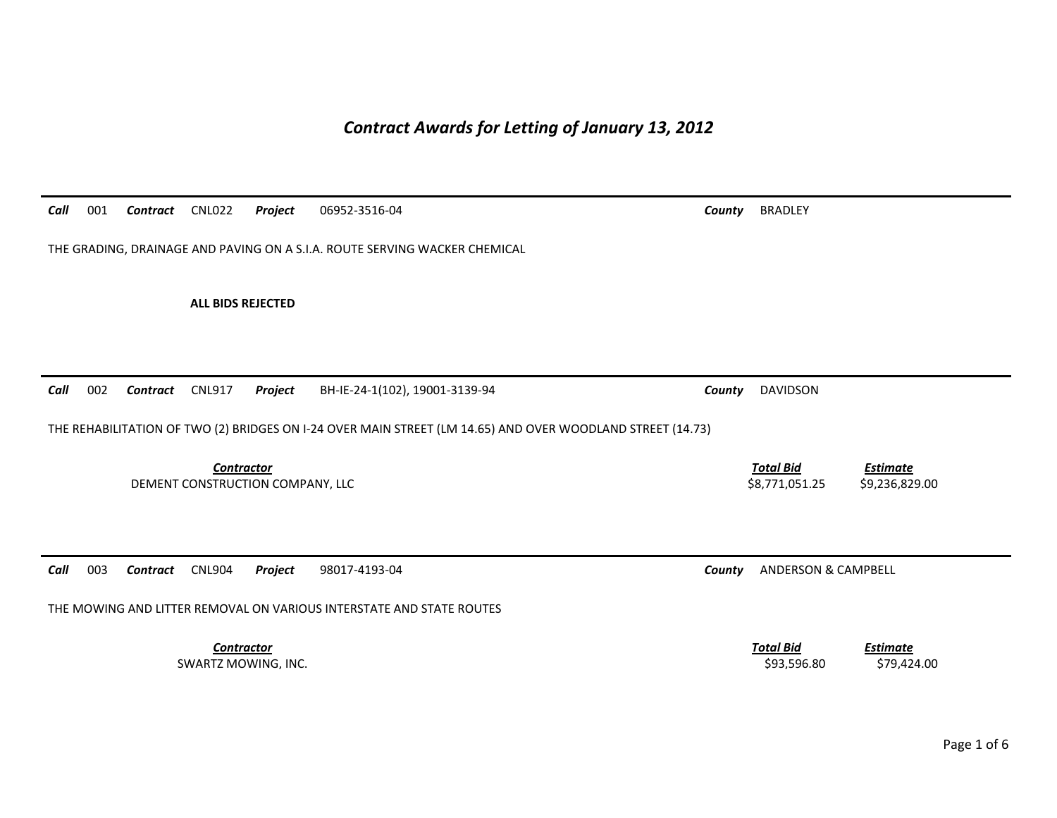# *Contract Awards for Letting of January 13, 2012*

***Call*** 001 ***Contract*** CNL022 ***Project*** 06952-3516-04 ***County*** BRADLEY

THE GRADING, DRAINAGE AND PAVING ON A S.I.A. ROUTE SERVING WACKER CHEMICAL

**ALL BIDS REJECTED**

***Call*** 002 ***Contract*** CNL917 ***Project*** BH-IE-24-1(102), 19001-3139-94 ***County*** DAVIDSON

THE REHABILITATION OF TWO (2) BRIDGES ON I-24 OVER MAIN STREET (LM 14.65) AND OVER WOODLAND STREET (14.73)

| *Contractor* | *Total Bid* | *Estimate* |
|---|---|---|
| DEMENT CONSTRUCTION COMPANY, LLC | $8,771,051.25 | $9,236,829.00 |

***Call*** 003 ***Contract*** CNL904 ***Project*** 98017-4193-04 ***County*** ANDERSON & CAMPBELL

THE MOWING AND LITTER REMOVAL ON VARIOUS INTERSTATE AND STATE ROUTES

| *Contractor* | *Total Bid* | *Estimate* |
|---|---|---|
| SWARTZ MOWING, INC. | $93,596.80 | $79,424.00 |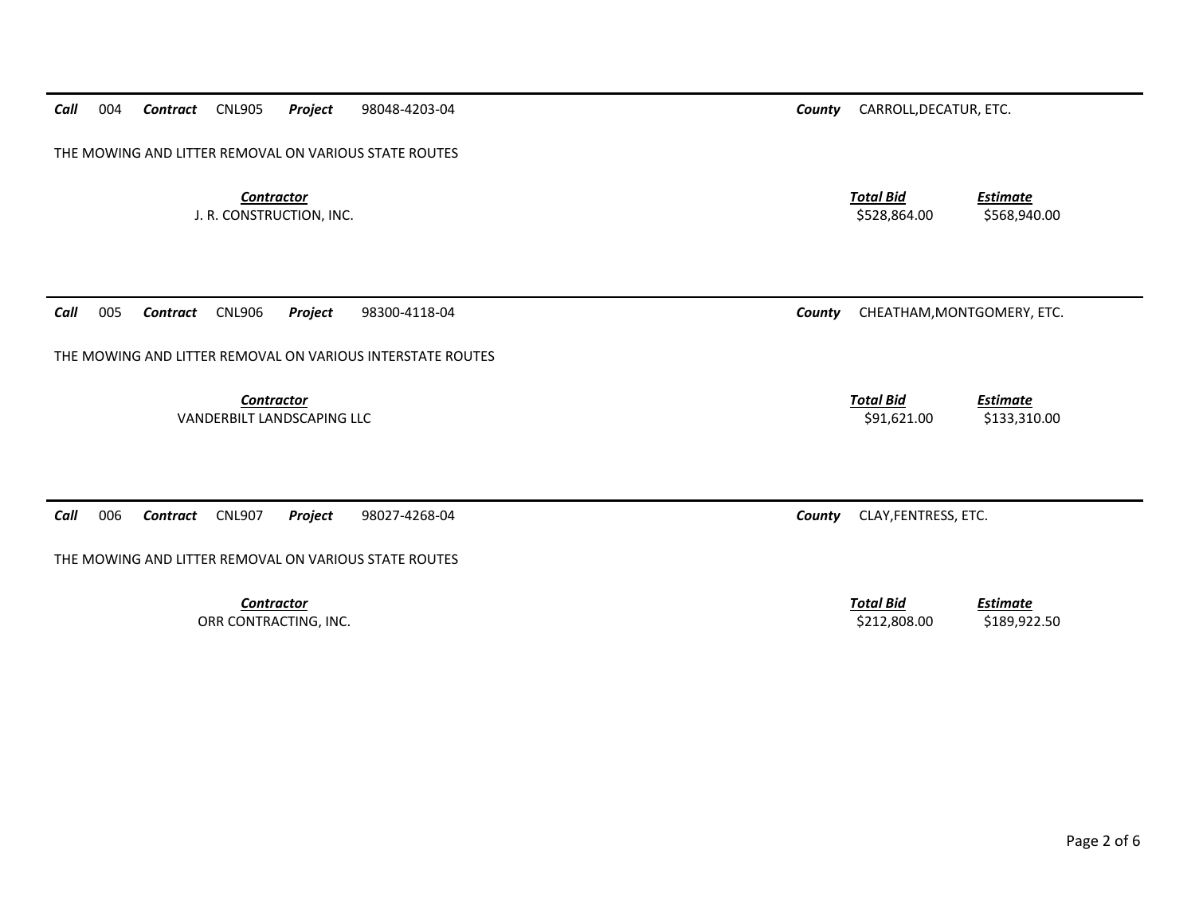***Call*** 004 ***Contract*** CNL905 ***Project*** 98048-4203-04 ***County*** CARROLL,DECATUR, ETC.

THE MOWING AND LITTER REMOVAL ON VARIOUS STATE ROUTES

| ***Contractor*** | ***Total Bid*** | ***Estimate*** |
|---|---|---|
| J. R. CONSTRUCTION, INC. | $528,864.00 | $568,940.00 |

***Call*** 005 ***Contract*** CNL906 ***Project*** 98300-4118-04 ***County*** CHEATHAM,MONTGOMERY, ETC.

THE MOWING AND LITTER REMOVAL ON VARIOUS INTERSTATE ROUTES

| ***Contractor*** | ***Total Bid*** | ***Estimate*** |
|---|---|---|
| VANDERBILT LANDSCAPING LLC | $91,621.00 | $133,310.00 |

***Call*** 006 ***Contract*** CNL907 ***Project*** 98027-4268-04 ***County*** CLAY,FENTRESS, ETC.

THE MOWING AND LITTER REMOVAL ON VARIOUS STATE ROUTES

| ***Contractor*** | ***Total Bid*** | ***Estimate*** |
|---|---|---|
| ORR CONTRACTING, INC. | $212,808.00 | $189,922.50 |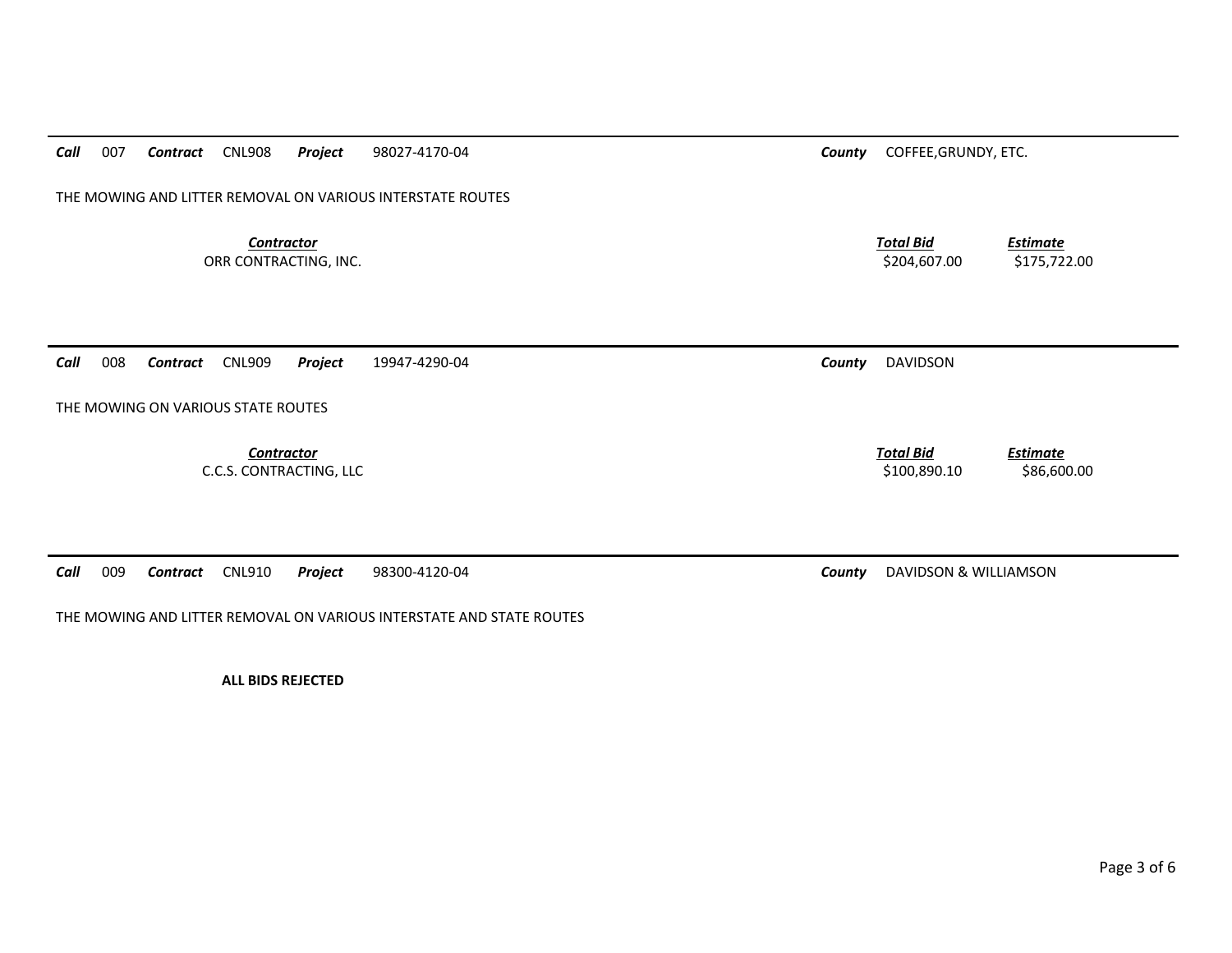---

***Call*** 007 ***Contract*** CNL908 ***Project*** 98027-4170-04 ***County*** COFFEE,GRUNDY, ETC.

THE MOWING AND LITTER REMOVAL ON VARIOUS INTERSTATE ROUTES

| ***Contractor*** | ***Total Bid*** | ***Estimate*** |
|---|---|---|
| ORR CONTRACTING, INC. | $204,607.00 | $175,722.00 |

---

***Call*** 008 ***Contract*** CNL909 ***Project*** 19947-4290-04 ***County*** DAVIDSON

THE MOWING ON VARIOUS STATE ROUTES

| ***Contractor*** | ***Total Bid*** | ***Estimate*** |
|---|---|---|
| C.C.S. CONTRACTING, LLC | $100,890.10 | $86,600.00 |

---

***Call*** 009 ***Contract*** CNL910 ***Project*** 98300-4120-04 ***County*** DAVIDSON & WILLIAMSON

THE MOWING AND LITTER REMOVAL ON VARIOUS INTERSTATE AND STATE ROUTES

**ALL BIDS REJECTED**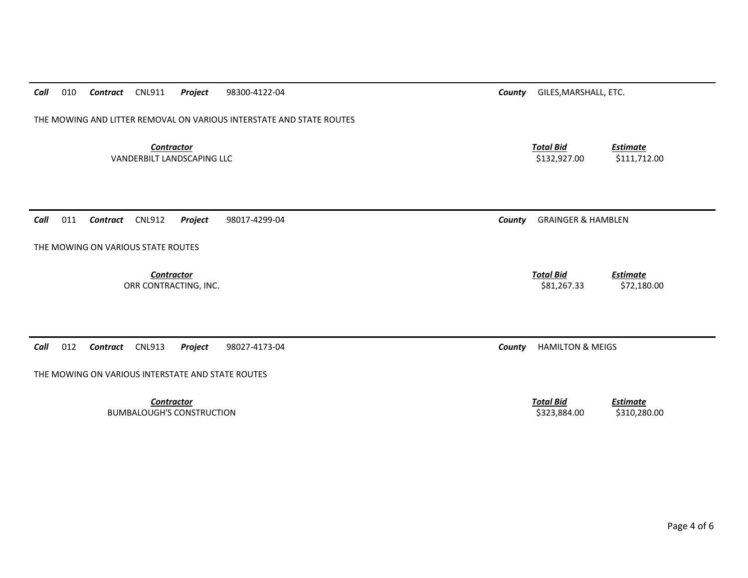***Call*** 010 ***Contract*** CNL911 ***Project*** 98300-4122-04 ***County*** GILES,MARSHALL, ETC.

THE MOWING AND LITTER REMOVAL ON VARIOUS INTERSTATE AND STATE ROUTES

| *Contractor* | *Total Bid* | *Estimate* |
|---|---|---|
| VANDERBILT LANDSCAPING LLC | $132,927.00 | $111,712.00 |

---

***Call*** 011 ***Contract*** CNL912 ***Project*** 98017-4299-04 ***County*** GRAINGER & HAMBLEN

THE MOWING ON VARIOUS STATE ROUTES

| *Contractor* | *Total Bid* | *Estimate* |
|---|---|---|
| ORR CONTRACTING, INC. | $81,267.33 | $72,180.00 |

---

***Call*** 012 ***Contract*** CNL913 ***Project*** 98027-4173-04 ***County*** HAMILTON & MEIGS

THE MOWING ON VARIOUS INTERSTATE AND STATE ROUTES

| *Contractor* | *Total Bid* | *Estimate* |
|---|---|---|
| BUMBALOUGH'S CONSTRUCTION | $323,884.00 | $310,280.00 |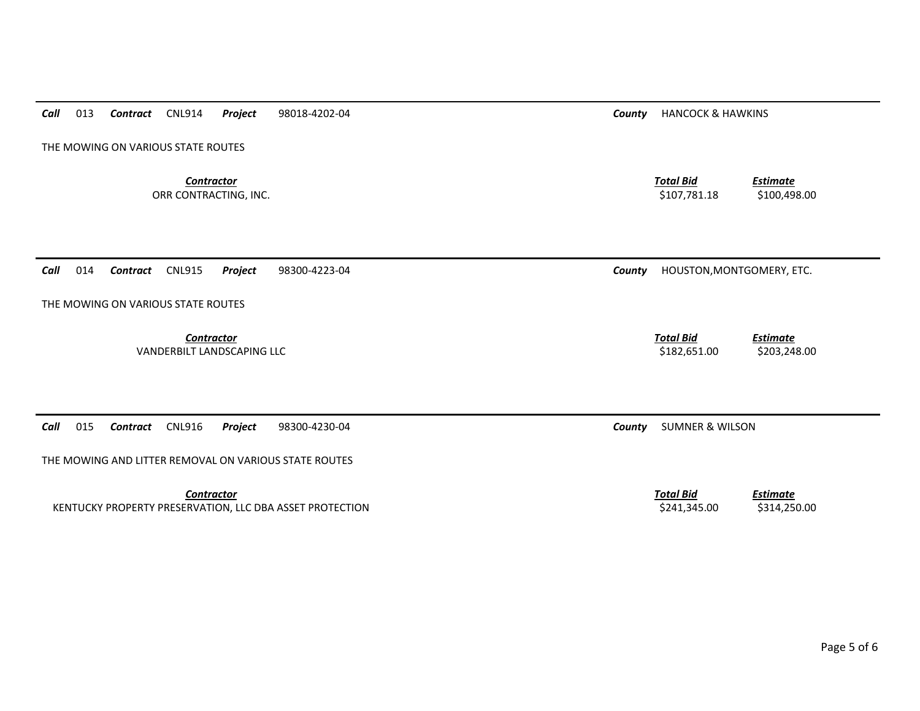---

**Call** 013 **Contract** CNL914 **Project** 98018-4202-04 **County** HANCOCK & HAWKINS

THE MOWING ON VARIOUS STATE ROUTES

| ***Contractor*** | ***Total Bid*** | ***Estimate*** |
|---|---|---|
| ORR CONTRACTING, INC. | $107,781.18 | $100,498.00 |

---

**Call** 014 **Contract** CNL915 **Project** 98300-4223-04 **County** HOUSTON,MONTGOMERY, ETC.

THE MOWING ON VARIOUS STATE ROUTES

| ***Contractor*** | ***Total Bid*** | ***Estimate*** |
|---|---|---|
| VANDERBILT LANDSCAPING LLC | $182,651.00 | $203,248.00 |

---

**Call** 015 **Contract** CNL916 **Project** 98300-4230-04 **County** SUMNER & WILSON

THE MOWING AND LITTER REMOVAL ON VARIOUS STATE ROUTES

| ***Contractor*** | ***Total Bid*** | ***Estimate*** |
|---|---|---|
| KENTUCKY PROPERTY PRESERVATION, LLC DBA ASSET PROTECTION | $241,345.00 | $314,250.00 |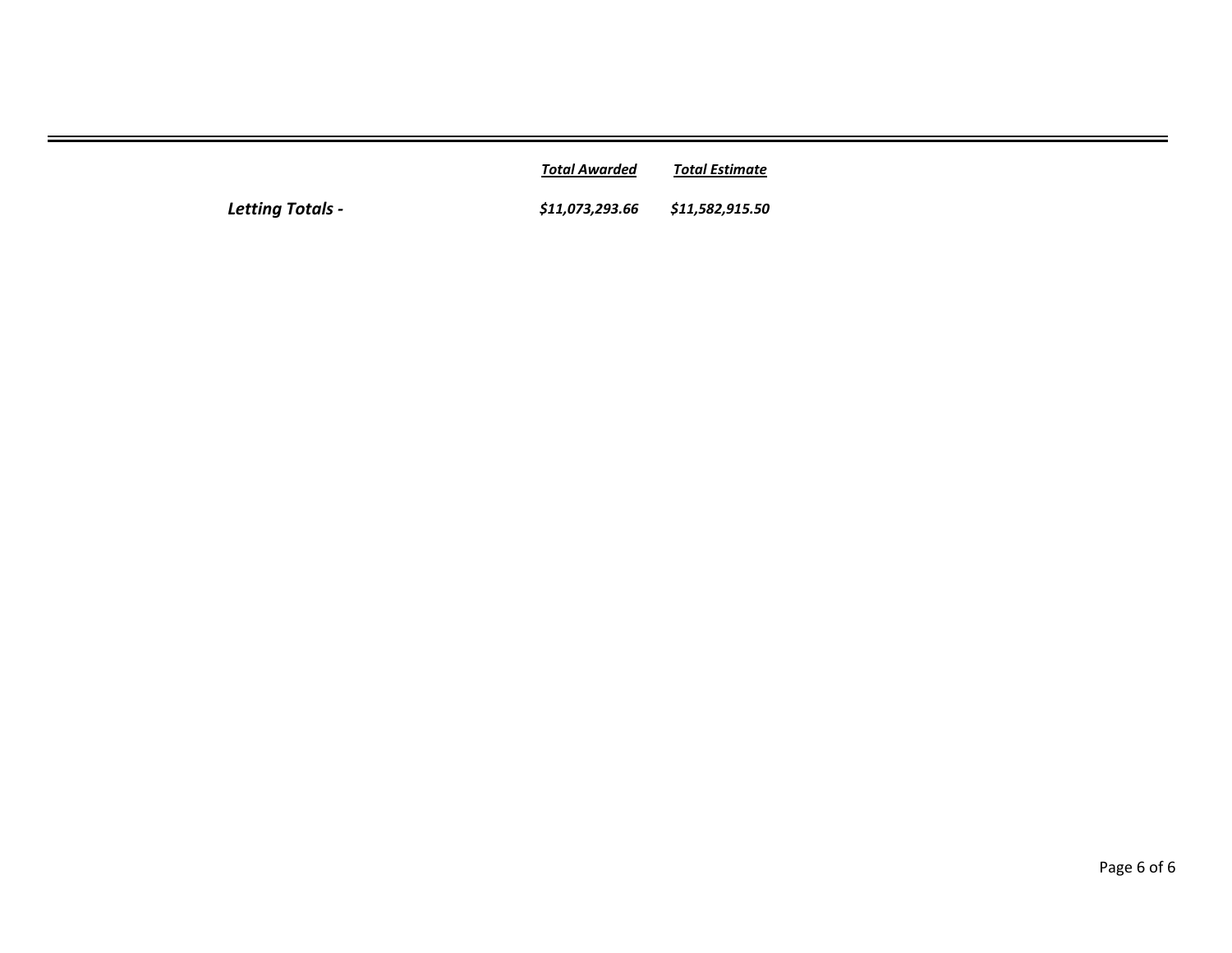| | *Total Awarded* | *Total Estimate* |
|---|---|---|
| ***Letting Totals -*** | ***$11,073,293.66*** | ***$11,582,915.50*** |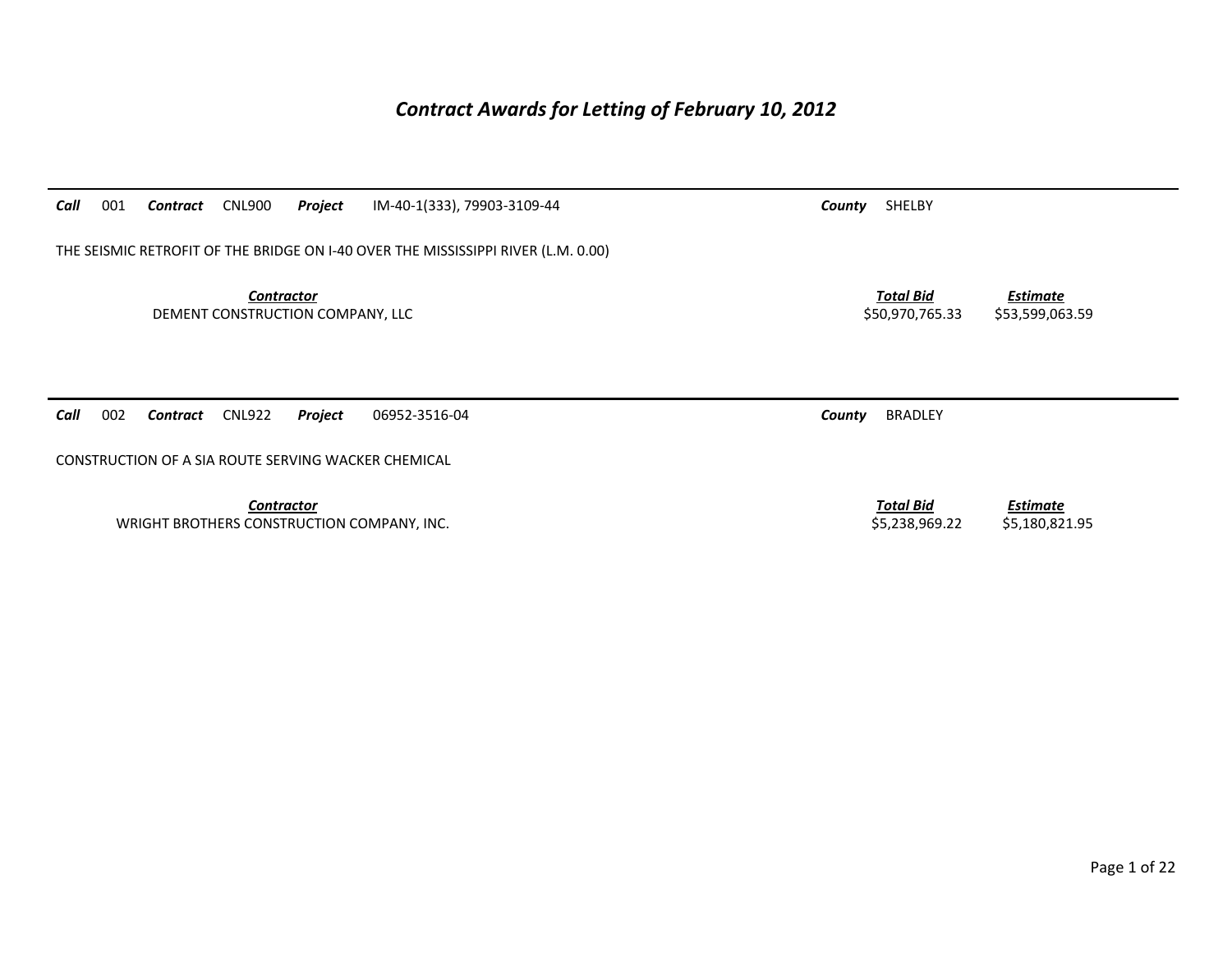# *Contract Awards for Letting of February 10, 2012*

***Call*** 001 ***Contract*** CNL900 ***Project*** IM-40-1(333), 79903-3109-44 ***County*** SHELBY

THE SEISMIC RETROFIT OF THE BRIDGE ON I-40 OVER THE MISSISSIPPI RIVER (L.M. 0.00)

| ***Contractor*** | ***Total Bid*** | ***Estimate*** |
|---|---|---|
| DEMENT CONSTRUCTION COMPANY, LLC | $50,970,765.33 | $53,599,063.59 |

***Call*** 002 ***Contract*** CNL922 ***Project*** 06952-3516-04 ***County*** BRADLEY

CONSTRUCTION OF A SIA ROUTE SERVING WACKER CHEMICAL

| ***Contractor*** | ***Total Bid*** | ***Estimate*** |
|---|---|---|
| WRIGHT BROTHERS CONSTRUCTION COMPANY, INC. | $5,238,969.22 | $5,180,821.95 |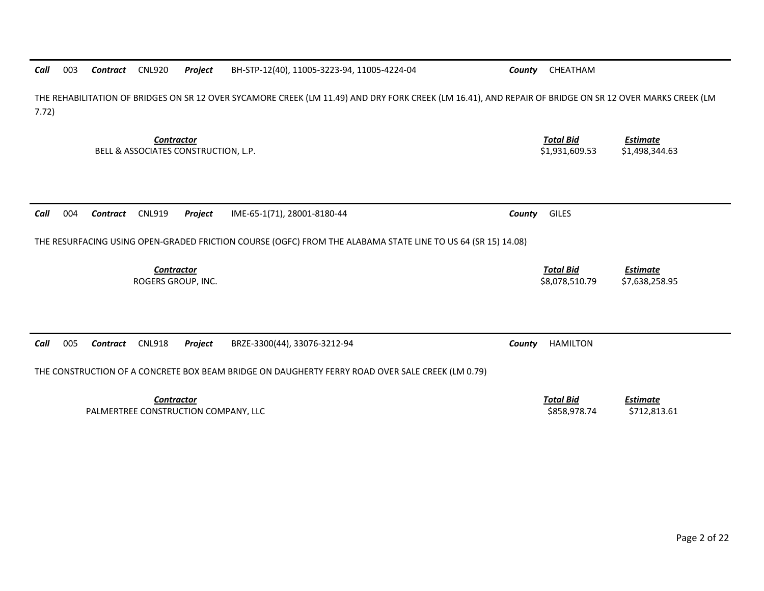**Call** 003 **Contract** CNL920 **Project** BH-STP-12(40), 11005-3223-94, 11005-4224-04 **County** CHEATHAM

THE REHABILITATION OF BRIDGES ON SR 12 OVER SYCAMORE CREEK (LM 11.49) AND DRY FORK CREEK (LM 16.41), AND REPAIR OF BRIDGE ON SR 12 OVER MARKS CREEK (LM 7.72)

| Contractor | Total Bid | Estimate |
|---|---|---|
| BELL & ASSOCIATES CONSTRUCTION, L.P. | $1,931,609.53 | $1,498,344.63 |

---

**Call** 004 **Contract** CNL919 **Project** IME-65-1(71), 28001-8180-44 **County** GILES

THE RESURFACING USING OPEN-GRADED FRICTION COURSE (OGFC) FROM THE ALABAMA STATE LINE TO US 64 (SR 15) 14.08)

| Contractor | Total Bid | Estimate |
|---|---|---|
| ROGERS GROUP, INC. | $8,078,510.79 | $7,638,258.95 |

---

**Call** 005 **Contract** CNL918 **Project** BRZE-3300(44), 33076-3212-94 **County** HAMILTON

THE CONSTRUCTION OF A CONCRETE BOX BEAM BRIDGE ON DAUGHERTY FERRY ROAD OVER SALE CREEK (LM 0.79)

| Contractor | Total Bid | Estimate |
|---|---|---|
| PALMERTREE CONSTRUCTION COMPANY, LLC | $858,978.74 | $712,813.61 |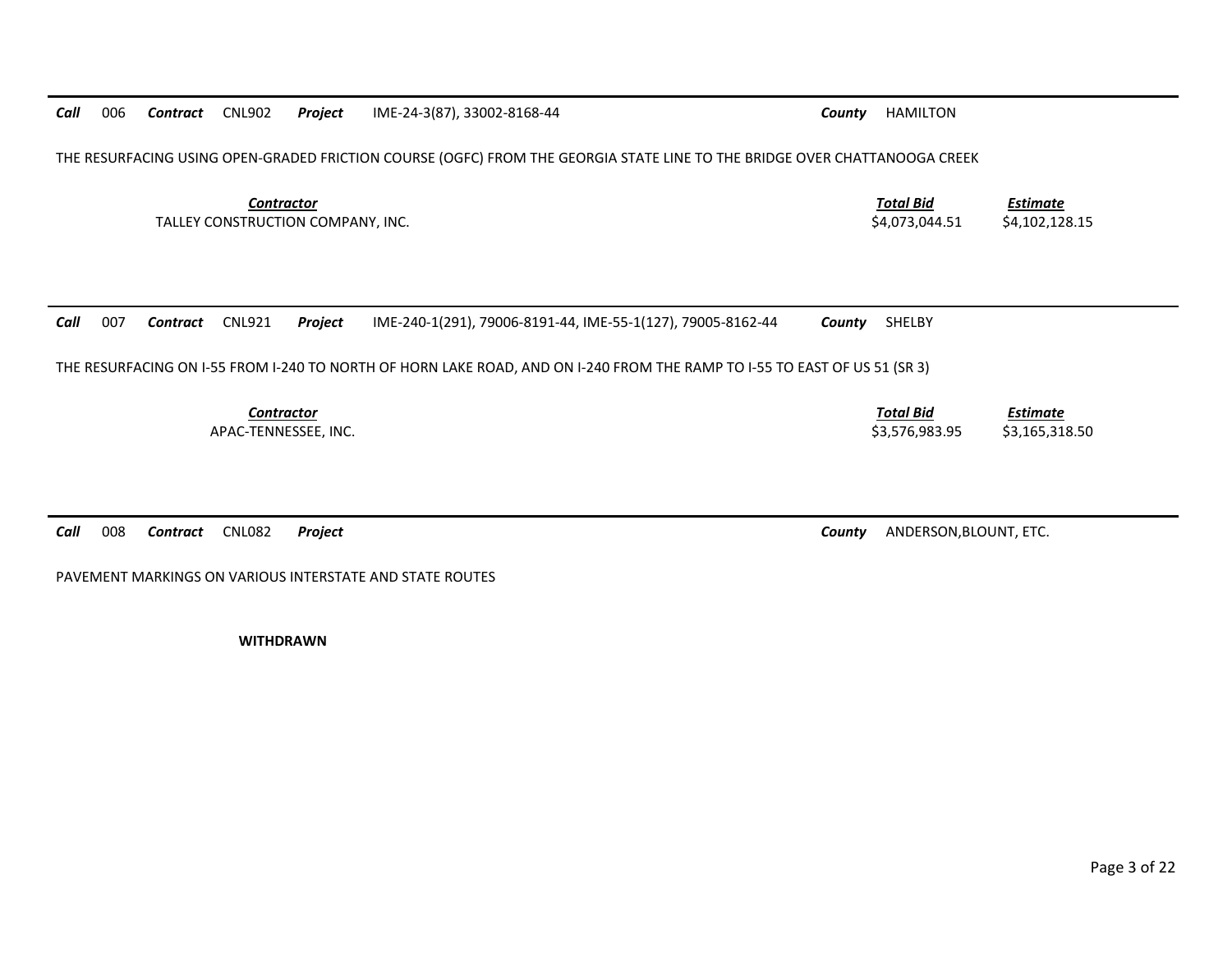**Call** 006 **Contract** CNL902 **Project** IME-24-3(87), 33002-8168-44 **County** HAMILTON

THE RESURFACING USING OPEN-GRADED FRICTION COURSE (OGFC) FROM THE GEORGIA STATE LINE TO THE BRIDGE OVER CHATTANOOGA CREEK

| *Contractor* | *Total Bid* | *Estimate* |
| --- | --- | --- |
| TALLEY CONSTRUCTION COMPANY, INC. | $4,073,044.51 | $4,102,128.15 |

---

**Call** 007 **Contract** CNL921 **Project** IME-240-1(291), 79006-8191-44, IME-55-1(127), 79005-8162-44 **County** SHELBY

THE RESURFACING ON I-55 FROM I-240 TO NORTH OF HORN LAKE ROAD, AND ON I-240 FROM THE RAMP TO I-55 TO EAST OF US 51 (SR 3)

| *Contractor* | *Total Bid* | *Estimate* |
| --- | --- | --- |
| APAC-TENNESSEE, INC. | $3,576,983.95 | $3,165,318.50 |

---

**Call** 008 **Contract** CNL082 **Project** **County** ANDERSON,BLOUNT, ETC.

PAVEMENT MARKINGS ON VARIOUS INTERSTATE AND STATE ROUTES

**WITHDRAWN**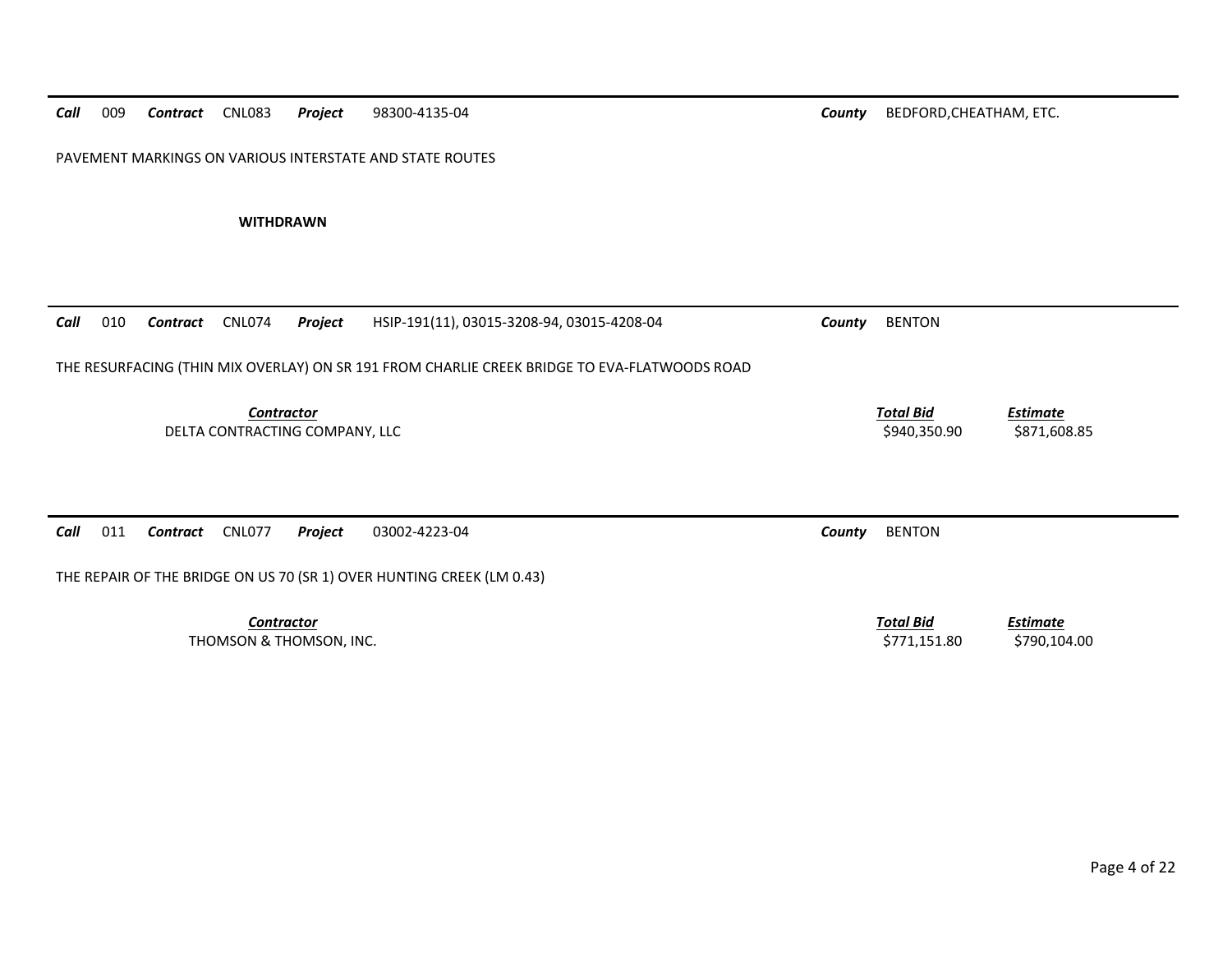***Call*** 009 ***Contract*** CNL083 ***Project*** 98300-4135-04 ***County*** BEDFORD,CHEATHAM, ETC.

PAVEMENT MARKINGS ON VARIOUS INTERSTATE AND STATE ROUTES

**WITHDRAWN**

---

***Call*** 010 ***Contract*** CNL074 ***Project*** HSIP-191(11), 03015-3208-94, 03015-4208-04 ***County*** BENTON

THE RESURFACING (THIN MIX OVERLAY) ON SR 191 FROM CHARLIE CREEK BRIDGE TO EVA-FLATWOODS ROAD

| *Contractor* | *Total Bid* | *Estimate* |
|---|---|---|
| DELTA CONTRACTING COMPANY, LLC | $940,350.90 | $871,608.85 |

---

***Call*** 011 ***Contract*** CNL077 ***Project*** 03002-4223-04 ***County*** BENTON

THE REPAIR OF THE BRIDGE ON US 70 (SR 1) OVER HUNTING CREEK (LM 0.43)

| *Contractor* | *Total Bid* | *Estimate* |
|---|---|---|
| THOMSON & THOMSON, INC. | $771,151.80 | $790,104.00 |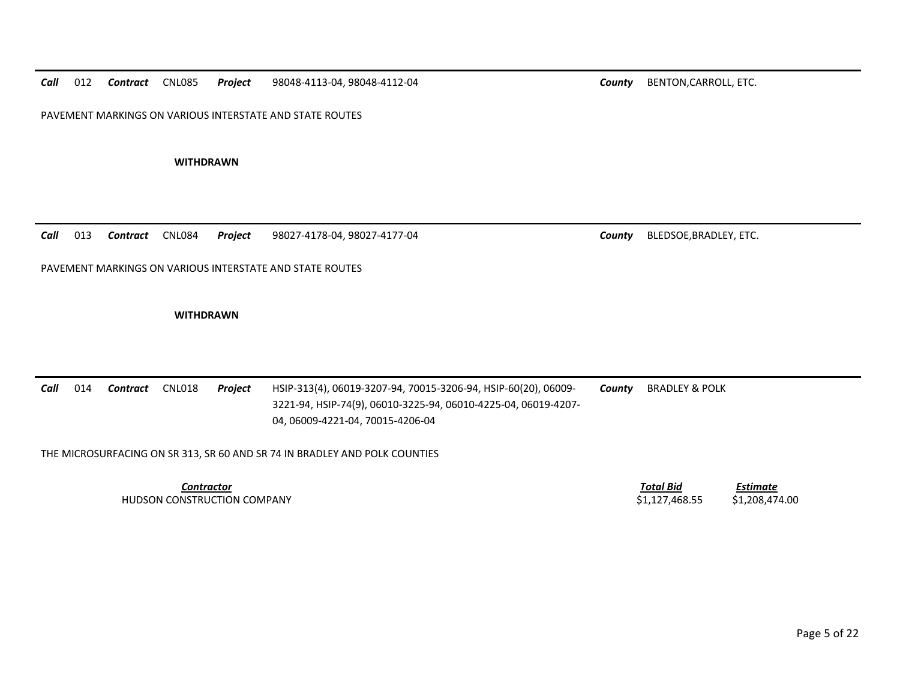**Call** 012 **Contract** CNL085 **Project** 98048-4113-04, 98048-4112-04 **County** BENTON,CARROLL, ETC.

PAVEMENT MARKINGS ON VARIOUS INTERSTATE AND STATE ROUTES

**WITHDRAWN**

---

**Call** 013 **Contract** CNL084 **Project** 98027-4178-04, 98027-4177-04 **County** BLEDSOE,BRADLEY, ETC.

PAVEMENT MARKINGS ON VARIOUS INTERSTATE AND STATE ROUTES

**WITHDRAWN**

---

**Call** 014 **Contract** CNL018 **Project** HSIP-313(4), 06019-3207-94, 70015-3206-94, HSIP-60(20), 06009-3221-94, HSIP-74(9), 06010-3225-94, 06010-4225-04, 06019-4207-04, 06009-4221-04, 70015-4206-04 **County** BRADLEY & POLK

THE MICROSURFACING ON SR 313, SR 60 AND SR 74 IN BRADLEY AND POLK COUNTIES

| Contractor | Total Bid | Estimate |
|---|---|---|
| HUDSON CONSTRUCTION COMPANY | $1,127,468.55 | $1,208,474.00 |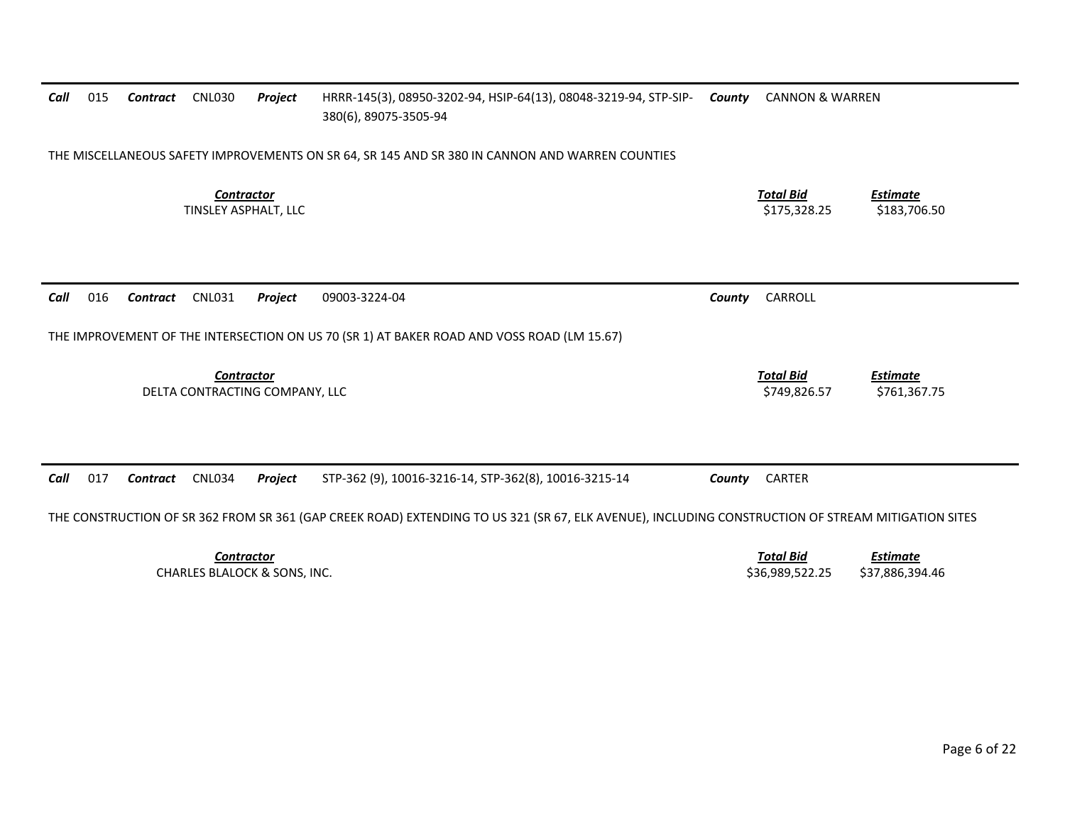**Call** 015 **Contract** CNL030 **Project** HRRR-145(3), 08950-3202-94, HSIP-64(13), 08048-3219-94, STP-SIP-380(6), 89075-3505-94 **County** CANNON & WARREN

THE MISCELLANEOUS SAFETY IMPROVEMENTS ON SR 64, SR 145 AND SR 380 IN CANNON AND WARREN COUNTIES

| *Contractor* | *Total Bid* | *Estimate* |
|---|---|---|
| TINSLEY ASPHALT, LLC | \$175,328.25 | \$183,706.50 |

---

**Call** 016 **Contract** CNL031 **Project** 09003-3224-04 **County** CARROLL

THE IMPROVEMENT OF THE INTERSECTION ON US 70 (SR 1) AT BAKER ROAD AND VOSS ROAD (LM 15.67)

| *Contractor* | *Total Bid* | *Estimate* |
|---|---|---|
| DELTA CONTRACTING COMPANY, LLC | \$749,826.57 | \$761,367.75 |

---

**Call** 017 **Contract** CNL034 **Project** STP-362 (9), 10016-3216-14, STP-362(8), 10016-3215-14 **County** CARTER

THE CONSTRUCTION OF SR 362 FROM SR 361 (GAP CREEK ROAD) EXTENDING TO US 321 (SR 67, ELK AVENUE), INCLUDING CONSTRUCTION OF STREAM MITIGATION SITES

| *Contractor* | *Total Bid* | *Estimate* |
|---|---|---|
| CHARLES BLALOCK & SONS, INC. | \$36,989,522.25 | \$37,886,394.46 |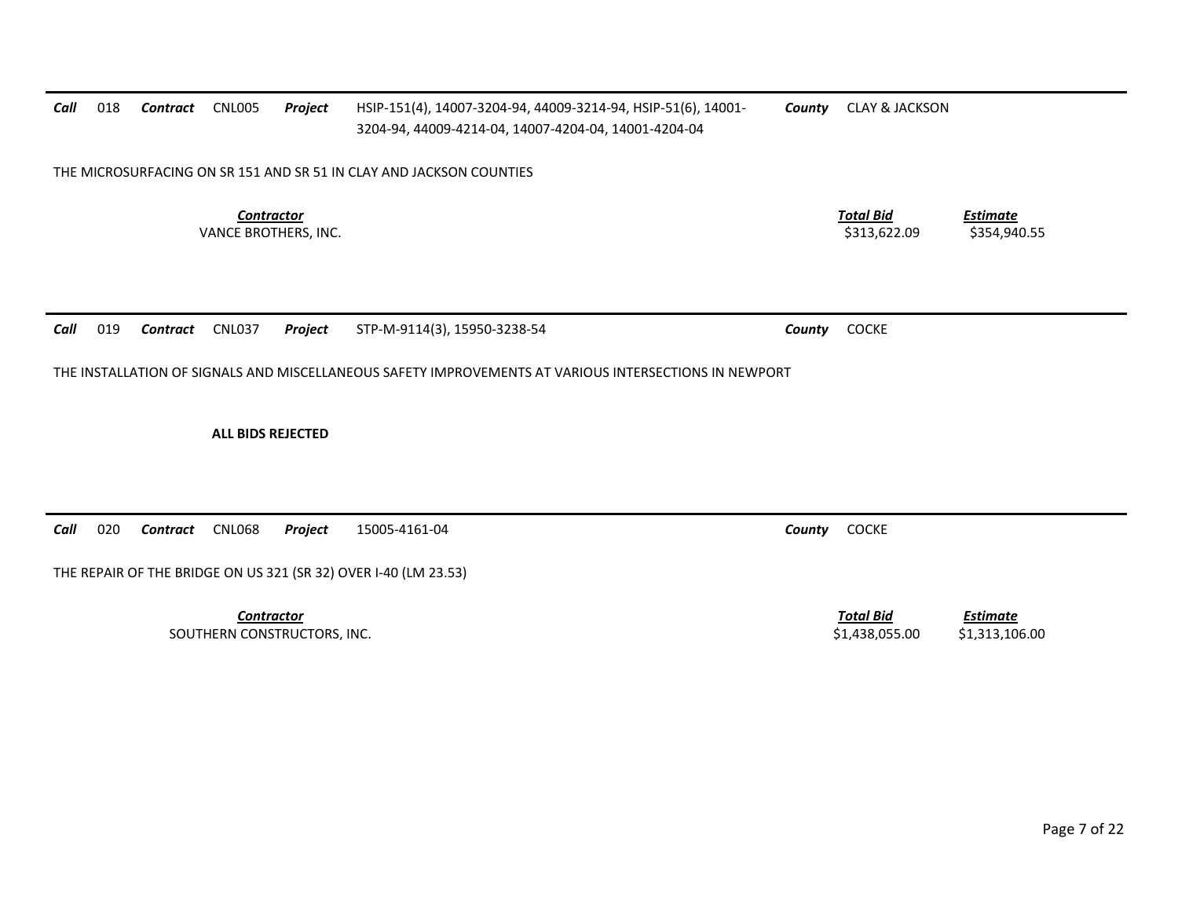***Call*** 018 ***Contract*** CNL005 ***Project*** HSIP-151(4), 14007-3204-94, 44009-3214-94, HSIP-51(6), 14001-3204-94, 44009-4214-04, 14007-4204-04, 14001-4204-04 ***County*** CLAY & JACKSON

THE MICROSURFACING ON SR 151 AND SR 51 IN CLAY AND JACKSON COUNTIES

| *Contractor* | *Total Bid* | *Estimate* |
|---|---|---|
| VANCE BROTHERS, INC. | $313,622.09 | $354,940.55 |

---

***Call*** 019 ***Contract*** CNL037 ***Project*** STP-M-9114(3), 15950-3238-54 ***County*** COCKE

THE INSTALLATION OF SIGNALS AND MISCELLANEOUS SAFETY IMPROVEMENTS AT VARIOUS INTERSECTIONS IN NEWPORT

**ALL BIDS REJECTED**

---

***Call*** 020 ***Contract*** CNL068 ***Project*** 15005-4161-04 ***County*** COCKE

THE REPAIR OF THE BRIDGE ON US 321 (SR 32) OVER I-40 (LM 23.53)

| *Contractor* | *Total Bid* | *Estimate* |
|---|---|---|
| SOUTHERN CONSTRUCTORS, INC. | $1,438,055.00 | $1,313,106.00 |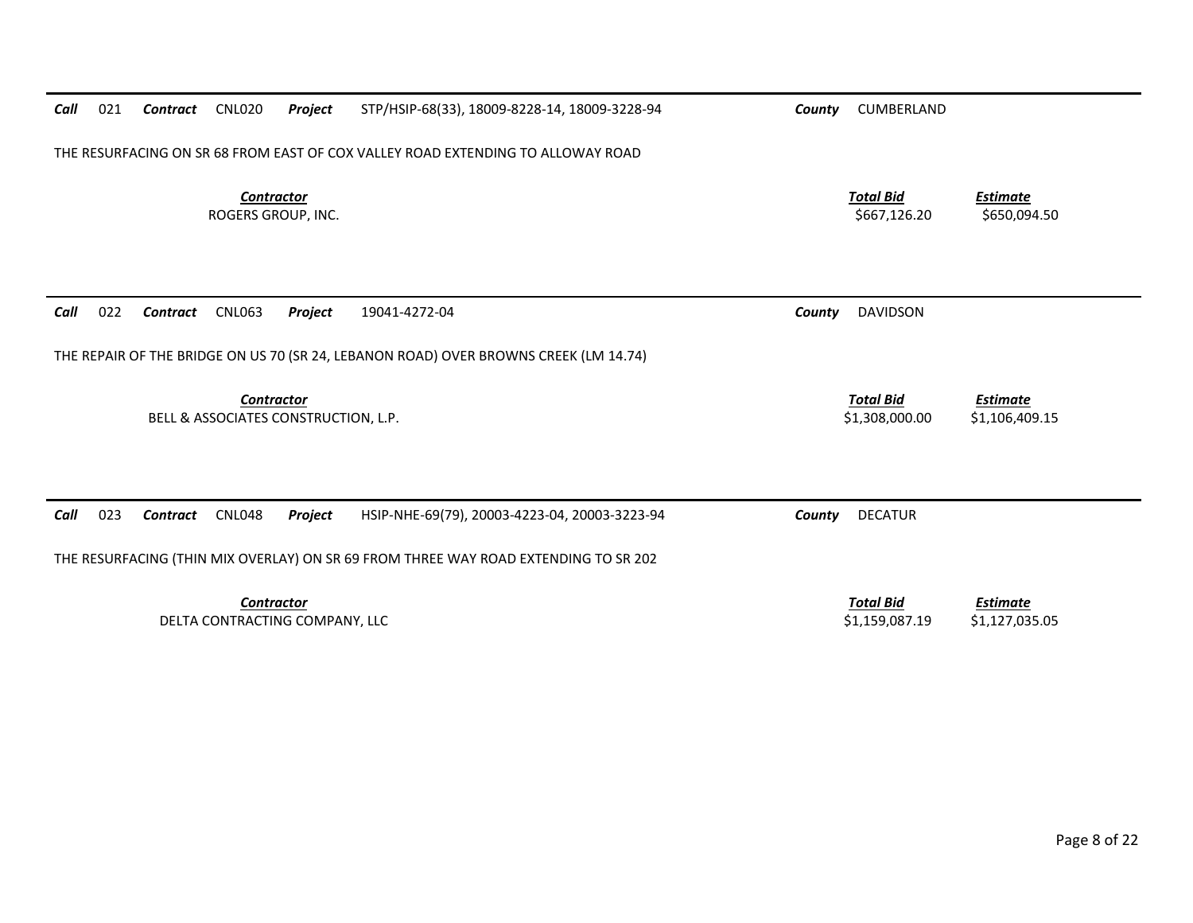**Call** 021 **Contract** CNL020 **Project** STP/HSIP-68(33), 18009-8228-14, 18009-3228-94 **County** CUMBERLAND

THE RESURFACING ON SR 68 FROM EAST OF COX VALLEY ROAD EXTENDING TO ALLOWAY ROAD

| *Contractor* | *Total Bid* | *Estimate* |
|---|---|---|
| ROGERS GROUP, INC. | $667,126.20 | $650,094.50 |

---

**Call** 022 **Contract** CNL063 **Project** 19041-4272-04 **County** DAVIDSON

THE REPAIR OF THE BRIDGE ON US 70 (SR 24, LEBANON ROAD) OVER BROWNS CREEK (LM 14.74)

| *Contractor* | *Total Bid* | *Estimate* |
|---|---|---|
| BELL & ASSOCIATES CONSTRUCTION, L.P. | $1,308,000.00 | $1,106,409.15 |

---

**Call** 023 **Contract** CNL048 **Project** HSIP-NHE-69(79), 20003-4223-04, 20003-3223-94 **County** DECATUR

THE RESURFACING (THIN MIX OVERLAY) ON SR 69 FROM THREE WAY ROAD EXTENDING TO SR 202

| *Contractor* | *Total Bid* | *Estimate* |
|---|---|---|
| DELTA CONTRACTING COMPANY, LLC | $1,159,087.19 | $1,127,035.05 |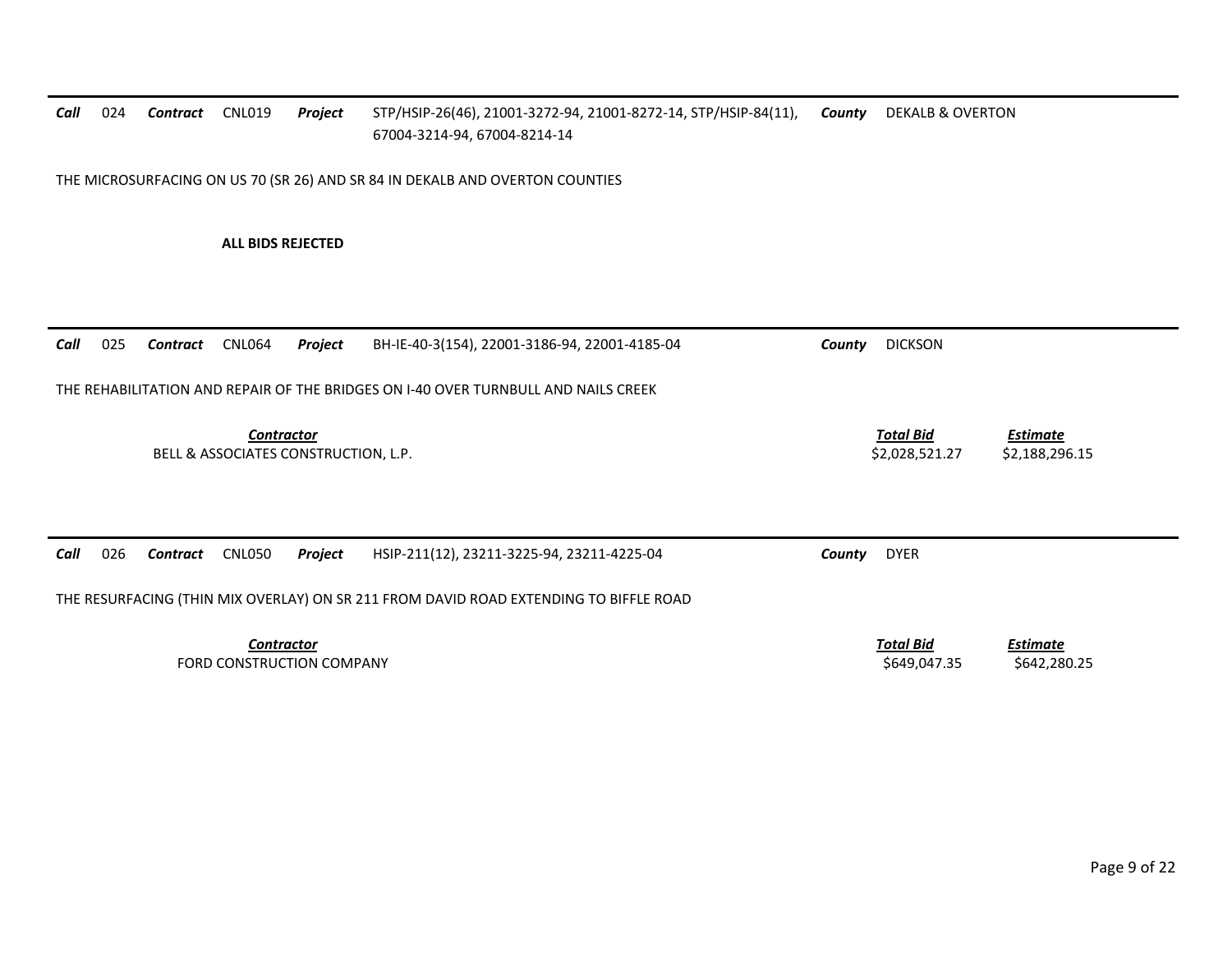***Call*** 024 ***Contract*** CNL019 ***Project*** STP/HSIP-26(46), 21001-3272-94, 21001-8272-14, STP/HSIP-84(11), 67004-3214-94, 67004-8214-14 ***County*** DEKALB & OVERTON

THE MICROSURFACING ON US 70 (SR 26) AND SR 84 IN DEKALB AND OVERTON COUNTIES

**ALL BIDS REJECTED**

---

***Call*** 025 ***Contract*** CNL064 ***Project*** BH-IE-40-3(154), 22001-3186-94, 22001-4185-04 ***County*** DICKSON

THE REHABILITATION AND REPAIR OF THE BRIDGES ON I-40 OVER TURNBULL AND NAILS CREEK

| ***Contractor*** | ***Total Bid*** | ***Estimate*** |
|---|---|---|
| BELL & ASSOCIATES CONSTRUCTION, L.P. | $2,028,521.27 | $2,188,296.15 |

---

***Call*** 026 ***Contract*** CNL050 ***Project*** HSIP-211(12), 23211-3225-94, 23211-4225-04 ***County*** DYER

THE RESURFACING (THIN MIX OVERLAY) ON SR 211 FROM DAVID ROAD EXTENDING TO BIFFLE ROAD

| ***Contractor*** | ***Total Bid*** | ***Estimate*** |
|---|---|---|
| FORD CONSTRUCTION COMPANY | $649,047.35 | $642,280.25 |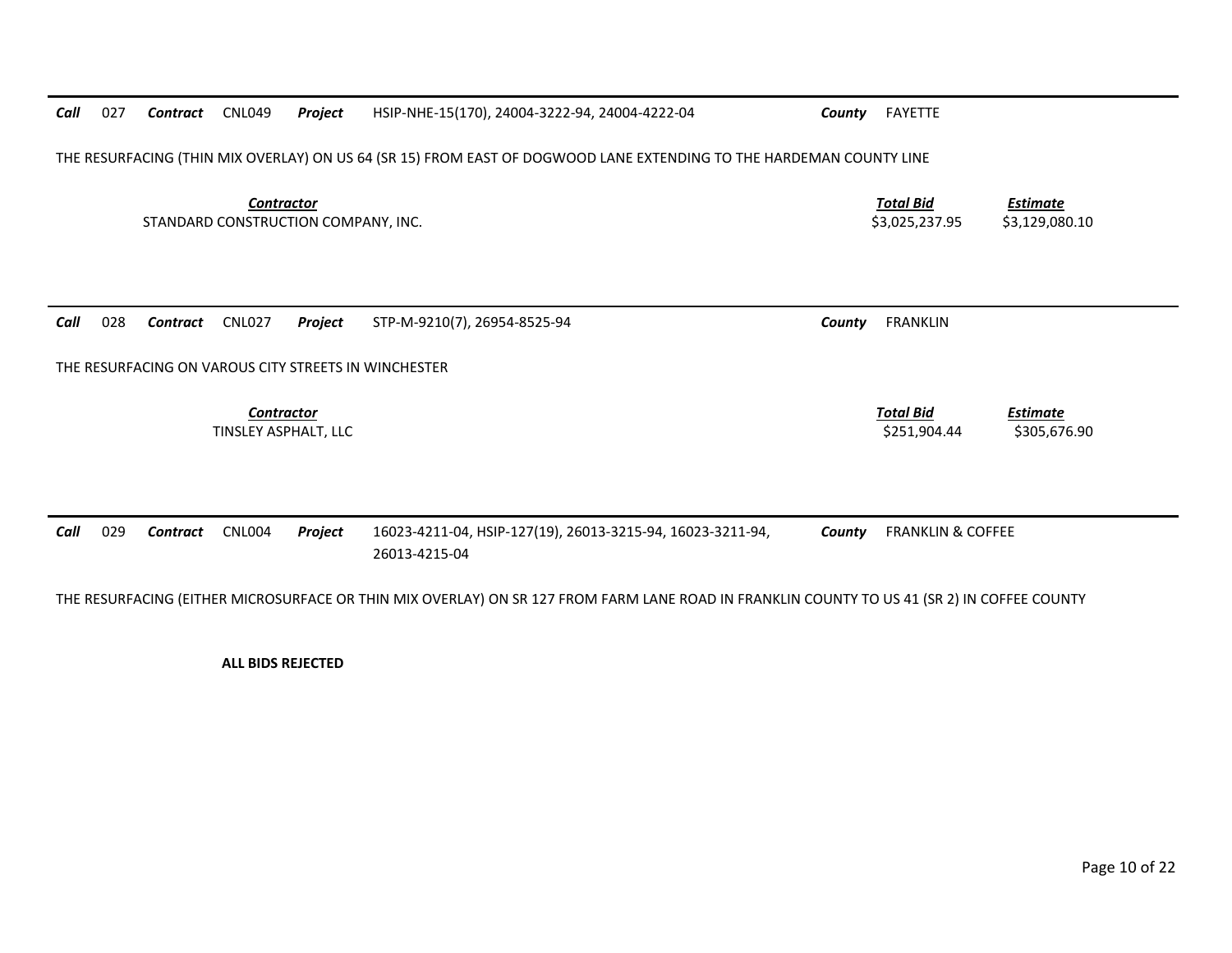**Call** 027 **Contract** CNL049 **Project** HSIP-NHE-15(170), 24004-3222-94, 24004-4222-04 **County** FAYETTE

THE RESURFACING (THIN MIX OVERLAY) ON US 64 (SR 15) FROM EAST OF DOGWOOD LANE EXTENDING TO THE HARDEMAN COUNTY LINE

| ***Contractor*** | ***Total Bid*** | ***Estimate*** |
|---|---|---|
| STANDARD CONSTRUCTION COMPANY, INC. | $3,025,237.95 | $3,129,080.10 |

---

**Call** 028 **Contract** CNL027 **Project** STP-M-9210(7), 26954-8525-94 **County** FRANKLIN

THE RESURFACING ON VAROUS CITY STREETS IN WINCHESTER

| ***Contractor*** | ***Total Bid*** | ***Estimate*** |
|---|---|---|
| TINSLEY ASPHALT, LLC | $251,904.44 | $305,676.90 |

---

**Call** 029 **Contract** CNL004 **Project** 16023-4211-04, HSIP-127(19), 26013-3215-94, 16023-3211-94, 26013-4215-04 **County** FRANKLIN & COFFEE

THE RESURFACING (EITHER MICROSURFACE OR THIN MIX OVERLAY) ON SR 127 FROM FARM LANE ROAD IN FRANKLIN COUNTY TO US 41 (SR 2) IN COFFEE COUNTY

**ALL BIDS REJECTED**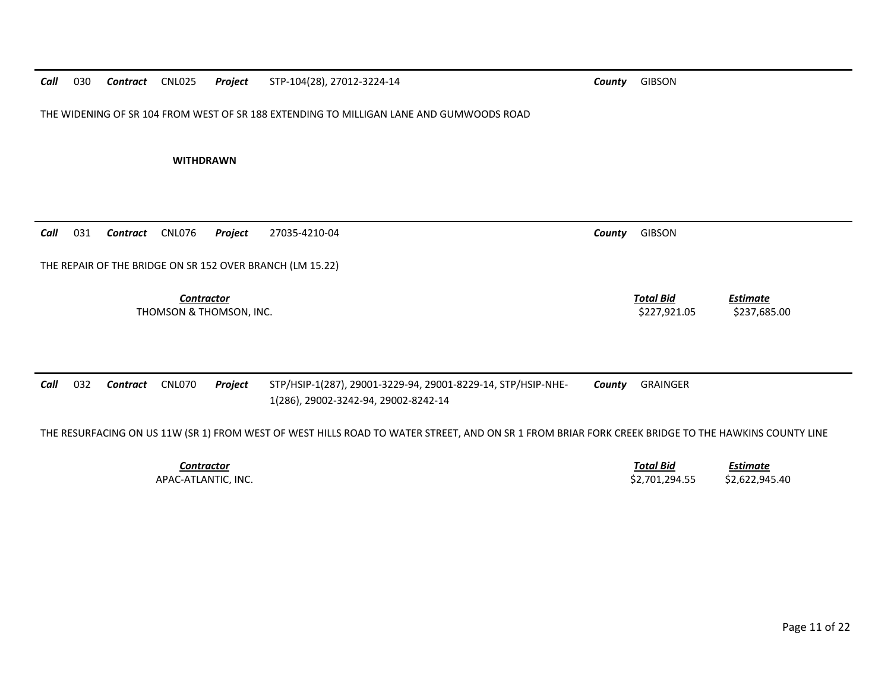**Call** 030 **Contract** CNL025 **Project** STP-104(28), 27012-3224-14 **County** GIBSON

THE WIDENING OF SR 104 FROM WEST OF SR 188 EXTENDING TO MILLIGAN LANE AND GUMWOODS ROAD

**WITHDRAWN**

---

**Call** 031 **Contract** CNL076 **Project** 27035-4210-04 **County** GIBSON

THE REPAIR OF THE BRIDGE ON SR 152 OVER BRANCH (LM 15.22)

| Contractor | Total Bid | Estimate |
|---|---|---|
| THOMSON & THOMSON, INC. | $227,921.05 | $237,685.00 |

---

**Call** 032 **Contract** CNL070 **Project** STP/HSIP-1(287), 29001-3229-94, 29001-8229-14, STP/HSIP-NHE-1(286), 29002-3242-94, 29002-8242-14 **County** GRAINGER

THE RESURFACING ON US 11W (SR 1) FROM WEST OF WEST HILLS ROAD TO WATER STREET, AND ON SR 1 FROM BRIAR FORK CREEK BRIDGE TO THE HAWKINS COUNTY LINE

| Contractor | Total Bid | Estimate |
|---|---|---|
| APAC-ATLANTIC, INC. | $2,701,294.55 | $2,622,945.40 |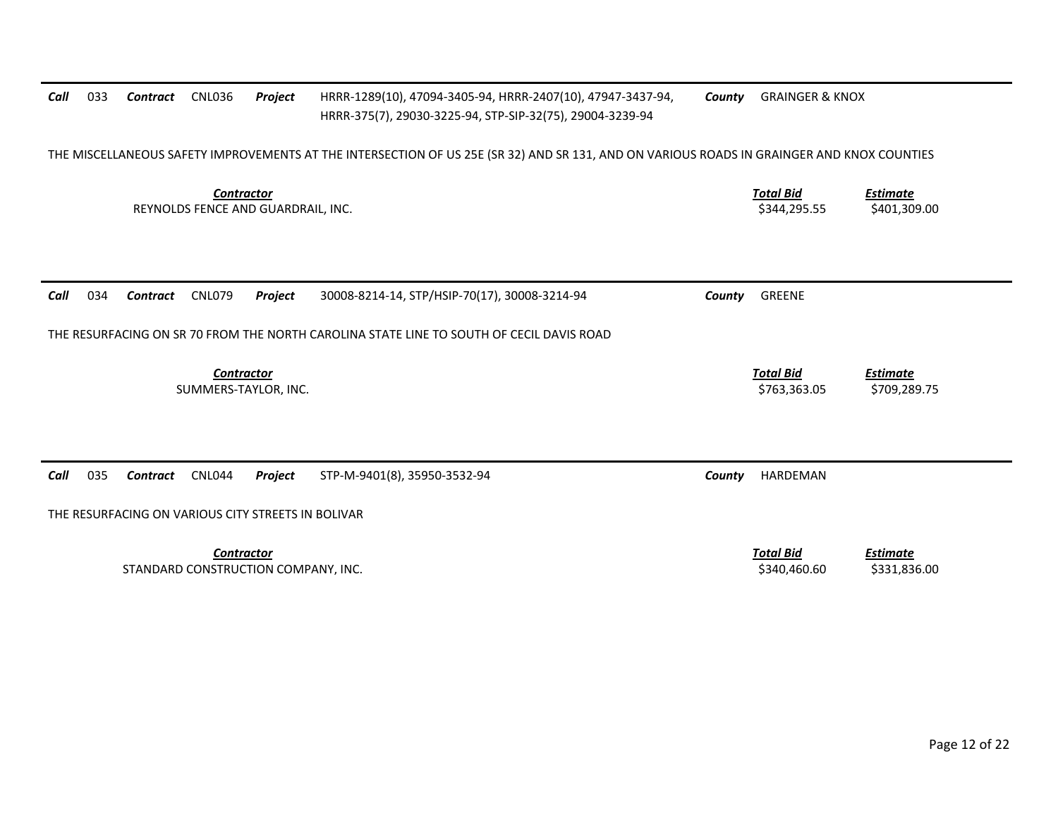**Call** 033 **Contract** CNL036 **Project** HRRR-1289(10), 47094-3405-94, HRRR-2407(10), 47947-3437-94, HRRR-375(7), 29030-3225-94, STP-SIP-32(75), 29004-3239-94 **County** GRAINGER & KNOX

THE MISCELLANEOUS SAFETY IMPROVEMENTS AT THE INTERSECTION OF US 25E (SR 32) AND SR 131, AND ON VARIOUS ROADS IN GRAINGER AND KNOX COUNTIES

| *Contractor* | *Total Bid* | *Estimate* |
|---|---|---|
| REYNOLDS FENCE AND GUARDRAIL, INC. | \$344,295.55 | \$401,309.00 |

---

**Call** 034 **Contract** CNL079 **Project** 30008-8214-14, STP/HSIP-70(17), 30008-3214-94 **County** GREENE

THE RESURFACING ON SR 70 FROM THE NORTH CAROLINA STATE LINE TO SOUTH OF CECIL DAVIS ROAD

| *Contractor* | *Total Bid* | *Estimate* |
|---|---|---|
| SUMMERS-TAYLOR, INC. | \$763,363.05 | \$709,289.75 |

---

**Call** 035 **Contract** CNL044 **Project** STP-M-9401(8), 35950-3532-94 **County** HARDEMAN

THE RESURFACING ON VARIOUS CITY STREETS IN BOLIVAR

| *Contractor* | *Total Bid* | *Estimate* |
|---|---|---|
| STANDARD CONSTRUCTION COMPANY, INC. | \$340,460.60 | \$331,836.00 |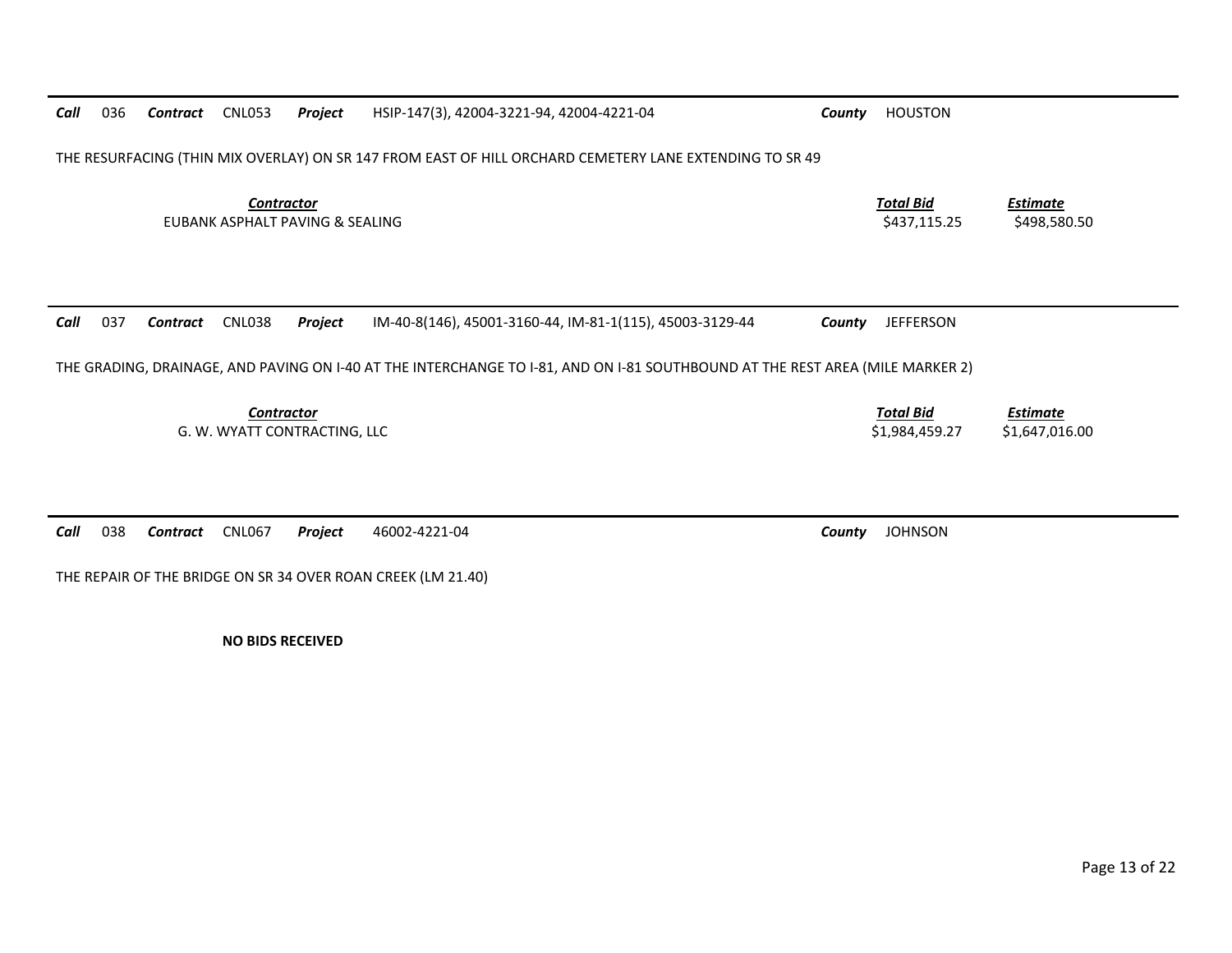**Call** 036 **Contract** CNL053 **Project** HSIP-147(3), 42004-3221-94, 42004-4221-04 **County** HOUSTON

THE RESURFACING (THIN MIX OVERLAY) ON SR 147 FROM EAST OF HILL ORCHARD CEMETERY LANE EXTENDING TO SR 49

| *Contractor* | *Total Bid* | *Estimate* |
|---|---|---|
| EUBANK ASPHALT PAVING & SEALING | $437,115.25 | $498,580.50 |

---

**Call** 037 **Contract** CNL038 **Project** IM-40-8(146), 45001-3160-44, IM-81-1(115), 45003-3129-44 **County** JEFFERSON

THE GRADING, DRAINAGE, AND PAVING ON I-40 AT THE INTERCHANGE TO I-81, AND ON I-81 SOUTHBOUND AT THE REST AREA (MILE MARKER 2)

| *Contractor* | *Total Bid* | *Estimate* |
|---|---|---|
| G. W. WYATT CONTRACTING, LLC | $1,984,459.27 | $1,647,016.00 |

---

**Call** 038 **Contract** CNL067 **Project** 46002-4221-04 **County** JOHNSON

THE REPAIR OF THE BRIDGE ON SR 34 OVER ROAN CREEK (LM 21.40)

**NO BIDS RECEIVED**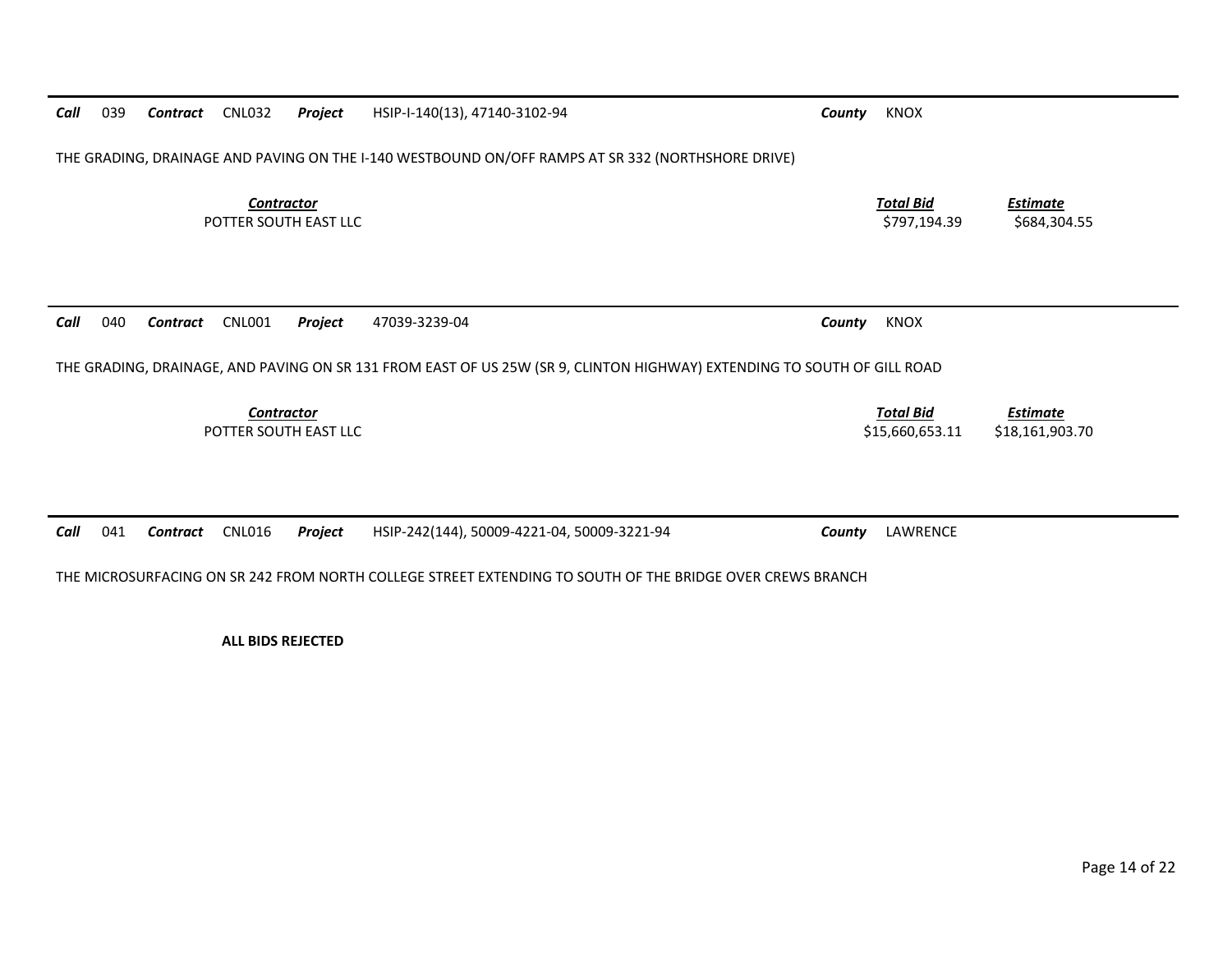**Call** 039 **Contract** CNL032 **Project** HSIP-I-140(13), 47140-3102-94 **County** KNOX

THE GRADING, DRAINAGE AND PAVING ON THE I-140 WESTBOUND ON/OFF RAMPS AT SR 332 (NORTHSHORE DRIVE)

| Contractor | Total Bid | Estimate |
|---|---|---|
| POTTER SOUTH EAST LLC | $797,194.39 | $684,304.55 |

---

**Call** 040 **Contract** CNL001 **Project** 47039-3239-04 **County** KNOX

THE GRADING, DRAINAGE, AND PAVING ON SR 131 FROM EAST OF US 25W (SR 9, CLINTON HIGHWAY) EXTENDING TO SOUTH OF GILL ROAD

| Contractor | Total Bid | Estimate |
|---|---|---|
| POTTER SOUTH EAST LLC | $15,660,653.11 | $18,161,903.70 |

---

**Call** 041 **Contract** CNL016 **Project** HSIP-242(144), 50009-4221-04, 50009-3221-94 **County** LAWRENCE

THE MICROSURFACING ON SR 242 FROM NORTH COLLEGE STREET EXTENDING TO SOUTH OF THE BRIDGE OVER CREWS BRANCH

**ALL BIDS REJECTED**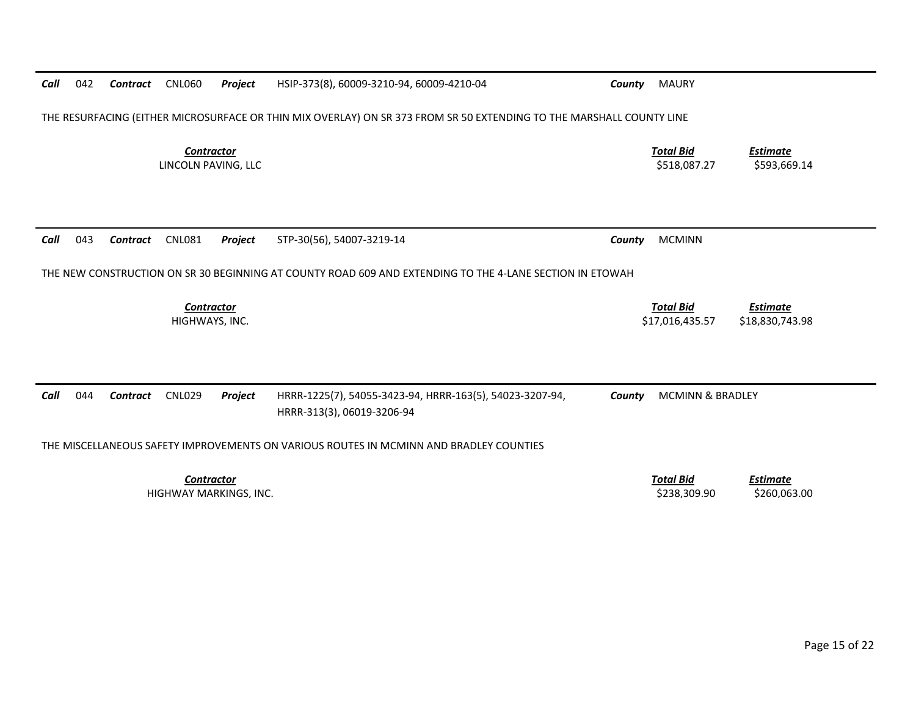**Call** 042 **Contract** CNL060 **Project** HSIP-373(8), 60009-3210-94, 60009-4210-04 **County** MAURY

THE RESURFACING (EITHER MICROSURFACE OR THIN MIX OVERLAY) ON SR 373 FROM SR 50 EXTENDING TO THE MARSHALL COUNTY LINE

| *Contractor* | *Total Bid* | *Estimate* |
|---|---|---|
| LINCOLN PAVING, LLC | \$518,087.27 | \$593,669.14 |

---

**Call** 043 **Contract** CNL081 **Project** STP-30(56), 54007-3219-14 **County** MCMINN

THE NEW CONSTRUCTION ON SR 30 BEGINNING AT COUNTY ROAD 609 AND EXTENDING TO THE 4-LANE SECTION IN ETOWAH

| *Contractor* | *Total Bid* | *Estimate* |
|---|---|---|
| HIGHWAYS, INC. | \$17,016,435.57 | \$18,830,743.98 |

---

**Call** 044 **Contract** CNL029 **Project** HRRR-1225(7), 54055-3423-94, HRRR-163(5), 54023-3207-94, HRRR-313(3), 06019-3206-94 **County** MCMINN & BRADLEY

THE MISCELLANEOUS SAFETY IMPROVEMENTS ON VARIOUS ROUTES IN MCMINN AND BRADLEY COUNTIES

| *Contractor* | *Total Bid* | *Estimate* |
|---|---|---|
| HIGHWAY MARKINGS, INC. | \$238,309.90 | \$260,063.00 |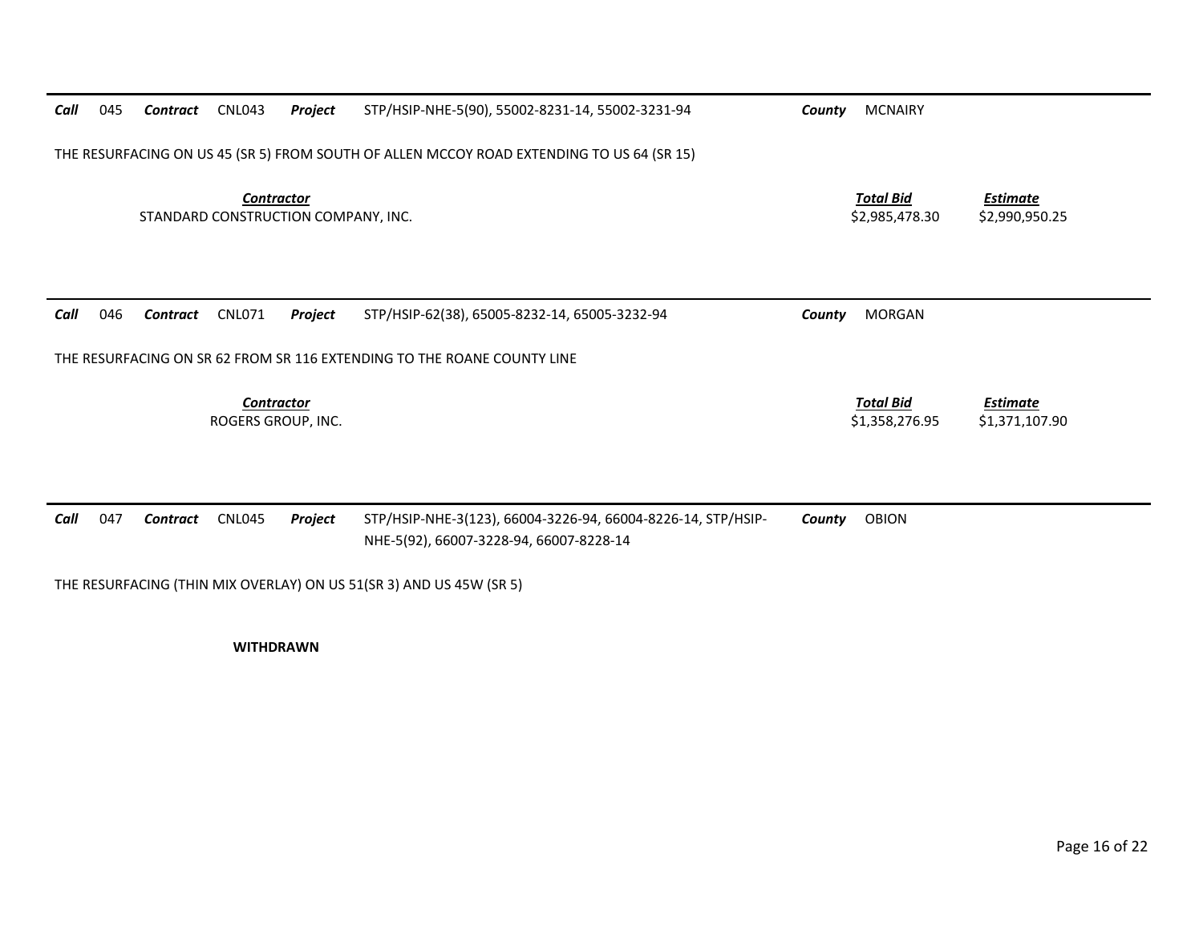**Call** 045 **Contract** CNL043 **Project** STP/HSIP-NHE-5(90), 55002-8231-14, 55002-3231-94 **County** MCNAIRY

THE RESURFACING ON US 45 (SR 5) FROM SOUTH OF ALLEN MCCOY ROAD EXTENDING TO US 64 (SR 15)

| ***Contractor*** | ***Total Bid*** | ***Estimate*** |
|---|---|---|
| STANDARD CONSTRUCTION COMPANY, INC. | $2,985,478.30 | $2,990,950.25 |

---

**Call** 046 **Contract** CNL071 **Project** STP/HSIP-62(38), 65005-8232-14, 65005-3232-94 **County** MORGAN

THE RESURFACING ON SR 62 FROM SR 116 EXTENDING TO THE ROANE COUNTY LINE

| ***Contractor*** | ***Total Bid*** | ***Estimate*** |
|---|---|---|
| ROGERS GROUP, INC. | $1,358,276.95 | $1,371,107.90 |

---

**Call** 047 **Contract** CNL045 **Project** STP/HSIP-NHE-3(123), 66004-3226-94, 66004-8226-14, STP/HSIP-NHE-5(92), 66007-3228-94, 66007-8228-14 **County** OBION

THE RESURFACING (THIN MIX OVERLAY) ON US 51(SR 3) AND US 45W (SR 5)

**WITHDRAWN**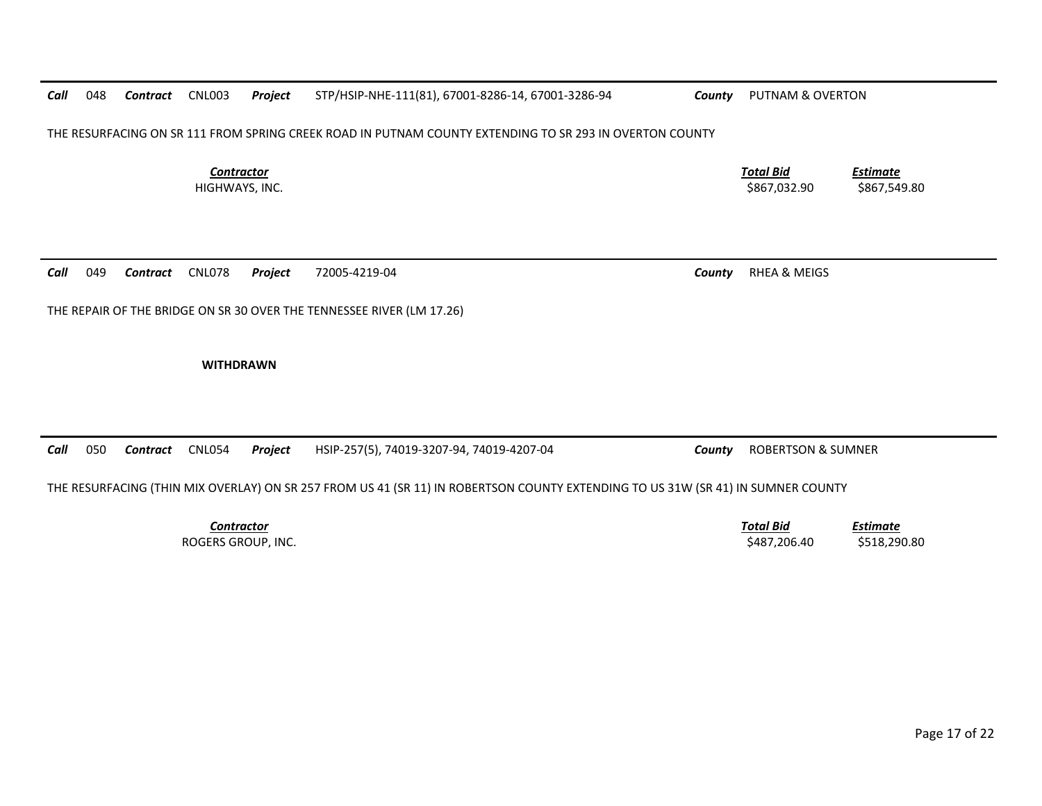***Call*** 048 ***Contract*** CNL003 ***Project*** STP/HSIP-NHE-111(81), 67001-8286-14, 67001-3286-94 ***County*** PUTNAM & OVERTON

THE RESURFACING ON SR 111 FROM SPRING CREEK ROAD IN PUTNAM COUNTY EXTENDING TO SR 293 IN OVERTON COUNTY

| *Contractor* | *Total Bid* | *Estimate* |
|---|---|---|
| HIGHWAYS, INC. | $867,032.90 | $867,549.80 |

---

***Call*** 049 ***Contract*** CNL078 ***Project*** 72005-4219-04 ***County*** RHEA & MEIGS

THE REPAIR OF THE BRIDGE ON SR 30 OVER THE TENNESSEE RIVER (LM 17.26)

**WITHDRAWN**

---

***Call*** 050 ***Contract*** CNL054 ***Project*** HSIP-257(5), 74019-3207-94, 74019-4207-04 ***County*** ROBERTSON & SUMNER

THE RESURFACING (THIN MIX OVERLAY) ON SR 257 FROM US 41 (SR 11) IN ROBERTSON COUNTY EXTENDING TO US 31W (SR 41) IN SUMNER COUNTY

| *Contractor* | *Total Bid* | *Estimate* |
|---|---|---|
| ROGERS GROUP, INC. | $487,206.40 | $518,290.80 |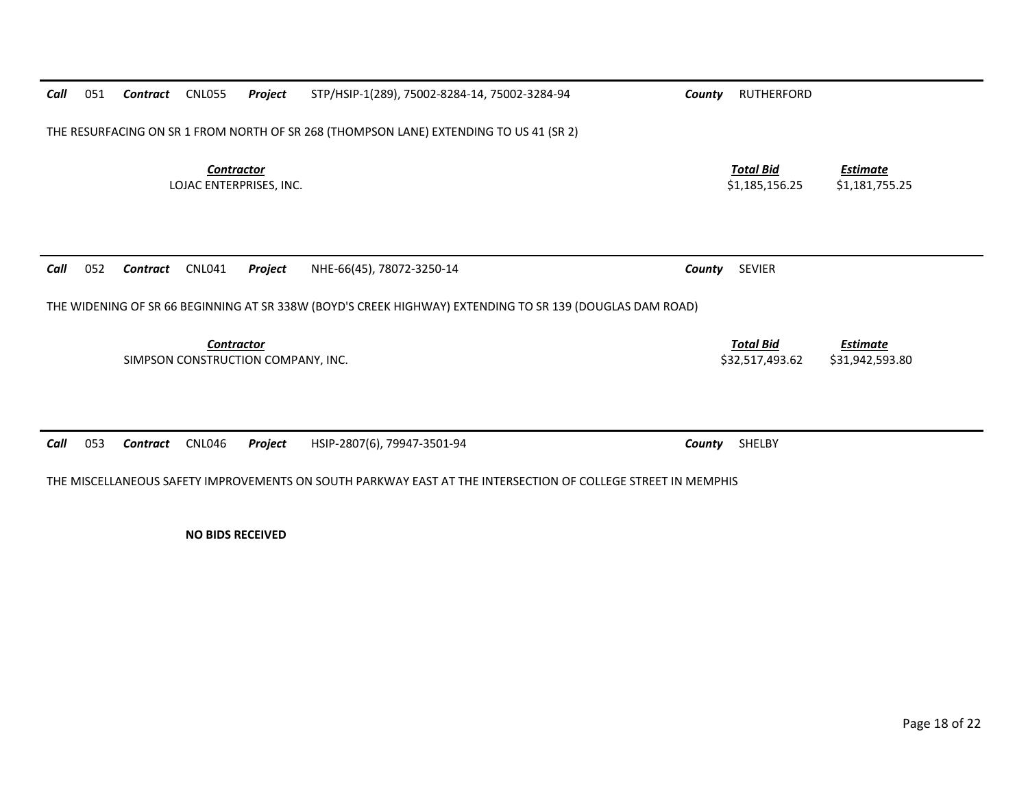**Call** 051 **Contract** CNL055 **Project** STP/HSIP-1(289), 75002-8284-14, 75002-3284-94 **County** RUTHERFORD

THE RESURFACING ON SR 1 FROM NORTH OF SR 268 (THOMPSON LANE) EXTENDING TO US 41 (SR 2)

| Contractor | Total Bid | Estimate |
|---|---|---|
| LOJAC ENTERPRISES, INC. | $1,185,156.25 | $1,181,755.25 |

---

**Call** 052 **Contract** CNL041 **Project** NHE-66(45), 78072-3250-14 **County** SEVIER

THE WIDENING OF SR 66 BEGINNING AT SR 338W (BOYD'S CREEK HIGHWAY) EXTENDING TO SR 139 (DOUGLAS DAM ROAD)

| Contractor | Total Bid | Estimate |
|---|---|---|
| SIMPSON CONSTRUCTION COMPANY, INC. | $32,517,493.62 | $31,942,593.80 |

---

**Call** 053 **Contract** CNL046 **Project** HSIP-2807(6), 79947-3501-94 **County** SHELBY

THE MISCELLANEOUS SAFETY IMPROVEMENTS ON SOUTH PARKWAY EAST AT THE INTERSECTION OF COLLEGE STREET IN MEMPHIS

**NO BIDS RECEIVED**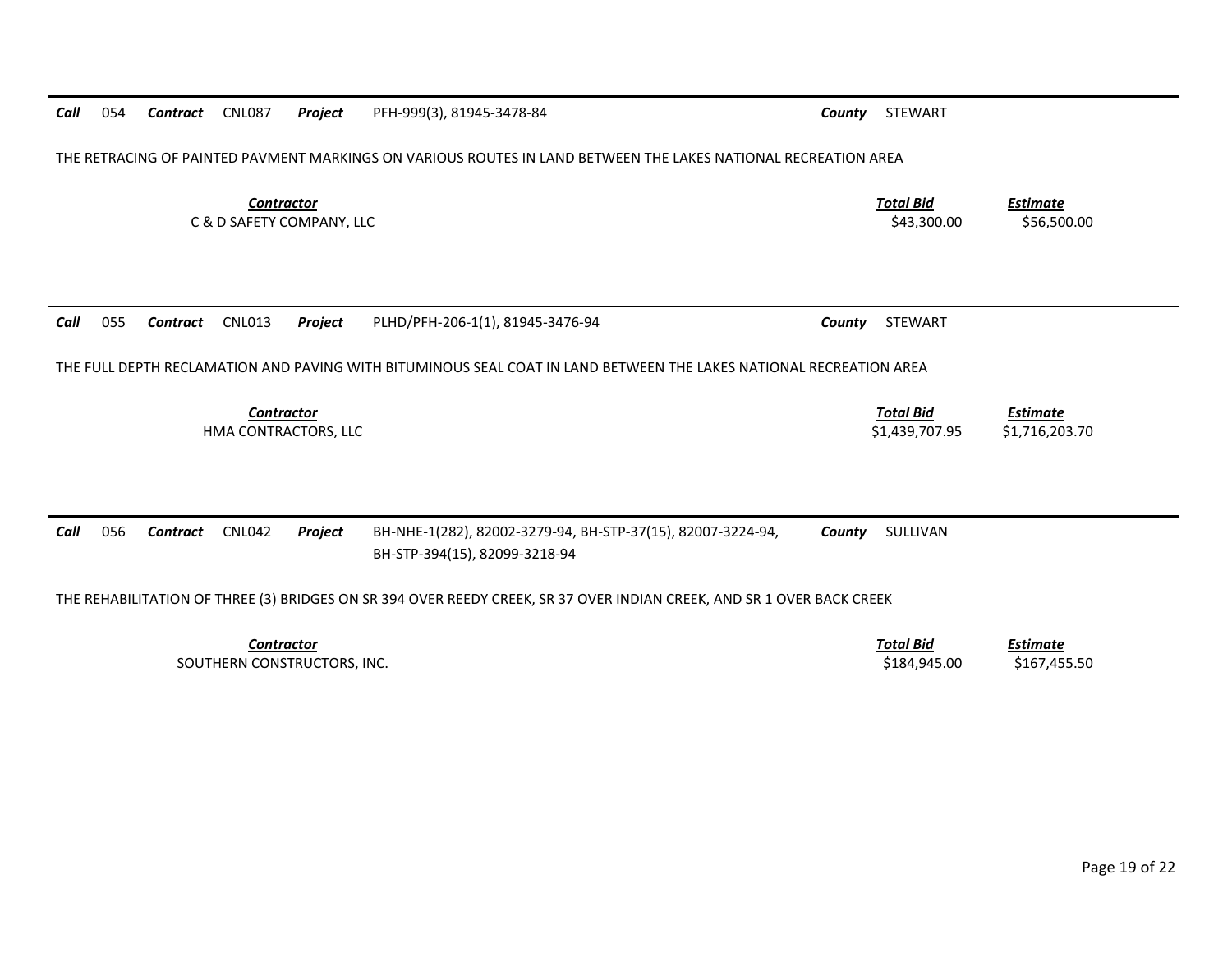**Call** 054 **Contract** CNL087 **Project** PFH-999(3), 81945-3478-84 **County** STEWART

THE RETRACING OF PAINTED PAVMENT MARKINGS ON VARIOUS ROUTES IN LAND BETWEEN THE LAKES NATIONAL RECREATION AREA

| *Contractor* | *Total Bid* | *Estimate* |
|---|---|---|
| C & D SAFETY COMPANY, LLC | $43,300.00 | $56,500.00 |

---

**Call** 055 **Contract** CNL013 **Project** PLHD/PFH-206-1(1), 81945-3476-94 **County** STEWART

THE FULL DEPTH RECLAMATION AND PAVING WITH BITUMINOUS SEAL COAT IN LAND BETWEEN THE LAKES NATIONAL RECREATION AREA

| *Contractor* | *Total Bid* | *Estimate* |
|---|---|---|
| HMA CONTRACTORS, LLC | $1,439,707.95 | $1,716,203.70 |

---

**Call** 056 **Contract** CNL042 **Project** BH-NHE-1(282), 82002-3279-94, BH-STP-37(15), 82007-3224-94, BH-STP-394(15), 82099-3218-94 **County** SULLIVAN

THE REHABILITATION OF THREE (3) BRIDGES ON SR 394 OVER REEDY CREEK, SR 37 OVER INDIAN CREEK, AND SR 1 OVER BACK CREEK

| *Contractor* | *Total Bid* | *Estimate* |
|---|---|---|
| SOUTHERN CONSTRUCTORS, INC. | $184,945.00 | $167,455.50 |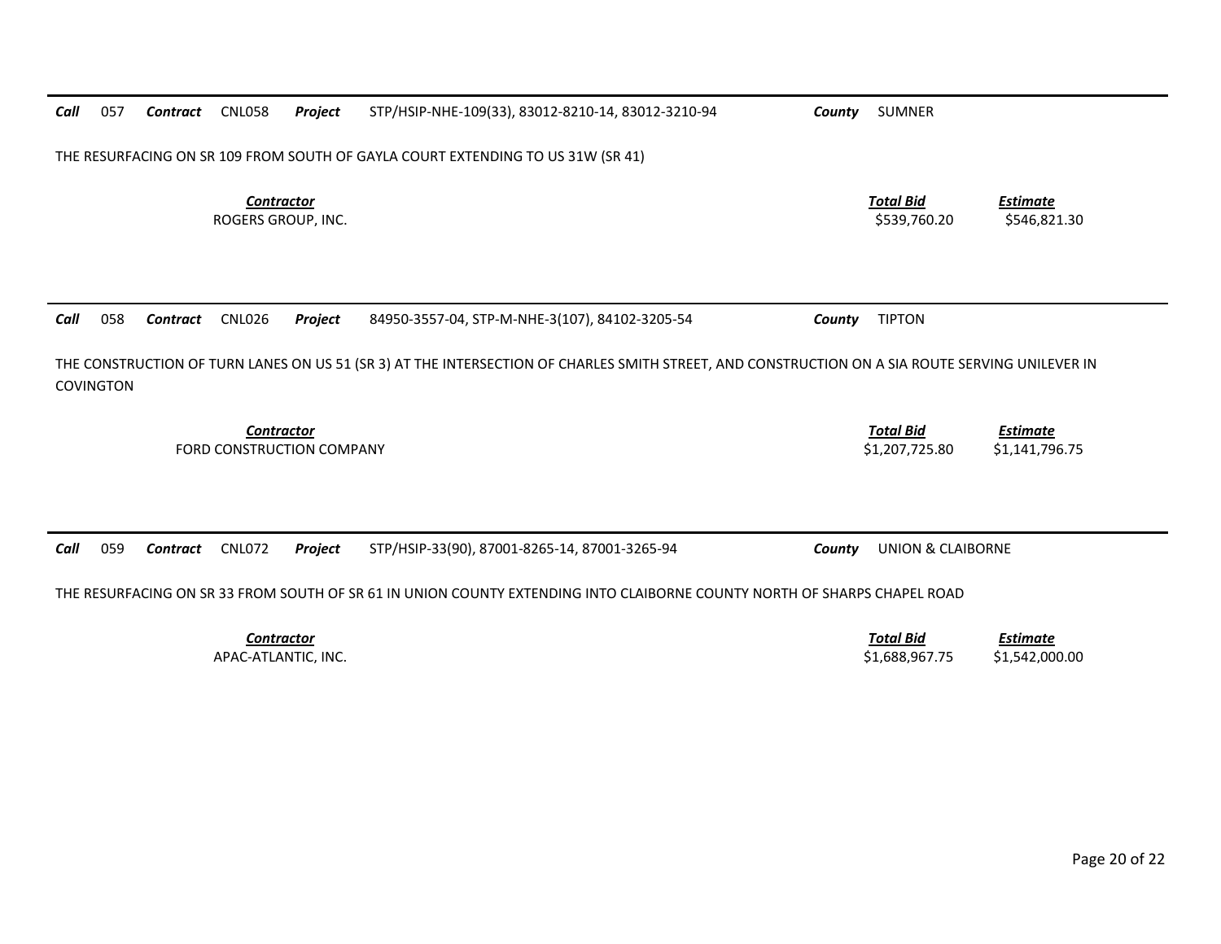**Call** 057 **Contract** CNL058 **Project** STP/HSIP-NHE-109(33), 83012-8210-14, 83012-3210-94 **County** SUMNER

THE RESURFACING ON SR 109 FROM SOUTH OF GAYLA COURT EXTENDING TO US 31W (SR 41)

| Contractor | Total Bid | Estimate |
|---|---|---|
| ROGERS GROUP, INC. | $539,760.20 | $546,821.30 |

**Call** 058 **Contract** CNL026 **Project** 84950-3557-04, STP-M-NHE-3(107), 84102-3205-54 **County** TIPTON

THE CONSTRUCTION OF TURN LANES ON US 51 (SR 3) AT THE INTERSECTION OF CHARLES SMITH STREET, AND CONSTRUCTION ON A SIA ROUTE SERVING UNILEVER IN COVINGTON

| Contractor | Total Bid | Estimate |
|---|---|---|
| FORD CONSTRUCTION COMPANY | $1,207,725.80 | $1,141,796.75 |

**Call** 059 **Contract** CNL072 **Project** STP/HSIP-33(90), 87001-8265-14, 87001-3265-94 **County** UNION & CLAIBORNE

THE RESURFACING ON SR 33 FROM SOUTH OF SR 61 IN UNION COUNTY EXTENDING INTO CLAIBORNE COUNTY NORTH OF SHARPS CHAPEL ROAD

| Contractor | Total Bid | Estimate |
|---|---|---|
| APAC-ATLANTIC, INC. | $1,688,967.75 | $1,542,000.00 |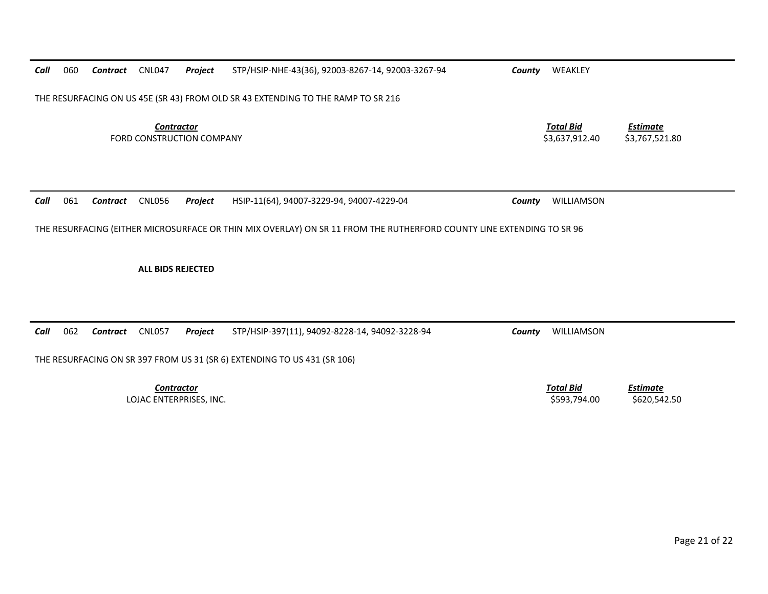***Call*** 060 ***Contract*** CNL047 ***Project*** STP/HSIP-NHE-43(36), 92003-8267-14, 92003-3267-94 ***County*** WEAKLEY

THE RESURFACING ON US 45E (SR 43) FROM OLD SR 43 EXTENDING TO THE RAMP TO SR 216

| *Contractor* | *Total Bid* | *Estimate* |
|---|---|---|
| FORD CONSTRUCTION COMPANY | $3,637,912.40 | $3,767,521.80 |

---

***Call*** 061 ***Contract*** CNL056 ***Project*** HSIP-11(64), 94007-3229-94, 94007-4229-04 ***County*** WILLIAMSON

THE RESURFACING (EITHER MICROSURFACE OR THIN MIX OVERLAY) ON SR 11 FROM THE RUTHERFORD COUNTY LINE EXTENDING TO SR 96

**ALL BIDS REJECTED**

---

***Call*** 062 ***Contract*** CNL057 ***Project*** STP/HSIP-397(11), 94092-8228-14, 94092-3228-94 ***County*** WILLIAMSON

THE RESURFACING ON SR 397 FROM US 31 (SR 6) EXTENDING TO US 431 (SR 106)

| *Contractor* | *Total Bid* | *Estimate* |
|---|---|---|
| LOJAC ENTERPRISES, INC. | $593,794.00 | $620,542.50 |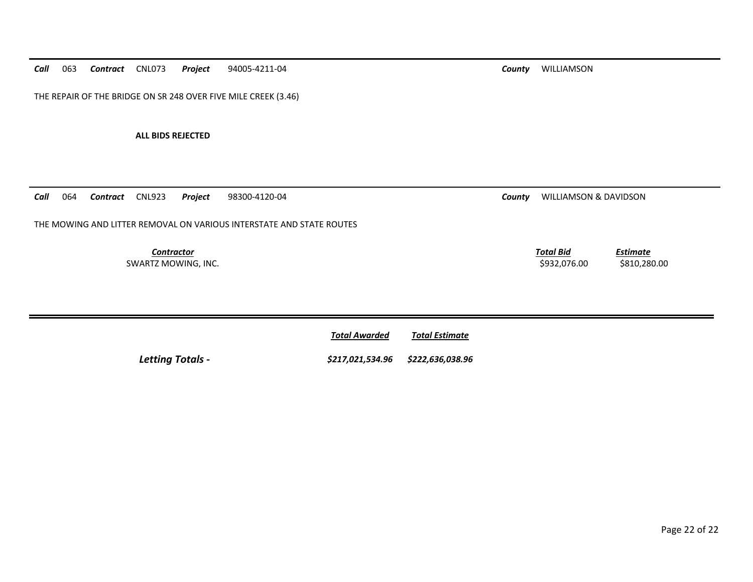**Call** 063 **Contract** CNL073 **Project** 94005-4211-04 **County** WILLIAMSON

THE REPAIR OF THE BRIDGE ON SR 248 OVER FIVE MILE CREEK (3.46)

**ALL BIDS REJECTED**

---

**Call** 064 **Contract** CNL923 **Project** 98300-4120-04 **County** WILLIAMSON & DAVIDSON

THE MOWING AND LITTER REMOVAL ON VARIOUS INTERSTATE AND STATE ROUTES

| Contractor | Total Bid | Estimate |
|---|---|---|
| SWARTZ MOWING, INC. | $932,076.00 | $810,280.00 |

---

| | Total Awarded | Total Estimate |
|---|---|---|
| ***Letting Totals -*** | ***$217,021,534.96*** | ***$222,636,038.96*** |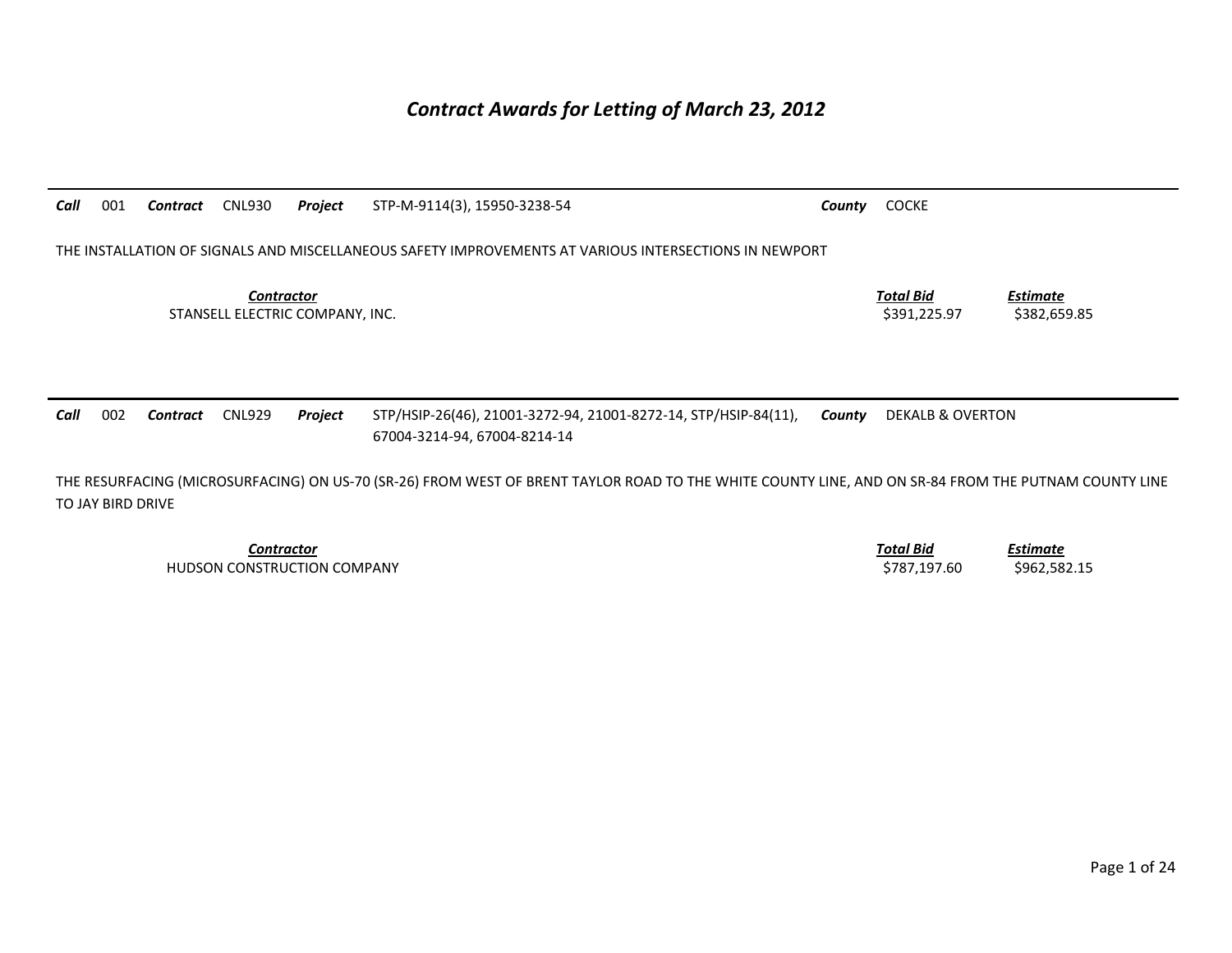# Contract Awards for Letting of March 23, 2012

**Call** 001 **Contract** CNL930 **Project** STP-M-9114(3), 15950-3238-54 **County** COCKE

THE INSTALLATION OF SIGNALS AND MISCELLANEOUS SAFETY IMPROVEMENTS AT VARIOUS INTERSECTIONS IN NEWPORT

| Contractor | Total Bid | Estimate |
|---|---|---|
| STANSELL ELECTRIC COMPANY, INC. | $391,225.97 | $382,659.85 |

**Call** 002 **Contract** CNL929 **Project** STP/HSIP-26(46), 21001-3272-94, 21001-8272-14, STP/HSIP-84(11), 67004-3214-94, 67004-8214-14 **County** DEKALB & OVERTON

THE RESURFACING (MICROSURFACING) ON US-70 (SR-26) FROM WEST OF BRENT TAYLOR ROAD TO THE WHITE COUNTY LINE, AND ON SR-84 FROM THE PUTNAM COUNTY LINE TO JAY BIRD DRIVE

| Contractor | Total Bid | Estimate |
|---|---|---|
| HUDSON CONSTRUCTION COMPANY | $787,197.60 | $962,582.15 |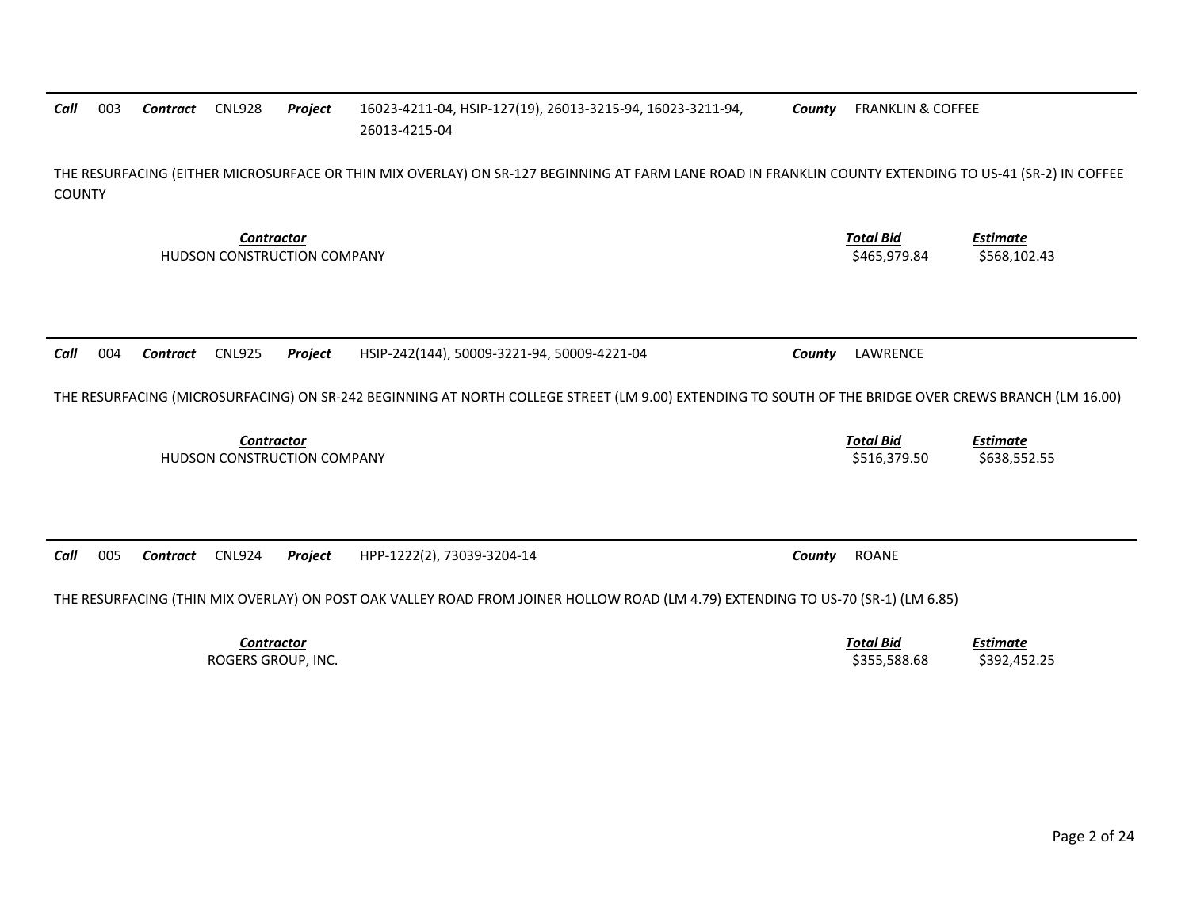***Call*** 003 ***Contract*** CNL928 ***Project*** 16023-4211-04, HSIP-127(19), 26013-3215-94, 16023-3211-94, 26013-4215-04 ***County*** FRANKLIN & COFFEE

THE RESURFACING (EITHER MICROSURFACE OR THIN MIX OVERLAY) ON SR-127 BEGINNING AT FARM LANE ROAD IN FRANKLIN COUNTY EXTENDING TO US-41 (SR-2) IN COFFEE COUNTY

| *Contractor* | *Total Bid* | *Estimate* |
|---|---|---|
| HUDSON CONSTRUCTION COMPANY | $465,979.84 | $568,102.43 |

---

***Call*** 004 ***Contract*** CNL925 ***Project*** HSIP-242(144), 50009-3221-94, 50009-4221-04 ***County*** LAWRENCE

THE RESURFACING (MICROSURFACING) ON SR-242 BEGINNING AT NORTH COLLEGE STREET (LM 9.00) EXTENDING TO SOUTH OF THE BRIDGE OVER CREWS BRANCH (LM 16.00)

| *Contractor* | *Total Bid* | *Estimate* |
|---|---|---|
| HUDSON CONSTRUCTION COMPANY | $516,379.50 | $638,552.55 |

---

***Call*** 005 ***Contract*** CNL924 ***Project*** HPP-1222(2), 73039-3204-14 ***County*** ROANE

THE RESURFACING (THIN MIX OVERLAY) ON POST OAK VALLEY ROAD FROM JOINER HOLLOW ROAD (LM 4.79) EXTENDING TO US-70 (SR-1) (LM 6.85)

| *Contractor* | *Total Bid* | *Estimate* |
|---|---|---|
| ROGERS GROUP, INC. | $355,588.68 | $392,452.25 |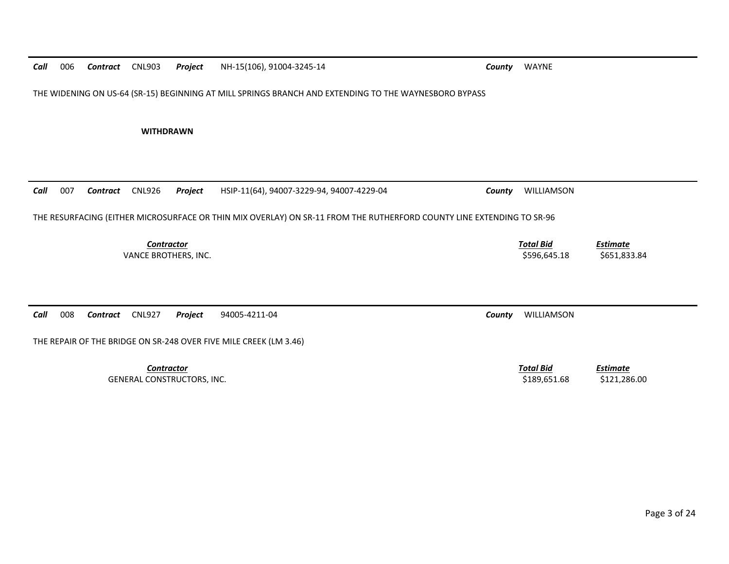**Call** 006 **Contract** CNL903 **Project** NH-15(106), 91004-3245-14 **County** WAYNE

THE WIDENING ON US-64 (SR-15) BEGINNING AT MILL SPRINGS BRANCH AND EXTENDING TO THE WAYNESBORO BYPASS

**WITHDRAWN**

---

**Call** 007 **Contract** CNL926 **Project** HSIP-11(64), 94007-3229-94, 94007-4229-04 **County** WILLIAMSON

THE RESURFACING (EITHER MICROSURFACE OR THIN MIX OVERLAY) ON SR-11 FROM THE RUTHERFORD COUNTY LINE EXTENDING TO SR-96

| Contractor | Total Bid | Estimate |
|---|---|---|
| VANCE BROTHERS, INC. | \$596,645.18 | \$651,833.84 |

---

**Call** 008 **Contract** CNL927 **Project** 94005-4211-04 **County** WILLIAMSON

THE REPAIR OF THE BRIDGE ON SR-248 OVER FIVE MILE CREEK (LM 3.46)

| Contractor | Total Bid | Estimate |
|---|---|---|
| GENERAL CONSTRUCTORS, INC. | \$189,651.68 | \$121,286.00 |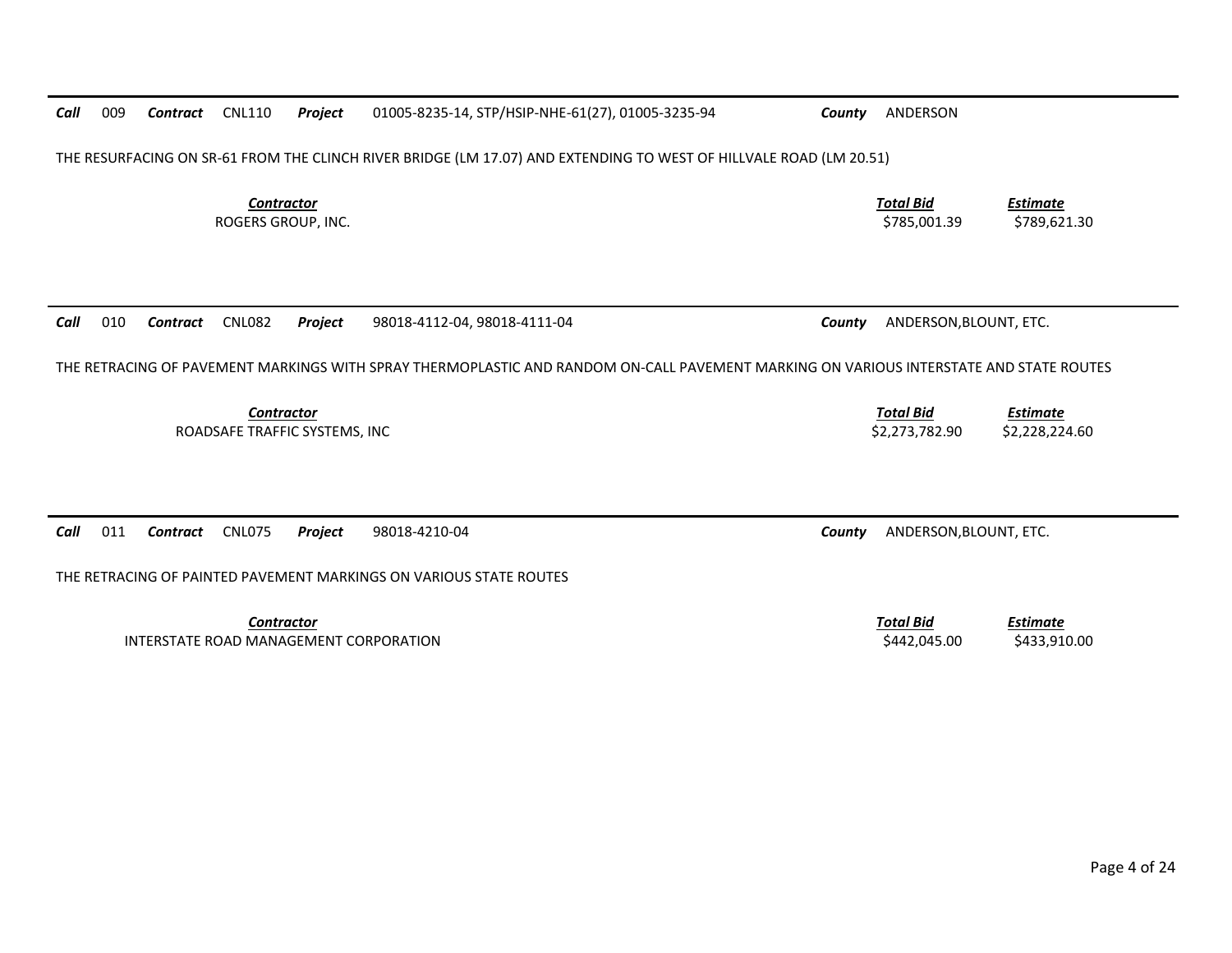**Call** 009 **Contract** CNL110 **Project** 01005-8235-14, STP/HSIP-NHE-61(27), 01005-3235-94 **County** ANDERSON

THE RESURFACING ON SR-61 FROM THE CLINCH RIVER BRIDGE (LM 17.07) AND EXTENDING TO WEST OF HILLVALE ROAD (LM 20.51)

| *Contractor* | *Total Bid* | *Estimate* |
|---|---|---|
| ROGERS GROUP, INC. | $785,001.39 | $789,621.30 |

---

**Call** 010 **Contract** CNL082 **Project** 98018-4112-04, 98018-4111-04 **County** ANDERSON,BLOUNT, ETC.

THE RETRACING OF PAVEMENT MARKINGS WITH SPRAY THERMOPLASTIC AND RANDOM ON-CALL PAVEMENT MARKING ON VARIOUS INTERSTATE AND STATE ROUTES

| *Contractor* | *Total Bid* | *Estimate* |
|---|---|---|
| ROADSAFE TRAFFIC SYSTEMS, INC | $2,273,782.90 | $2,228,224.60 |

---

**Call** 011 **Contract** CNL075 **Project** 98018-4210-04 **County** ANDERSON,BLOUNT, ETC.

THE RETRACING OF PAINTED PAVEMENT MARKINGS ON VARIOUS STATE ROUTES

| *Contractor* | *Total Bid* | *Estimate* |
|---|---|---|
| INTERSTATE ROAD MANAGEMENT CORPORATION | $442,045.00 | $433,910.00 |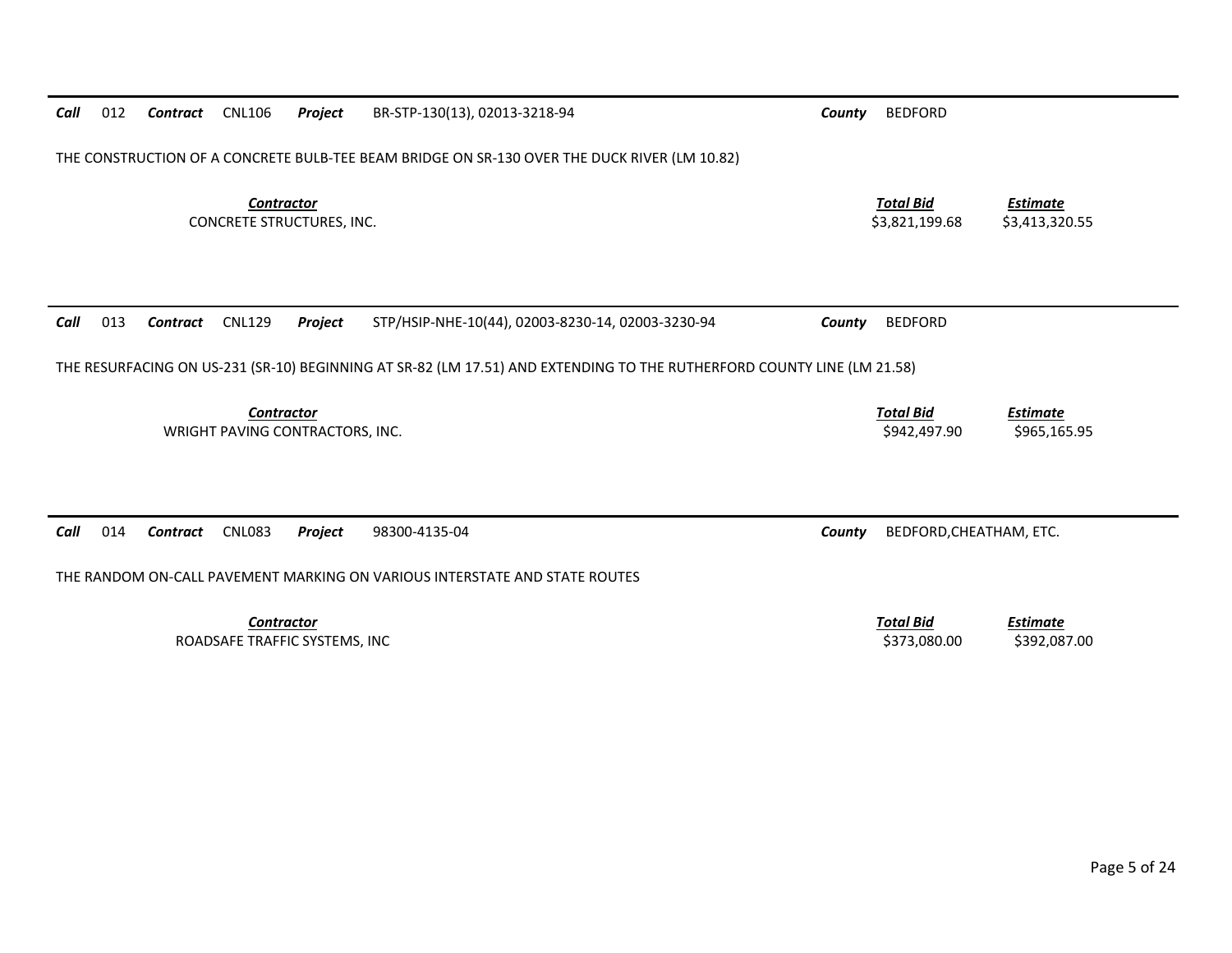**Call** 012 **Contract** CNL106 **Project** BR-STP-130(13), 02013-3218-94 **County** BEDFORD

THE CONSTRUCTION OF A CONCRETE BULB-TEE BEAM BRIDGE ON SR-130 OVER THE DUCK RIVER (LM 10.82)

| *Contractor* | *Total Bid* | *Estimate* |
|---|---|---|
| CONCRETE STRUCTURES, INC. | $3,821,199.68 | $3,413,320.55 |

**Call** 013 **Contract** CNL129 **Project** STP/HSIP-NHE-10(44), 02003-8230-14, 02003-3230-94 **County** BEDFORD

THE RESURFACING ON US-231 (SR-10) BEGINNING AT SR-82 (LM 17.51) AND EXTENDING TO THE RUTHERFORD COUNTY LINE (LM 21.58)

| *Contractor* | *Total Bid* | *Estimate* |
|---|---|---|
| WRIGHT PAVING CONTRACTORS, INC. | $942,497.90 | $965,165.95 |

**Call** 014 **Contract** CNL083 **Project** 98300-4135-04 **County** BEDFORD,CHEATHAM, ETC.

THE RANDOM ON-CALL PAVEMENT MARKING ON VARIOUS INTERSTATE AND STATE ROUTES

| *Contractor* | *Total Bid* | *Estimate* |
|---|---|---|
| ROADSAFE TRAFFIC SYSTEMS, INC | $373,080.00 | $392,087.00 |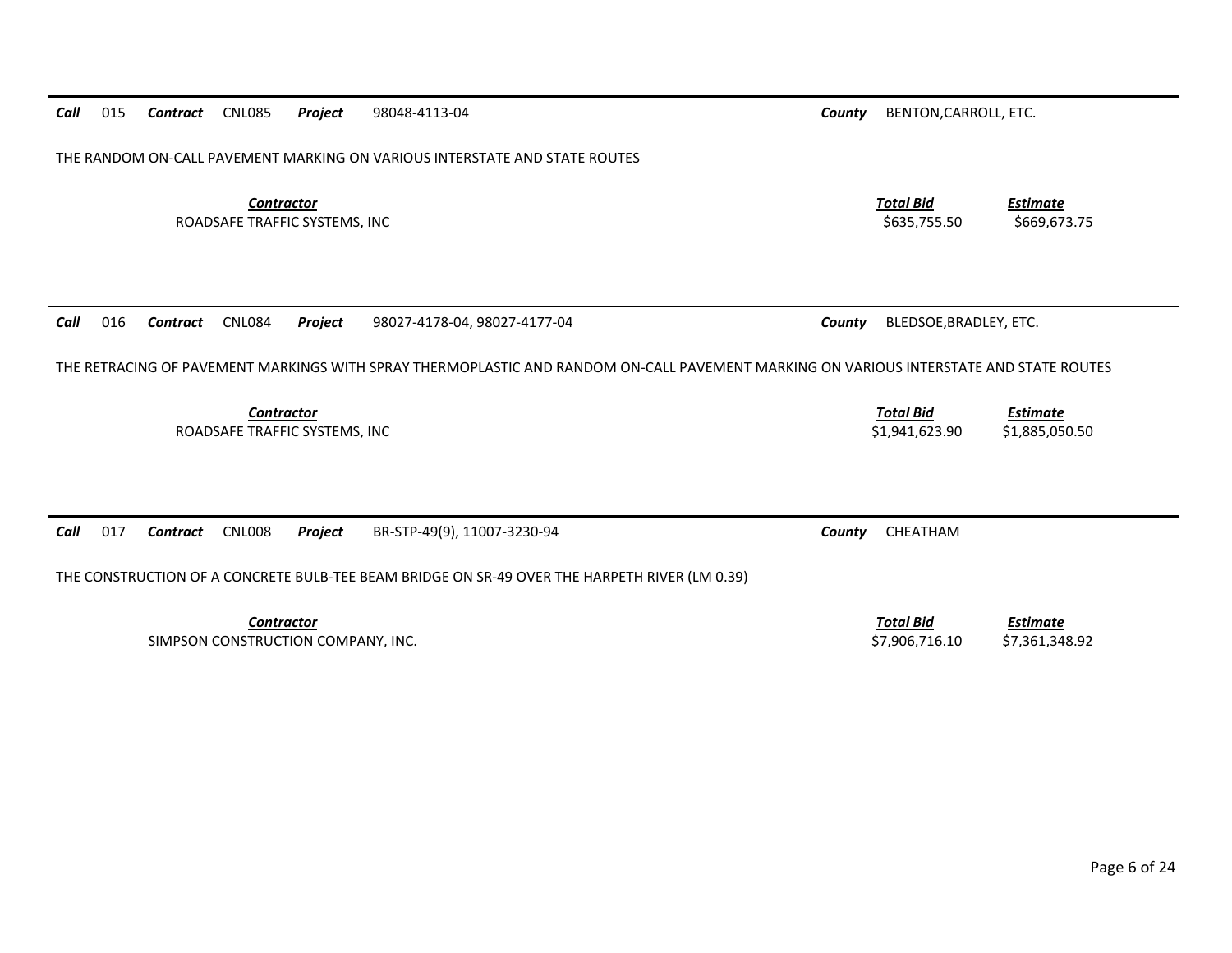**Call** 015 **Contract** CNL085 **Project** 98048-4113-04 **County** BENTON,CARROLL, ETC.

THE RANDOM ON-CALL PAVEMENT MARKING ON VARIOUS INTERSTATE AND STATE ROUTES

| *Contractor* | *Total Bid* | *Estimate* |
|---|---|---|
| ROADSAFE TRAFFIC SYSTEMS, INC | $635,755.50 | $669,673.75 |

---

**Call** 016 **Contract** CNL084 **Project** 98027-4178-04, 98027-4177-04 **County** BLEDSOE,BRADLEY, ETC.

THE RETRACING OF PAVEMENT MARKINGS WITH SPRAY THERMOPLASTIC AND RANDOM ON-CALL PAVEMENT MARKING ON VARIOUS INTERSTATE AND STATE ROUTES

| *Contractor* | *Total Bid* | *Estimate* |
|---|---|---|
| ROADSAFE TRAFFIC SYSTEMS, INC | $1,941,623.90 | $1,885,050.50 |

---

**Call** 017 **Contract** CNL008 **Project** BR-STP-49(9), 11007-3230-94 **County** CHEATHAM

THE CONSTRUCTION OF A CONCRETE BULB-TEE BEAM BRIDGE ON SR-49 OVER THE HARPETH RIVER (LM 0.39)

| *Contractor* | *Total Bid* | *Estimate* |
|---|---|---|
| SIMPSON CONSTRUCTION COMPANY, INC. | $7,906,716.10 | $7,361,348.92 |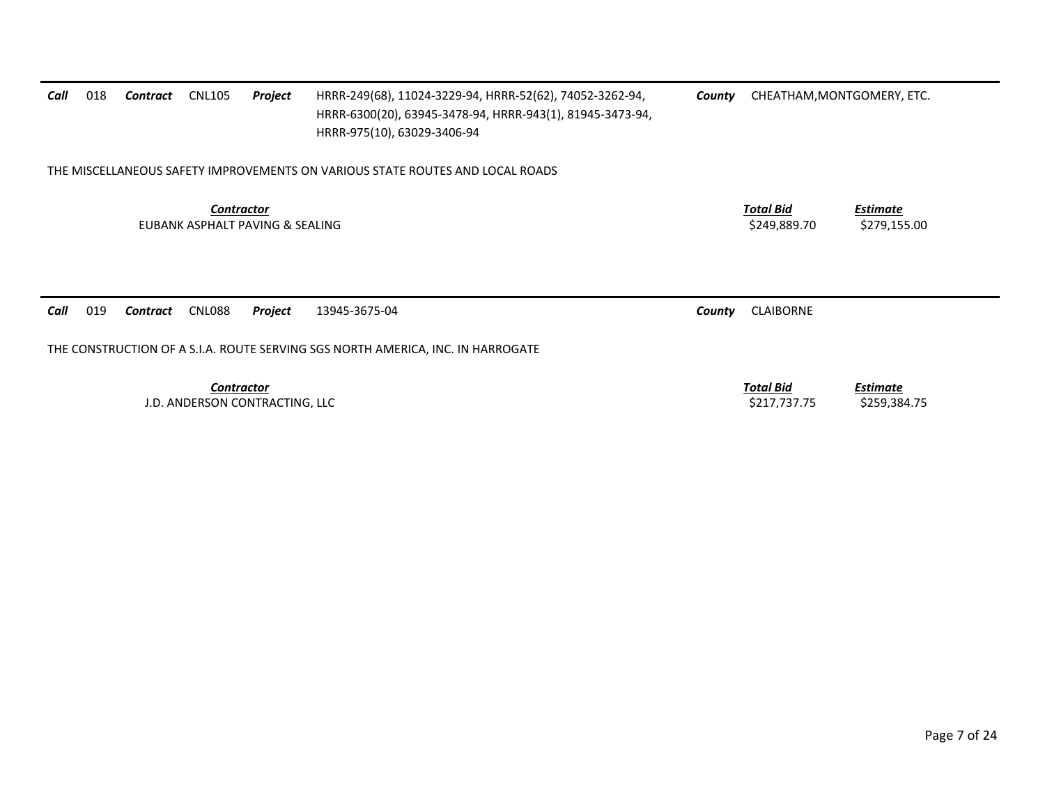**Call** 018 **Contract** CNL105 **Project** HRRR-249(68), 11024-3229-94, HRRR-52(62), 74052-3262-94, HRRR-6300(20), 63945-3478-94, HRRR-943(1), 81945-3473-94, HRRR-975(10), 63029-3406-94 **County** CHEATHAM,MONTGOMERY, ETC.

THE MISCELLANEOUS SAFETY IMPROVEMENTS ON VARIOUS STATE ROUTES AND LOCAL ROADS

| *Contractor* | *Total Bid* | *Estimate* |
|---|---|---|
| EUBANK ASPHALT PAVING & SEALING | $249,889.70 | $279,155.00 |

---

**Call** 019 **Contract** CNL088 **Project** 13945-3675-04 **County** CLAIBORNE

THE CONSTRUCTION OF A S.I.A. ROUTE SERVING SGS NORTH AMERICA, INC. IN HARROGATE

| *Contractor* | *Total Bid* | *Estimate* |
|---|---|---|
| J.D. ANDERSON CONTRACTING, LLC | $217,737.75 | $259,384.75 |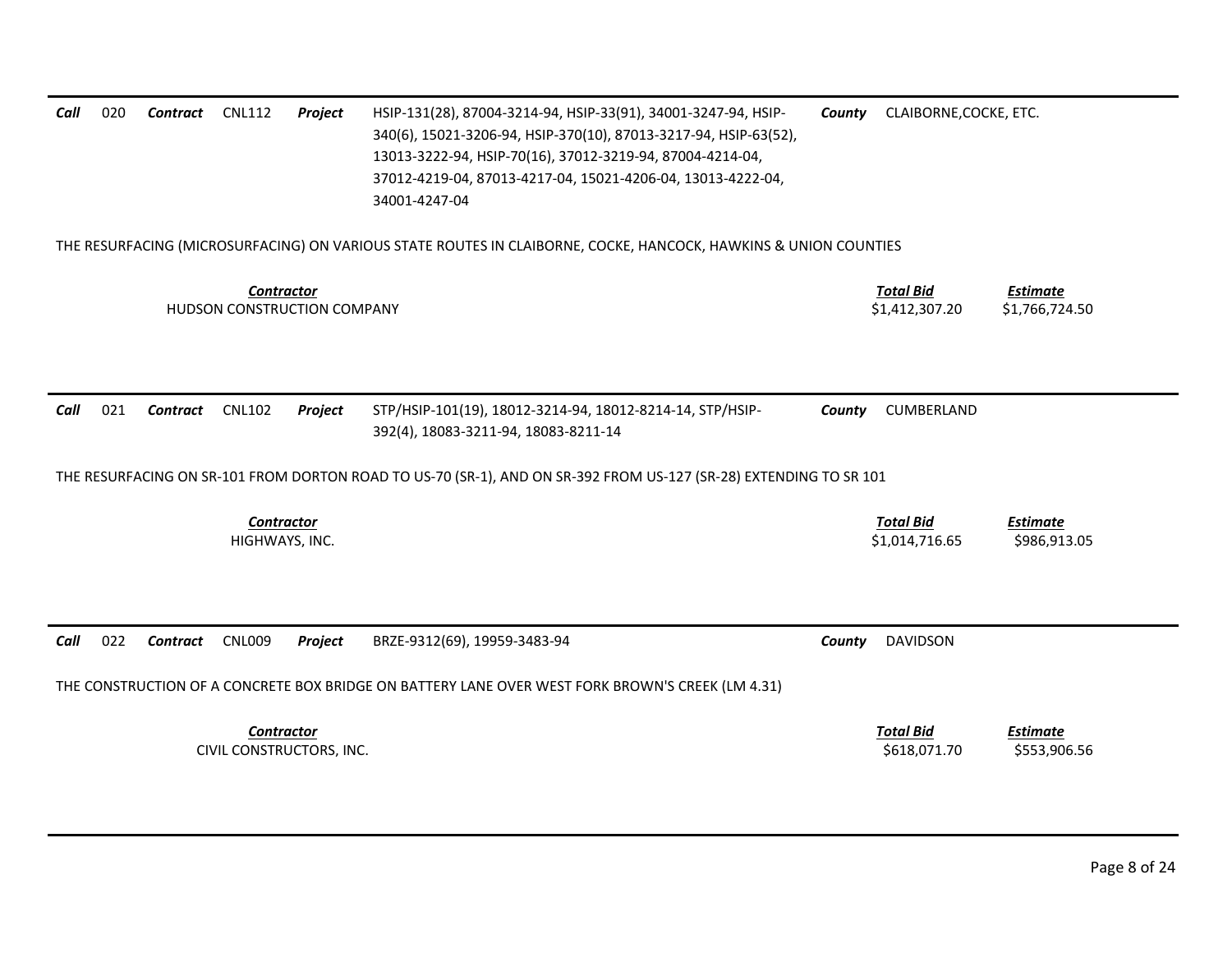**Call** 020 **Contract** CNL112 **Project** HSIP-131(28), 87004-3214-94, HSIP-33(91), 34001-3247-94, HSIP-340(6), 15021-3206-94, HSIP-370(10), 87013-3217-94, HSIP-63(52), 13013-3222-94, HSIP-70(16), 37012-3219-94, 87004-4214-04, 37012-4219-04, 87013-4217-04, 15021-4206-04, 13013-4222-04, 34001-4247-04 **County** CLAIBORNE,COCKE, ETC.

THE RESURFACING (MICROSURFACING) ON VARIOUS STATE ROUTES IN CLAIBORNE, COCKE, HANCOCK, HAWKINS & UNION COUNTIES

| *Contractor* | *Total Bid* | *Estimate* |
|---|---|---|
| HUDSON CONSTRUCTION COMPANY | $1,412,307.20 | $1,766,724.50 |

---

**Call** 021 **Contract** CNL102 **Project** STP/HSIP-101(19), 18012-3214-94, 18012-8214-14, STP/HSIP-392(4), 18083-3211-94, 18083-8211-14 **County** CUMBERLAND

THE RESURFACING ON SR-101 FROM DORTON ROAD TO US-70 (SR-1), AND ON SR-392 FROM US-127 (SR-28) EXTENDING TO SR 101

| *Contractor* | *Total Bid* | *Estimate* |
|---|---|---|
| HIGHWAYS, INC. | $1,014,716.65 | $986,913.05 |

---

**Call** 022 **Contract** CNL009 **Project** BRZE-9312(69), 19959-3483-94 **County** DAVIDSON

THE CONSTRUCTION OF A CONCRETE BOX BRIDGE ON BATTERY LANE OVER WEST FORK BROWN'S CREEK (LM 4.31)

| *Contractor* | *Total Bid* | *Estimate* |
|---|---|---|
| CIVIL CONSTRUCTORS, INC. | $618,071.70 | $553,906.56 |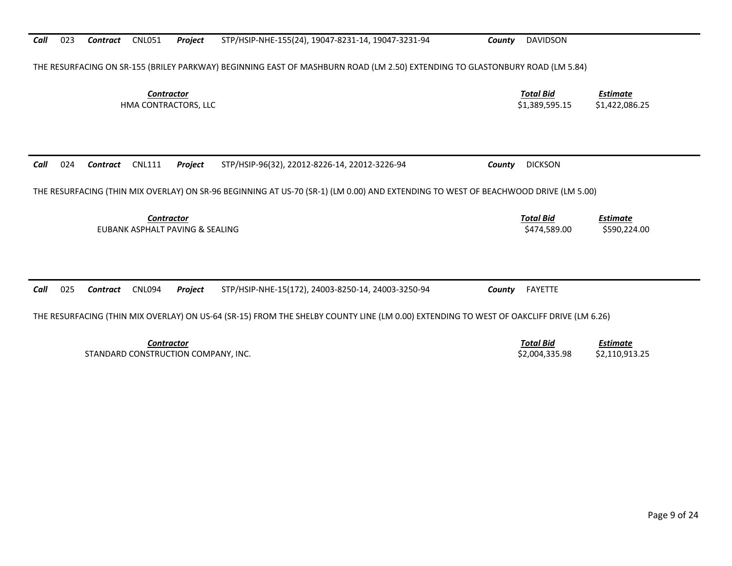***Call*** 023 ***Contract*** CNL051 ***Project*** STP/HSIP-NHE-155(24), 19047-8231-14, 19047-3231-94 ***County*** DAVIDSON

THE RESURFACING ON SR-155 (BRILEY PARKWAY) BEGINNING EAST OF MASHBURN ROAD (LM 2.50) EXTENDING TO GLASTONBURY ROAD (LM 5.84)

| *Contractor* | *Total Bid* | *Estimate* |
|---|---|---|
| HMA CONTRACTORS, LLC | $1,389,595.15 | $1,422,086.25 |

---

***Call*** 024 ***Contract*** CNL111 ***Project*** STP/HSIP-96(32), 22012-8226-14, 22012-3226-94 ***County*** DICKSON

THE RESURFACING (THIN MIX OVERLAY) ON SR-96 BEGINNING AT US-70 (SR-1) (LM 0.00) AND EXTENDING TO WEST OF BEACHWOOD DRIVE (LM 5.00)

| *Contractor* | *Total Bid* | *Estimate* |
|---|---|---|
| EUBANK ASPHALT PAVING & SEALING | $474,589.00 | $590,224.00 |

---

***Call*** 025 ***Contract*** CNL094 ***Project*** STP/HSIP-NHE-15(172), 24003-8250-14, 24003-3250-94 ***County*** FAYETTE

THE RESURFACING (THIN MIX OVERLAY) ON US-64 (SR-15) FROM THE SHELBY COUNTY LINE (LM 0.00) EXTENDING TO WEST OF OAKCLIFF DRIVE (LM 6.26)

| *Contractor* | *Total Bid* | *Estimate* |
|---|---|---|
| STANDARD CONSTRUCTION COMPANY, INC. | $2,004,335.98 | $2,110,913.25 |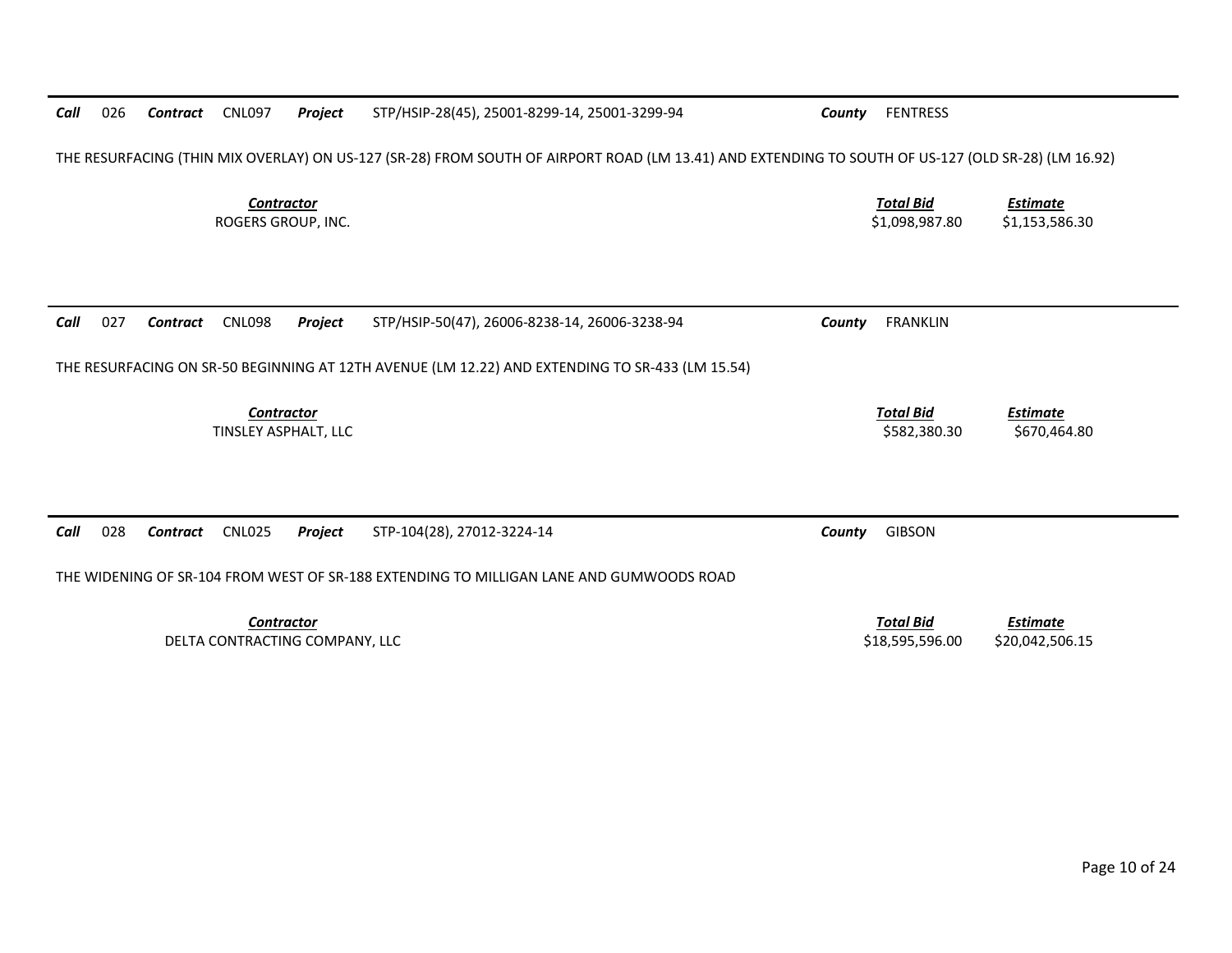***Call*** 026 ***Contract*** CNL097 ***Project*** STP/HSIP-28(45), 25001-8299-14, 25001-3299-94 ***County*** FENTRESS

THE RESURFACING (THIN MIX OVERLAY) ON US-127 (SR-28) FROM SOUTH OF AIRPORT ROAD (LM 13.41) AND EXTENDING TO SOUTH OF US-127 (OLD SR-28) (LM 16.92)

| ***Contractor*** | ***Total Bid*** | ***Estimate*** |
|---|---|---|
| ROGERS GROUP, INC. | $1,098,987.80 | $1,153,586.30 |

***Call*** 027 ***Contract*** CNL098 ***Project*** STP/HSIP-50(47), 26006-8238-14, 26006-3238-94 ***County*** FRANKLIN

THE RESURFACING ON SR-50 BEGINNING AT 12TH AVENUE (LM 12.22) AND EXTENDING TO SR-433 (LM 15.54)

| ***Contractor*** | ***Total Bid*** | ***Estimate*** |
|---|---|---|
| TINSLEY ASPHALT, LLC | $582,380.30 | $670,464.80 |

***Call*** 028 ***Contract*** CNL025 ***Project*** STP-104(28), 27012-3224-14 ***County*** GIBSON

THE WIDENING OF SR-104 FROM WEST OF SR-188 EXTENDING TO MILLIGAN LANE AND GUMWOODS ROAD

| ***Contractor*** | ***Total Bid*** | ***Estimate*** |
|---|---|---|
| DELTA CONTRACTING COMPANY, LLC | $18,595,596.00 | $20,042,506.15 |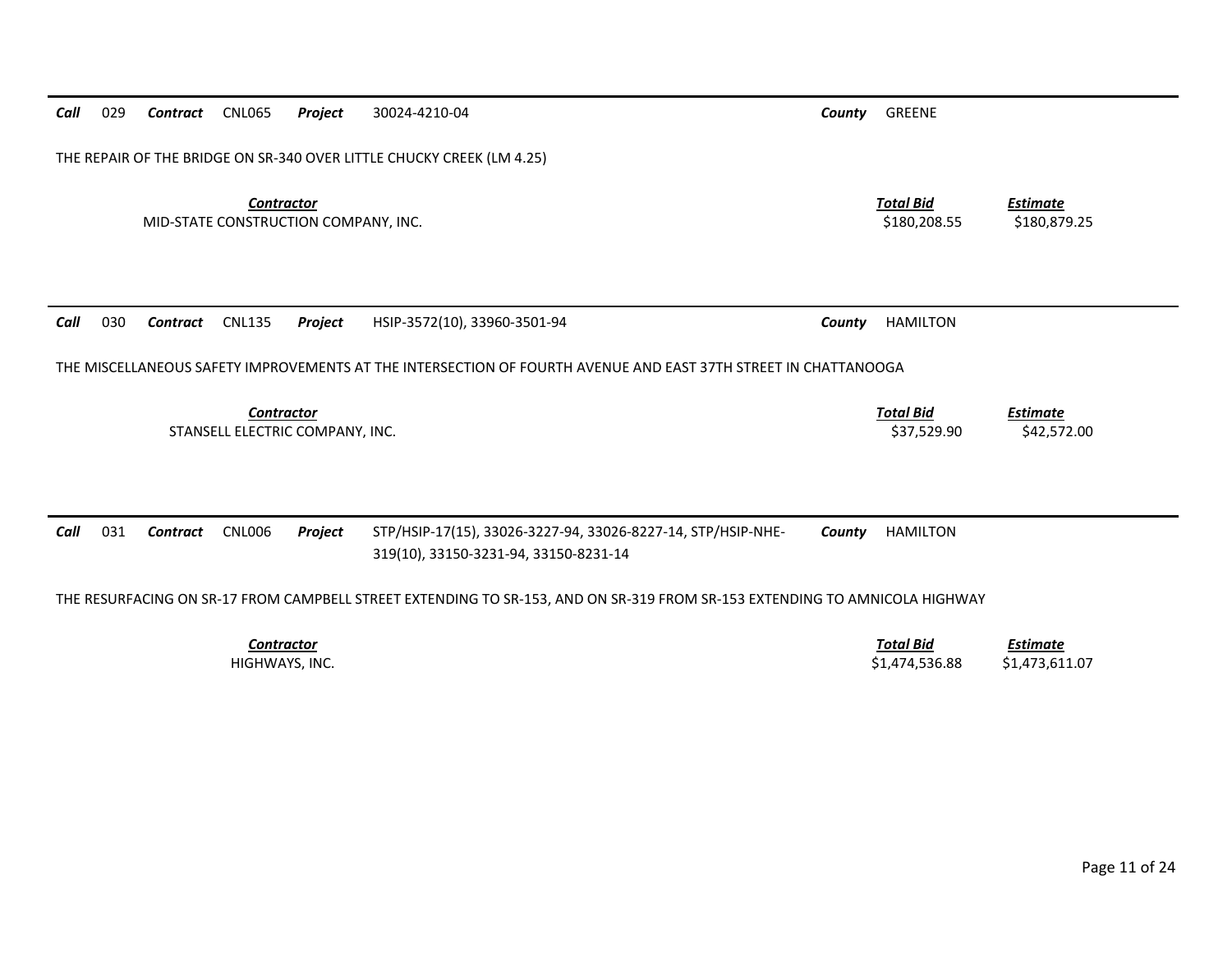**Call** 029 **Contract** CNL065 **Project** 30024-4210-04 **County** GREENE

THE REPAIR OF THE BRIDGE ON SR-340 OVER LITTLE CHUCKY CREEK (LM 4.25)

| ***Contractor*** | ***Total Bid*** | ***Estimate*** |
|---|---|---|
| MID-STATE CONSTRUCTION COMPANY, INC. | $180,208.55 | $180,879.25 |

---

**Call** 030 **Contract** CNL135 **Project** HSIP-3572(10), 33960-3501-94 **County** HAMILTON

THE MISCELLANEOUS SAFETY IMPROVEMENTS AT THE INTERSECTION OF FOURTH AVENUE AND EAST 37TH STREET IN CHATTANOOGA

| ***Contractor*** | ***Total Bid*** | ***Estimate*** |
|---|---|---|
| STANSELL ELECTRIC COMPANY, INC. | $37,529.90 | $42,572.00 |

---

**Call** 031 **Contract** CNL006 **Project** STP/HSIP-17(15), 33026-3227-94, 33026-8227-14, STP/HSIP-NHE-319(10), 33150-3231-94, 33150-8231-14 **County** HAMILTON

THE RESURFACING ON SR-17 FROM CAMPBELL STREET EXTENDING TO SR-153, AND ON SR-319 FROM SR-153 EXTENDING TO AMNICOLA HIGHWAY

| ***Contractor*** | ***Total Bid*** | ***Estimate*** |
|---|---|---|
| HIGHWAYS, INC. | $1,474,536.88 | $1,473,611.07 |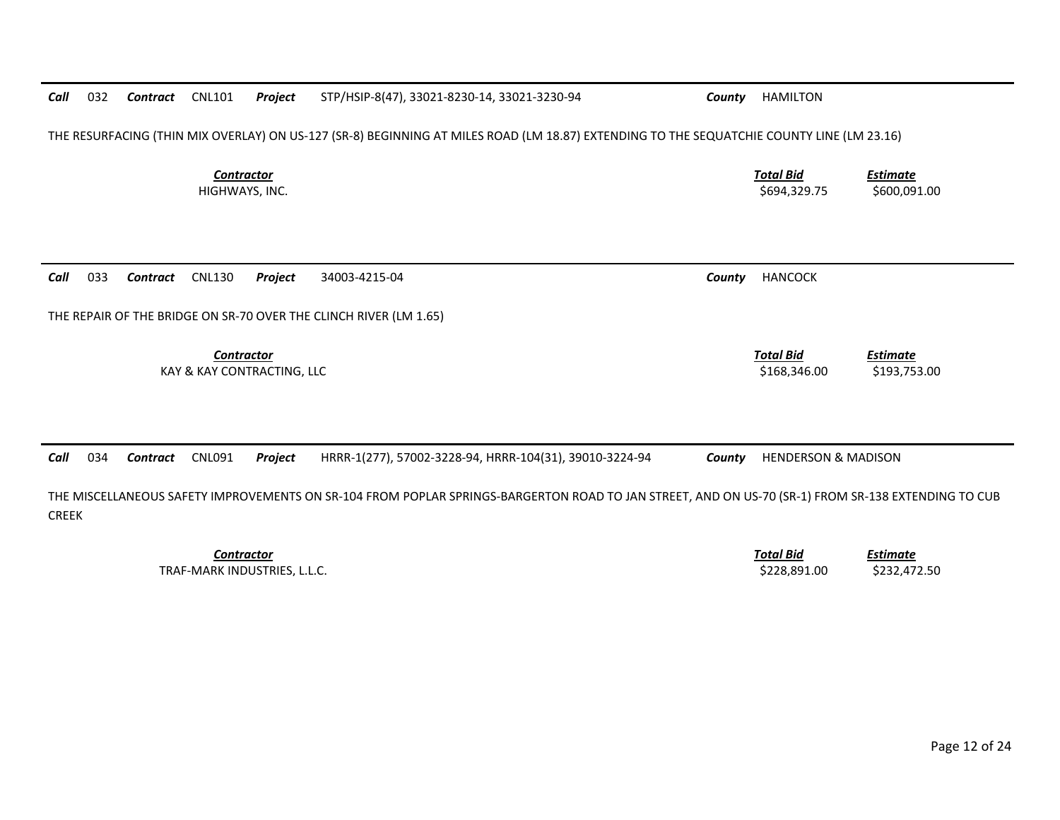**Call** 032 **Contract** CNL101 **Project** STP/HSIP-8(47), 33021-8230-14, 33021-3230-94 **County** HAMILTON

THE RESURFACING (THIN MIX OVERLAY) ON US-127 (SR-8) BEGINNING AT MILES ROAD (LM 18.87) EXTENDING TO THE SEQUATCHIE COUNTY LINE (LM 23.16)

| Contractor | Total Bid | Estimate |
|---|---|---|
| HIGHWAYS, INC. | $694,329.75 | $600,091.00 |

---

**Call** 033 **Contract** CNL130 **Project** 34003-4215-04 **County** HANCOCK

THE REPAIR OF THE BRIDGE ON SR-70 OVER THE CLINCH RIVER (LM 1.65)

| Contractor | Total Bid | Estimate |
|---|---|---|
| KAY & KAY CONTRACTING, LLC | $168,346.00 | $193,753.00 |

---

**Call** 034 **Contract** CNL091 **Project** HRRR-1(277), 57002-3228-94, HRRR-104(31), 39010-3224-94 **County** HENDERSON & MADISON

THE MISCELLANEOUS SAFETY IMPROVEMENTS ON SR-104 FROM POPLAR SPRINGS-BARGERTON ROAD TO JAN STREET, AND ON US-70 (SR-1) FROM SR-138 EXTENDING TO CUB CREEK

| Contractor | Total Bid | Estimate |
|---|---|---|
| TRAF-MARK INDUSTRIES, L.L.C. | $228,891.00 | $232,472.50 |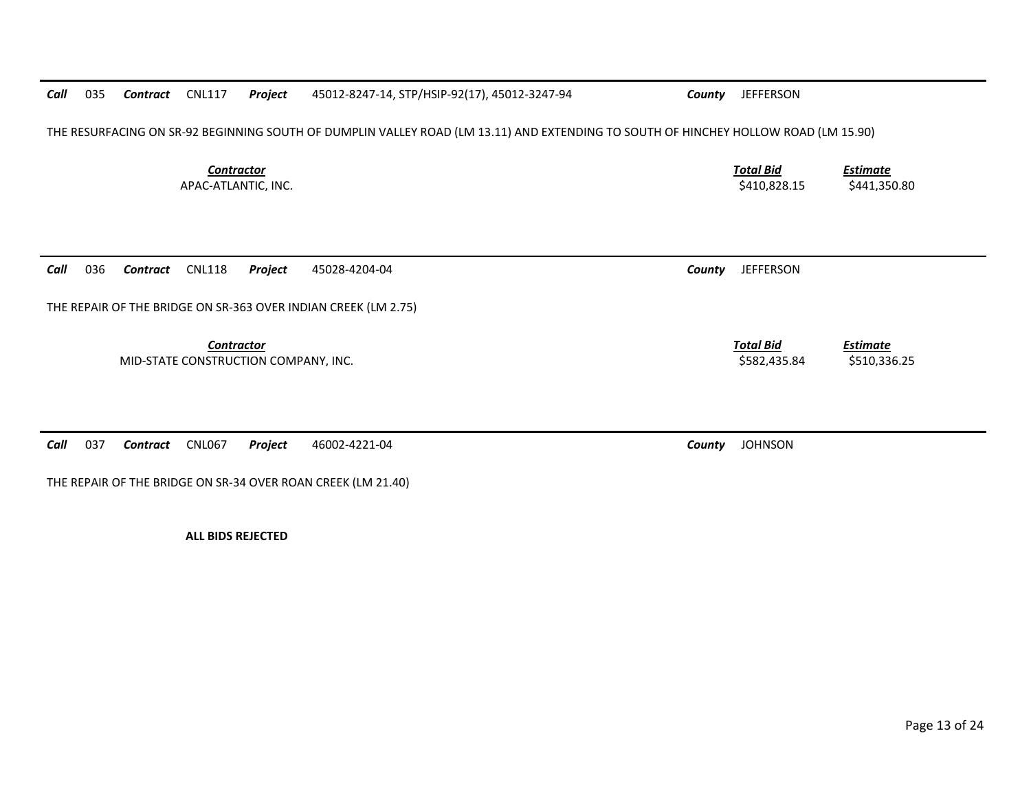**Call** 035 **Contract** CNL117 **Project** 45012-8247-14, STP/HSIP-92(17), 45012-3247-94 **County** JEFFERSON

THE RESURFACING ON SR-92 BEGINNING SOUTH OF DUMPLIN VALLEY ROAD (LM 13.11) AND EXTENDING TO SOUTH OF HINCHEY HOLLOW ROAD (LM 15.90)

| *Contractor* | *Total Bid* | *Estimate* |
| --- | --- | --- |
| APAC-ATLANTIC, INC. | $410,828.15 | $441,350.80 |

---

**Call** 036 **Contract** CNL118 **Project** 45028-4204-04 **County** JEFFERSON

THE REPAIR OF THE BRIDGE ON SR-363 OVER INDIAN CREEK (LM 2.75)

| *Contractor* | *Total Bid* | *Estimate* |
| --- | --- | --- |
| MID-STATE CONSTRUCTION COMPANY, INC. | $582,435.84 | $510,336.25 |

---

**Call** 037 **Contract** CNL067 **Project** 46002-4221-04 **County** JOHNSON

THE REPAIR OF THE BRIDGE ON SR-34 OVER ROAN CREEK (LM 21.40)

**ALL BIDS REJECTED**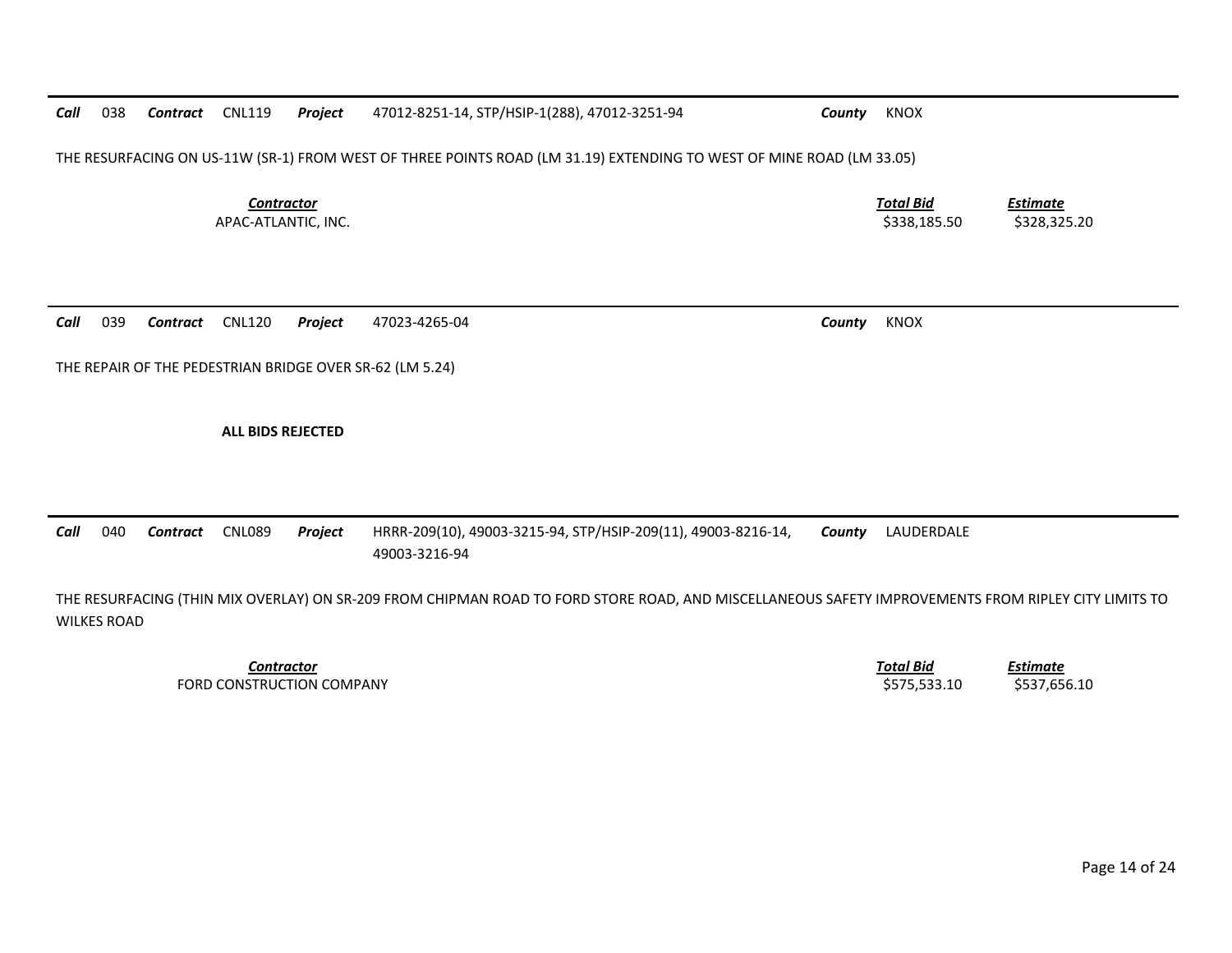**Call** 038 **Contract** CNL119 **Project** 47012-8251-14, STP/HSIP-1(288), 47012-3251-94 **County** KNOX

THE RESURFACING ON US-11W (SR-1) FROM WEST OF THREE POINTS ROAD (LM 31.19) EXTENDING TO WEST OF MINE ROAD (LM 33.05)

| Contractor | Total Bid | Estimate |
| --- | --- | --- |
| APAC-ATLANTIC, INC. | $338,185.50 | $328,325.20 |

---

**Call** 039 **Contract** CNL120 **Project** 47023-4265-04 **County** KNOX

THE REPAIR OF THE PEDESTRIAN BRIDGE OVER SR-62 (LM 5.24)

**ALL BIDS REJECTED**

---

**Call** 040 **Contract** CNL089 **Project** HRRR-209(10), 49003-3215-94, STP/HSIP-209(11), 49003-8216-14, 49003-3216-94 **County** LAUDERDALE

THE RESURFACING (THIN MIX OVERLAY) ON SR-209 FROM CHIPMAN ROAD TO FORD STORE ROAD, AND MISCELLANEOUS SAFETY IMPROVEMENTS FROM RIPLEY CITY LIMITS TO WILKES ROAD

| Contractor | Total Bid | Estimate |
| --- | --- | --- |
| FORD CONSTRUCTION COMPANY | $575,533.10 | $537,656.10 |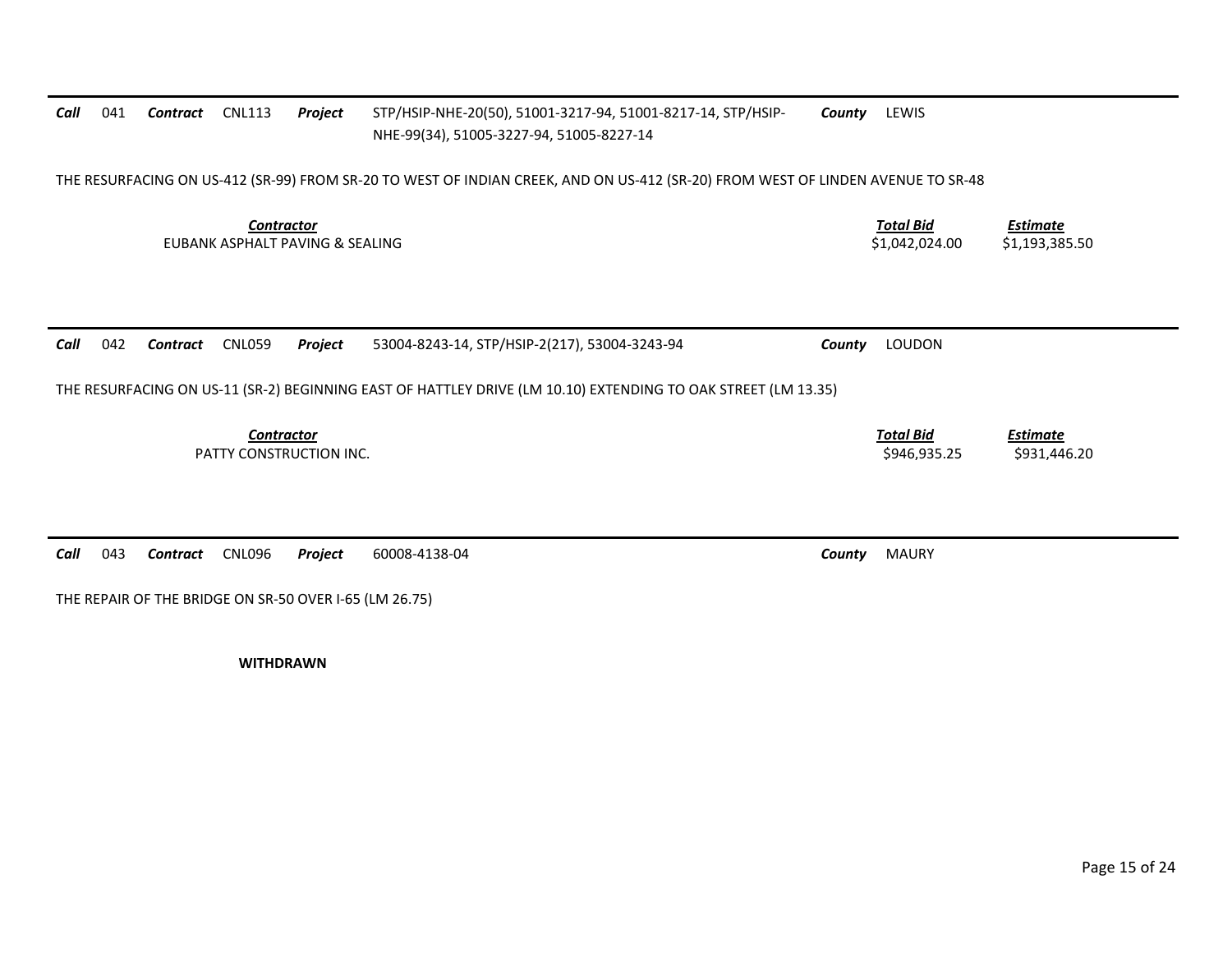**Call** 041 **Contract** CNL113 **Project** STP/HSIP-NHE-20(50), 51001-3217-94, 51001-8217-14, STP/HSIP-NHE-99(34), 51005-3227-94, 51005-8227-14 **County** LEWIS

THE RESURFACING ON US-412 (SR-99) FROM SR-20 TO WEST OF INDIAN CREEK, AND ON US-412 (SR-20) FROM WEST OF LINDEN AVENUE TO SR-48

| Contractor | Total Bid | Estimate |
|---|---|---|
| EUBANK ASPHALT PAVING & SEALING | $1,042,024.00 | $1,193,385.50 |

---

**Call** 042 **Contract** CNL059 **Project** 53004-8243-14, STP/HSIP-2(217), 53004-3243-94 **County** LOUDON

THE RESURFACING ON US-11 (SR-2) BEGINNING EAST OF HATTLEY DRIVE (LM 10.10) EXTENDING TO OAK STREET (LM 13.35)

| Contractor | Total Bid | Estimate |
|---|---|---|
| PATTY CONSTRUCTION INC. | $946,935.25 | $931,446.20 |

---

**Call** 043 **Contract** CNL096 **Project** 60008-4138-04 **County** MAURY

THE REPAIR OF THE BRIDGE ON SR-50 OVER I-65 (LM 26.75)

**WITHDRAWN**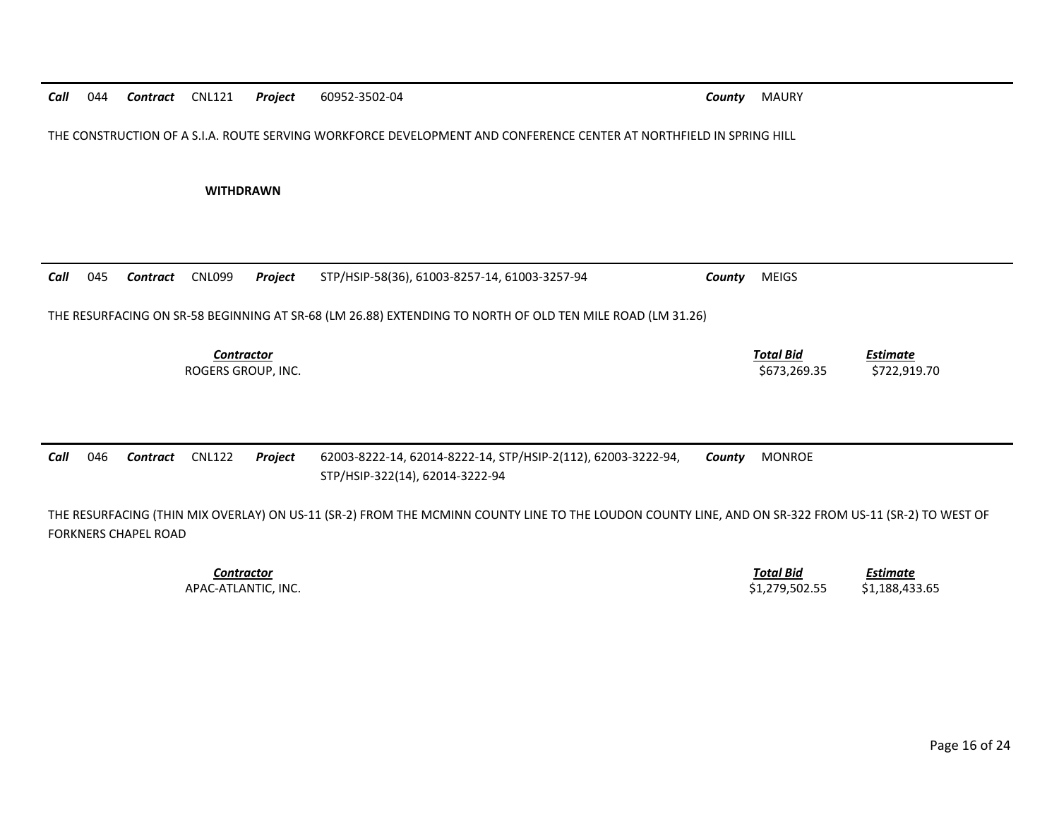**Call** 044 **Contract** CNL121 **Project** 60952-3502-04 **County** MAURY

THE CONSTRUCTION OF A S.I.A. ROUTE SERVING WORKFORCE DEVELOPMENT AND CONFERENCE CENTER AT NORTHFIELD IN SPRING HILL

**WITHDRAWN**

---

**Call** 045 **Contract** CNL099 **Project** STP/HSIP-58(36), 61003-8257-14, 61003-3257-94 **County** MEIGS

THE RESURFACING ON SR-58 BEGINNING AT SR-68 (LM 26.88) EXTENDING TO NORTH OF OLD TEN MILE ROAD (LM 31.26)

| ***Contractor*** | ***Total Bid*** | ***Estimate*** |
|---|---|---|
| ROGERS GROUP, INC. | \$673,269.35 | \$722,919.70 |

---

**Call** 046 **Contract** CNL122 **Project** 62003-8222-14, 62014-8222-14, STP/HSIP-2(112), 62003-3222-94, STP/HSIP-322(14), 62014-3222-94 **County** MONROE

THE RESURFACING (THIN MIX OVERLAY) ON US-11 (SR-2) FROM THE MCMINN COUNTY LINE TO THE LOUDON COUNTY LINE, AND ON SR-322 FROM US-11 (SR-2) TO WEST OF FORKNERS CHAPEL ROAD

| ***Contractor*** | ***Total Bid*** | ***Estimate*** |
|---|---|---|
| APAC-ATLANTIC, INC. | \$1,279,502.55 | \$1,188,433.65 |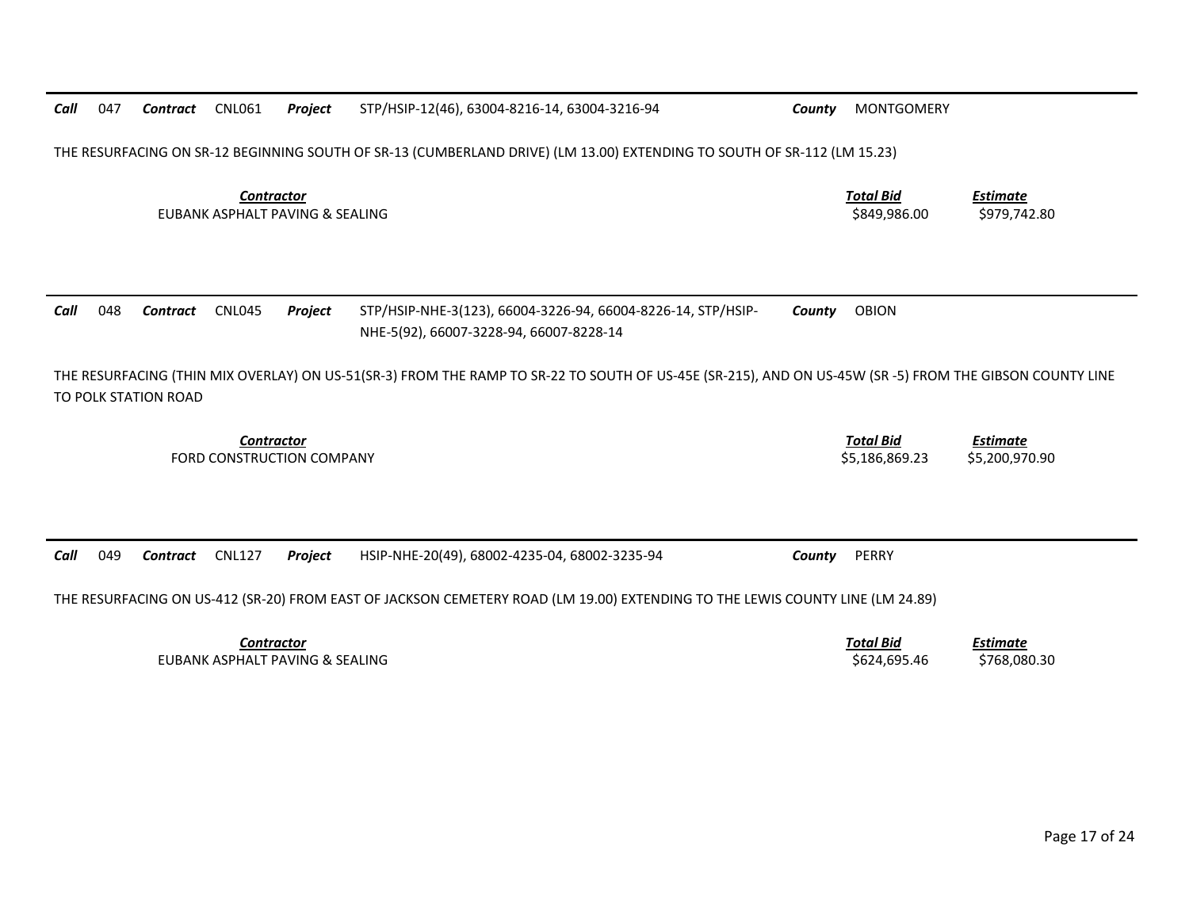**Call** 047 **Contract** CNL061 **Project** STP/HSIP-12(46), 63004-8216-14, 63004-3216-94 **County** MONTGOMERY

THE RESURFACING ON SR-12 BEGINNING SOUTH OF SR-13 (CUMBERLAND DRIVE) (LM 13.00) EXTENDING TO SOUTH OF SR-112 (LM 15.23)

| *Contractor* | *Total Bid* | *Estimate* |
| --- | --- | --- |
| EUBANK ASPHALT PAVING & SEALING | $849,986.00 | $979,742.80 |

**Call** 048 **Contract** CNL045 **Project** STP/HSIP-NHE-3(123), 66004-3226-94, 66004-8226-14, STP/HSIP-NHE-5(92), 66007-3228-94, 66007-8228-14 **County** OBION

THE RESURFACING (THIN MIX OVERLAY) ON US-51(SR-3) FROM THE RAMP TO SR-22 TO SOUTH OF US-45E (SR-215), AND ON US-45W (SR -5) FROM THE GIBSON COUNTY LINE TO POLK STATION ROAD

| *Contractor* | *Total Bid* | *Estimate* |
| --- | --- | --- |
| FORD CONSTRUCTION COMPANY | $5,186,869.23 | $5,200,970.90 |

**Call** 049 **Contract** CNL127 **Project** HSIP-NHE-20(49), 68002-4235-04, 68002-3235-94 **County** PERRY

THE RESURFACING ON US-412 (SR-20) FROM EAST OF JACKSON CEMETERY ROAD (LM 19.00) EXTENDING TO THE LEWIS COUNTY LINE (LM 24.89)

| *Contractor* | *Total Bid* | *Estimate* |
| --- | --- | --- |
| EUBANK ASPHALT PAVING & SEALING | $624,695.46 | $768,080.30 |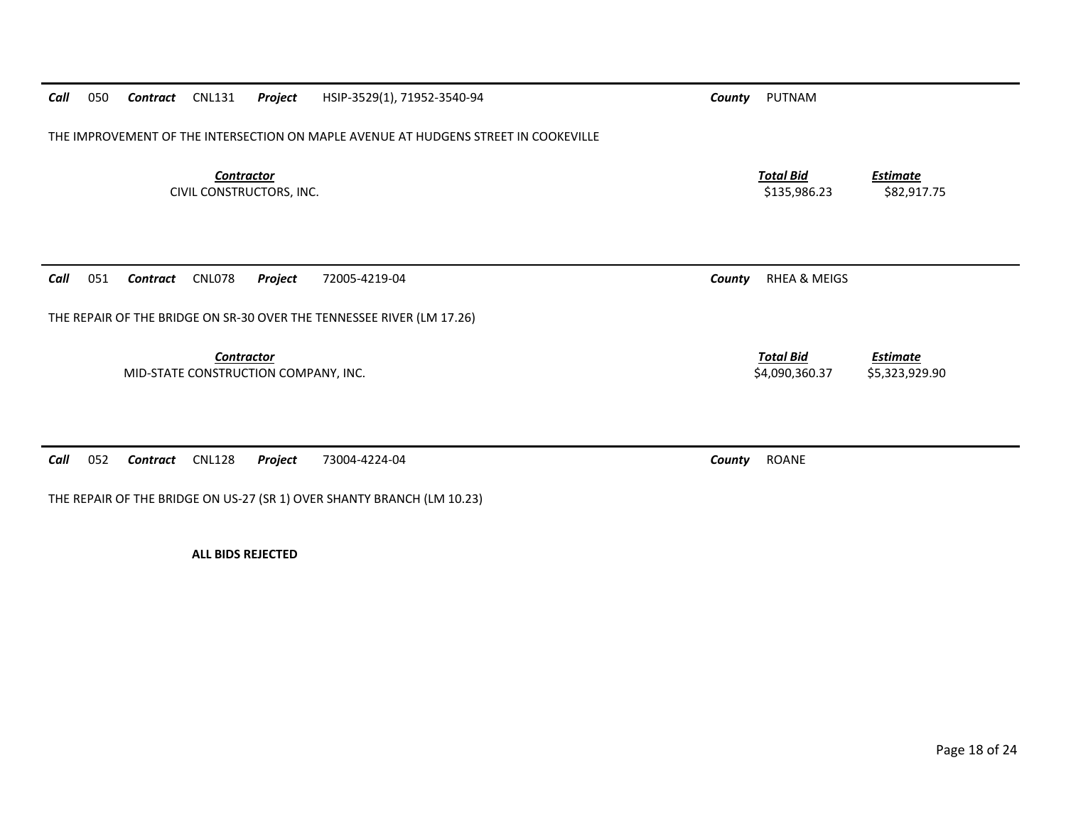***Call*** 050 ***Contract*** CNL131 ***Project*** HSIP-3529(1), 71952-3540-94 ***County*** PUTNAM

THE IMPROVEMENT OF THE INTERSECTION ON MAPLE AVENUE AT HUDGENS STREET IN COOKEVILLE

| ***Contractor*** | ***Total Bid*** | ***Estimate*** |
|---|---|---|
| CIVIL CONSTRUCTORS, INC. | $135,986.23 | $82,917.75 |

---

***Call*** 051 ***Contract*** CNL078 ***Project*** 72005-4219-04 ***County*** RHEA & MEIGS

THE REPAIR OF THE BRIDGE ON SR-30 OVER THE TENNESSEE RIVER (LM 17.26)

| ***Contractor*** | ***Total Bid*** | ***Estimate*** |
|---|---|---|
| MID-STATE CONSTRUCTION COMPANY, INC. | $4,090,360.37 | $5,323,929.90 |

---

***Call*** 052 ***Contract*** CNL128 ***Project*** 73004-4224-04 ***County*** ROANE

THE REPAIR OF THE BRIDGE ON US-27 (SR 1) OVER SHANTY BRANCH (LM 10.23)

**ALL BIDS REJECTED**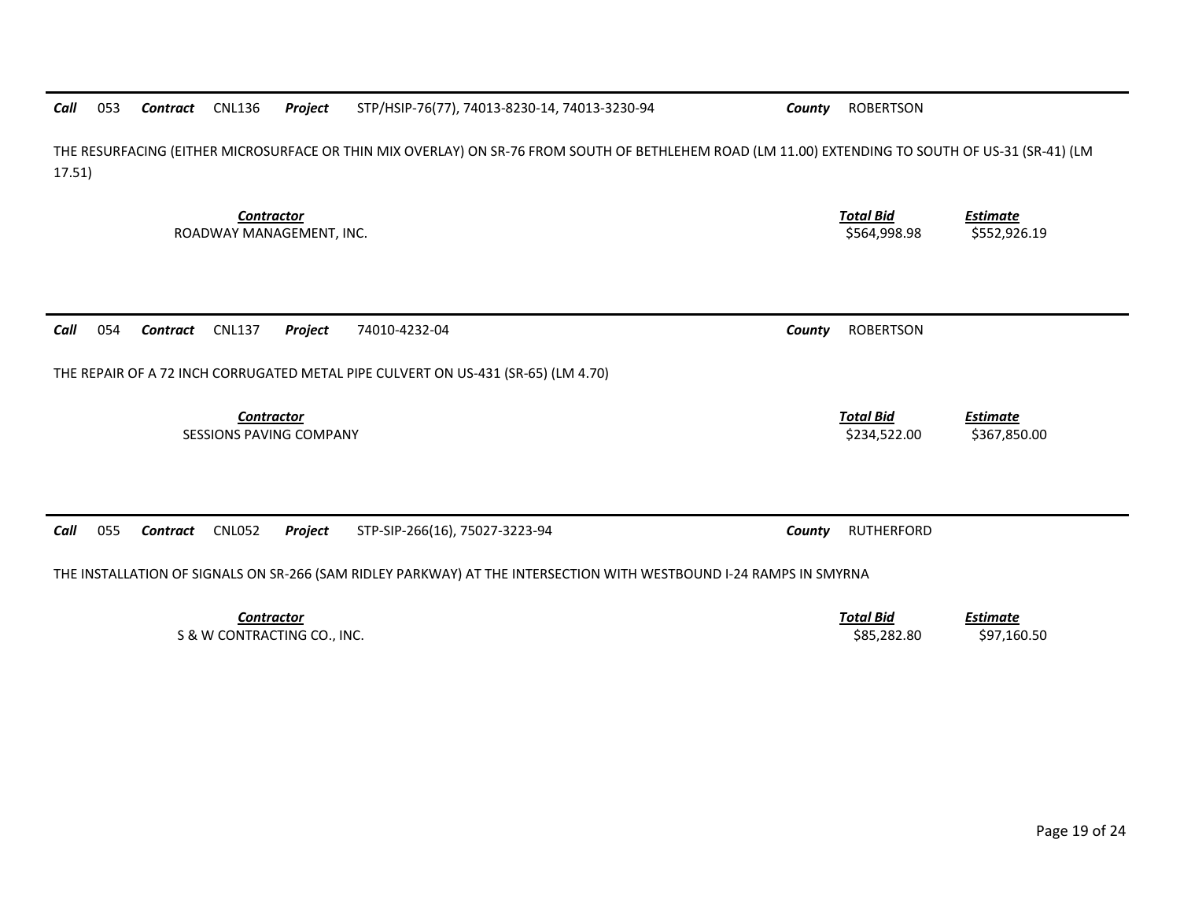**Call** 053 **Contract** CNL136 **Project** STP/HSIP-76(77), 74013-8230-14, 74013-3230-94 **County** ROBERTSON

THE RESURFACING (EITHER MICROSURFACE OR THIN MIX OVERLAY) ON SR-76 FROM SOUTH OF BETHLEHEM ROAD (LM 11.00) EXTENDING TO SOUTH OF US-31 (SR-41) (LM 17.51)

| *Contractor* | *Total Bid* | *Estimate* |
| --- | --- | --- |
| ROADWAY MANAGEMENT, INC. | $564,998.98 | $552,926.19 |

---

**Call** 054 **Contract** CNL137 **Project** 74010-4232-04 **County** ROBERTSON

THE REPAIR OF A 72 INCH CORRUGATED METAL PIPE CULVERT ON US-431 (SR-65) (LM 4.70)

| *Contractor* | *Total Bid* | *Estimate* |
| --- | --- | --- |
| SESSIONS PAVING COMPANY | $234,522.00 | $367,850.00 |

---

**Call** 055 **Contract** CNL052 **Project** STP-SIP-266(16), 75027-3223-94 **County** RUTHERFORD

THE INSTALLATION OF SIGNALS ON SR-266 (SAM RIDLEY PARKWAY) AT THE INTERSECTION WITH WESTBOUND I-24 RAMPS IN SMYRNA

| *Contractor* | *Total Bid* | *Estimate* |
| --- | --- | --- |
| S & W CONTRACTING CO., INC. | $85,282.80 | $97,160.50 |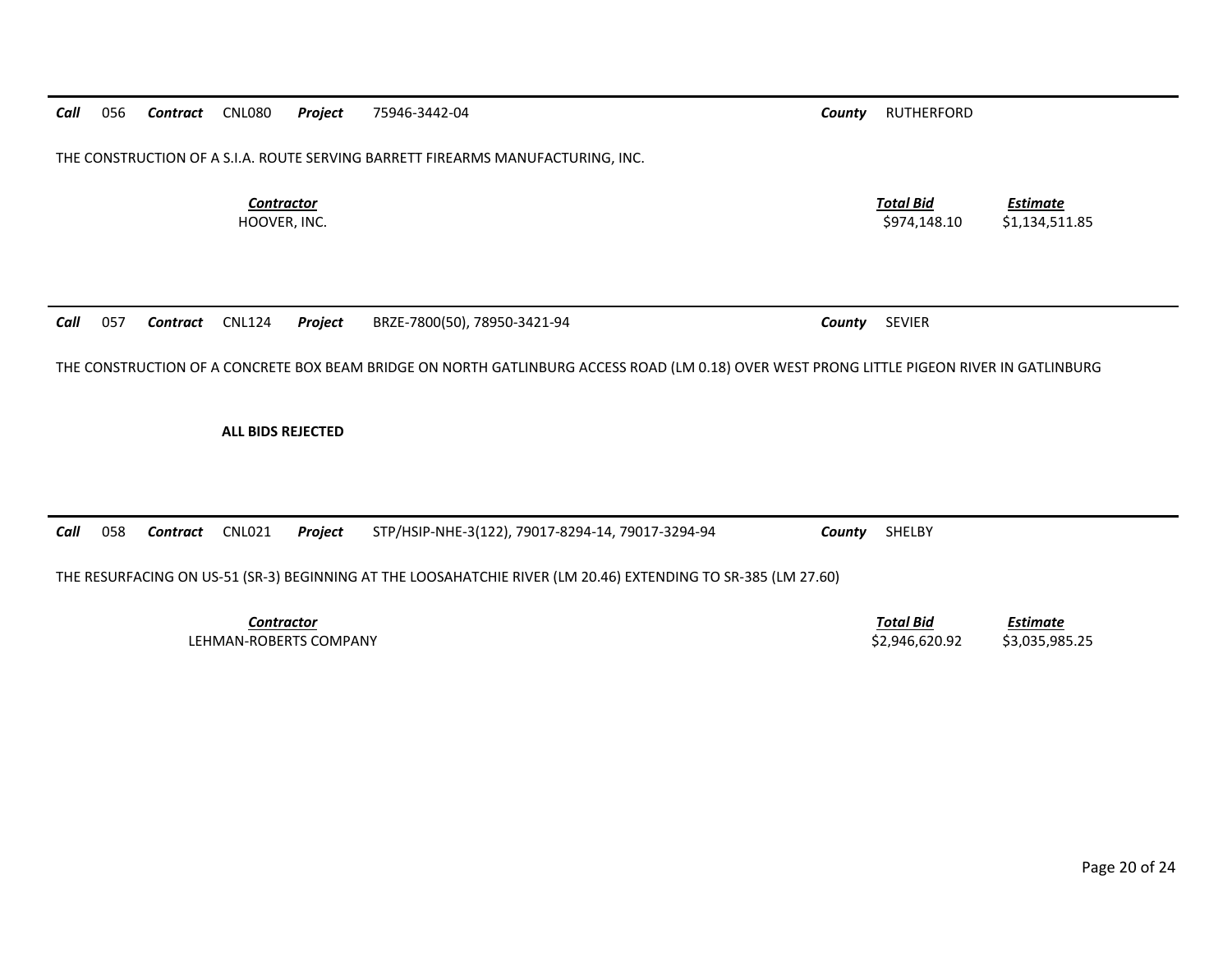**Call** 056 **Contract** CNL080 **Project** 75946-3442-04 **County** RUTHERFORD

THE CONSTRUCTION OF A S.I.A. ROUTE SERVING BARRETT FIREARMS MANUFACTURING, INC.

| Contractor | Total Bid | Estimate |
|---|---|---|
| HOOVER, INC. | $974,148.10 | $1,134,511.85 |

---

**Call** 057 **Contract** CNL124 **Project** BRZE-7800(50), 78950-3421-94 **County** SEVIER

THE CONSTRUCTION OF A CONCRETE BOX BEAM BRIDGE ON NORTH GATLINBURG ACCESS ROAD (LM 0.18) OVER WEST PRONG LITTLE PIGEON RIVER IN GATLINBURG

**ALL BIDS REJECTED**

---

**Call** 058 **Contract** CNL021 **Project** STP/HSIP-NHE-3(122), 79017-8294-14, 79017-3294-94 **County** SHELBY

THE RESURFACING ON US-51 (SR-3) BEGINNING AT THE LOOSAHATCHIE RIVER (LM 20.46) EXTENDING TO SR-385 (LM 27.60)

| Contractor | Total Bid | Estimate |
|---|---|---|
| LEHMAN-ROBERTS COMPANY | $2,946,620.92 | $3,035,985.25 |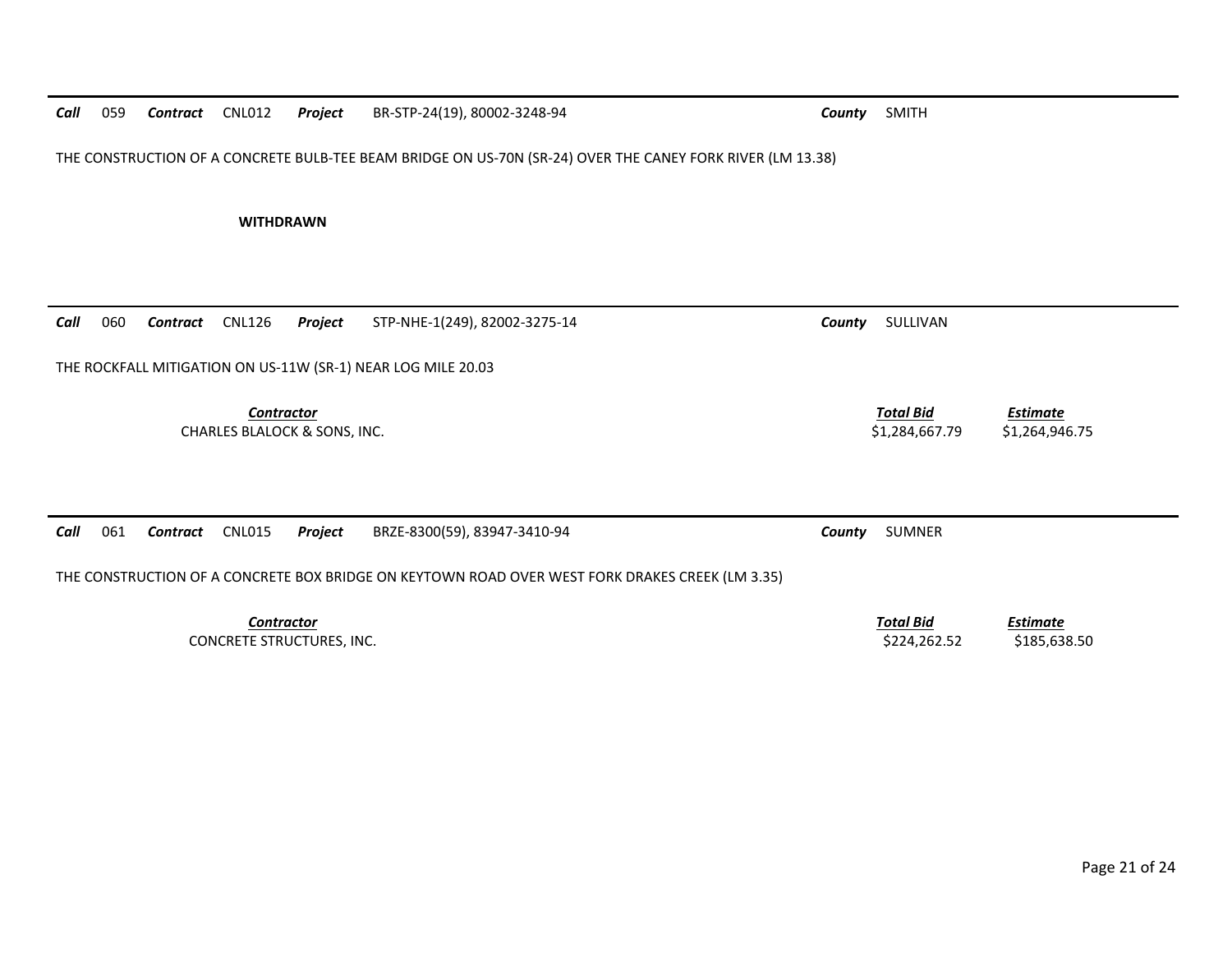**Call** 059 **Contract** CNL012 **Project** BR-STP-24(19), 80002-3248-94 **County** SMITH

THE CONSTRUCTION OF A CONCRETE BULB-TEE BEAM BRIDGE ON US-70N (SR-24) OVER THE CANEY FORK RIVER (LM 13.38)

**WITHDRAWN**

---

**Call** 060 **Contract** CNL126 **Project** STP-NHE-1(249), 82002-3275-14 **County** SULLIVAN

THE ROCKFALL MITIGATION ON US-11W (SR-1) NEAR LOG MILE 20.03

| *Contractor* | *Total Bid* | *Estimate* |
| --- | --- | --- |
| CHARLES BLALOCK & SONS, INC. | $1,284,667.79 | $1,264,946.75 |

---

**Call** 061 **Contract** CNL015 **Project** BRZE-8300(59), 83947-3410-94 **County** SUMNER

THE CONSTRUCTION OF A CONCRETE BOX BRIDGE ON KEYTOWN ROAD OVER WEST FORK DRAKES CREEK (LM 3.35)

| *Contractor* | *Total Bid* | *Estimate* |
| --- | --- | --- |
| CONCRETE STRUCTURES, INC. | $224,262.52 | $185,638.50 |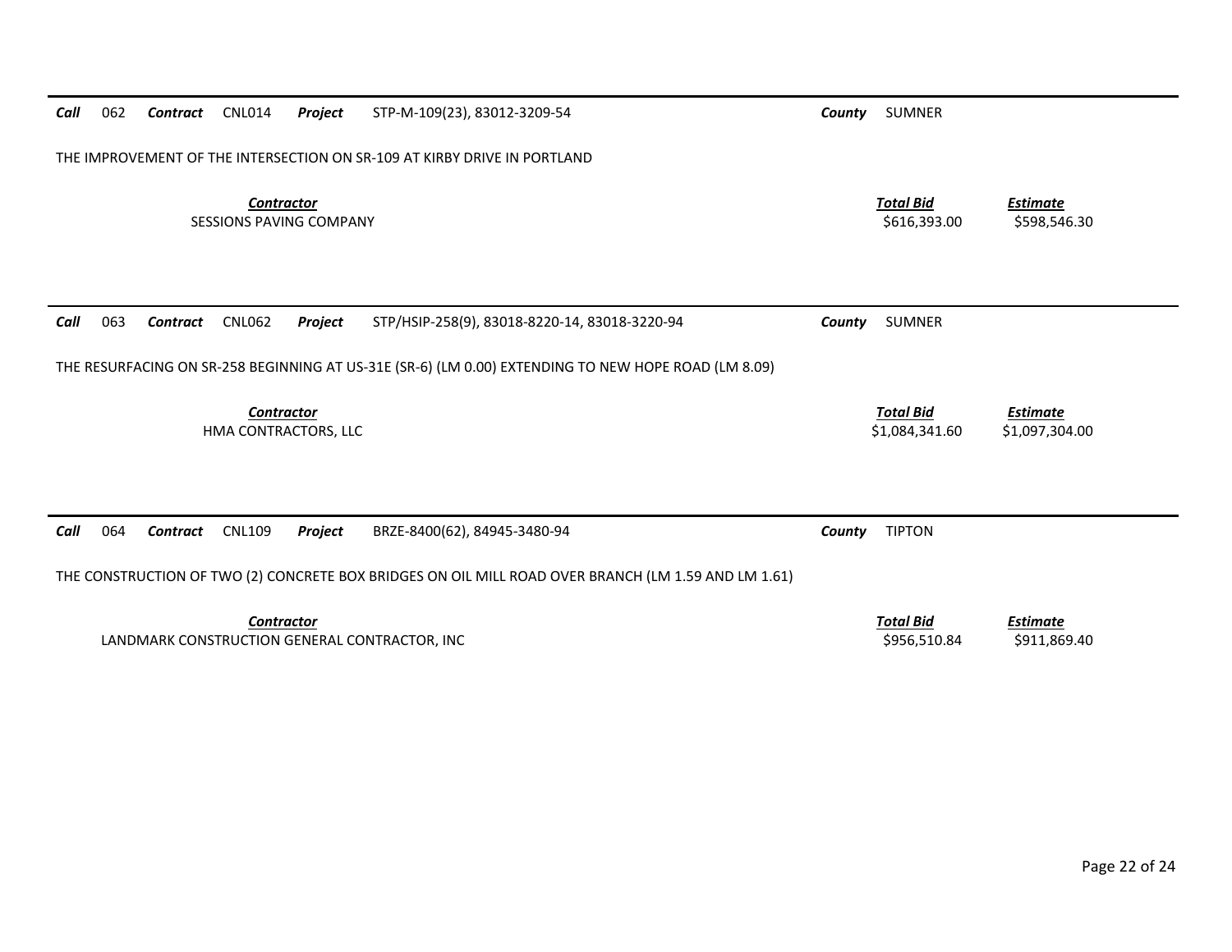**Call** 062 **Contract** CNL014 **Project** STP-M-109(23), 83012-3209-54 **County** SUMNER

THE IMPROVEMENT OF THE INTERSECTION ON SR-109 AT KIRBY DRIVE IN PORTLAND

| Contractor | Total Bid | Estimate |
|---|---|---|
| SESSIONS PAVING COMPANY | $616,393.00 | $598,546.30 |

---

**Call** 063 **Contract** CNL062 **Project** STP/HSIP-258(9), 83018-8220-14, 83018-3220-94 **County** SUMNER

THE RESURFACING ON SR-258 BEGINNING AT US-31E (SR-6) (LM 0.00) EXTENDING TO NEW HOPE ROAD (LM 8.09)

| Contractor | Total Bid | Estimate |
|---|---|---|
| HMA CONTRACTORS, LLC | $1,084,341.60 | $1,097,304.00 |

---

**Call** 064 **Contract** CNL109 **Project** BRZE-8400(62), 84945-3480-94 **County** TIPTON

THE CONSTRUCTION OF TWO (2) CONCRETE BOX BRIDGES ON OIL MILL ROAD OVER BRANCH (LM 1.59 AND LM 1.61)

| Contractor | Total Bid | Estimate |
|---|---|---|
| LANDMARK CONSTRUCTION GENERAL CONTRACTOR, INC | $956,510.84 | $911,869.40 |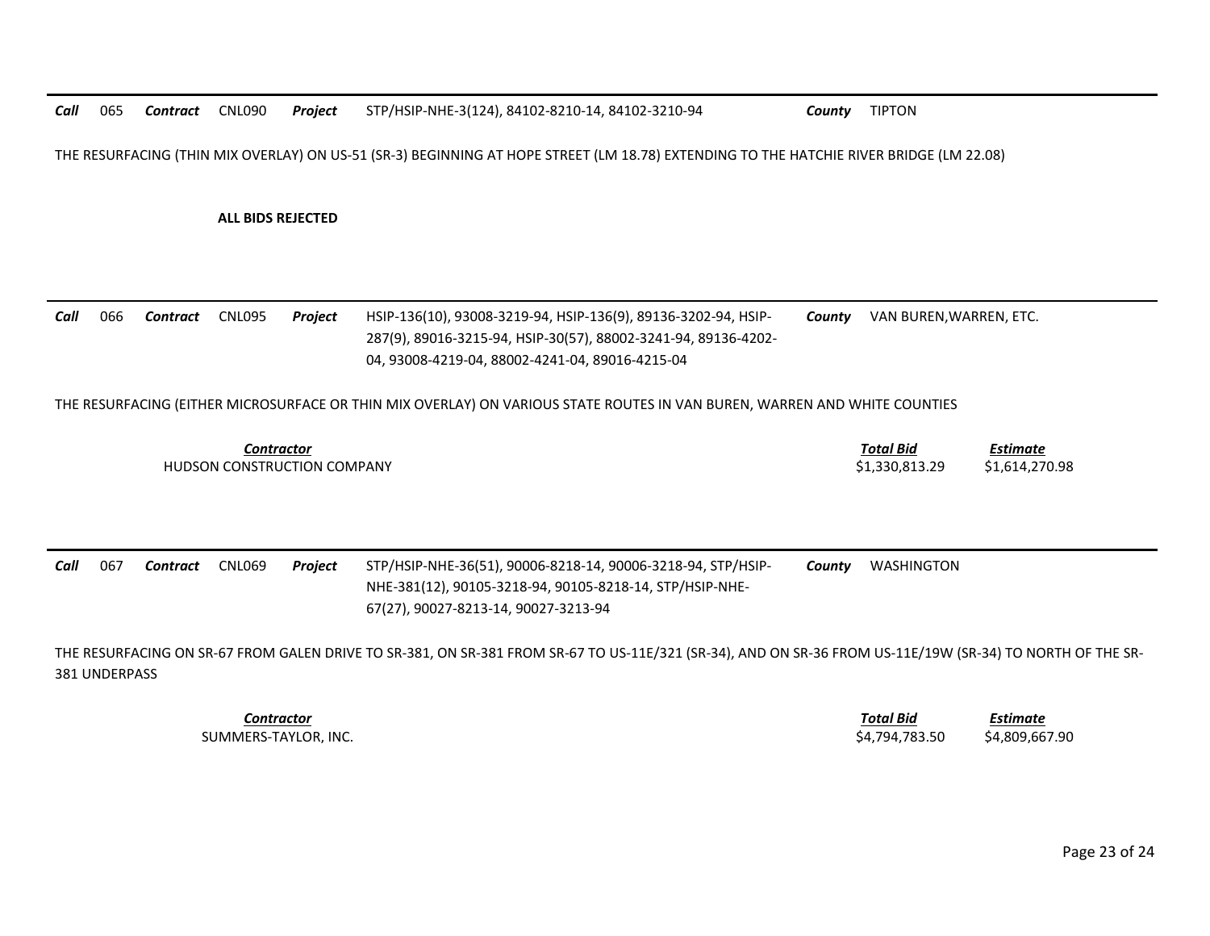**Call** 065 **Contract** CNL090 **Project** STP/HSIP-NHE-3(124), 84102-8210-14, 84102-3210-94 **County** TIPTON

THE RESURFACING (THIN MIX OVERLAY) ON US-51 (SR-3) BEGINNING AT HOPE STREET (LM 18.78) EXTENDING TO THE HATCHIE RIVER BRIDGE (LM 22.08)

**ALL BIDS REJECTED**

---

**Call** 066 **Contract** CNL095 **Project** HSIP-136(10), 93008-3219-94, HSIP-136(9), 89136-3202-94, HSIP-287(9), 89016-3215-94, HSIP-30(57), 88002-3241-94, 89136-4202-04, 93008-4219-04, 88002-4241-04, 89016-4215-04 **County** VAN BUREN,WARREN, ETC.

THE RESURFACING (EITHER MICROSURFACE OR THIN MIX OVERLAY) ON VARIOUS STATE ROUTES IN VAN BUREN, WARREN AND WHITE COUNTIES

| Contractor | Total Bid | Estimate |
|---|---|---|
| HUDSON CONSTRUCTION COMPANY | $1,330,813.29 | $1,614,270.98 |

---

**Call** 067 **Contract** CNL069 **Project** STP/HSIP-NHE-36(51), 90006-8218-14, 90006-3218-94, STP/HSIP-NHE-381(12), 90105-3218-94, 90105-8218-14, STP/HSIP-NHE-67(27), 90027-8213-14, 90027-3213-94 **County** WASHINGTON

THE RESURFACING ON SR-67 FROM GALEN DRIVE TO SR-381, ON SR-381 FROM SR-67 TO US-11E/321 (SR-34), AND ON SR-36 FROM US-11E/19W (SR-34) TO NORTH OF THE SR-381 UNDERPASS

| Contractor | Total Bid | Estimate |
|---|---|---|
| SUMMERS-TAYLOR, INC. | $4,794,783.50 | $4,809,667.90 |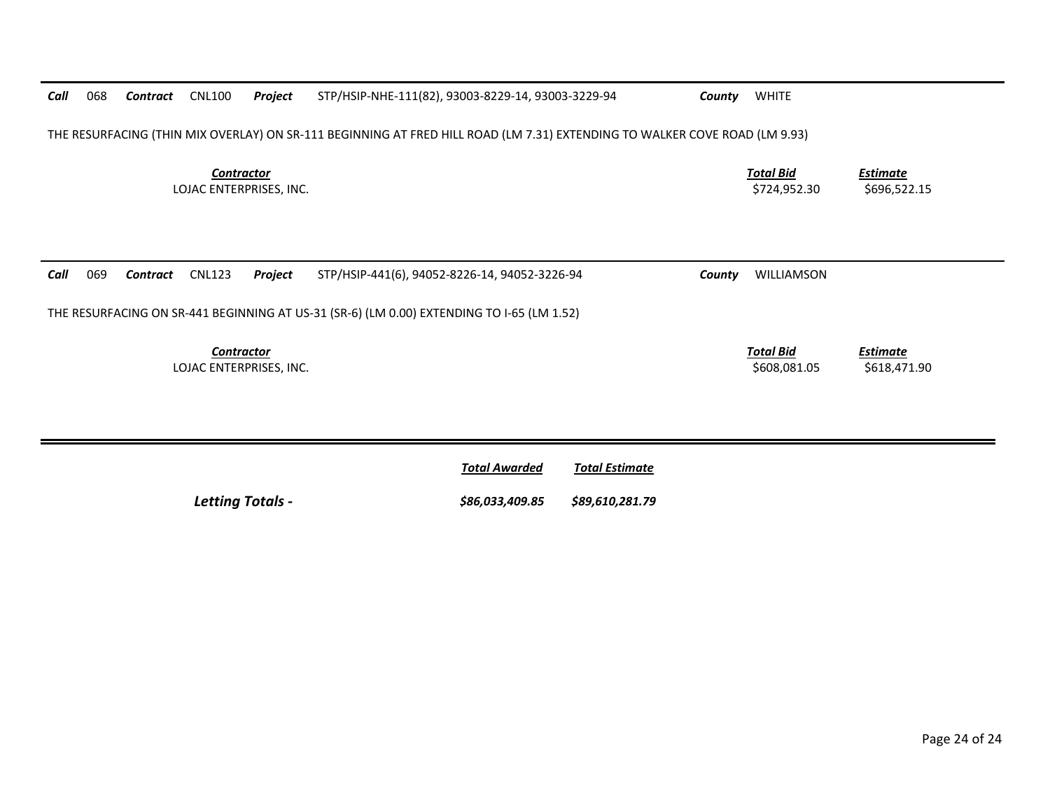**Call** 068 **Contract** CNL100 **Project** STP/HSIP-NHE-111(82), 93003-8229-14, 93003-3229-94 **County** WHITE

THE RESURFACING (THIN MIX OVERLAY) ON SR-111 BEGINNING AT FRED HILL ROAD (LM 7.31) EXTENDING TO WALKER COVE ROAD (LM 9.93)

| *Contractor* | *Total Bid* | *Estimate* |
|---|---|---|
| LOJAC ENTERPRISES, INC. | $724,952.30 | $696,522.15 |

---

**Call** 069 **Contract** CNL123 **Project** STP/HSIP-441(6), 94052-8226-14, 94052-3226-94 **County** WILLIAMSON

THE RESURFACING ON SR-441 BEGINNING AT US-31 (SR-6) (LM 0.00) EXTENDING TO I-65 (LM 1.52)

| *Contractor* | *Total Bid* | *Estimate* |
|---|---|---|
| LOJAC ENTERPRISES, INC. | $608,081.05 | $618,471.90 |

---

| | *Total Awarded* | *Total Estimate* |
|---|---|---|
| ***Letting Totals -*** | ***$86,033,409.85*** | ***$89,610,281.79*** |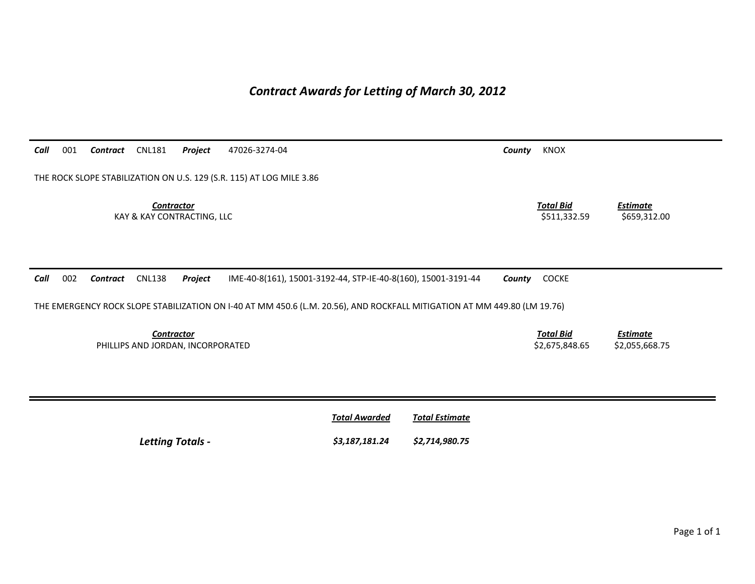# *Contract Awards for Letting of March 30, 2012*

---

***Call*** 001 ***Contract*** CNL181 ***Project*** 47026-3274-04 ***County*** KNOX

THE ROCK SLOPE STABILIZATION ON U.S. 129 (S.R. 115) AT LOG MILE 3.86

| ***Contractor*** | ***Total Bid*** | ***Estimate*** |
|---|---|---|
| KAY & KAY CONTRACTING, LLC | $511,332.59 | $659,312.00 |

---

***Call*** 002 ***Contract*** CNL138 ***Project*** IME-40-8(161), 15001-3192-44, STP-IE-40-8(160), 15001-3191-44 ***County*** COCKE

THE EMERGENCY ROCK SLOPE STABILIZATION ON I-40 AT MM 450.6 (L.M. 20.56), AND ROCKFALL MITIGATION AT MM 449.80 (LM 19.76)

| ***Contractor*** | ***Total Bid*** | ***Estimate*** |
|---|---|---|
| PHILLIPS AND JORDAN, INCORPORATED | $2,675,848.65 | $2,055,668.75 |

---

| | ***Total Awarded*** | ***Total Estimate*** |
|---|---|---|
| ***Letting Totals -*** | ***$3,187,181.24*** | ***$2,714,980.75*** |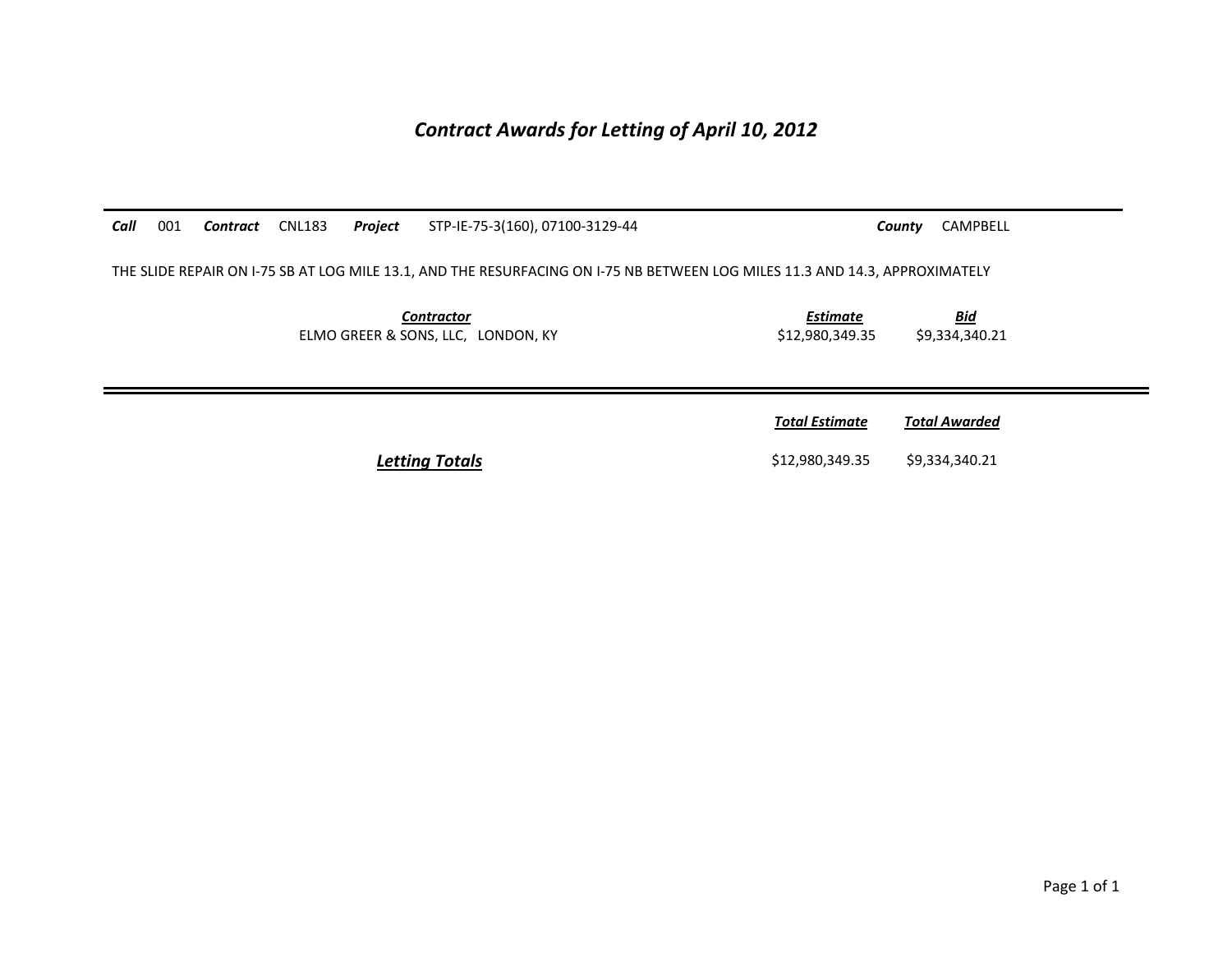# *Contract Awards for Letting of April 10, 2012*

***Call*** 001 ***Contract*** CNL183 ***Project*** STP-IE-75-3(160), 07100-3129-44 ***County*** CAMPBELL

THE SLIDE REPAIR ON I-75 SB AT LOG MILE 13.1, AND THE RESURFACING ON I-75 NB BETWEEN LOG MILES 11.3 AND 14.3, APPROXIMATELY

| ***Contractor*** | ***Estimate*** | ***Bid*** |
|---|---|---|
| ELMO GREER & SONS, LLC, LONDON, KY | $12,980,349.35 | $9,334,340.21 |

| | ***Total Estimate*** | ***Total Awarded*** |
|---|---|---|
| ***Letting Totals*** | $12,980,349.35 | $9,334,340.21 |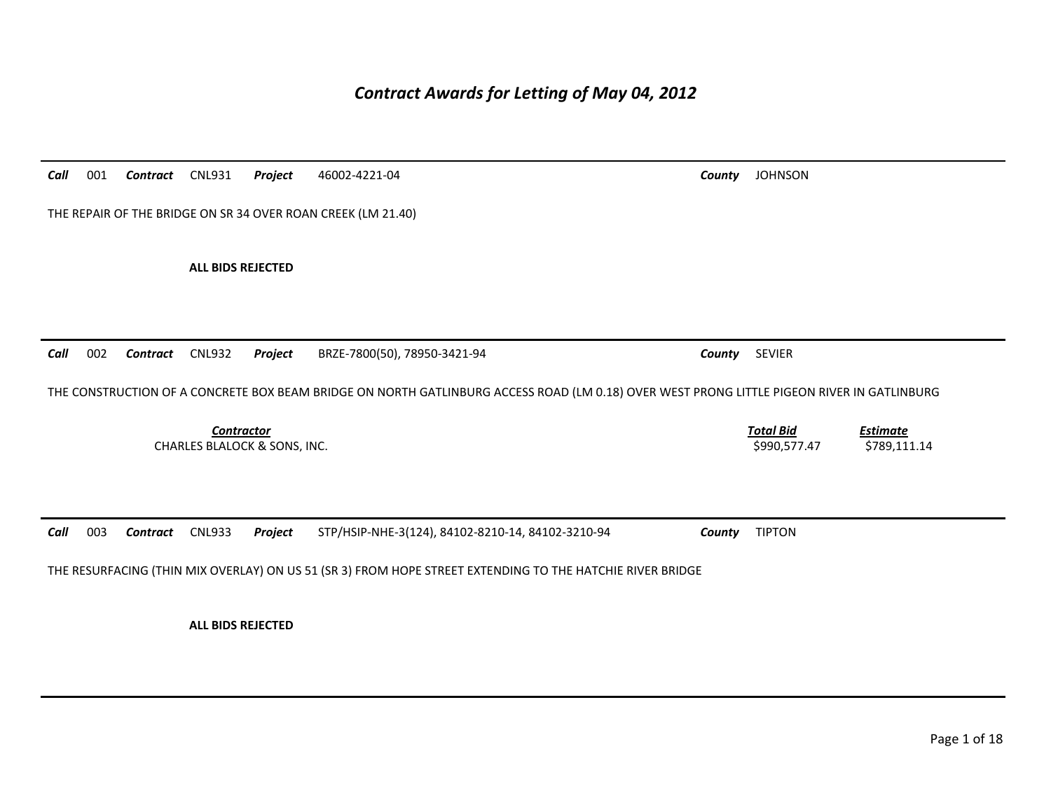# *Contract Awards for Letting of May 04, 2012*

---

***Call*** 001 ***Contract*** CNL931 ***Project*** 46002-4221-04 ***County*** JOHNSON

THE REPAIR OF THE BRIDGE ON SR 34 OVER ROAN CREEK (LM 21.40)

**ALL BIDS REJECTED**

---

***Call*** 002 ***Contract*** CNL932 ***Project*** BRZE-7800(50), 78950-3421-94 ***County*** SEVIER

THE CONSTRUCTION OF A CONCRETE BOX BEAM BRIDGE ON NORTH GATLINBURG ACCESS ROAD (LM 0.18) OVER WEST PRONG LITTLE PIGEON RIVER IN GATLINBURG

| *Contractor* | *Total Bid* | *Estimate* |
|---|---|---|
| CHARLES BLALOCK & SONS, INC. | $990,577.47 | $789,111.14 |

---

***Call*** 003 ***Contract*** CNL933 ***Project*** STP/HSIP-NHE-3(124), 84102-8210-14, 84102-3210-94 ***County*** TIPTON

THE RESURFACING (THIN MIX OVERLAY) ON US 51 (SR 3) FROM HOPE STREET EXTENDING TO THE HATCHIE RIVER BRIDGE

**ALL BIDS REJECTED**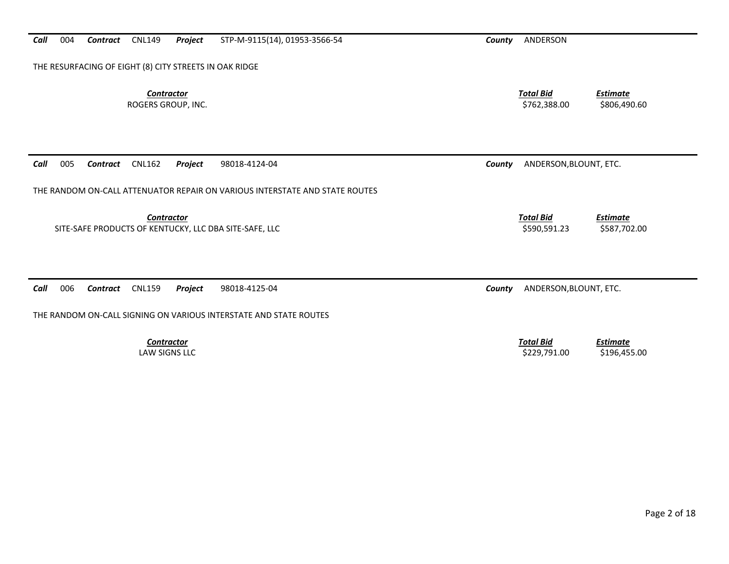**Call** 004 **Contract** CNL149 **Project** STP-M-9115(14), 01953-3566-54 **County** ANDERSON

THE RESURFACING OF EIGHT (8) CITY STREETS IN OAK RIDGE

| *Contractor* | *Total Bid* | *Estimate* |
|---|---|---|
| ROGERS GROUP, INC. | $762,388.00 | $806,490.60 |

---

**Call** 005 **Contract** CNL162 **Project** 98018-4124-04 **County** ANDERSON,BLOUNT, ETC.

THE RANDOM ON-CALL ATTENUATOR REPAIR ON VARIOUS INTERSTATE AND STATE ROUTES

| *Contractor* | *Total Bid* | *Estimate* |
|---|---|---|
| SITE-SAFE PRODUCTS OF KENTUCKY, LLC DBA SITE-SAFE, LLC | $590,591.23 | $587,702.00 |

---

**Call** 006 **Contract** CNL159 **Project** 98018-4125-04 **County** ANDERSON,BLOUNT, ETC.

THE RANDOM ON-CALL SIGNING ON VARIOUS INTERSTATE AND STATE ROUTES

| *Contractor* | *Total Bid* | *Estimate* |
|---|---|---|
| LAW SIGNS LLC | $229,791.00 | $196,455.00 |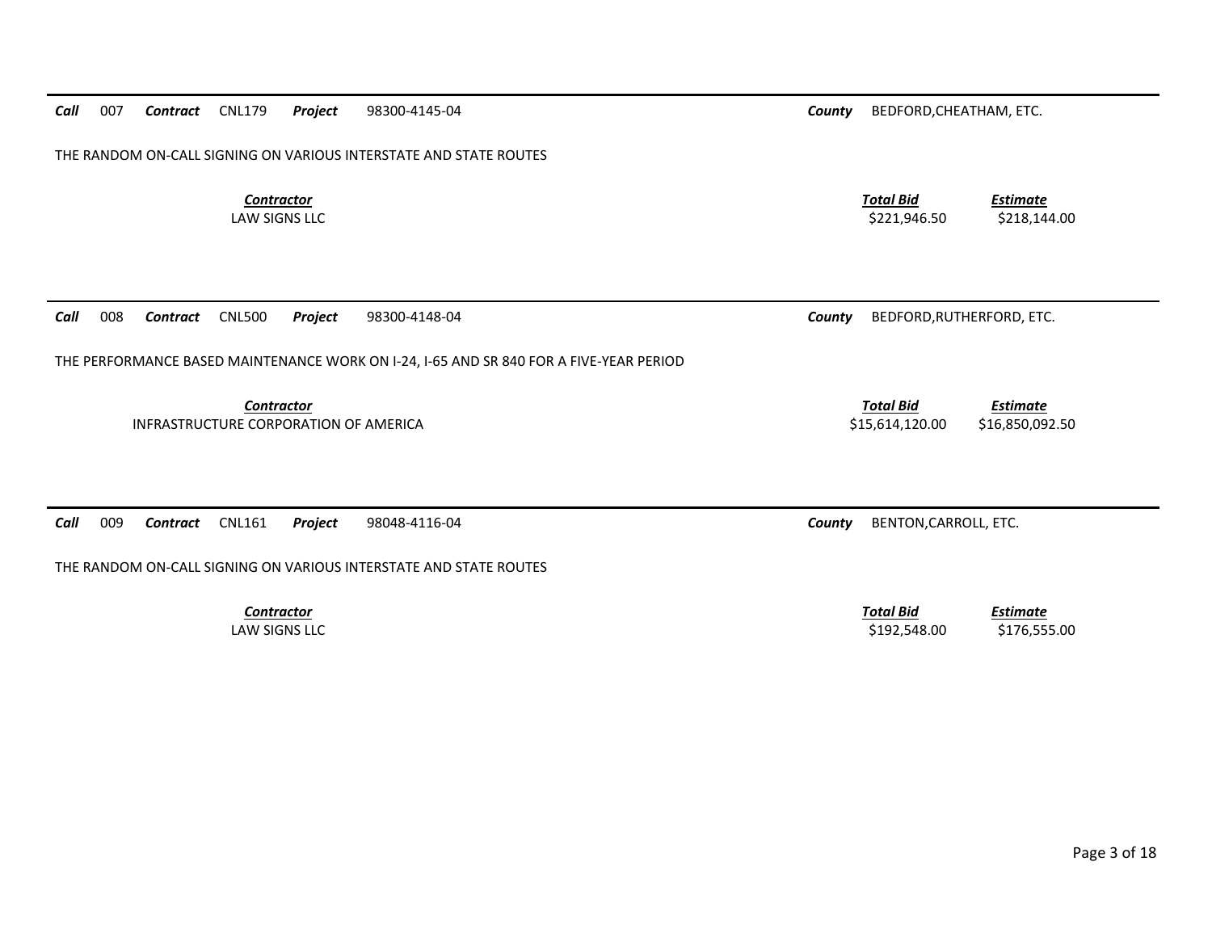**Call** 007 **Contract** CNL179 **Project** 98300-4145-04 **County** BEDFORD,CHEATHAM, ETC.

THE RANDOM ON-CALL SIGNING ON VARIOUS INTERSTATE AND STATE ROUTES

| *Contractor* | *Total Bid* | *Estimate* |
|---|---|---|
| LAW SIGNS LLC | $221,946.50 | $218,144.00 |

---

**Call** 008 **Contract** CNL500 **Project** 98300-4148-04 **County** BEDFORD,RUTHERFORD, ETC.

THE PERFORMANCE BASED MAINTENANCE WORK ON I-24, I-65 AND SR 840 FOR A FIVE-YEAR PERIOD

| *Contractor* | *Total Bid* | *Estimate* |
|---|---|---|
| INFRASTRUCTURE CORPORATION OF AMERICA | $15,614,120.00 | $16,850,092.50 |

---

**Call** 009 **Contract** CNL161 **Project** 98048-4116-04 **County** BENTON,CARROLL, ETC.

THE RANDOM ON-CALL SIGNING ON VARIOUS INTERSTATE AND STATE ROUTES

| *Contractor* | *Total Bid* | *Estimate* |
|---|---|---|
| LAW SIGNS LLC | $192,548.00 | $176,555.00 |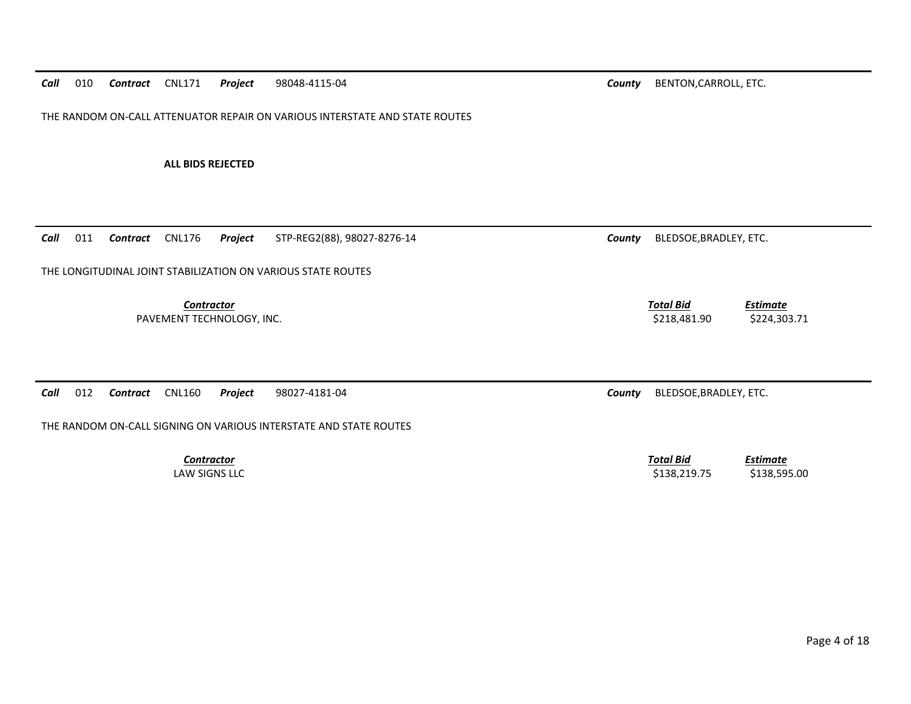***Call*** 010 ***Contract*** CNL171 ***Project*** 98048-4115-04 ***County*** BENTON,CARROLL, ETC.

THE RANDOM ON-CALL ATTENUATOR REPAIR ON VARIOUS INTERSTATE AND STATE ROUTES

**ALL BIDS REJECTED**

---

***Call*** 011 ***Contract*** CNL176 ***Project*** STP-REG2(88), 98027-8276-14 ***County*** BLEDSOE,BRADLEY, ETC.

THE LONGITUDINAL JOINT STABILIZATION ON VARIOUS STATE ROUTES

| *Contractor* | *Total Bid* | *Estimate* |
|---|---|---|
| PAVEMENT TECHNOLOGY, INC. | $218,481.90 | $224,303.71 |

---

***Call*** 012 ***Contract*** CNL160 ***Project*** 98027-4181-04 ***County*** BLEDSOE,BRADLEY, ETC.

THE RANDOM ON-CALL SIGNING ON VARIOUS INTERSTATE AND STATE ROUTES

| *Contractor* | *Total Bid* | *Estimate* |
|---|---|---|
| LAW SIGNS LLC | $138,219.75 | $138,595.00 |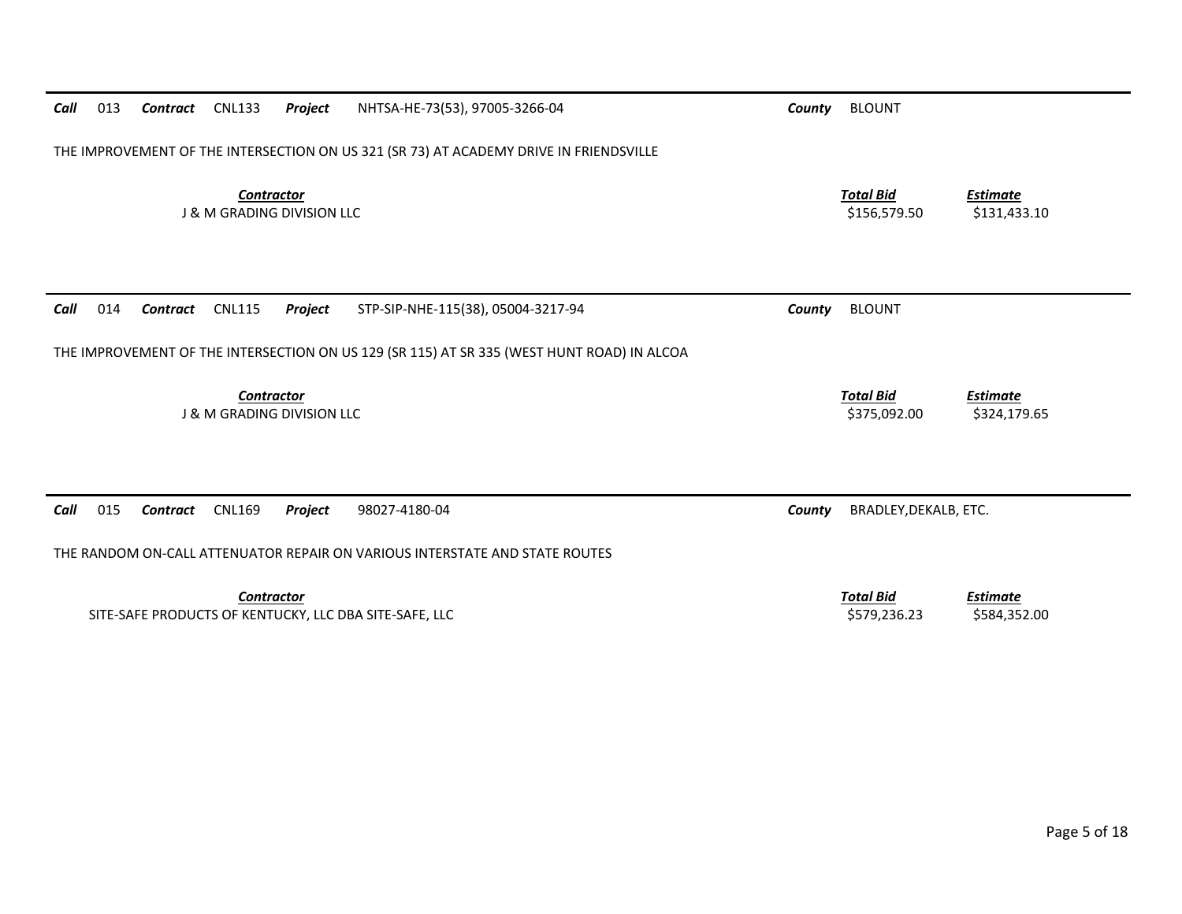**Call** 013 **Contract** CNL133 **Project** NHTSA-HE-73(53), 97005-3266-04 **County** BLOUNT

THE IMPROVEMENT OF THE INTERSECTION ON US 321 (SR 73) AT ACADEMY DRIVE IN FRIENDSVILLE

| Contractor | Total Bid | Estimate |
|---|---|---|
| J & M GRADING DIVISION LLC | $156,579.50 | $131,433.10 |

---

**Call** 014 **Contract** CNL115 **Project** STP-SIP-NHE-115(38), 05004-3217-94 **County** BLOUNT

THE IMPROVEMENT OF THE INTERSECTION ON US 129 (SR 115) AT SR 335 (WEST HUNT ROAD) IN ALCOA

| Contractor | Total Bid | Estimate |
|---|---|---|
| J & M GRADING DIVISION LLC | $375,092.00 | $324,179.65 |

---

**Call** 015 **Contract** CNL169 **Project** 98027-4180-04 **County** BRADLEY,DEKALB, ETC.

THE RANDOM ON-CALL ATTENUATOR REPAIR ON VARIOUS INTERSTATE AND STATE ROUTES

| Contractor | Total Bid | Estimate |
|---|---|---|
| SITE-SAFE PRODUCTS OF KENTUCKY, LLC DBA SITE-SAFE, LLC | $579,236.23 | $584,352.00 |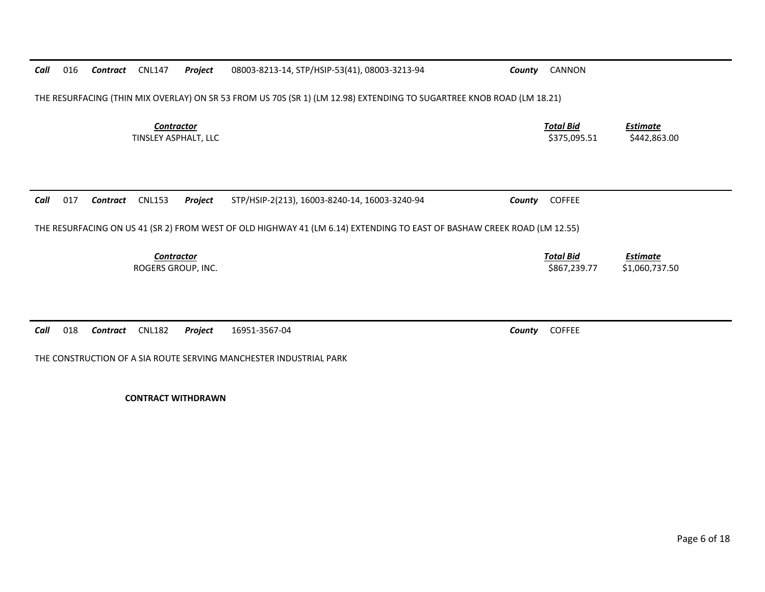**Call** 016 **Contract** CNL147 **Project** 08003-8213-14, STP/HSIP-53(41), 08003-3213-94 **County** CANNON

THE RESURFACING (THIN MIX OVERLAY) ON SR 53 FROM US 70S (SR 1) (LM 12.98) EXTENDING TO SUGARTREE KNOB ROAD (LM 18.21)

| *Contractor* | *Total Bid* | *Estimate* |
|---|---|---|
| TINSLEY ASPHALT, LLC | $375,095.51 | $442,863.00 |

---

**Call** 017 **Contract** CNL153 **Project** STP/HSIP-2(213), 16003-8240-14, 16003-3240-94 **County** COFFEE

THE RESURFACING ON US 41 (SR 2) FROM WEST OF OLD HIGHWAY 41 (LM 6.14) EXTENDING TO EAST OF BASHAW CREEK ROAD (LM 12.55)

| *Contractor* | *Total Bid* | *Estimate* |
|---|---|---|
| ROGERS GROUP, INC. | $867,239.77 | $1,060,737.50 |

---

**Call** 018 **Contract** CNL182 **Project** 16951-3567-04 **County** COFFEE

THE CONSTRUCTION OF A SIA ROUTE SERVING MANCHESTER INDUSTRIAL PARK

**CONTRACT WITHDRAWN**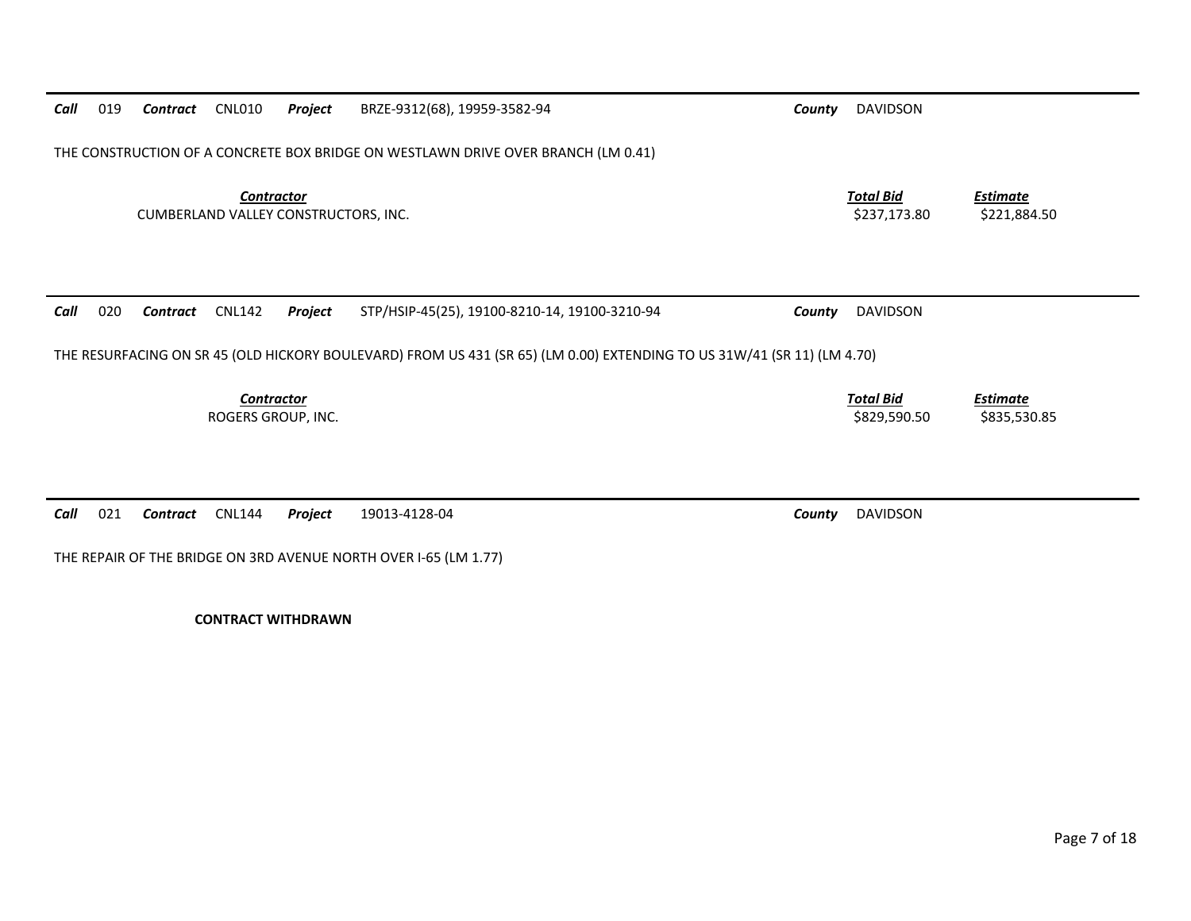**Call** 019 **Contract** CNL010 **Project** BRZE-9312(68), 19959-3582-94 **County** DAVIDSON

THE CONSTRUCTION OF A CONCRETE BOX BRIDGE ON WESTLAWN DRIVE OVER BRANCH (LM 0.41)

| *Contractor* | *Total Bid* | *Estimate* |
|---|---|---|
| CUMBERLAND VALLEY CONSTRUCTORS, INC. | $237,173.80 | $221,884.50 |

---

**Call** 020 **Contract** CNL142 **Project** STP/HSIP-45(25), 19100-8210-14, 19100-3210-94 **County** DAVIDSON

THE RESURFACING ON SR 45 (OLD HICKORY BOULEVARD) FROM US 431 (SR 65) (LM 0.00) EXTENDING TO US 31W/41 (SR 11) (LM 4.70)

| *Contractor* | *Total Bid* | *Estimate* |
|---|---|---|
| ROGERS GROUP, INC. | $829,590.50 | $835,530.85 |

---

**Call** 021 **Contract** CNL144 **Project** 19013-4128-04 **County** DAVIDSON

THE REPAIR OF THE BRIDGE ON 3RD AVENUE NORTH OVER I-65 (LM 1.77)

**CONTRACT WITHDRAWN**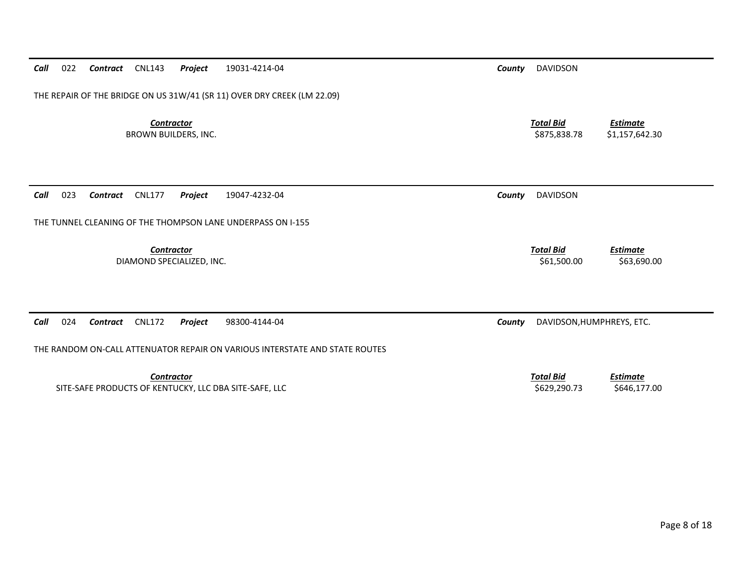***Call*** 022 ***Contract*** CNL143 ***Project*** 19031-4214-04 ***County*** DAVIDSON

THE REPAIR OF THE BRIDGE ON US 31W/41 (SR 11) OVER DRY CREEK (LM 22.09)

| *Contractor* | *Total Bid* | *Estimate* |
| --- | --- | --- |
| BROWN BUILDERS, INC. | $875,838.78 | $1,157,642.30 |

***Call*** 023 ***Contract*** CNL177 ***Project*** 19047-4232-04 ***County*** DAVIDSON

THE TUNNEL CLEANING OF THE THOMPSON LANE UNDERPASS ON I-155

| *Contractor* | *Total Bid* | *Estimate* |
| --- | --- | --- |
| DIAMOND SPECIALIZED, INC. | $61,500.00 | $63,690.00 |

***Call*** 024 ***Contract*** CNL172 ***Project*** 98300-4144-04 ***County*** DAVIDSON,HUMPHREYS, ETC.

THE RANDOM ON-CALL ATTENUATOR REPAIR ON VARIOUS INTERSTATE AND STATE ROUTES

| *Contractor* | *Total Bid* | *Estimate* |
| --- | --- | --- |
| SITE-SAFE PRODUCTS OF KENTUCKY, LLC DBA SITE-SAFE, LLC | $629,290.73 | $646,177.00 |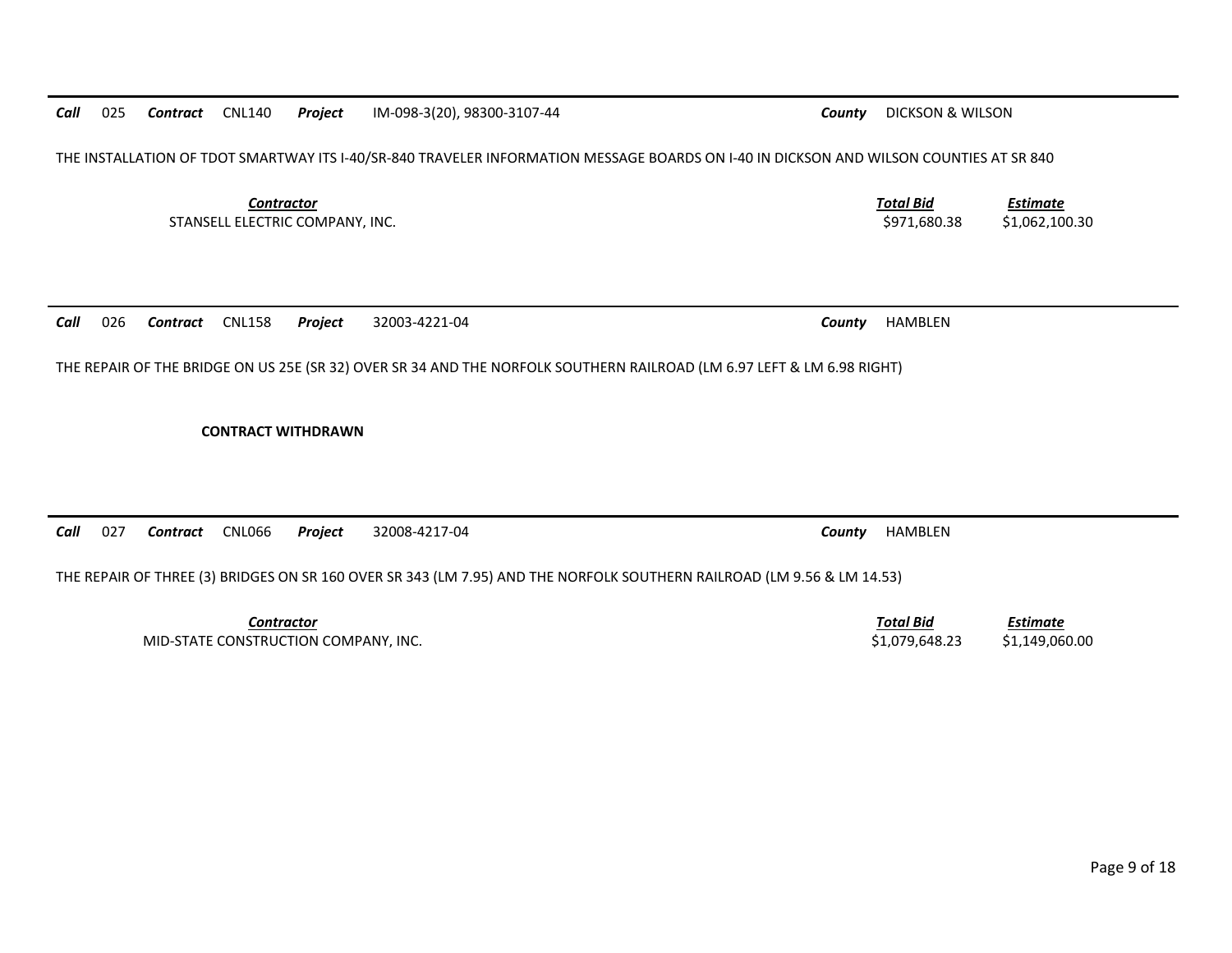**Call** 025 **Contract** CNL140 **Project** IM-098-3(20), 98300-3107-44 **County** DICKSON & WILSON

THE INSTALLATION OF TDOT SMARTWAY ITS I-40/SR-840 TRAVELER INFORMATION MESSAGE BOARDS ON I-40 IN DICKSON AND WILSON COUNTIES AT SR 840

| ***Contractor*** | ***Total Bid*** | ***Estimate*** |
|---|---|---|
| STANSELL ELECTRIC COMPANY, INC. | \$971,680.38 | \$1,062,100.30 |

---

**Call** 026 **Contract** CNL158 **Project** 32003-4221-04 **County** HAMBLEN

THE REPAIR OF THE BRIDGE ON US 25E (SR 32) OVER SR 34 AND THE NORFOLK SOUTHERN RAILROAD (LM 6.97 LEFT & LM 6.98 RIGHT)

**CONTRACT WITHDRAWN**

---

**Call** 027 **Contract** CNL066 **Project** 32008-4217-04 **County** HAMBLEN

THE REPAIR OF THREE (3) BRIDGES ON SR 160 OVER SR 343 (LM 7.95) AND THE NORFOLK SOUTHERN RAILROAD (LM 9.56 & LM 14.53)

| ***Contractor*** | ***Total Bid*** | ***Estimate*** |
|---|---|---|
| MID-STATE CONSTRUCTION COMPANY, INC. | \$1,079,648.23 | \$1,149,060.00 |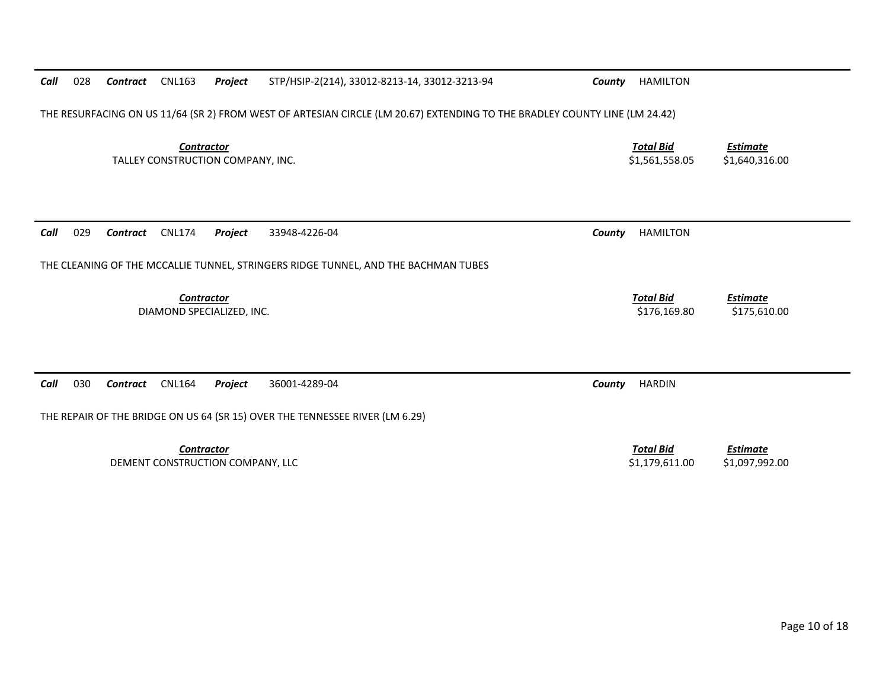**Call** 028 **Contract** CNL163 **Project** STP/HSIP-2(214), 33012-8213-14, 33012-3213-94 **County** HAMILTON

THE RESURFACING ON US 11/64 (SR 2) FROM WEST OF ARTESIAN CIRCLE (LM 20.67) EXTENDING TO THE BRADLEY COUNTY LINE (LM 24.42)

| Contractor | Total Bid | Estimate |
| --- | --- | --- |
| TALLEY CONSTRUCTION COMPANY, INC. | $1,561,558.05 | $1,640,316.00 |

---

**Call** 029 **Contract** CNL174 **Project** 33948-4226-04 **County** HAMILTON

THE CLEANING OF THE MCCALLIE TUNNEL, STRINGERS RIDGE TUNNEL, AND THE BACHMAN TUBES

| Contractor | Total Bid | Estimate |
| --- | --- | --- |
| DIAMOND SPECIALIZED, INC. | $176,169.80 | $175,610.00 |

---

**Call** 030 **Contract** CNL164 **Project** 36001-4289-04 **County** HARDIN

THE REPAIR OF THE BRIDGE ON US 64 (SR 15) OVER THE TENNESSEE RIVER (LM 6.29)

| Contractor | Total Bid | Estimate |
| --- | --- | --- |
| DEMENT CONSTRUCTION COMPANY, LLC | $1,179,611.00 | $1,097,992.00 |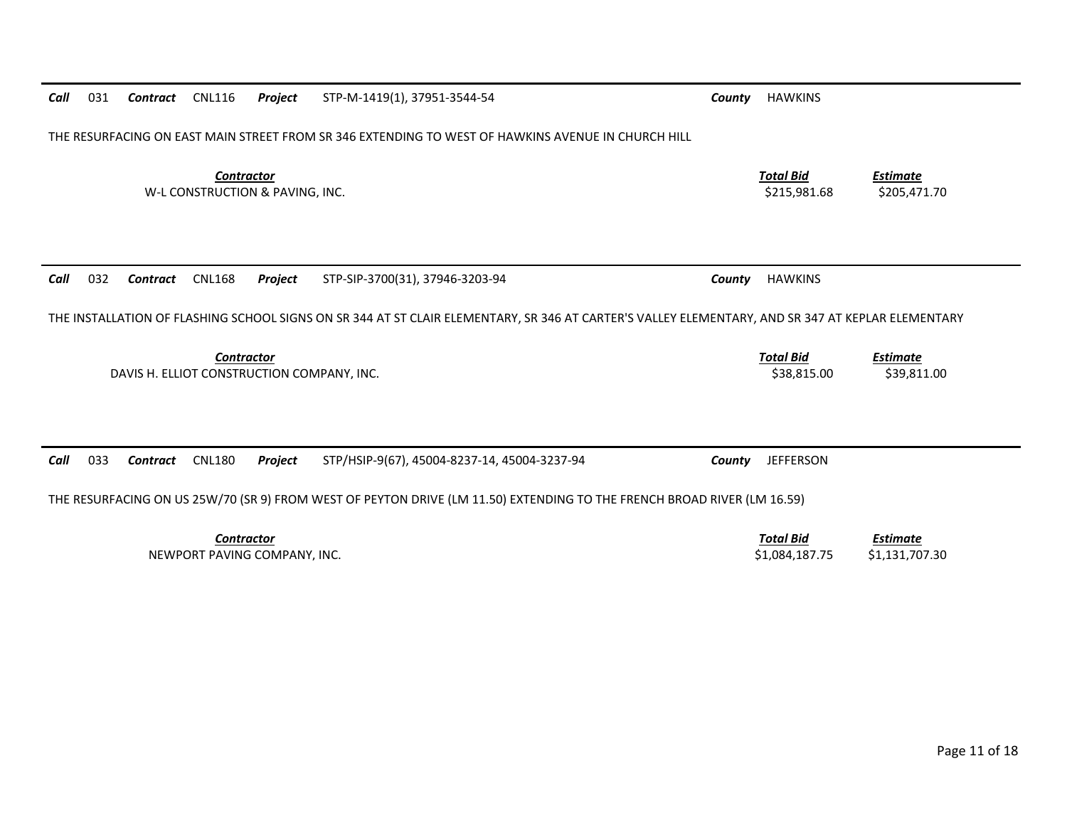***Call*** 031 ***Contract*** CNL116 ***Project*** STP-M-1419(1), 37951-3544-54 ***County*** HAWKINS

THE RESURFACING ON EAST MAIN STREET FROM SR 346 EXTENDING TO WEST OF HAWKINS AVENUE IN CHURCH HILL

| ***Contractor*** | ***Total Bid*** | ***Estimate*** |
|---|---|---|
| W-L CONSTRUCTION & PAVING, INC. | $215,981.68 | $205,471.70 |

---

***Call*** 032 ***Contract*** CNL168 ***Project*** STP-SIP-3700(31), 37946-3203-94 ***County*** HAWKINS

THE INSTALLATION OF FLASHING SCHOOL SIGNS ON SR 344 AT ST CLAIR ELEMENTARY, SR 346 AT CARTER'S VALLEY ELEMENTARY, AND SR 347 AT KEPLAR ELEMENTARY

| ***Contractor*** | ***Total Bid*** | ***Estimate*** |
|---|---|---|
| DAVIS H. ELLIOT CONSTRUCTION COMPANY, INC. | $38,815.00 | $39,811.00 |

---

***Call*** 033 ***Contract*** CNL180 ***Project*** STP/HSIP-9(67), 45004-8237-14, 45004-3237-94 ***County*** JEFFERSON

THE RESURFACING ON US 25W/70 (SR 9) FROM WEST OF PEYTON DRIVE (LM 11.50) EXTENDING TO THE FRENCH BROAD RIVER (LM 16.59)

| ***Contractor*** | ***Total Bid*** | ***Estimate*** |
|---|---|---|
| NEWPORT PAVING COMPANY, INC. | $1,084,187.75 | $1,131,707.30 |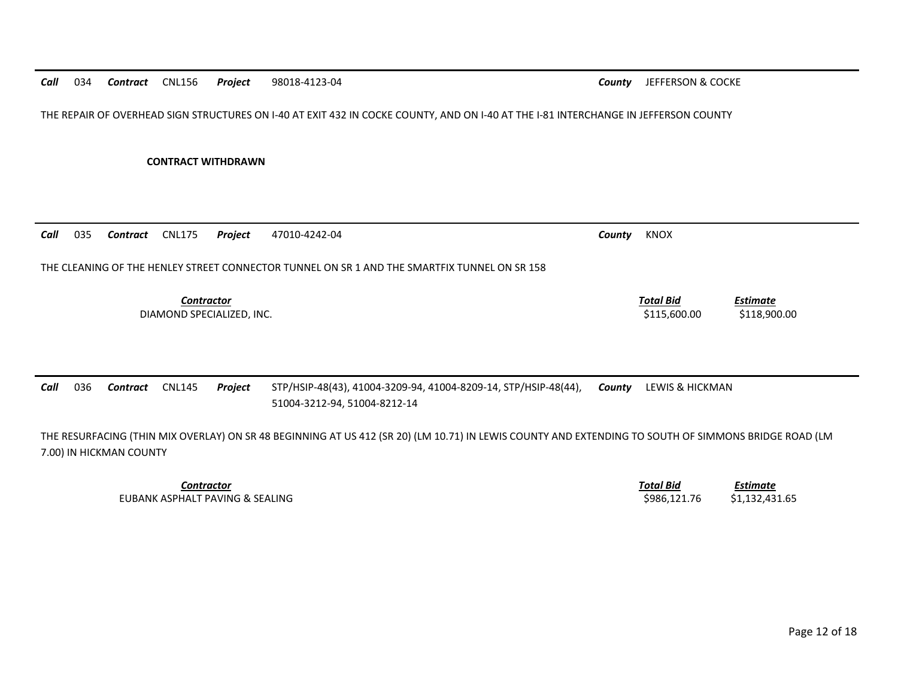***Call*** 034 ***Contract*** CNL156 ***Project*** 98018-4123-04 ***County*** JEFFERSON & COCKE

THE REPAIR OF OVERHEAD SIGN STRUCTURES ON I-40 AT EXIT 432 IN COCKE COUNTY, AND ON I-40 AT THE I-81 INTERCHANGE IN JEFFERSON COUNTY

**CONTRACT WITHDRAWN**

---

***Call*** 035 ***Contract*** CNL175 ***Project*** 47010-4242-04 ***County*** KNOX

THE CLEANING OF THE HENLEY STREET CONNECTOR TUNNEL ON SR 1 AND THE SMARTFIX TUNNEL ON SR 158

| *Contractor* | *Total Bid* | *Estimate* |
|---|---|---|
| DIAMOND SPECIALIZED, INC. | $115,600.00 | $118,900.00 |

---

***Call*** 036 ***Contract*** CNL145 ***Project*** STP/HSIP-48(43), 41004-3209-94, 41004-8209-14, STP/HSIP-48(44), 51004-3212-94, 51004-8212-14 ***County*** LEWIS & HICKMAN

THE RESURFACING (THIN MIX OVERLAY) ON SR 48 BEGINNING AT US 412 (SR 20) (LM 10.71) IN LEWIS COUNTY AND EXTENDING TO SOUTH OF SIMMONS BRIDGE ROAD (LM 7.00) IN HICKMAN COUNTY

| *Contractor* | *Total Bid* | *Estimate* |
|---|---|---|
| EUBANK ASPHALT PAVING & SEALING | $986,121.76 | $1,132,431.65 |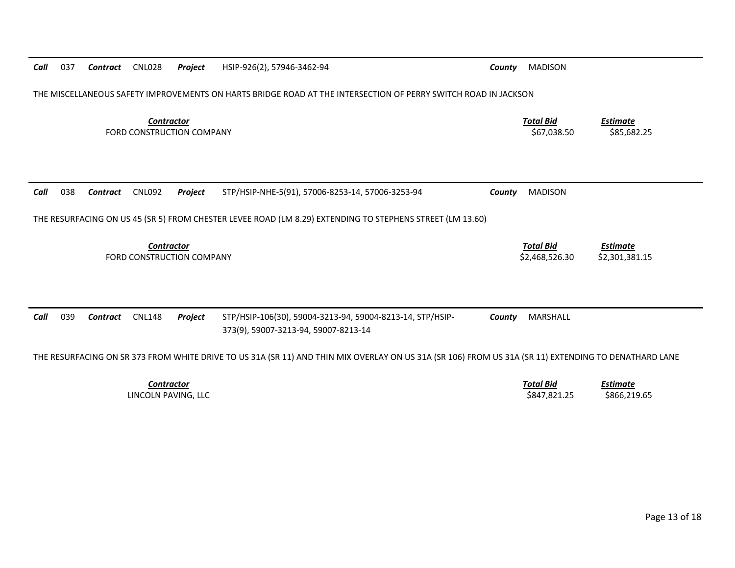**Call** 037 **Contract** CNL028 **Project** HSIP-926(2), 57946-3462-94 **County** MADISON

THE MISCELLANEOUS SAFETY IMPROVEMENTS ON HARTS BRIDGE ROAD AT THE INTERSECTION OF PERRY SWITCH ROAD IN JACKSON

| ***Contractor*** | ***Total Bid*** | ***Estimate*** |
|---|---|---|
| FORD CONSTRUCTION COMPANY | $67,038.50 | $85,682.25 |

---

**Call** 038 **Contract** CNL092 **Project** STP/HSIP-NHE-5(91), 57006-8253-14, 57006-3253-94 **County** MADISON

THE RESURFACING ON US 45 (SR 5) FROM CHESTER LEVEE ROAD (LM 8.29) EXTENDING TO STEPHENS STREET (LM 13.60)

| ***Contractor*** | ***Total Bid*** | ***Estimate*** |
|---|---|---|
| FORD CONSTRUCTION COMPANY | $2,468,526.30 | $2,301,381.15 |

---

**Call** 039 **Contract** CNL148 **Project** STP/HSIP-106(30), 59004-3213-94, 59004-8213-14, STP/HSIP-373(9), 59007-3213-94, 59007-8213-14 **County** MARSHALL

THE RESURFACING ON SR 373 FROM WHITE DRIVE TO US 31A (SR 11) AND THIN MIX OVERLAY ON US 31A (SR 106) FROM US 31A (SR 11) EXTENDING TO DENATHARD LANE

| ***Contractor*** | ***Total Bid*** | ***Estimate*** |
|---|---|---|
| LINCOLN PAVING, LLC | $847,821.25 | $866,219.65 |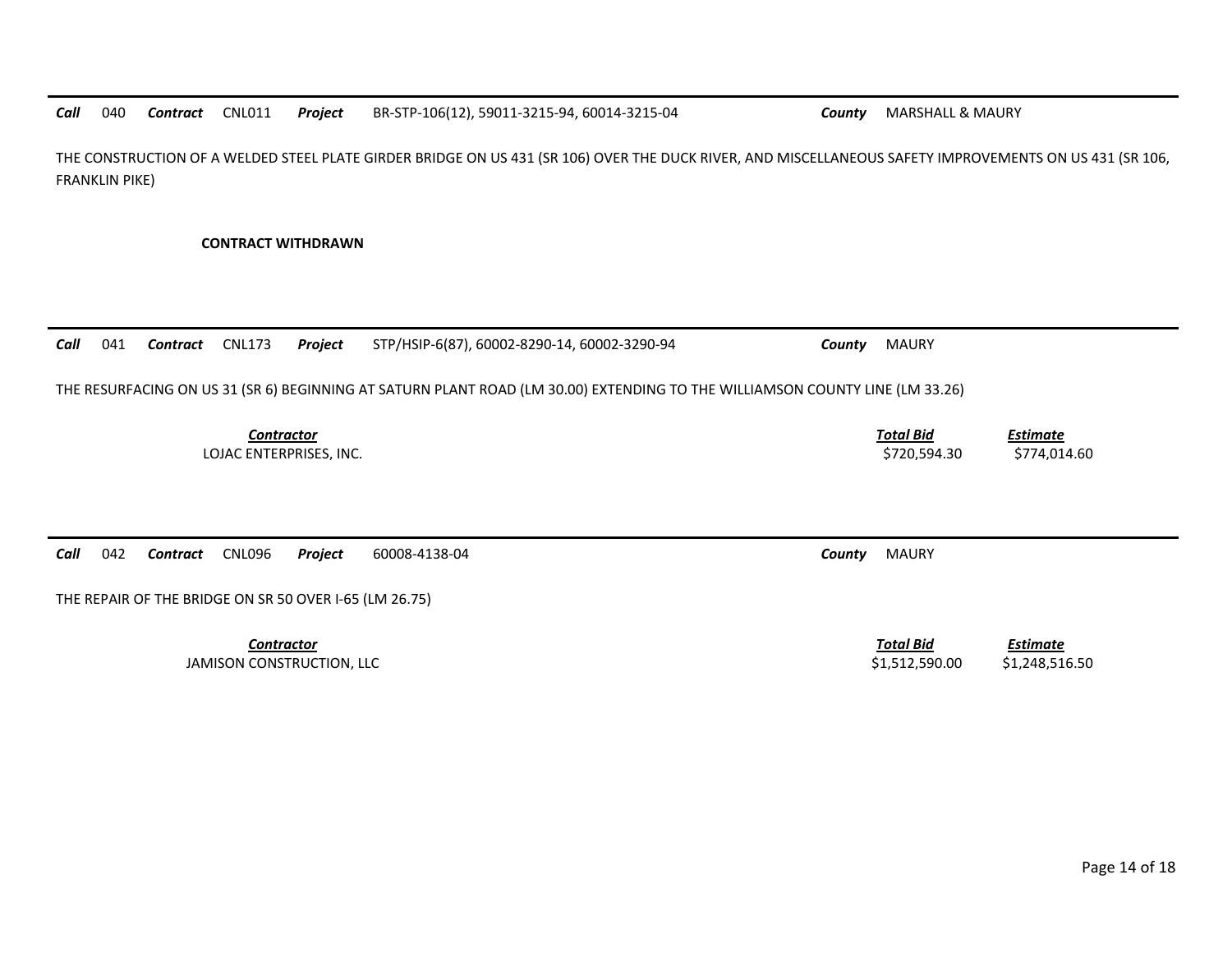---

***Call*** 040 ***Contract*** CNL011 ***Project*** BR-STP-106(12), 59011-3215-94, 60014-3215-04 ***County*** MARSHALL & MAURY

THE CONSTRUCTION OF A WELDED STEEL PLATE GIRDER BRIDGE ON US 431 (SR 106) OVER THE DUCK RIVER, AND MISCELLANEOUS SAFETY IMPROVEMENTS ON US 431 (SR 106, FRANKLIN PIKE)

**CONTRACT WITHDRAWN**

---

***Call*** 041 ***Contract*** CNL173 ***Project*** STP/HSIP-6(87), 60002-8290-14, 60002-3290-94 ***County*** MAURY

THE RESURFACING ON US 31 (SR 6) BEGINNING AT SATURN PLANT ROAD (LM 30.00) EXTENDING TO THE WILLIAMSON COUNTY LINE (LM 33.26)

| Contractor | Total Bid | Estimate |
|---|---|---|
| LOJAC ENTERPRISES, INC. | \$720,594.30 | \$774,014.60 |

---

***Call*** 042 ***Contract*** CNL096 ***Project*** 60008-4138-04 ***County*** MAURY

THE REPAIR OF THE BRIDGE ON SR 50 OVER I-65 (LM 26.75)

| Contractor | Total Bid | Estimate |
|---|---|---|
| JAMISON CONSTRUCTION, LLC | \$1,512,590.00 | \$1,248,516.50 |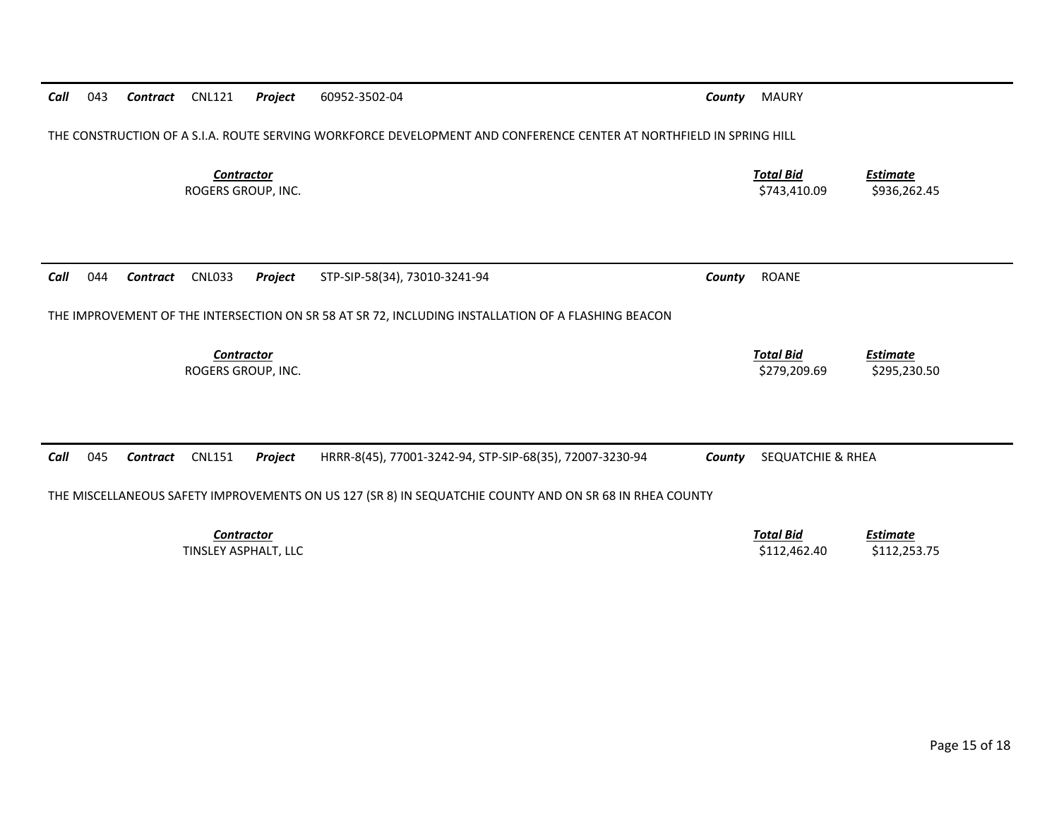***Call*** 043 ***Contract*** CNL121 ***Project*** 60952-3502-04 ***County*** MAURY

THE CONSTRUCTION OF A S.I.A. ROUTE SERVING WORKFORCE DEVELOPMENT AND CONFERENCE CENTER AT NORTHFIELD IN SPRING HILL

| *Contractor* | *Total Bid* | *Estimate* |
|---|---|---|
| ROGERS GROUP, INC. | $743,410.09 | $936,262.45 |

***Call*** 044 ***Contract*** CNL033 ***Project*** STP-SIP-58(34), 73010-3241-94 ***County*** ROANE

THE IMPROVEMENT OF THE INTERSECTION ON SR 58 AT SR 72, INCLUDING INSTALLATION OF A FLASHING BEACON

| *Contractor* | *Total Bid* | *Estimate* |
|---|---|---|
| ROGERS GROUP, INC. | $279,209.69 | $295,230.50 |

***Call*** 045 ***Contract*** CNL151 ***Project*** HRRR-8(45), 77001-3242-94, STP-SIP-68(35), 72007-3230-94 ***County*** SEQUATCHIE & RHEA

THE MISCELLANEOUS SAFETY IMPROVEMENTS ON US 127 (SR 8) IN SEQUATCHIE COUNTY AND ON SR 68 IN RHEA COUNTY

| *Contractor* | *Total Bid* | *Estimate* |
|---|---|---|
| TINSLEY ASPHALT, LLC | $112,462.40 | $112,253.75 |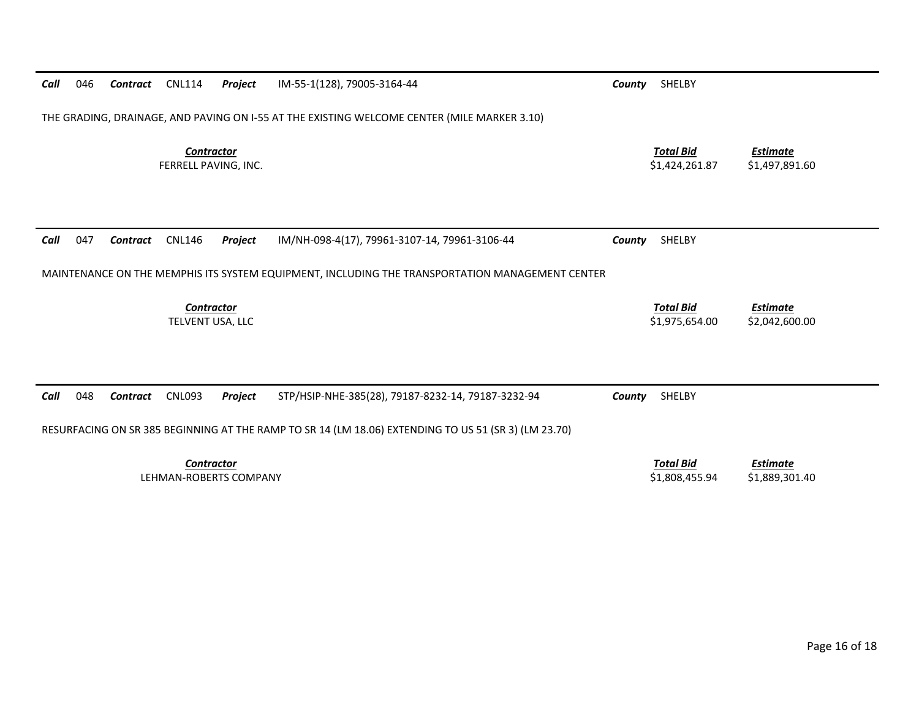**Call** 046 **Contract** CNL114 **Project** IM-55-1(128), 79005-3164-44 **County** SHELBY

THE GRADING, DRAINAGE, AND PAVING ON I-55 AT THE EXISTING WELCOME CENTER (MILE MARKER 3.10)

| Contractor | Total Bid | Estimate |
|---|---|---|
| FERRELL PAVING, INC. | $1,424,261.87 | $1,497,891.60 |

---

**Call** 047 **Contract** CNL146 **Project** IM/NH-098-4(17), 79961-3107-14, 79961-3106-44 **County** SHELBY

MAINTENANCE ON THE MEMPHIS ITS SYSTEM EQUIPMENT, INCLUDING THE TRANSPORTATION MANAGEMENT CENTER

| Contractor | Total Bid | Estimate |
|---|---|---|
| TELVENT USA, LLC | $1,975,654.00 | $2,042,600.00 |

---

**Call** 048 **Contract** CNL093 **Project** STP/HSIP-NHE-385(28), 79187-8232-14, 79187-3232-94 **County** SHELBY

RESURFACING ON SR 385 BEGINNING AT THE RAMP TO SR 14 (LM 18.06) EXTENDING TO US 51 (SR 3) (LM 23.70)

| Contractor | Total Bid | Estimate |
|---|---|---|
| LEHMAN-ROBERTS COMPANY | $1,808,455.94 | $1,889,301.40 |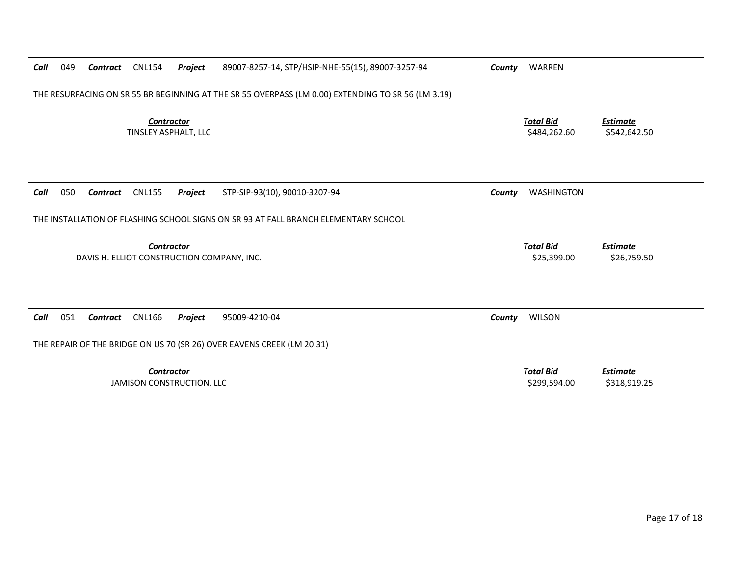**Call** 049 **Contract** CNL154 **Project** 89007-8257-14, STP/HSIP-NHE-55(15), 89007-3257-94 **County** WARREN

THE RESURFACING ON SR 55 BR BEGINNING AT THE SR 55 OVERPASS (LM 0.00) EXTENDING TO SR 56 (LM 3.19)

| Contractor | Total Bid | Estimate |
| --- | --- | --- |
| TINSLEY ASPHALT, LLC | $484,262.60 | $542,642.50 |

---

**Call** 050 **Contract** CNL155 **Project** STP-SIP-93(10), 90010-3207-94 **County** WASHINGTON

THE INSTALLATION OF FLASHING SCHOOL SIGNS ON SR 93 AT FALL BRANCH ELEMENTARY SCHOOL

| Contractor | Total Bid | Estimate |
| --- | --- | --- |
| DAVIS H. ELLIOT CONSTRUCTION COMPANY, INC. | $25,399.00 | $26,759.50 |

---

**Call** 051 **Contract** CNL166 **Project** 95009-4210-04 **County** WILSON

THE REPAIR OF THE BRIDGE ON US 70 (SR 26) OVER EAVENS CREEK (LM 20.31)

| Contractor | Total Bid | Estimate |
| --- | --- | --- |
| JAMISON CONSTRUCTION, LLC | $299,594.00 | $318,919.25 |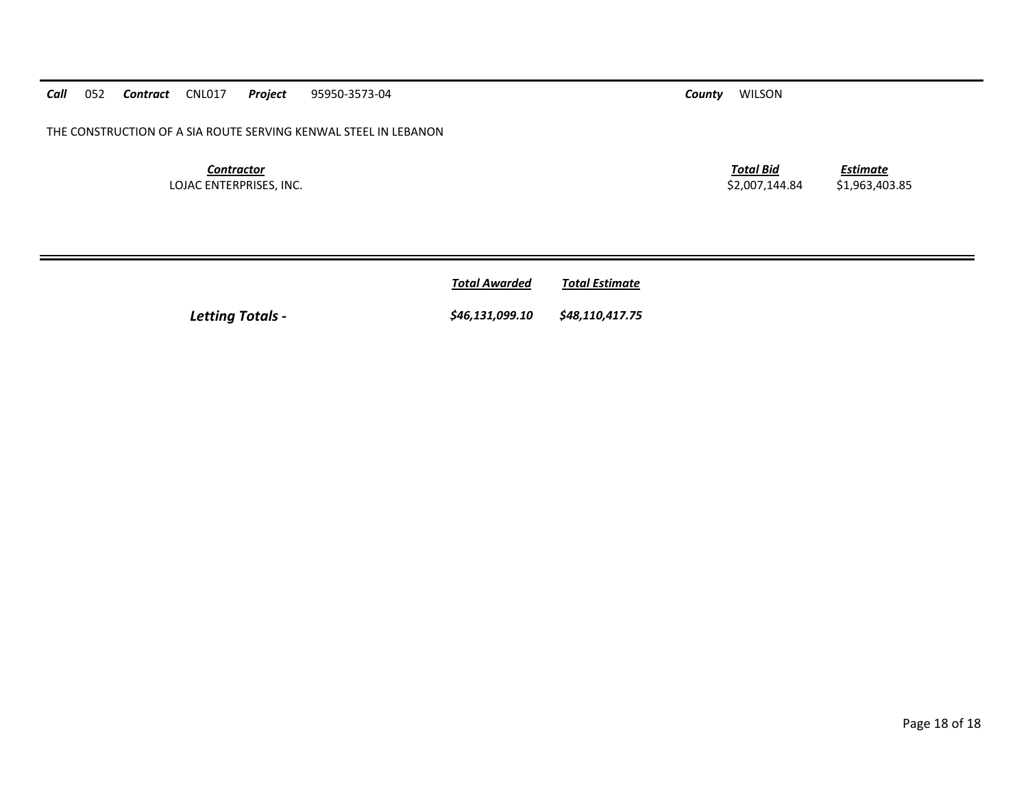**Call** 052 **Contract** CNL017 **Project** 95950-3573-04 **County** WILSON

THE CONSTRUCTION OF A SIA ROUTE SERVING KENWAL STEEL IN LEBANON

| ***Contractor*** | ***Total Bid*** | ***Estimate*** |
|---|---|---|
| LOJAC ENTERPRISES, INC. | $2,007,144.84 | $1,963,403.85 |

| | ***Total Awarded*** | ***Total Estimate*** |
|---|---|---|
| ***Letting Totals -*** | ***$46,131,099.10*** | ***$48,110,417.75*** |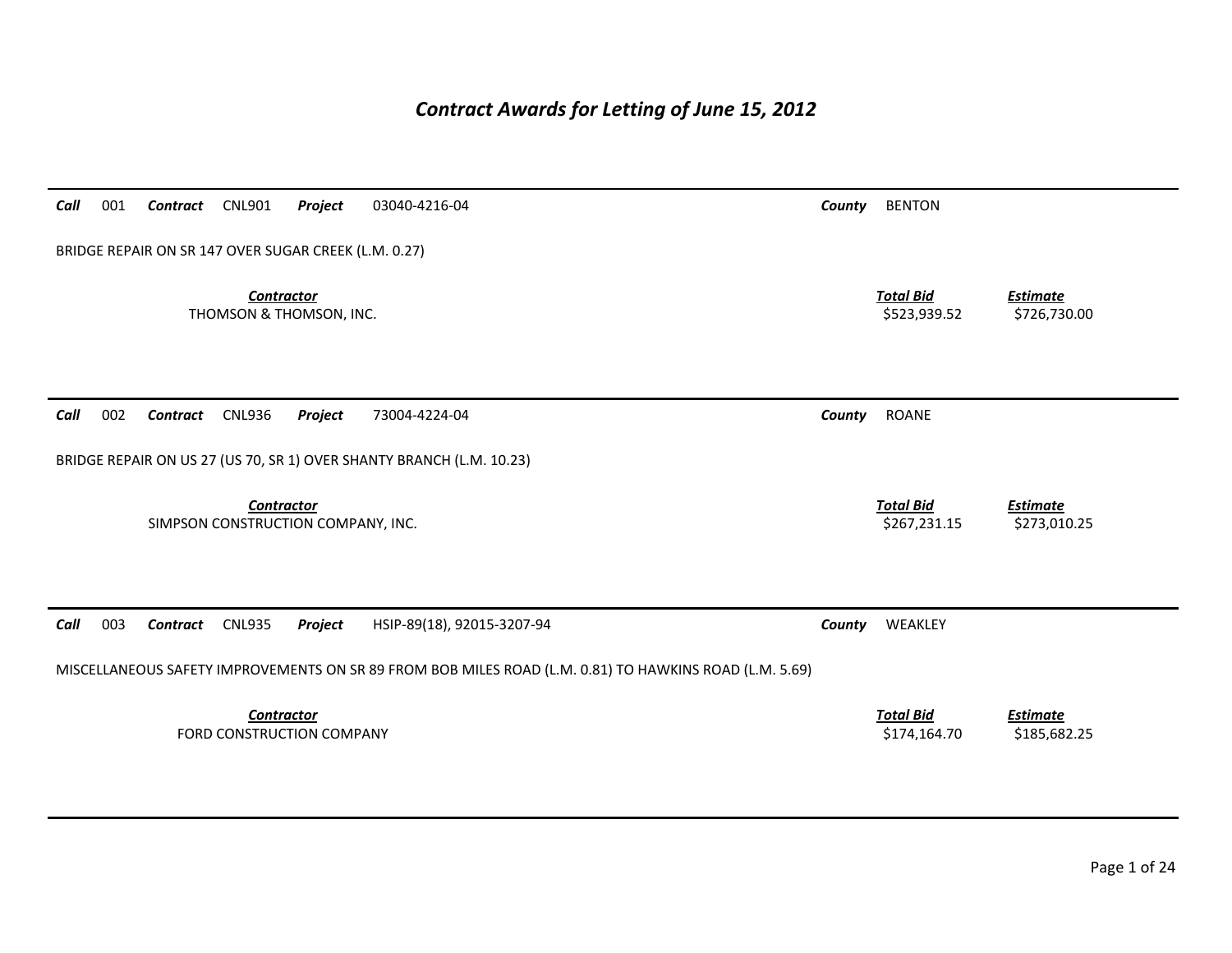# *Contract Awards for Letting of June 15, 2012*

---

***Call*** 001 ***Contract*** CNL901 ***Project*** 03040-4216-04 ***County*** BENTON

BRIDGE REPAIR ON SR 147 OVER SUGAR CREEK (L.M. 0.27)

| ***Contractor*** | ***Total Bid*** | ***Estimate*** |
|---|---|---|
| THOMSON & THOMSON, INC. | $523,939.52 | $726,730.00 |

---

***Call*** 002 ***Contract*** CNL936 ***Project*** 73004-4224-04 ***County*** ROANE

BRIDGE REPAIR ON US 27 (US 70, SR 1) OVER SHANTY BRANCH (L.M. 10.23)

| ***Contractor*** | ***Total Bid*** | ***Estimate*** |
|---|---|---|
| SIMPSON CONSTRUCTION COMPANY, INC. | $267,231.15 | $273,010.25 |

---

***Call*** 003 ***Contract*** CNL935 ***Project*** HSIP-89(18), 92015-3207-94 ***County*** WEAKLEY

MISCELLANEOUS SAFETY IMPROVEMENTS ON SR 89 FROM BOB MILES ROAD (L.M. 0.81) TO HAWKINS ROAD (L.M. 5.69)

| ***Contractor*** | ***Total Bid*** | ***Estimate*** |
|---|---|---|
| FORD CONSTRUCTION COMPANY | $174,164.70 | $185,682.25 |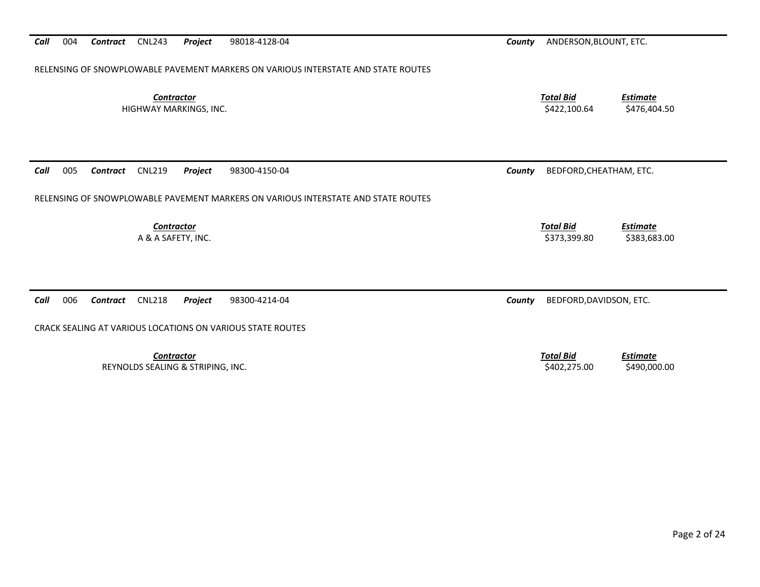**Call** 004 **Contract** CNL243 **Project** 98018-4128-04 **County** ANDERSON,BLOUNT, ETC.

RELENSING OF SNOWPLOWABLE PAVEMENT MARKERS ON VARIOUS INTERSTATE AND STATE ROUTES

| *Contractor* | *Total Bid* | *Estimate* |
|---|---|---|
| HIGHWAY MARKINGS, INC. | $422,100.64 | $476,404.50 |

---

**Call** 005 **Contract** CNL219 **Project** 98300-4150-04 **County** BEDFORD,CHEATHAM, ETC.

RELENSING OF SNOWPLOWABLE PAVEMENT MARKERS ON VARIOUS INTERSTATE AND STATE ROUTES

| *Contractor* | *Total Bid* | *Estimate* |
|---|---|---|
| A & A SAFETY, INC. | $373,399.80 | $383,683.00 |

---

**Call** 006 **Contract** CNL218 **Project** 98300-4214-04 **County** BEDFORD,DAVIDSON, ETC.

CRACK SEALING AT VARIOUS LOCATIONS ON VARIOUS STATE ROUTES

| *Contractor* | *Total Bid* | *Estimate* |
|---|---|---|
| REYNOLDS SEALING & STRIPING, INC. | $402,275.00 | $490,000.00 |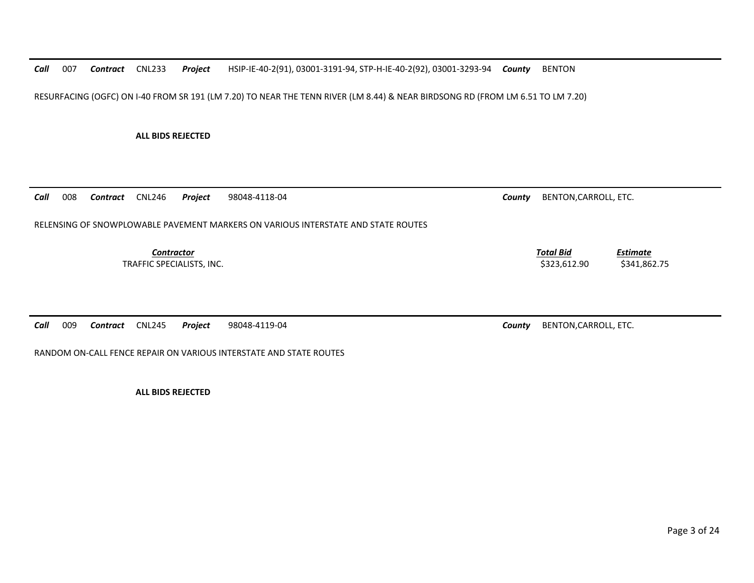***Call*** 007 ***Contract*** CNL233 ***Project*** HSIP-IE-40-2(91), 03001-3191-94, STP-H-IE-40-2(92), 03001-3293-94 ***County*** BENTON

RESURFACING (OGFC) ON I-40 FROM SR 191 (LM 7.20) TO NEAR THE TENN RIVER (LM 8.44) & NEAR BIRDSONG RD (FROM LM 6.51 TO LM 7.20)

**ALL BIDS REJECTED**

---

***Call*** 008 ***Contract*** CNL246 ***Project*** 98048-4118-04 ***County*** BENTON,CARROLL, ETC.

RELENSING OF SNOWPLOWABLE PAVEMENT MARKERS ON VARIOUS INTERSTATE AND STATE ROUTES

| *Contractor* | *Total Bid* | *Estimate* |
|---|---|---|
| TRAFFIC SPECIALISTS, INC. | $323,612.90 | $341,862.75 |

---

***Call*** 009 ***Contract*** CNL245 ***Project*** 98048-4119-04 ***County*** BENTON,CARROLL, ETC.

RANDOM ON-CALL FENCE REPAIR ON VARIOUS INTERSTATE AND STATE ROUTES

**ALL BIDS REJECTED**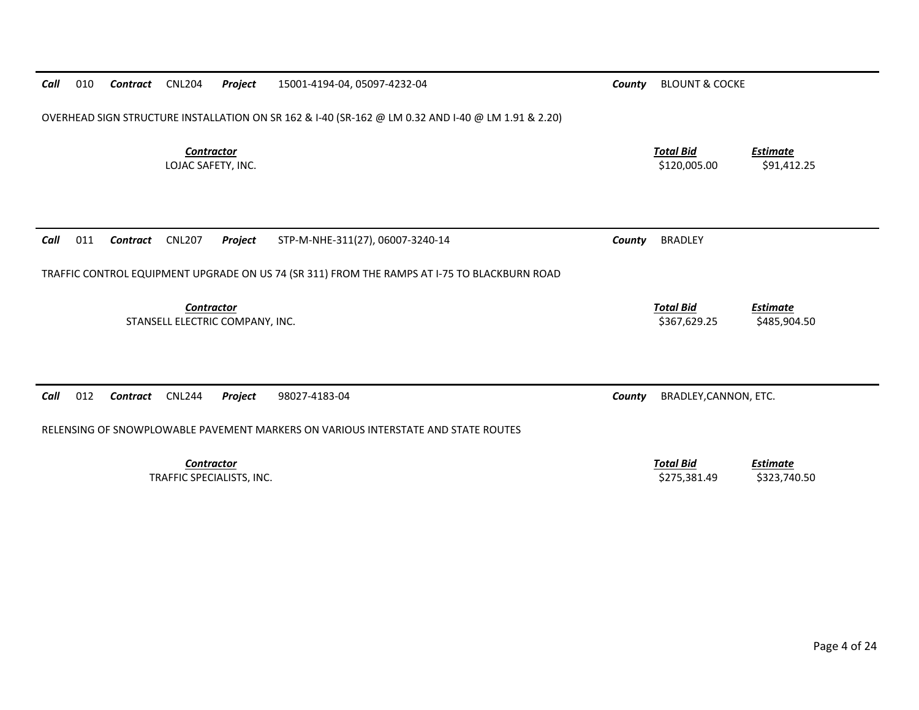**Call** 010 **Contract** CNL204 **Project** 15001-4194-04, 05097-4232-04 **County** BLOUNT & COCKE

OVERHEAD SIGN STRUCTURE INSTALLATION ON SR 162 & I-40 (SR-162 @ LM 0.32 AND I-40 @ LM 1.91 & 2.20)

| ***Contractor*** | ***Total Bid*** | ***Estimate*** |
|---|---|---|
| LOJAC SAFETY, INC. | $120,005.00 | $91,412.25 |

---

**Call** 011 **Contract** CNL207 **Project** STP-M-NHE-311(27), 06007-3240-14 **County** BRADLEY

TRAFFIC CONTROL EQUIPMENT UPGRADE ON US 74 (SR 311) FROM THE RAMPS AT I-75 TO BLACKBURN ROAD

| ***Contractor*** | ***Total Bid*** | ***Estimate*** |
|---|---|---|
| STANSELL ELECTRIC COMPANY, INC. | $367,629.25 | $485,904.50 |

---

**Call** 012 **Contract** CNL244 **Project** 98027-4183-04 **County** BRADLEY,CANNON, ETC.

RELENSING OF SNOWPLOWABLE PAVEMENT MARKERS ON VARIOUS INTERSTATE AND STATE ROUTES

| ***Contractor*** | ***Total Bid*** | ***Estimate*** |
|---|---|---|
| TRAFFIC SPECIALISTS, INC. | $275,381.49 | $323,740.50 |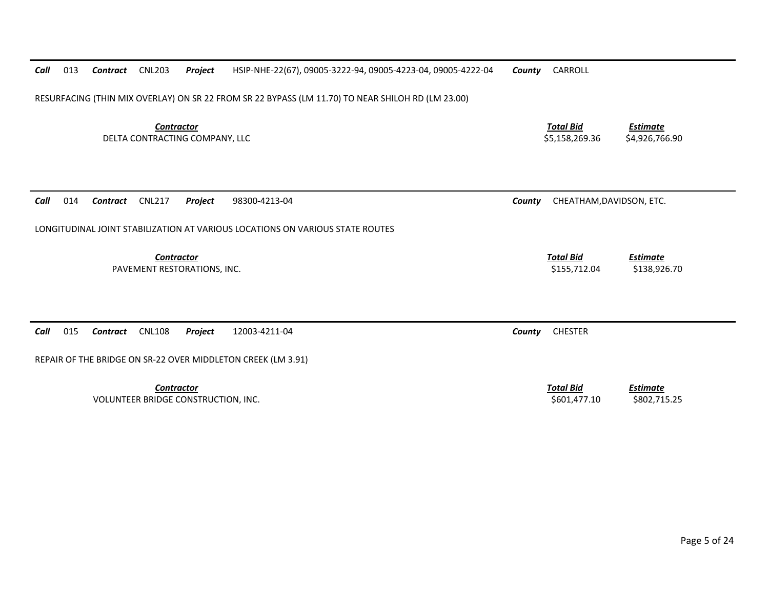**Call** 013 **Contract** CNL203 **Project** HSIP-NHE-22(67), 09005-3222-94, 09005-4223-04, 09005-4222-04 **County** CARROLL

RESURFACING (THIN MIX OVERLAY) ON SR 22 FROM SR 22 BYPASS (LM 11.70) TO NEAR SHILOH RD (LM 23.00)

| *Contractor* | *Total Bid* | *Estimate* |
|---|---|---|
| DELTA CONTRACTING COMPANY, LLC | $5,158,269.36 | $4,926,766.90 |

---

**Call** 014 **Contract** CNL217 **Project** 98300-4213-04 **County** CHEATHAM,DAVIDSON, ETC.

LONGITUDINAL JOINT STABILIZATION AT VARIOUS LOCATIONS ON VARIOUS STATE ROUTES

| *Contractor* | *Total Bid* | *Estimate* |
|---|---|---|
| PAVEMENT RESTORATIONS, INC. | $155,712.04 | $138,926.70 |

---

**Call** 015 **Contract** CNL108 **Project** 12003-4211-04 **County** CHESTER

REPAIR OF THE BRIDGE ON SR-22 OVER MIDDLETON CREEK (LM 3.91)

| *Contractor* | *Total Bid* | *Estimate* |
|---|---|---|
| VOLUNTEER BRIDGE CONSTRUCTION, INC. | $601,477.10 | $802,715.25 |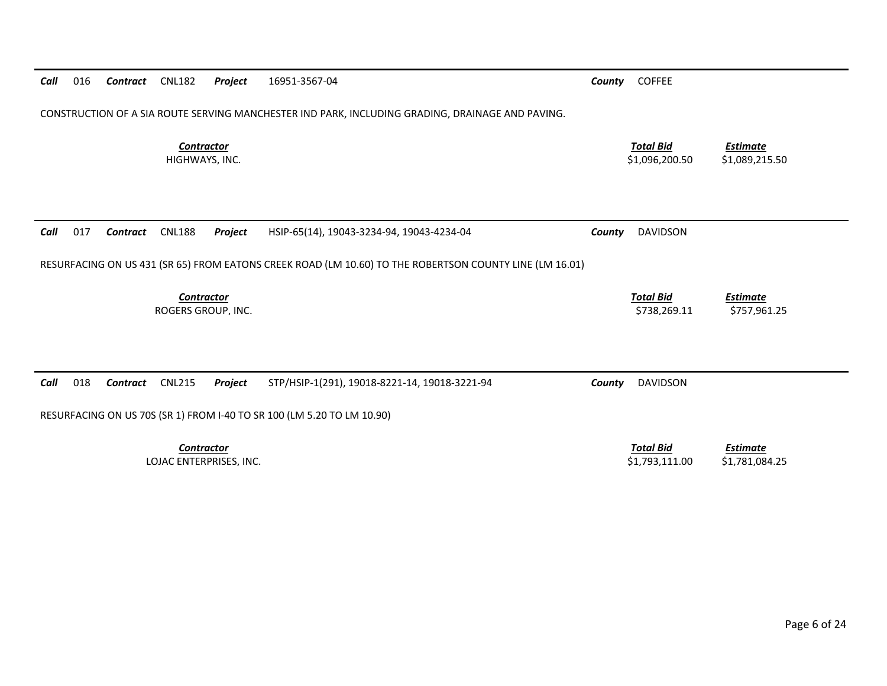**Call** 016 **Contract** CNL182 **Project** 16951-3567-04 **County** COFFEE

CONSTRUCTION OF A SIA ROUTE SERVING MANCHESTER IND PARK, INCLUDING GRADING, DRAINAGE AND PAVING.

| *Contractor* | *Total Bid* | *Estimate* |
|---|---|---|
| HIGHWAYS, INC. | $1,096,200.50 | $1,089,215.50 |

---

**Call** 017 **Contract** CNL188 **Project** HSIP-65(14), 19043-3234-94, 19043-4234-04 **County** DAVIDSON

RESURFACING ON US 431 (SR 65) FROM EATONS CREEK ROAD (LM 10.60) TO THE ROBERTSON COUNTY LINE (LM 16.01)

| *Contractor* | *Total Bid* | *Estimate* |
|---|---|---|
| ROGERS GROUP, INC. | $738,269.11 | $757,961.25 |

---

**Call** 018 **Contract** CNL215 **Project** STP/HSIP-1(291), 19018-8221-14, 19018-3221-94 **County** DAVIDSON

RESURFACING ON US 70S (SR 1) FROM I-40 TO SR 100 (LM 5.20 TO LM 10.90)

| *Contractor* | *Total Bid* | *Estimate* |
|---|---|---|
| LOJAC ENTERPRISES, INC. | $1,793,111.00 | $1,781,084.25 |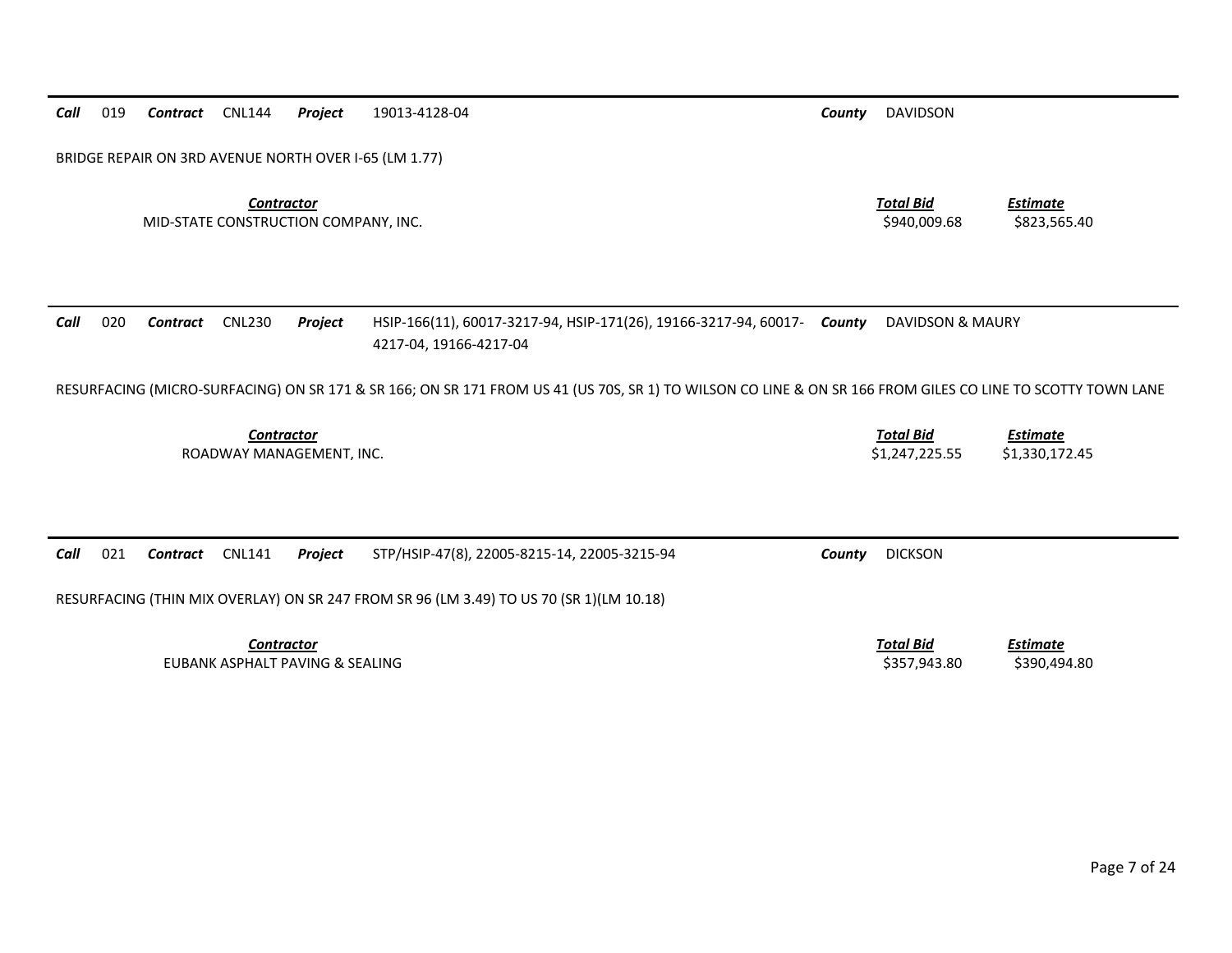**Call** 019 **Contract** CNL144 **Project** 19013-4128-04 **County** DAVIDSON

BRIDGE REPAIR ON 3RD AVENUE NORTH OVER I-65 (LM 1.77)

| *Contractor* | *Total Bid* | *Estimate* |
|---|---|---|
| MID-STATE CONSTRUCTION COMPANY, INC. | $940,009.68 | $823,565.40 |

---

**Call** 020 **Contract** CNL230 **Project** HSIP-166(11), 60017-3217-94, HSIP-171(26), 19166-3217-94, 60017-4217-04, 19166-4217-04 **County** DAVIDSON & MAURY

RESURFACING (MICRO-SURFACING) ON SR 171 & SR 166; ON SR 171 FROM US 41 (US 70S, SR 1) TO WILSON CO LINE & ON SR 166 FROM GILES CO LINE TO SCOTTY TOWN LANE

| *Contractor* | *Total Bid* | *Estimate* |
|---|---|---|
| ROADWAY MANAGEMENT, INC. | $1,247,225.55 | $1,330,172.45 |

---

**Call** 021 **Contract** CNL141 **Project** STP/HSIP-47(8), 22005-8215-14, 22005-3215-94 **County** DICKSON

RESURFACING (THIN MIX OVERLAY) ON SR 247 FROM SR 96 (LM 3.49) TO US 70 (SR 1)(LM 10.18)

| *Contractor* | *Total Bid* | *Estimate* |
|---|---|---|
| EUBANK ASPHALT PAVING & SEALING | $357,943.80 | $390,494.80 |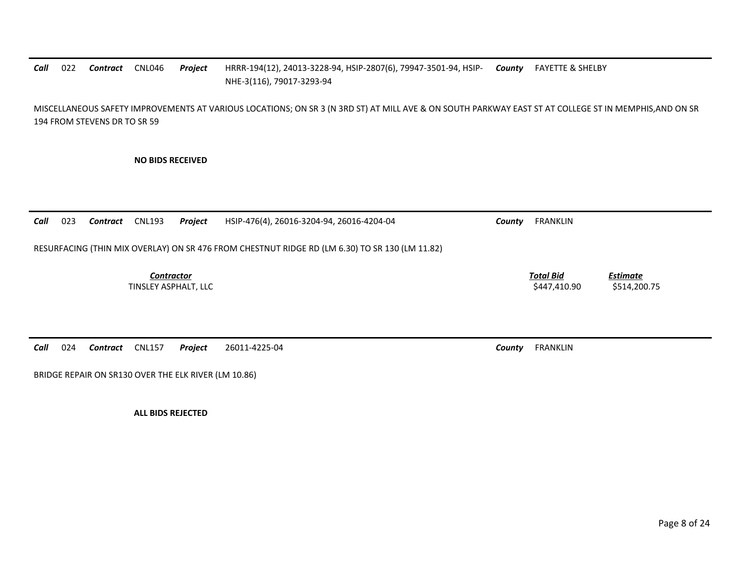***Call*** 022 ***Contract*** CNL046 ***Project*** HRRR-194(12), 24013-3228-94, HSIP-2807(6), 79947-3501-94, HSIP-NHE-3(116), 79017-3293-94 ***County*** FAYETTE & SHELBY

MISCELLANEOUS SAFETY IMPROVEMENTS AT VARIOUS LOCATIONS; ON SR 3 (N 3RD ST) AT MILL AVE & ON SOUTH PARKWAY EAST ST AT COLLEGE ST IN MEMPHIS,AND ON SR 194 FROM STEVENS DR TO SR 59

**NO BIDS RECEIVED**

---

***Call*** 023 ***Contract*** CNL193 ***Project*** HSIP-476(4), 26016-3204-94, 26016-4204-04 ***County*** FRANKLIN

RESURFACING (THIN MIX OVERLAY) ON SR 476 FROM CHESTNUT RIDGE RD (LM 6.30) TO SR 130 (LM 11.82)

| *Contractor* | *Total Bid* | *Estimate* |
|---|---|---|
| TINSLEY ASPHALT, LLC | $447,410.90 | $514,200.75 |

---

***Call*** 024 ***Contract*** CNL157 ***Project*** 26011-4225-04 ***County*** FRANKLIN

BRIDGE REPAIR ON SR130 OVER THE ELK RIVER (LM 10.86)

**ALL BIDS REJECTED**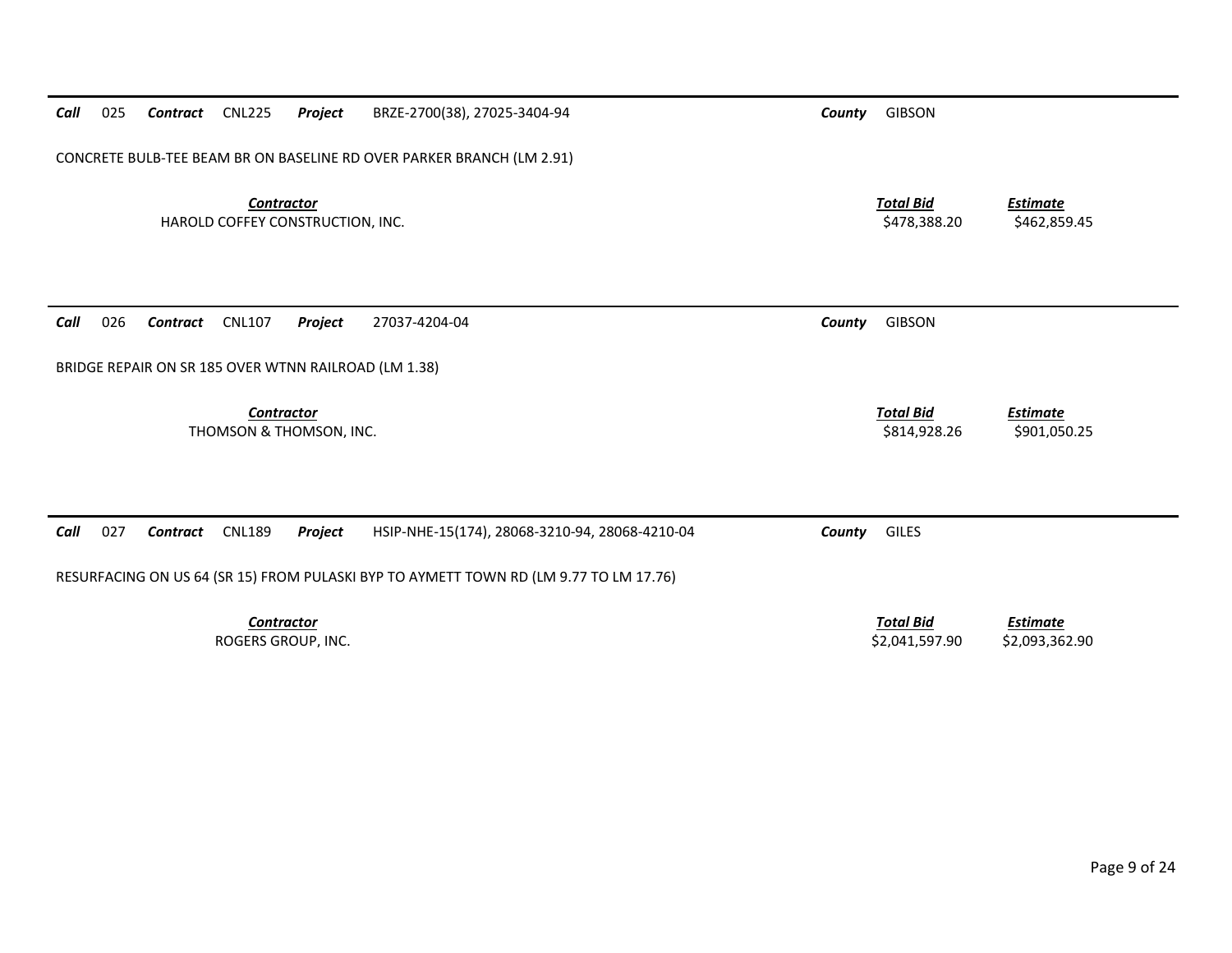---

**Call** 025 **Contract** CNL225 **Project** BRZE-2700(38), 27025-3404-94 **County** GIBSON

CONCRETE BULB-TEE BEAM BR ON BASELINE RD OVER PARKER BRANCH (LM 2.91)

| Contractor | Total Bid | Estimate |
|---|---|---|
| HAROLD COFFEY CONSTRUCTION, INC. | $478,388.20 | $462,859.45 |

---

**Call** 026 **Contract** CNL107 **Project** 27037-4204-04 **County** GIBSON

BRIDGE REPAIR ON SR 185 OVER WTNN RAILROAD (LM 1.38)

| Contractor | Total Bid | Estimate |
|---|---|---|
| THOMSON & THOMSON, INC. | $814,928.26 | $901,050.25 |

---

**Call** 027 **Contract** CNL189 **Project** HSIP-NHE-15(174), 28068-3210-94, 28068-4210-04 **County** GILES

RESURFACING ON US 64 (SR 15) FROM PULASKI BYP TO AYMETT TOWN RD (LM 9.77 TO LM 17.76)

| Contractor | Total Bid | Estimate |
|---|---|---|
| ROGERS GROUP, INC. | $2,041,597.90 | $2,093,362.90 |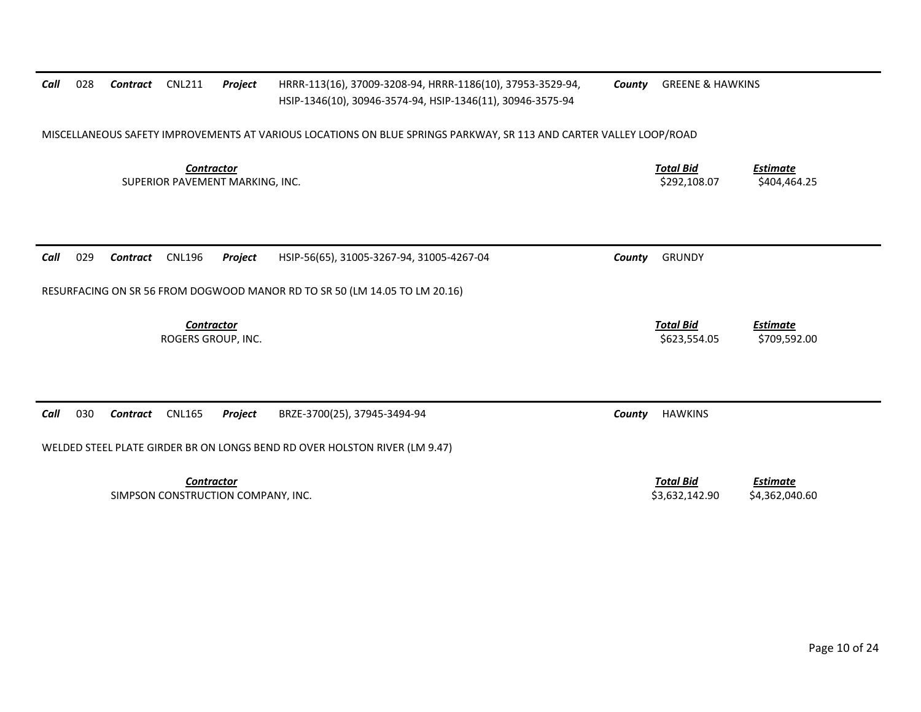**Call** 028 **Contract** CNL211 **Project** HRRR-113(16), 37009-3208-94, HRRR-1186(10), 37953-3529-94, HSIP-1346(10), 30946-3574-94, HSIP-1346(11), 30946-3575-94 **County** GREENE & HAWKINS

MISCELLANEOUS SAFETY IMPROVEMENTS AT VARIOUS LOCATIONS ON BLUE SPRINGS PARKWAY, SR 113 AND CARTER VALLEY LOOP/ROAD

| Contractor | Total Bid | Estimate |
|---|---|---|
| SUPERIOR PAVEMENT MARKING, INC. | $292,108.07 | $404,464.25 |

---

**Call** 029 **Contract** CNL196 **Project** HSIP-56(65), 31005-3267-94, 31005-4267-04 **County** GRUNDY

RESURFACING ON SR 56 FROM DOGWOOD MANOR RD TO SR 50 (LM 14.05 TO LM 20.16)

| Contractor | Total Bid | Estimate |
|---|---|---|
| ROGERS GROUP, INC. | $623,554.05 | $709,592.00 |

---

**Call** 030 **Contract** CNL165 **Project** BRZE-3700(25), 37945-3494-94 **County** HAWKINS

WELDED STEEL PLATE GIRDER BR ON LONGS BEND RD OVER HOLSTON RIVER (LM 9.47)

| Contractor | Total Bid | Estimate |
|---|---|---|
| SIMPSON CONSTRUCTION COMPANY, INC. | $3,632,142.90 | $4,362,040.60 |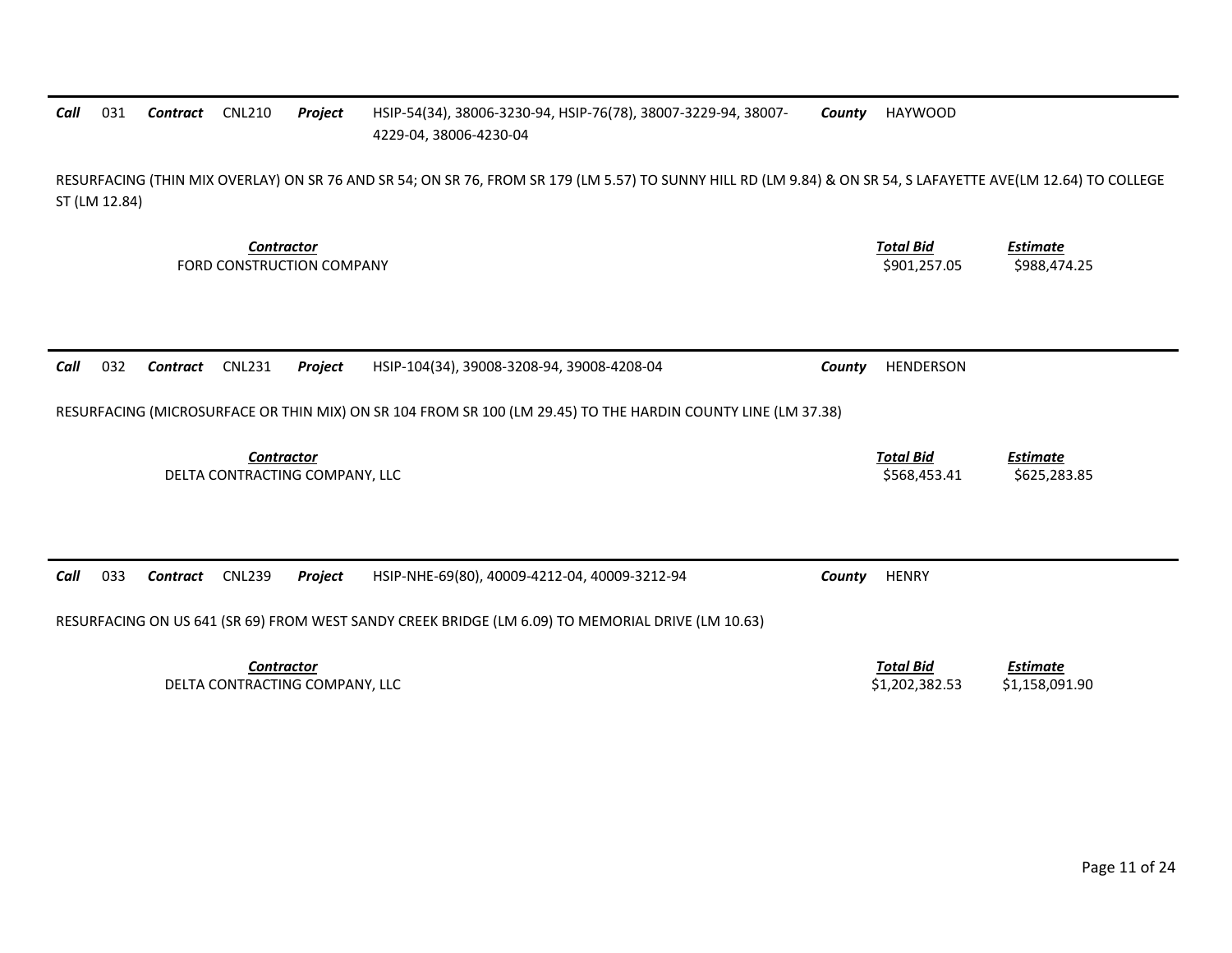***Call*** 031 ***Contract*** CNL210 ***Project*** HSIP-54(34), 38006-3230-94, HSIP-76(78), 38007-3229-94, 38007-4229-04, 38006-4230-04 ***County*** HAYWOOD

RESURFACING (THIN MIX OVERLAY) ON SR 76 AND SR 54; ON SR 76, FROM SR 179 (LM 5.57) TO SUNNY HILL RD (LM 9.84) & ON SR 54, S LAFAYETTE AVE(LM 12.64) TO COLLEGE ST (LM 12.84)

| ***Contractor*** | ***Total Bid*** | ***Estimate*** |
|---|---|---|
| FORD CONSTRUCTION COMPANY | $901,257.05 | $988,474.25 |

***Call*** 032 ***Contract*** CNL231 ***Project*** HSIP-104(34), 39008-3208-94, 39008-4208-04 ***County*** HENDERSON

RESURFACING (MICROSURFACE OR THIN MIX) ON SR 104 FROM SR 100 (LM 29.45) TO THE HARDIN COUNTY LINE (LM 37.38)

| ***Contractor*** | ***Total Bid*** | ***Estimate*** |
|---|---|---|
| DELTA CONTRACTING COMPANY, LLC | $568,453.41 | $625,283.85 |

***Call*** 033 ***Contract*** CNL239 ***Project*** HSIP-NHE-69(80), 40009-4212-04, 40009-3212-94 ***County*** HENRY

RESURFACING ON US 641 (SR 69) FROM WEST SANDY CREEK BRIDGE (LM 6.09) TO MEMORIAL DRIVE (LM 10.63)

| ***Contractor*** | ***Total Bid*** | ***Estimate*** |
|---|---|---|
| DELTA CONTRACTING COMPANY, LLC | $1,202,382.53 | $1,158,091.90 |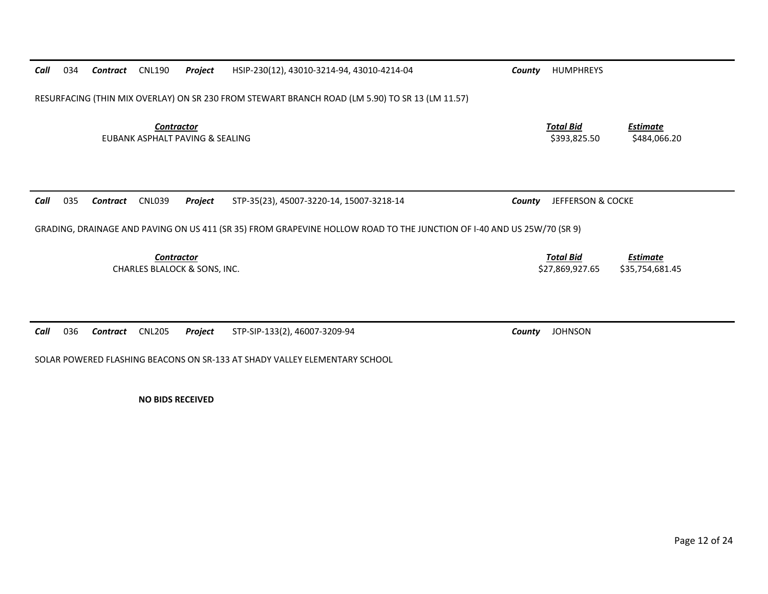***Call*** 034 ***Contract*** CNL190 ***Project*** HSIP-230(12), 43010-3214-94, 43010-4214-04 ***County*** HUMPHREYS

RESURFACING (THIN MIX OVERLAY) ON SR 230 FROM STEWART BRANCH ROAD (LM 5.90) TO SR 13 (LM 11.57)

| *Contractor* | *Total Bid* | *Estimate* |
|---|---|---|
| EUBANK ASPHALT PAVING & SEALING | \$393,825.50 | \$484,066.20 |

---

***Call*** 035 ***Contract*** CNL039 ***Project*** STP-35(23), 45007-3220-14, 15007-3218-14 ***County*** JEFFERSON & COCKE

GRADING, DRAINAGE AND PAVING ON US 411 (SR 35) FROM GRAPEVINE HOLLOW ROAD TO THE JUNCTION OF I-40 AND US 25W/70 (SR 9)

| *Contractor* | *Total Bid* | *Estimate* |
|---|---|---|
| CHARLES BLALOCK & SONS, INC. | \$27,869,927.65 | \$35,754,681.45 |

---

***Call*** 036 ***Contract*** CNL205 ***Project*** STP-SIP-133(2), 46007-3209-94 ***County*** JOHNSON

SOLAR POWERED FLASHING BEACONS ON SR-133 AT SHADY VALLEY ELEMENTARY SCHOOL

**NO BIDS RECEIVED**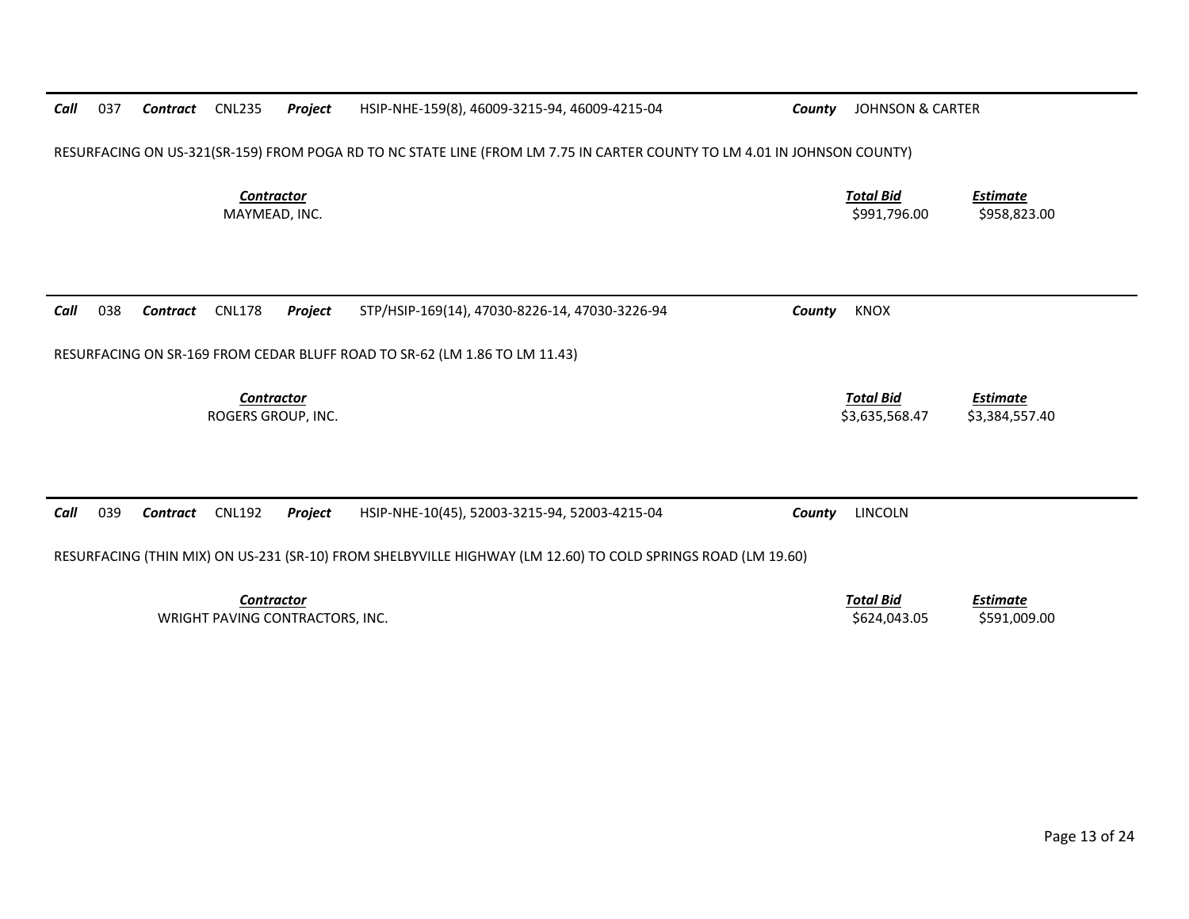**Call** 037 **Contract** CNL235 **Project** HSIP-NHE-159(8), 46009-3215-94, 46009-4215-04 **County** JOHNSON & CARTER

RESURFACING ON US-321(SR-159) FROM POGA RD TO NC STATE LINE (FROM LM 7.75 IN CARTER COUNTY TO LM 4.01 IN JOHNSON COUNTY)

| *Contractor* | *Total Bid* | *Estimate* |
|---|---|---|
| MAYMEAD, INC. | $991,796.00 | $958,823.00 |

---

**Call** 038 **Contract** CNL178 **Project** STP/HSIP-169(14), 47030-8226-14, 47030-3226-94 **County** KNOX

RESURFACING ON SR-169 FROM CEDAR BLUFF ROAD TO SR-62 (LM 1.86 TO LM 11.43)

| *Contractor* | *Total Bid* | *Estimate* |
|---|---|---|
| ROGERS GROUP, INC. | $3,635,568.47 | $3,384,557.40 |

---

**Call** 039 **Contract** CNL192 **Project** HSIP-NHE-10(45), 52003-3215-94, 52003-4215-04 **County** LINCOLN

RESURFACING (THIN MIX) ON US-231 (SR-10) FROM SHELBYVILLE HIGHWAY (LM 12.60) TO COLD SPRINGS ROAD (LM 19.60)

| *Contractor* | *Total Bid* | *Estimate* |
|---|---|---|
| WRIGHT PAVING CONTRACTORS, INC. | $624,043.05 | $591,009.00 |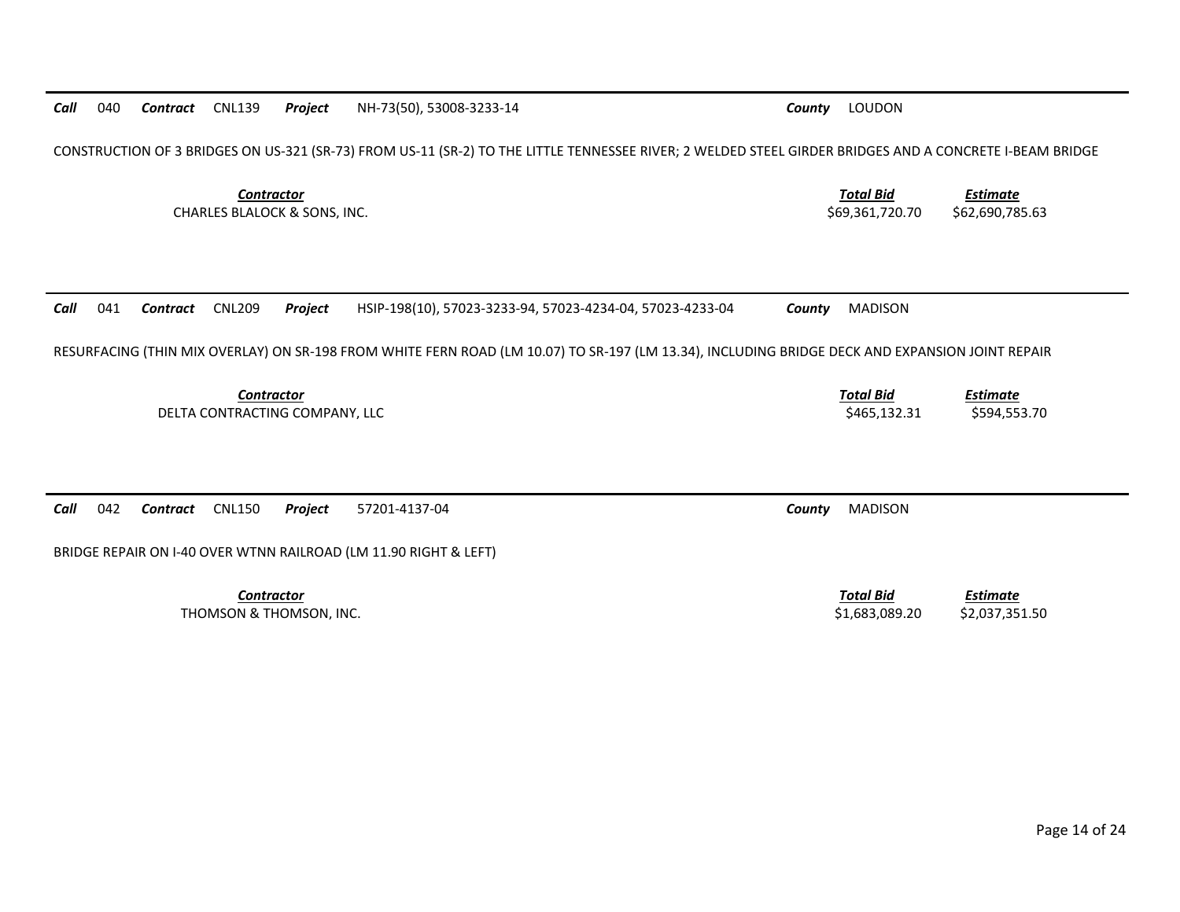**Call** 040 **Contract** CNL139 **Project** NH-73(50), 53008-3233-14 **County** LOUDON

CONSTRUCTION OF 3 BRIDGES ON US-321 (SR-73) FROM US-11 (SR-2) TO THE LITTLE TENNESSEE RIVER; 2 WELDED STEEL GIRDER BRIDGES AND A CONCRETE I-BEAM BRIDGE

| Contractor | Total Bid | Estimate |
| --- | --- | --- |
| CHARLES BLALOCK & SONS, INC. | $69,361,720.70 | $62,690,785.63 |

---

**Call** 041 **Contract** CNL209 **Project** HSIP-198(10), 57023-3233-94, 57023-4234-04, 57023-4233-04 **County** MADISON

RESURFACING (THIN MIX OVERLAY) ON SR-198 FROM WHITE FERN ROAD (LM 10.07) TO SR-197 (LM 13.34), INCLUDING BRIDGE DECK AND EXPANSION JOINT REPAIR

| Contractor | Total Bid | Estimate |
| --- | --- | --- |
| DELTA CONTRACTING COMPANY, LLC | $465,132.31 | $594,553.70 |

---

**Call** 042 **Contract** CNL150 **Project** 57201-4137-04 **County** MADISON

BRIDGE REPAIR ON I-40 OVER WTNN RAILROAD (LM 11.90 RIGHT & LEFT)

| Contractor | Total Bid | Estimate |
| --- | --- | --- |
| THOMSON & THOMSON, INC. | $1,683,089.20 | $2,037,351.50 |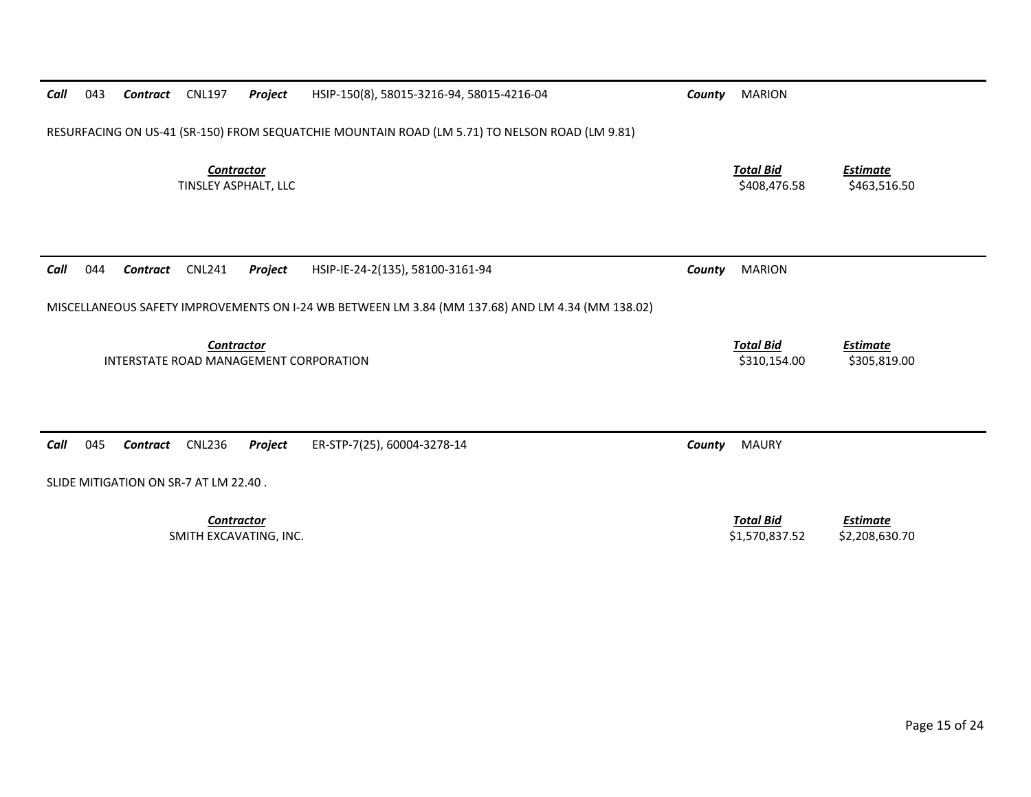***Call*** 043 ***Contract*** CNL197 ***Project*** HSIP-150(8), 58015-3216-94, 58015-4216-04 ***County*** MARION

RESURFACING ON US-41 (SR-150) FROM SEQUATCHIE MOUNTAIN ROAD (LM 5.71) TO NELSON ROAD (LM 9.81)

| *Contractor* | *Total Bid* | *Estimate* |
| --- | --- | --- |
| TINSLEY ASPHALT, LLC | $408,476.58 | $463,516.50 |

***Call*** 044 ***Contract*** CNL241 ***Project*** HSIP-IE-24-2(135), 58100-3161-94 ***County*** MARION

MISCELLANEOUS SAFETY IMPROVEMENTS ON I-24 WB BETWEEN LM 3.84 (MM 137.68) AND LM 4.34 (MM 138.02)

| *Contractor* | *Total Bid* | *Estimate* |
| --- | --- | --- |
| INTERSTATE ROAD MANAGEMENT CORPORATION | $310,154.00 | $305,819.00 |

***Call*** 045 ***Contract*** CNL236 ***Project*** ER-STP-7(25), 60004-3278-14 ***County*** MAURY

SLIDE MITIGATION ON SR-7 AT LM 22.40 .

| *Contractor* | *Total Bid* | *Estimate* |
| --- | --- | --- |
| SMITH EXCAVATING, INC. | $1,570,837.52 | $2,208,630.70 |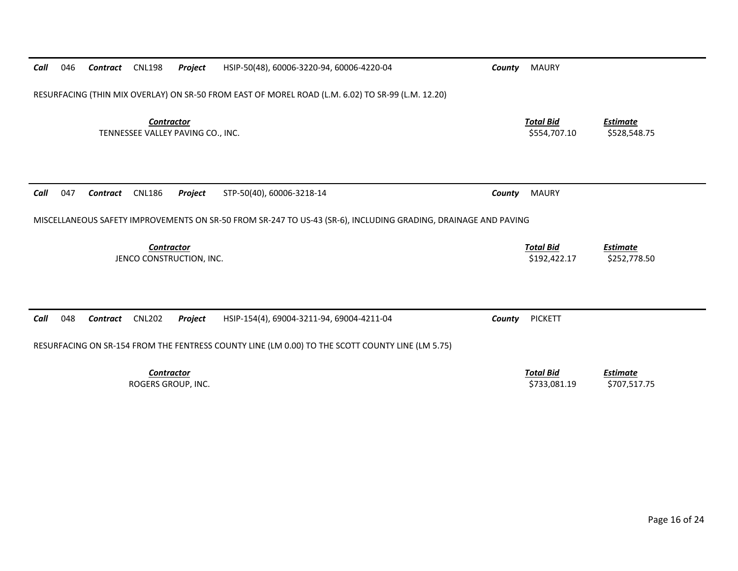***Call*** 046 ***Contract*** CNL198 ***Project*** HSIP-50(48), 60006-3220-94, 60006-4220-04 ***County*** MAURY

RESURFACING (THIN MIX OVERLAY) ON SR-50 FROM EAST OF MOREL ROAD (L.M. 6.02) TO SR-99 (L.M. 12.20)

| ***Contractor*** | ***Total Bid*** | ***Estimate*** |
| --- | --- | --- |
| TENNESSEE VALLEY PAVING CO., INC. | $554,707.10 | $528,548.75 |

---

***Call*** 047 ***Contract*** CNL186 ***Project*** STP-50(40), 60006-3218-14 ***County*** MAURY

MISCELLANEOUS SAFETY IMPROVEMENTS ON SR-50 FROM SR-247 TO US-43 (SR-6), INCLUDING GRADING, DRAINAGE AND PAVING

| ***Contractor*** | ***Total Bid*** | ***Estimate*** |
| --- | --- | --- |
| JENCO CONSTRUCTION, INC. | $192,422.17 | $252,778.50 |

---

***Call*** 048 ***Contract*** CNL202 ***Project*** HSIP-154(4), 69004-3211-94, 69004-4211-04 ***County*** PICKETT

RESURFACING ON SR-154 FROM THE FENTRESS COUNTY LINE (LM 0.00) TO THE SCOTT COUNTY LINE (LM 5.75)

| ***Contractor*** | ***Total Bid*** | ***Estimate*** |
| --- | --- | --- |
| ROGERS GROUP, INC. | $733,081.19 | $707,517.75 |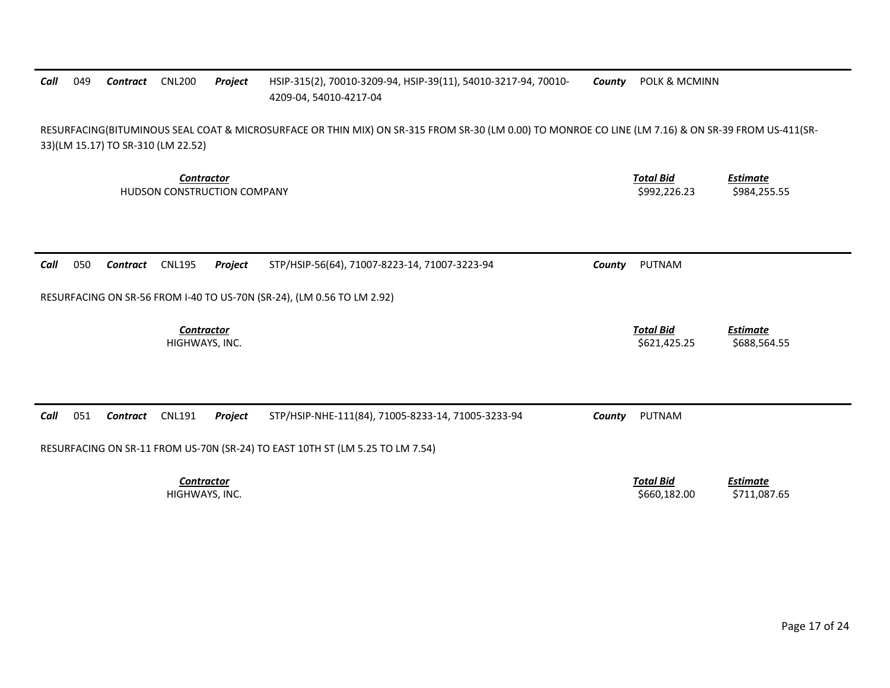***Call*** 049 ***Contract*** CNL200 ***Project*** HSIP-315(2), 70010-3209-94, HSIP-39(11), 54010-3217-94, 70010-4209-04, 54010-4217-04 ***County*** POLK & MCMINN

RESURFACING(BITUMINOUS SEAL COAT & MICROSURFACE OR THIN MIX) ON SR-315 FROM SR-30 (LM 0.00) TO MONROE CO LINE (LM 7.16) & ON SR-39 FROM US-411(SR-33)(LM 15.17) TO SR-310 (LM 22.52)

| *Contractor* | *Total Bid* | *Estimate* |
|---|---|---|
| HUDSON CONSTRUCTION COMPANY | $992,226.23 | $984,255.55 |

***Call*** 050 ***Contract*** CNL195 ***Project*** STP/HSIP-56(64), 71007-8223-14, 71007-3223-94 ***County*** PUTNAM

RESURFACING ON SR-56 FROM I-40 TO US-70N (SR-24), (LM 0.56 TO LM 2.92)

| *Contractor* | *Total Bid* | *Estimate* |
|---|---|---|
| HIGHWAYS, INC. | $621,425.25 | $688,564.55 |

***Call*** 051 ***Contract*** CNL191 ***Project*** STP/HSIP-NHE-111(84), 71005-8233-14, 71005-3233-94 ***County*** PUTNAM

RESURFACING ON SR-11 FROM US-70N (SR-24) TO EAST 10TH ST (LM 5.25 TO LM 7.54)

| *Contractor* | *Total Bid* | *Estimate* |
|---|---|---|
| HIGHWAYS, INC. | $660,182.00 | $711,087.65 |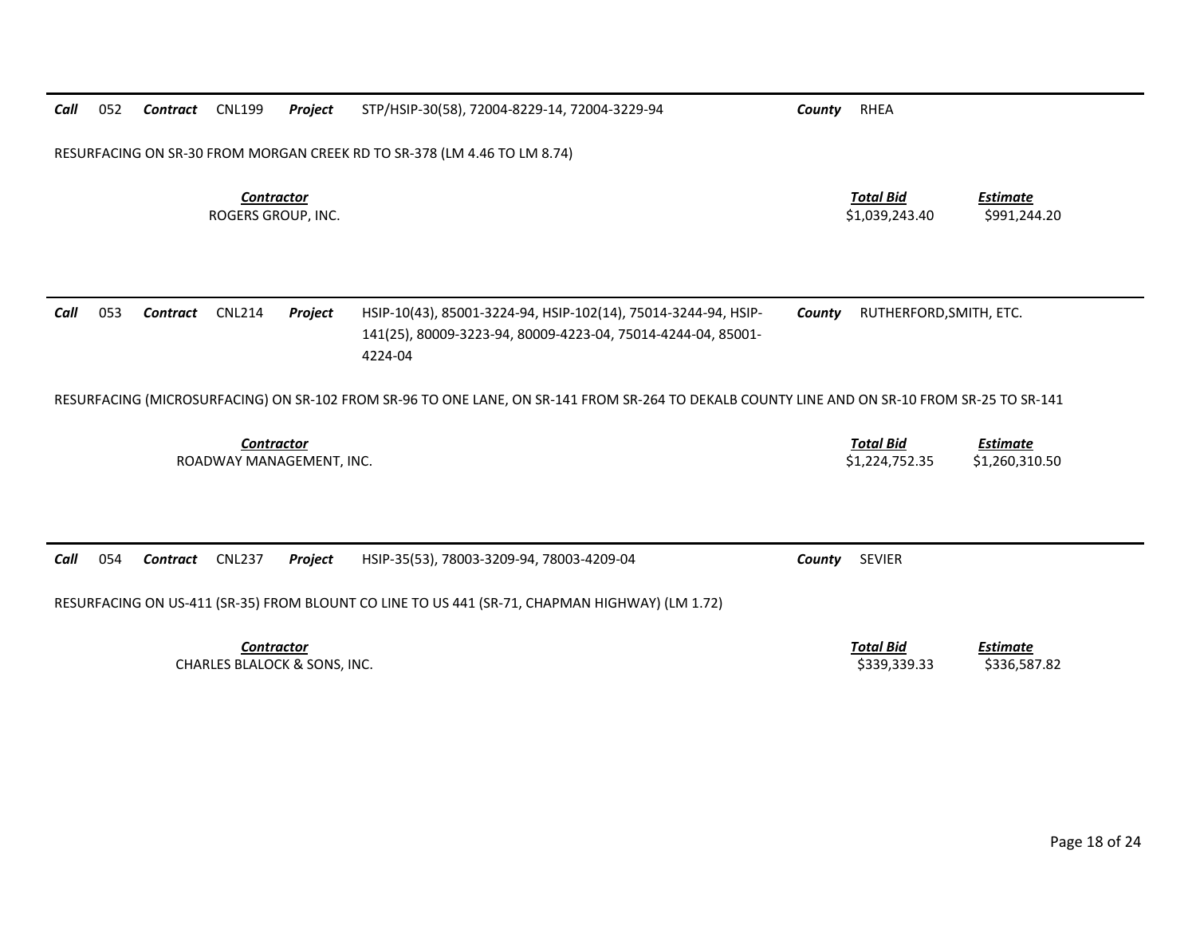**Call** 052 **Contract** CNL199 **Project** STP/HSIP-30(58), 72004-8229-14, 72004-3229-94 **County** RHEA

RESURFACING ON SR-30 FROM MORGAN CREEK RD TO SR-378 (LM 4.46 TO LM 8.74)

| ***Contractor*** | ***Total Bid*** | ***Estimate*** |
|---|---|---|
| ROGERS GROUP, INC. | $1,039,243.40 | $991,244.20 |

---

**Call** 053 **Contract** CNL214 **Project** HSIP-10(43), 85001-3224-94, HSIP-102(14), 75014-3244-94, HSIP-141(25), 80009-3223-94, 80009-4223-04, 75014-4244-04, 85001-4224-04 **County** RUTHERFORD,SMITH, ETC.

RESURFACING (MICROSURFACING) ON SR-102 FROM SR-96 TO ONE LANE, ON SR-141 FROM SR-264 TO DEKALB COUNTY LINE AND ON SR-10 FROM SR-25 TO SR-141

| ***Contractor*** | ***Total Bid*** | ***Estimate*** |
|---|---|---|
| ROADWAY MANAGEMENT, INC. | $1,224,752.35 | $1,260,310.50 |

---

**Call** 054 **Contract** CNL237 **Project** HSIP-35(53), 78003-3209-94, 78003-4209-04 **County** SEVIER

RESURFACING ON US-411 (SR-35) FROM BLOUNT CO LINE TO US 441 (SR-71, CHAPMAN HIGHWAY) (LM 1.72)

| ***Contractor*** | ***Total Bid*** | ***Estimate*** |
|---|---|---|
| CHARLES BLALOCK & SONS, INC. | $339,339.33 | $336,587.82 |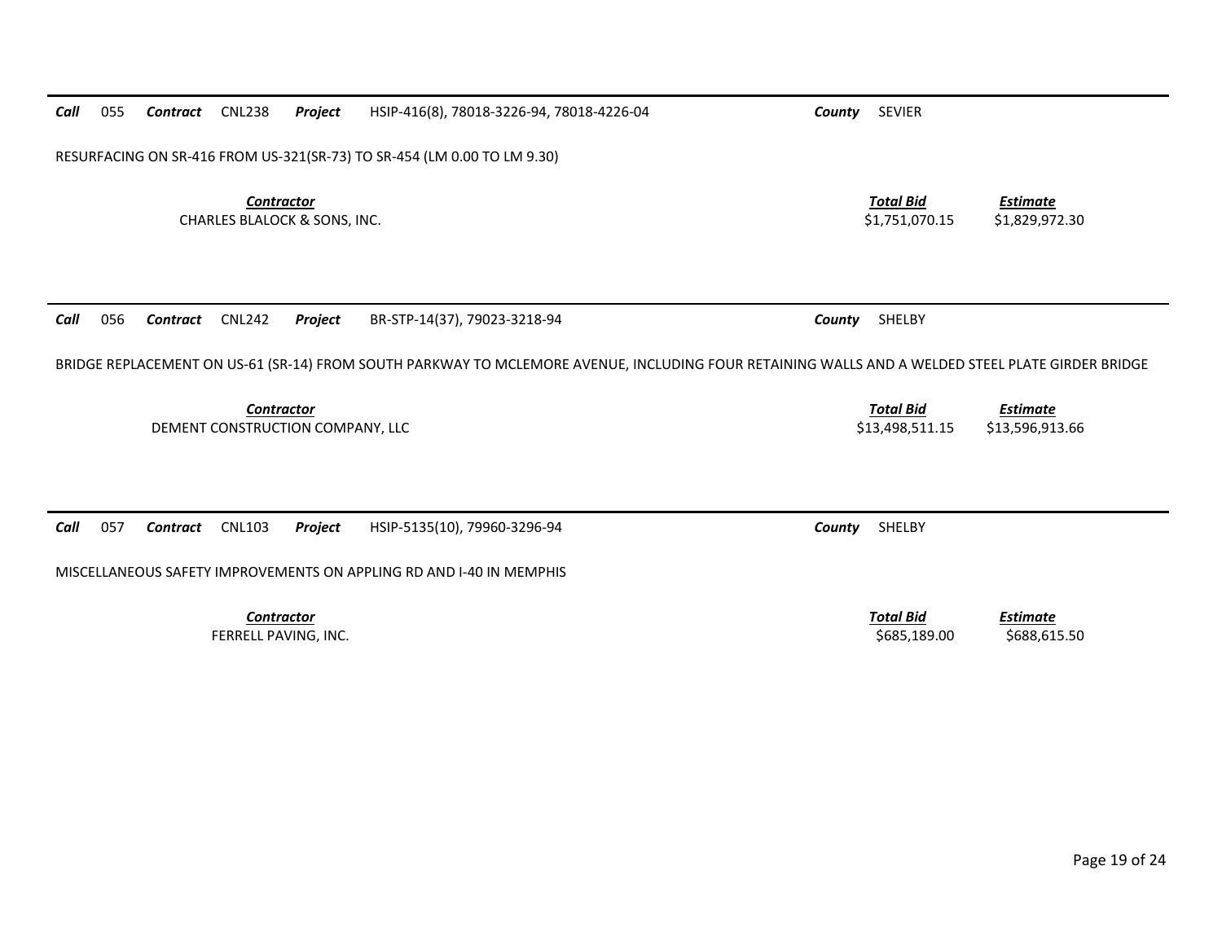**Call** 055 **Contract** CNL238 **Project** HSIP-416(8), 78018-3226-94, 78018-4226-04 **County** SEVIER

RESURFACING ON SR-416 FROM US-321(SR-73) TO SR-454 (LM 0.00 TO LM 9.30)

| Contractor | Total Bid | Estimate |
|---|---|---|
| CHARLES BLALOCK & SONS, INC. | $1,751,070.15 | $1,829,972.30 |

---

**Call** 056 **Contract** CNL242 **Project** BR-STP-14(37), 79023-3218-94 **County** SHELBY

BRIDGE REPLACEMENT ON US-61 (SR-14) FROM SOUTH PARKWAY TO MCLEMORE AVENUE, INCLUDING FOUR RETAINING WALLS AND A WELDED STEEL PLATE GIRDER BRIDGE

| Contractor | Total Bid | Estimate |
|---|---|---|
| DEMENT CONSTRUCTION COMPANY, LLC | $13,498,511.15 | $13,596,913.66 |

---

**Call** 057 **Contract** CNL103 **Project** HSIP-5135(10), 79960-3296-94 **County** SHELBY

MISCELLANEOUS SAFETY IMPROVEMENTS ON APPLING RD AND I-40 IN MEMPHIS

| Contractor | Total Bid | Estimate |
|---|---|---|
| FERRELL PAVING, INC. | $685,189.00 | $688,615.50 |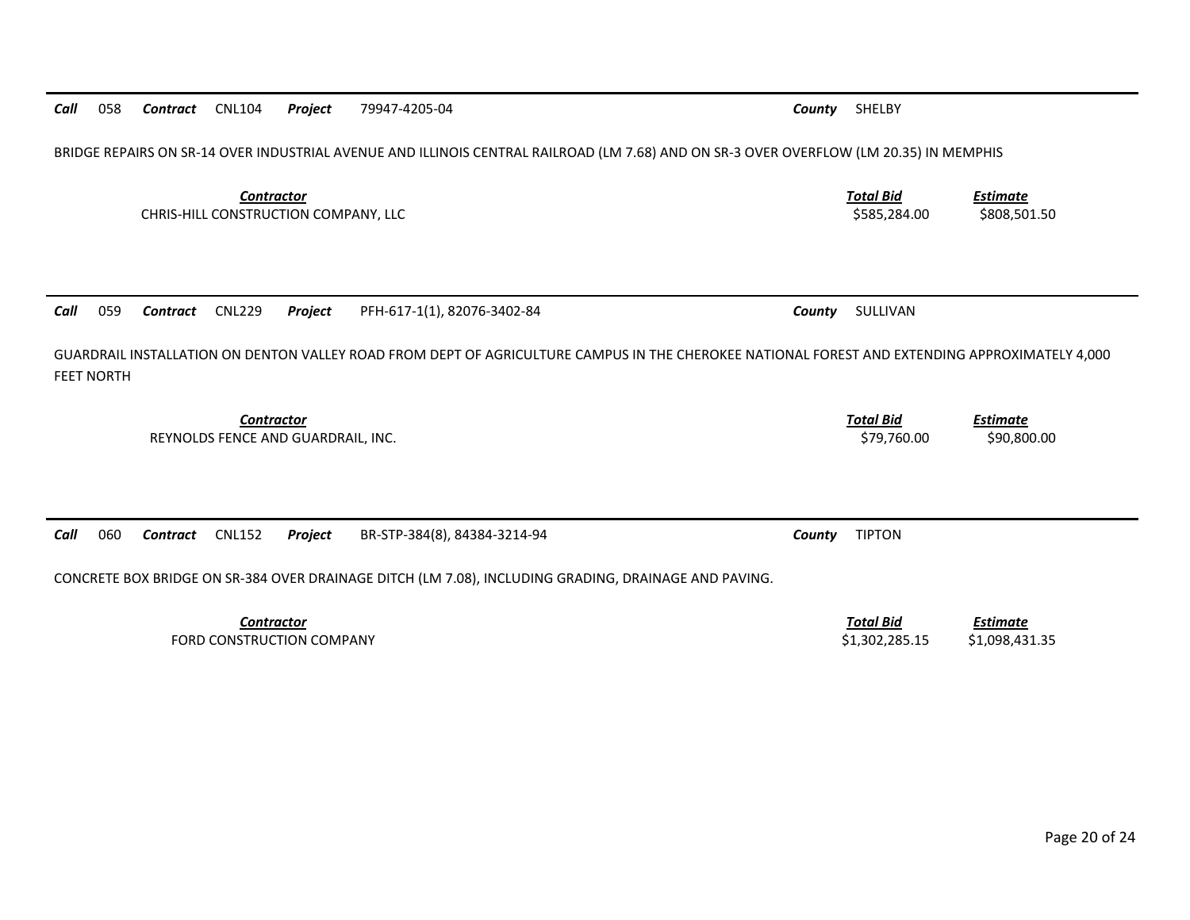**Call** 058 **Contract** CNL104 **Project** 79947-4205-04 **County** SHELBY

BRIDGE REPAIRS ON SR-14 OVER INDUSTRIAL AVENUE AND ILLINOIS CENTRAL RAILROAD (LM 7.68) AND ON SR-3 OVER OVERFLOW (LM 20.35) IN MEMPHIS

| Contractor | Total Bid | Estimate |
| --- | --- | --- |
| CHRIS-HILL CONSTRUCTION COMPANY, LLC | $585,284.00 | $808,501.50 |

---

**Call** 059 **Contract** CNL229 **Project** PFH-617-1(1), 82076-3402-84 **County** SULLIVAN

GUARDRAIL INSTALLATION ON DENTON VALLEY ROAD FROM DEPT OF AGRICULTURE CAMPUS IN THE CHEROKEE NATIONAL FOREST AND EXTENDING APPROXIMATELY 4,000 FEET NORTH

| Contractor | Total Bid | Estimate |
| --- | --- | --- |
| REYNOLDS FENCE AND GUARDRAIL, INC. | $79,760.00 | $90,800.00 |

---

**Call** 060 **Contract** CNL152 **Project** BR-STP-384(8), 84384-3214-94 **County** TIPTON

CONCRETE BOX BRIDGE ON SR-384 OVER DRAINAGE DITCH (LM 7.08), INCLUDING GRADING, DRAINAGE AND PAVING.

| Contractor | Total Bid | Estimate |
| --- | --- | --- |
| FORD CONSTRUCTION COMPANY | $1,302,285.15 | $1,098,431.35 |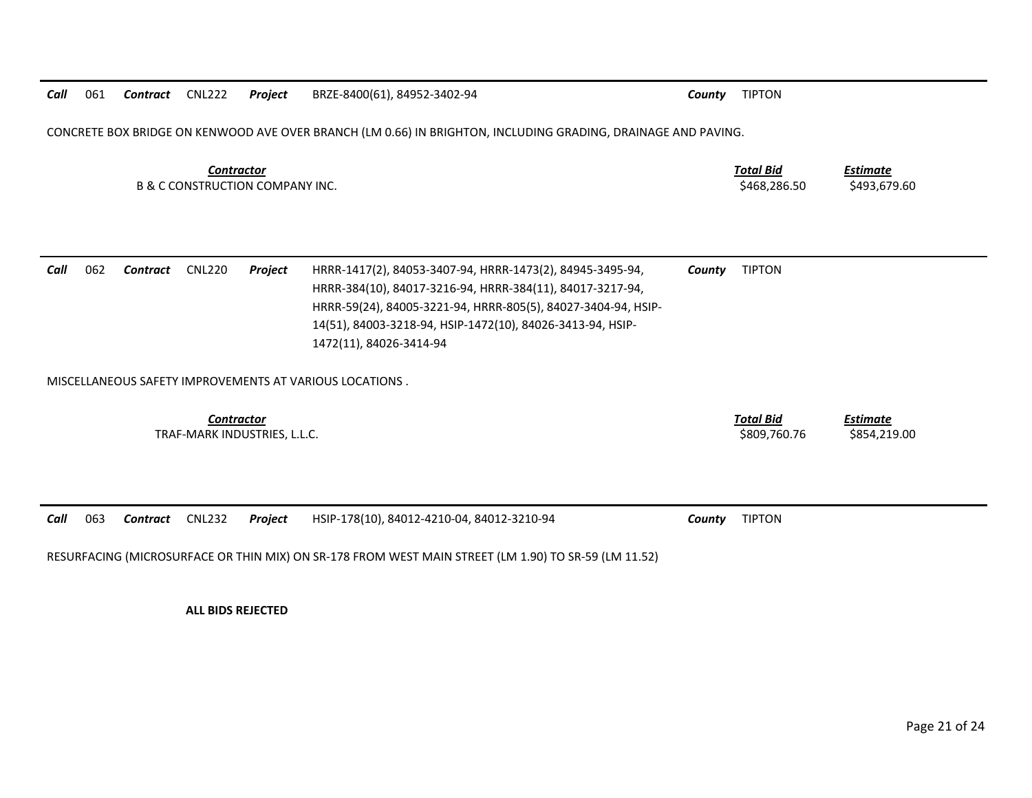**Call** 061 **Contract** CNL222 **Project** BRZE-8400(61), 84952-3402-94 **County** TIPTON

CONCRETE BOX BRIDGE ON KENWOOD AVE OVER BRANCH (LM 0.66) IN BRIGHTON, INCLUDING GRADING, DRAINAGE AND PAVING.

| Contractor | Total Bid | Estimate |
|---|---|---|
| B & C CONSTRUCTION COMPANY INC. | $468,286.50 | $493,679.60 |

---

**Call** 062 **Contract** CNL220 **Project** HRRR-1417(2), 84053-3407-94, HRRR-1473(2), 84945-3495-94, HRRR-384(10), 84017-3216-94, HRRR-384(11), 84017-3217-94, HRRR-59(24), 84005-3221-94, HRRR-805(5), 84027-3404-94, HSIP-14(51), 84003-3218-94, HSIP-1472(10), 84026-3413-94, HSIP-1472(11), 84026-3414-94 **County** TIPTON

MISCELLANEOUS SAFETY IMPROVEMENTS AT VARIOUS LOCATIONS .

| Contractor | Total Bid | Estimate |
|---|---|---|
| TRAF-MARK INDUSTRIES, L.L.C. | $809,760.76 | $854,219.00 |

---

**Call** 063 **Contract** CNL232 **Project** HSIP-178(10), 84012-4210-04, 84012-3210-94 **County** TIPTON

RESURFACING (MICROSURFACE OR THIN MIX) ON SR-178 FROM WEST MAIN STREET (LM 1.90) TO SR-59 (LM 11.52)

**ALL BIDS REJECTED**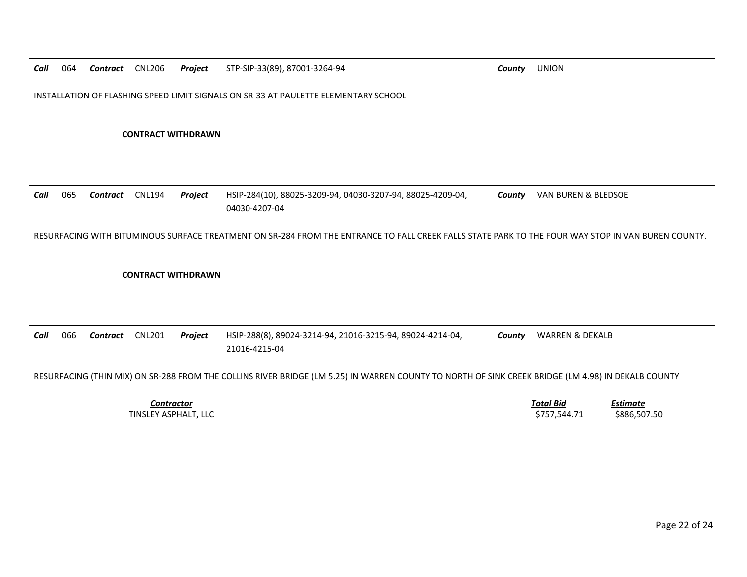**Call** 064 **Contract** CNL206 **Project** STP-SIP-33(89), 87001-3264-94 **County** UNION

INSTALLATION OF FLASHING SPEED LIMIT SIGNALS ON SR-33 AT PAULETTE ELEMENTARY SCHOOL

**CONTRACT WITHDRAWN**

---

**Call** 065 **Contract** CNL194 **Project** HSIP-284(10), 88025-3209-94, 04030-3207-94, 88025-4209-04, 04030-4207-04 **County** VAN BUREN & BLEDSOE

RESURFACING WITH BITUMINOUS SURFACE TREATMENT ON SR-284 FROM THE ENTRANCE TO FALL CREEK FALLS STATE PARK TO THE FOUR WAY STOP IN VAN BUREN COUNTY.

**CONTRACT WITHDRAWN**

---

**Call** 066 **Contract** CNL201 **Project** HSIP-288(8), 89024-3214-94, 21016-3215-94, 89024-4214-04, 21016-4215-04 **County** WARREN & DEKALB

RESURFACING (THIN MIX) ON SR-288 FROM THE COLLINS RIVER BRIDGE (LM 5.25) IN WARREN COUNTY TO NORTH OF SINK CREEK BRIDGE (LM 4.98) IN DEKALB COUNTY

| Contractor | Total Bid | Estimate |
|---|---|---|
| TINSLEY ASPHALT, LLC | $757,544.71 | $886,507.50 |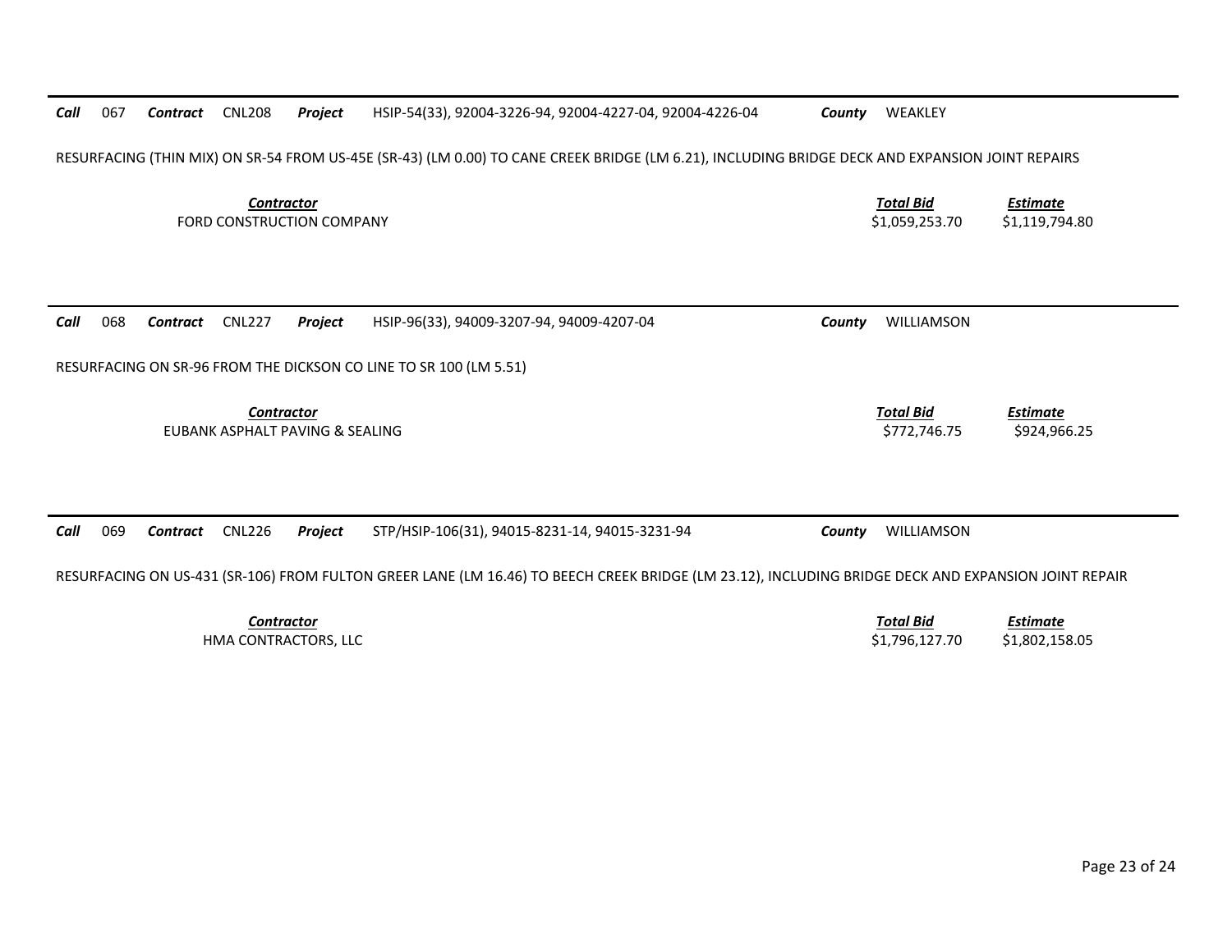**Call** 067 **Contract** CNL208 **Project** HSIP-54(33), 92004-3226-94, 92004-4227-04, 92004-4226-04 **County** WEAKLEY

RESURFACING (THIN MIX) ON SR-54 FROM US-45E (SR-43) (LM 0.00) TO CANE CREEK BRIDGE (LM 6.21), INCLUDING BRIDGE DECK AND EXPANSION JOINT REPAIRS

| *Contractor* | *Total Bid* | *Estimate* |
|---|---|---|
| FORD CONSTRUCTION COMPANY | $1,059,253.70 | $1,119,794.80 |

---

**Call** 068 **Contract** CNL227 **Project** HSIP-96(33), 94009-3207-94, 94009-4207-04 **County** WILLIAMSON

RESURFACING ON SR-96 FROM THE DICKSON CO LINE TO SR 100 (LM 5.51)

| *Contractor* | *Total Bid* | *Estimate* |
|---|---|---|
| EUBANK ASPHALT PAVING & SEALING | $772,746.75 | $924,966.25 |

---

**Call** 069 **Contract** CNL226 **Project** STP/HSIP-106(31), 94015-8231-14, 94015-3231-94 **County** WILLIAMSON

RESURFACING ON US-431 (SR-106) FROM FULTON GREER LANE (LM 16.46) TO BEECH CREEK BRIDGE (LM 23.12), INCLUDING BRIDGE DECK AND EXPANSION JOINT REPAIR

| *Contractor* | *Total Bid* | *Estimate* |
|---|---|---|
| HMA CONTRACTORS, LLC | $1,796,127.70 | $1,802,158.05 |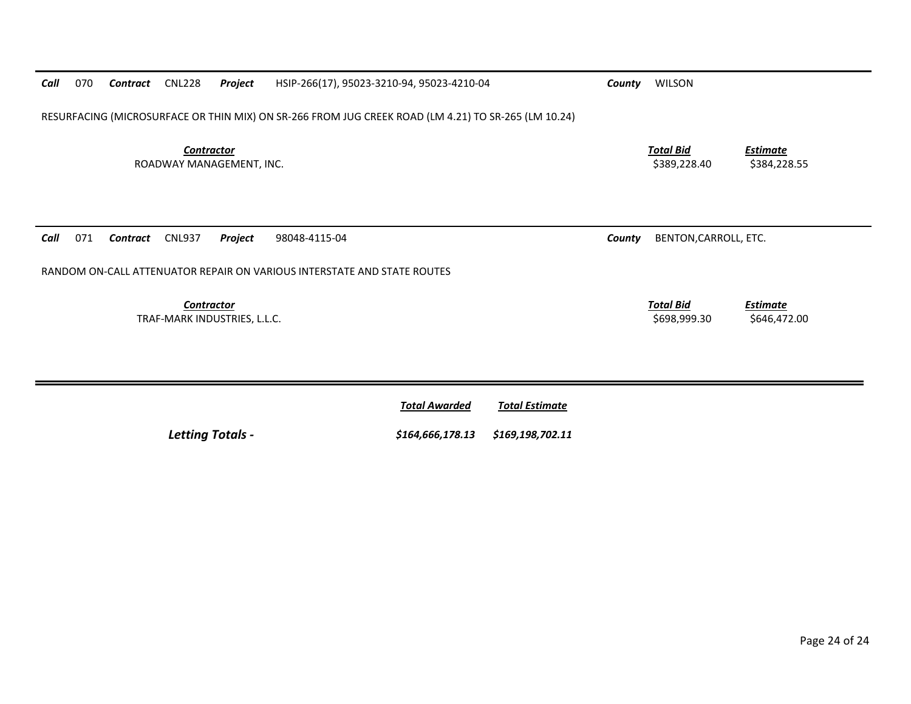***Call*** 070 ***Contract*** CNL228 ***Project*** HSIP-266(17), 95023-3210-94, 95023-4210-04 ***County*** WILSON

RESURFACING (MICROSURFACE OR THIN MIX) ON SR-266 FROM JUG CREEK ROAD (LM 4.21) TO SR-265 (LM 10.24)

| ***Contractor*** | ***Total Bid*** | ***Estimate*** |
|---|---|---|
| ROADWAY MANAGEMENT, INC. | \$389,228.40 | \$384,228.55 |

---

***Call*** 071 ***Contract*** CNL937 ***Project*** 98048-4115-04 ***County*** BENTON,CARROLL, ETC.

RANDOM ON-CALL ATTENUATOR REPAIR ON VARIOUS INTERSTATE AND STATE ROUTES

| ***Contractor*** | ***Total Bid*** | ***Estimate*** |
|---|---|---|
| TRAF-MARK INDUSTRIES, L.L.C. | \$698,999.30 | \$646,472.00 |

---

| | ***Total Awarded*** | ***Total Estimate*** |
|---|---|---|
| ***Letting Totals -*** | ***\$164,666,178.13*** | ***\$169,198,702.11*** |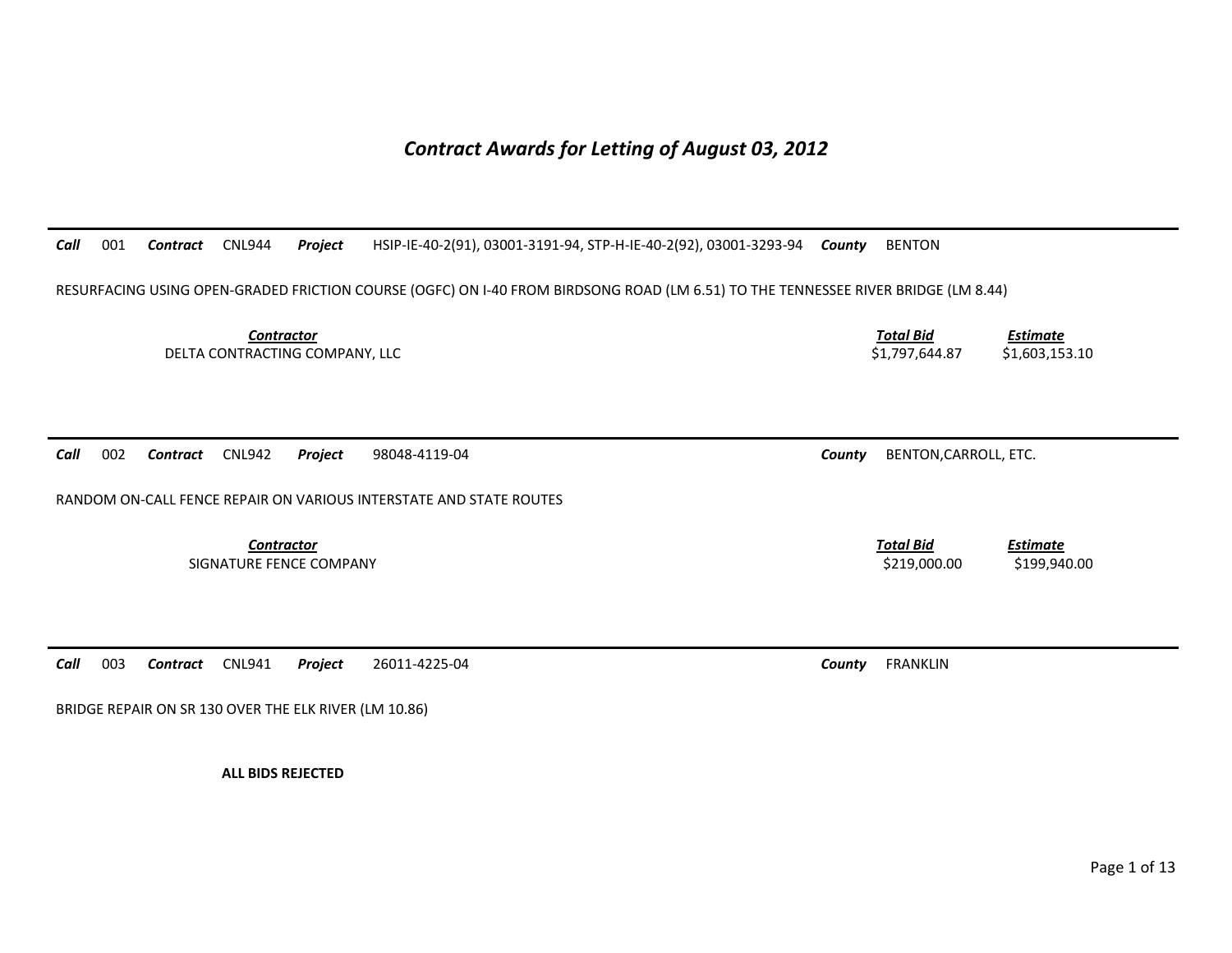# *Contract Awards for Letting of August 03, 2012*

---

***Call*** 001 ***Contract*** CNL944 ***Project*** HSIP-IE-40-2(91), 03001-3191-94, STP-H-IE-40-2(92), 03001-3293-94 ***County*** BENTON

RESURFACING USING OPEN-GRADED FRICTION COURSE (OGFC) ON I-40 FROM BIRDSONG ROAD (LM 6.51) TO THE TENNESSEE RIVER BRIDGE (LM 8.44)

| *Contractor* | *Total Bid* | *Estimate* |
|---|---|---|
| DELTA CONTRACTING COMPANY, LLC | $1,797,644.87 | $1,603,153.10 |

---

***Call*** 002 ***Contract*** CNL942 ***Project*** 98048-4119-04 ***County*** BENTON,CARROLL, ETC.

RANDOM ON-CALL FENCE REPAIR ON VARIOUS INTERSTATE AND STATE ROUTES

| *Contractor* | *Total Bid* | *Estimate* |
|---|---|---|
| SIGNATURE FENCE COMPANY | $219,000.00 | $199,940.00 |

---

***Call*** 003 ***Contract*** CNL941 ***Project*** 26011-4225-04 ***County*** FRANKLIN

BRIDGE REPAIR ON SR 130 OVER THE ELK RIVER (LM 10.86)

**ALL BIDS REJECTED**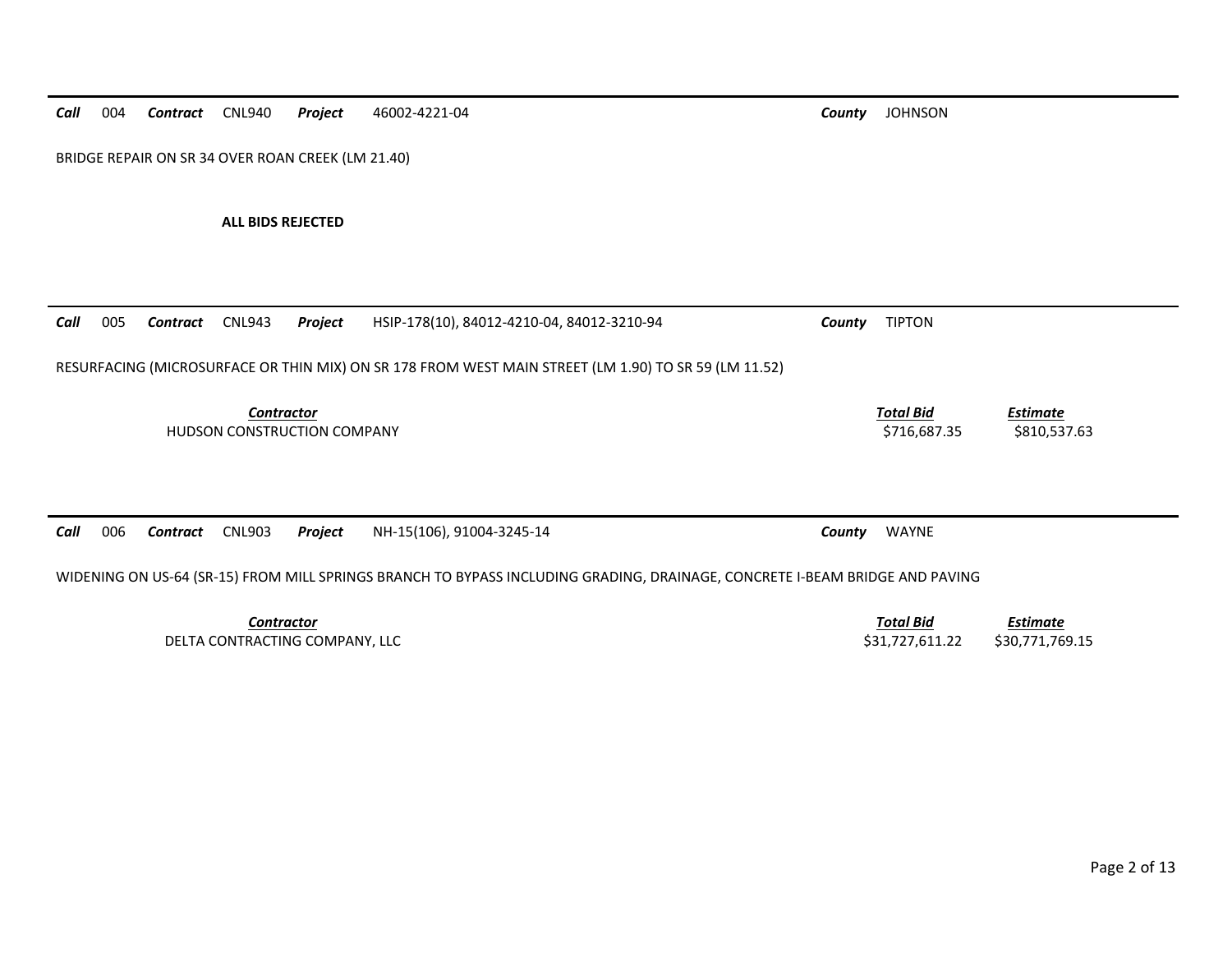***Call*** 004 ***Contract*** CNL940 ***Project*** 46002-4221-04 ***County*** JOHNSON

BRIDGE REPAIR ON SR 34 OVER ROAN CREEK (LM 21.40)

**ALL BIDS REJECTED**

---

***Call*** 005 ***Contract*** CNL943 ***Project*** HSIP-178(10), 84012-4210-04, 84012-3210-94 ***County*** TIPTON

RESURFACING (MICROSURFACE OR THIN MIX) ON SR 178 FROM WEST MAIN STREET (LM 1.90) TO SR 59 (LM 11.52)

| *Contractor* | *Total Bid* | *Estimate* |
|---|---|---|
| HUDSON CONSTRUCTION COMPANY | $716,687.35 | $810,537.63 |

---

***Call*** 006 ***Contract*** CNL903 ***Project*** NH-15(106), 91004-3245-14 ***County*** WAYNE

WIDENING ON US-64 (SR-15) FROM MILL SPRINGS BRANCH TO BYPASS INCLUDING GRADING, DRAINAGE, CONCRETE I-BEAM BRIDGE AND PAVING

| *Contractor* | *Total Bid* | *Estimate* |
|---|---|---|
| DELTA CONTRACTING COMPANY, LLC | $31,727,611.22 | $30,771,769.15 |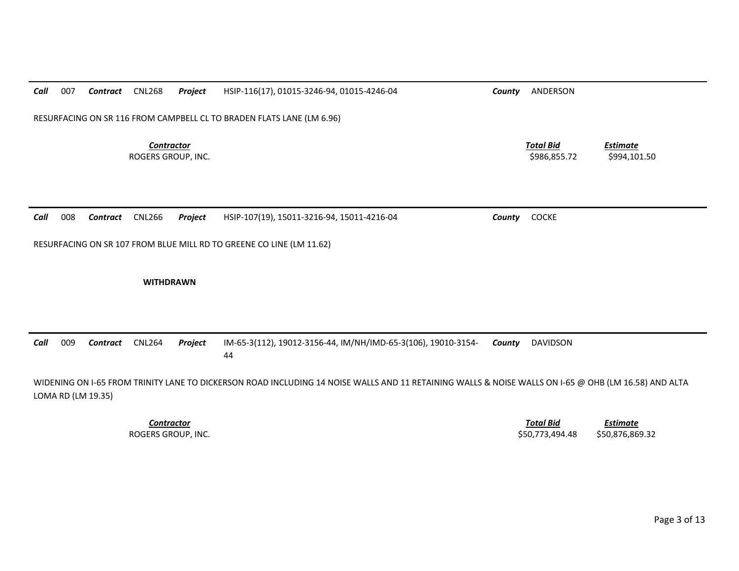***Call*** 007 ***Contract*** CNL268 ***Project*** HSIP-116(17), 01015-3246-94, 01015-4246-04 ***County*** ANDERSON

RESURFACING ON SR 116 FROM CAMPBELL CL TO BRADEN FLATS LANE (LM 6.96)

| *Contractor* | *Total Bid* | *Estimate* |
|---|---|---|
| ROGERS GROUP, INC. | $986,855.72 | $994,101.50 |

---

***Call*** 008 ***Contract*** CNL266 ***Project*** HSIP-107(19), 15011-3216-94, 15011-4216-04 ***County*** COCKE

RESURFACING ON SR 107 FROM BLUE MILL RD TO GREENE CO LINE (LM 11.62)

**WITHDRAWN**

---

***Call*** 009 ***Contract*** CNL264 ***Project*** IM-65-3(112), 19012-3156-44, IM/NH/IMD-65-3(106), 19010-3154-44 ***County*** DAVIDSON

WIDENING ON I-65 FROM TRINITY LANE TO DICKERSON ROAD INCLUDING 14 NOISE WALLS AND 11 RETAINING WALLS & NOISE WALLS ON I-65 @ OHB (LM 16.58) AND ALTA LOMA RD (LM 19.35)

| *Contractor* | *Total Bid* | *Estimate* |
|---|---|---|
| ROGERS GROUP, INC. | $50,773,494.48 | $50,876,869.32 |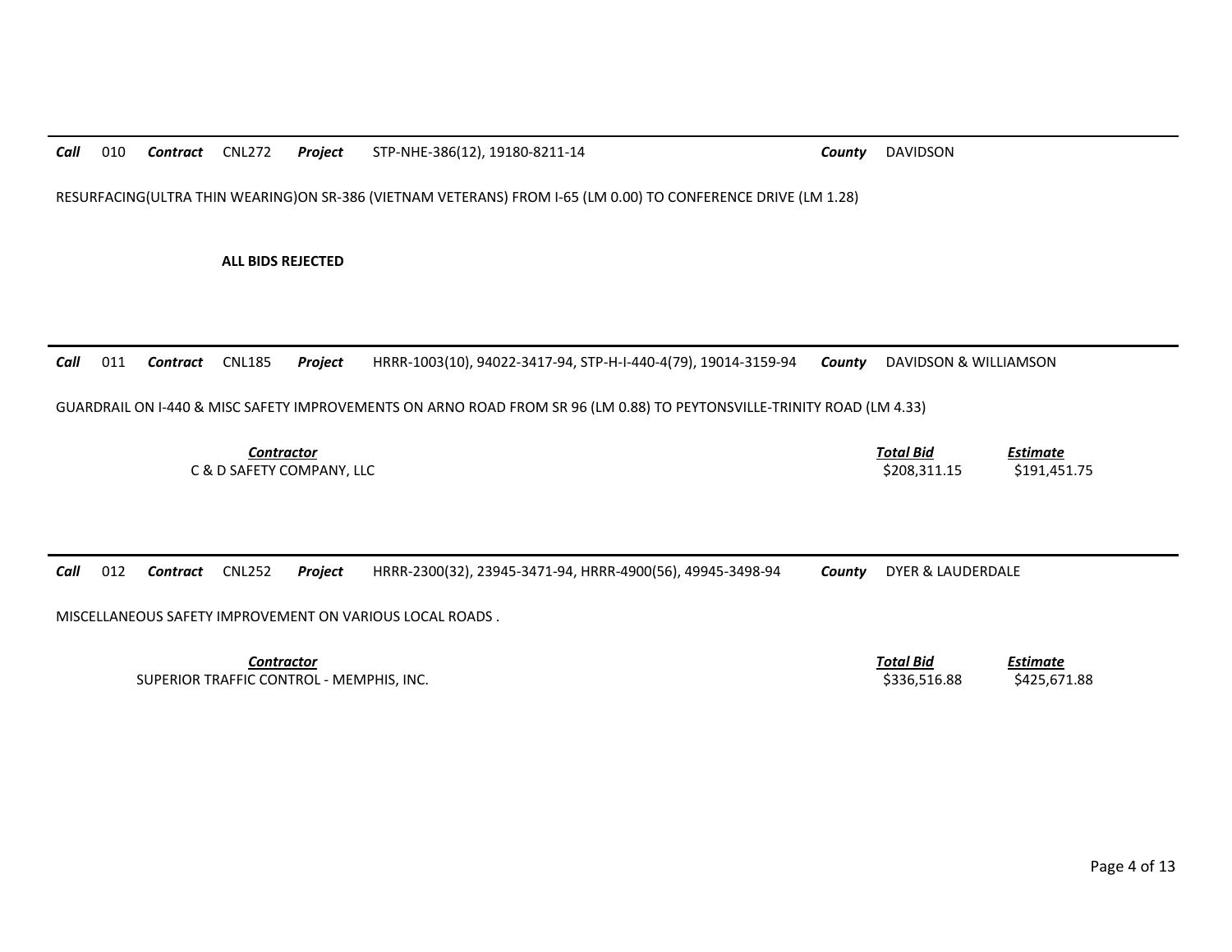***Call*** 010 ***Contract*** CNL272 ***Project*** STP-NHE-386(12), 19180-8211-14 ***County*** DAVIDSON

RESURFACING(ULTRA THIN WEARING)ON SR-386 (VIETNAM VETERANS) FROM I-65 (LM 0.00) TO CONFERENCE DRIVE (LM 1.28)

**ALL BIDS REJECTED**

---

***Call*** 011 ***Contract*** CNL185 ***Project*** HRRR-1003(10), 94022-3417-94, STP-H-I-440-4(79), 19014-3159-94 ***County*** DAVIDSON & WILLIAMSON

GUARDRAIL ON I-440 & MISC SAFETY IMPROVEMENTS ON ARNO ROAD FROM SR 96 (LM 0.88) TO PEYTONSVILLE-TRINITY ROAD (LM 4.33)

| *Contractor* | *Total Bid* | *Estimate* |
|---|---|---|
| C & D SAFETY COMPANY, LLC | $208,311.15 | $191,451.75 |

---

***Call*** 012 ***Contract*** CNL252 ***Project*** HRRR-2300(32), 23945-3471-94, HRRR-4900(56), 49945-3498-94 ***County*** DYER & LAUDERDALE

MISCELLANEOUS SAFETY IMPROVEMENT ON VARIOUS LOCAL ROADS .

| *Contractor* | *Total Bid* | *Estimate* |
|---|---|---|
| SUPERIOR TRAFFIC CONTROL - MEMPHIS, INC. | $336,516.88 | $425,671.88 |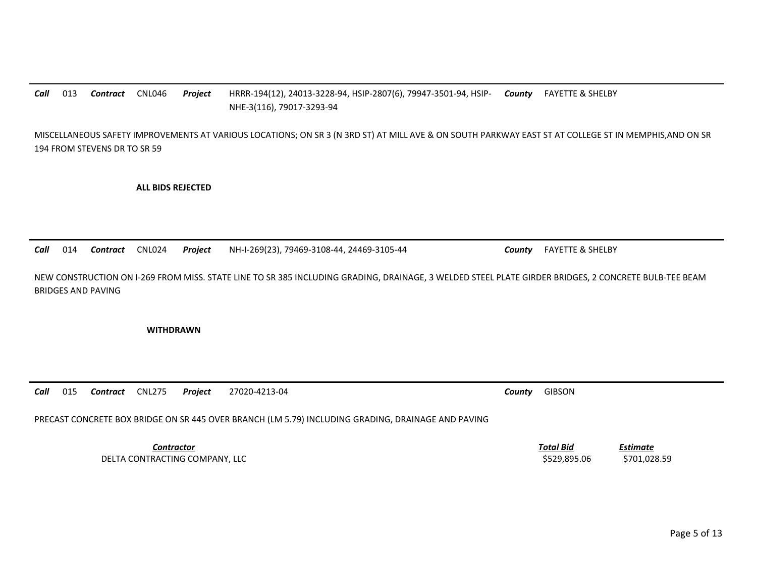***Call*** 013 ***Contract*** CNL046 ***Project*** HRRR-194(12), 24013-3228-94, HSIP-2807(6), 79947-3501-94, HSIP-NHE-3(116), 79017-3293-94 ***County*** FAYETTE & SHELBY

MISCELLANEOUS SAFETY IMPROVEMENTS AT VARIOUS LOCATIONS; ON SR 3 (N 3RD ST) AT MILL AVE & ON SOUTH PARKWAY EAST ST AT COLLEGE ST IN MEMPHIS,AND ON SR 194 FROM STEVENS DR TO SR 59

**ALL BIDS REJECTED**

---

***Call*** 014 ***Contract*** CNL024 ***Project*** NH-I-269(23), 79469-3108-44, 24469-3105-44 ***County*** FAYETTE & SHELBY

NEW CONSTRUCTION ON I-269 FROM MISS. STATE LINE TO SR 385 INCLUDING GRADING, DRAINAGE, 3 WELDED STEEL PLATE GIRDER BRIDGES, 2 CONCRETE BULB-TEE BEAM BRIDGES AND PAVING

**WITHDRAWN**

---

***Call*** 015 ***Contract*** CNL275 ***Project*** 27020-4213-04 ***County*** GIBSON

PRECAST CONCRETE BOX BRIDGE ON SR 445 OVER BRANCH (LM 5.79) INCLUDING GRADING, DRAINAGE AND PAVING

| *Contractor* | *Total Bid* | *Estimate* |
|---|---|---|
| DELTA CONTRACTING COMPANY, LLC | $529,895.06 | $701,028.59 |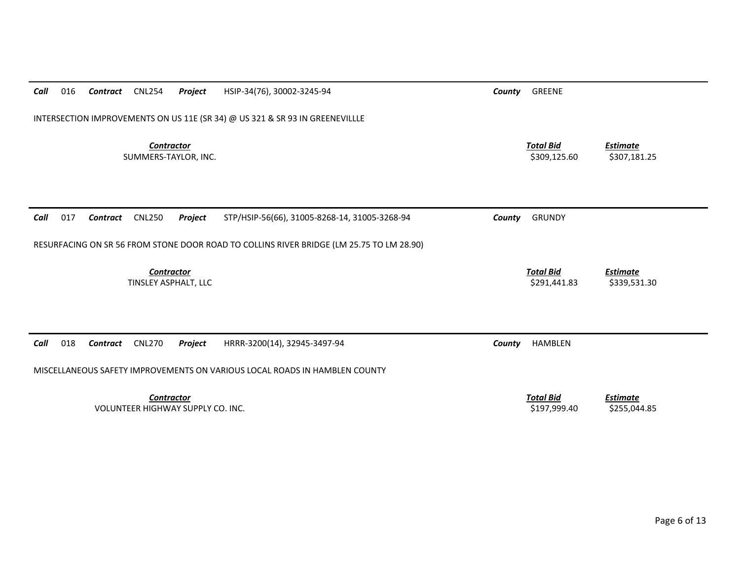***Call*** 016 ***Contract*** CNL254 ***Project*** HSIP-34(76), 30002-3245-94 ***County*** GREENE

INTERSECTION IMPROVEMENTS ON US 11E (SR 34) @ US 321 & SR 93 IN GREENEVILLLE

| ***Contractor*** | ***Total Bid*** | ***Estimate*** |
|---|---|---|
| SUMMERS-TAYLOR, INC. | $309,125.60 | $307,181.25 |

---

***Call*** 017 ***Contract*** CNL250 ***Project*** STP/HSIP-56(66), 31005-8268-14, 31005-3268-94 ***County*** GRUNDY

RESURFACING ON SR 56 FROM STONE DOOR ROAD TO COLLINS RIVER BRIDGE (LM 25.75 TO LM 28.90)

| ***Contractor*** | ***Total Bid*** | ***Estimate*** |
|---|---|---|
| TINSLEY ASPHALT, LLC | $291,441.83 | $339,531.30 |

---

***Call*** 018 ***Contract*** CNL270 ***Project*** HRRR-3200(14), 32945-3497-94 ***County*** HAMBLEN

MISCELLANEOUS SAFETY IMPROVEMENTS ON VARIOUS LOCAL ROADS IN HAMBLEN COUNTY

| ***Contractor*** | ***Total Bid*** | ***Estimate*** |
|---|---|---|
| VOLUNTEER HIGHWAY SUPPLY CO. INC. | $197,999.40 | $255,044.85 |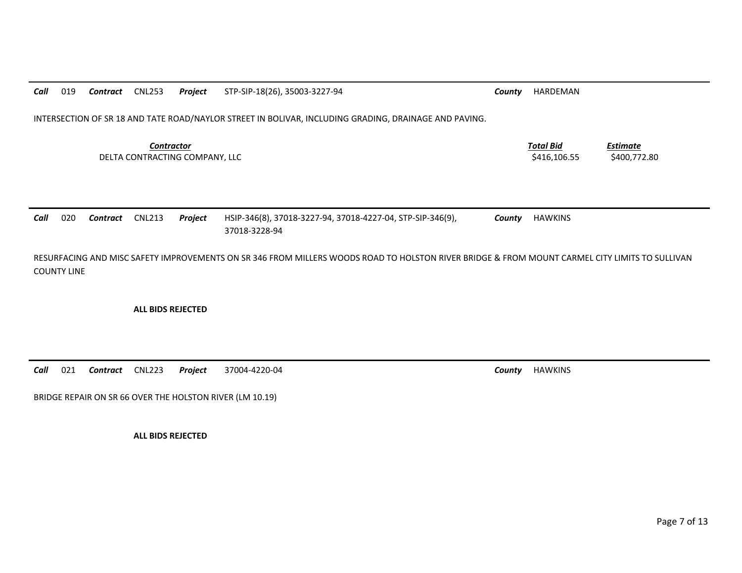***Call*** 019 ***Contract*** CNL253 ***Project*** STP-SIP-18(26), 35003-3227-94 ***County*** HARDEMAN

INTERSECTION OF SR 18 AND TATE ROAD/NAYLOR STREET IN BOLIVAR, INCLUDING GRADING, DRAINAGE AND PAVING.

| *Contractor* | *Total Bid* | *Estimate* |
|---|---|---|
| DELTA CONTRACTING COMPANY, LLC | $416,106.55 | $400,772.80 |

---

***Call*** 020 ***Contract*** CNL213 ***Project*** HSIP-346(8), 37018-3227-94, 37018-4227-04, STP-SIP-346(9), 37018-3228-94 ***County*** HAWKINS

RESURFACING AND MISC SAFETY IMPROVEMENTS ON SR 346 FROM MILLERS WOODS ROAD TO HOLSTON RIVER BRIDGE & FROM MOUNT CARMEL CITY LIMITS TO SULLIVAN COUNTY LINE

**ALL BIDS REJECTED**

---

***Call*** 021 ***Contract*** CNL223 ***Project*** 37004-4220-04 ***County*** HAWKINS

BRIDGE REPAIR ON SR 66 OVER THE HOLSTON RIVER (LM 10.19)

**ALL BIDS REJECTED**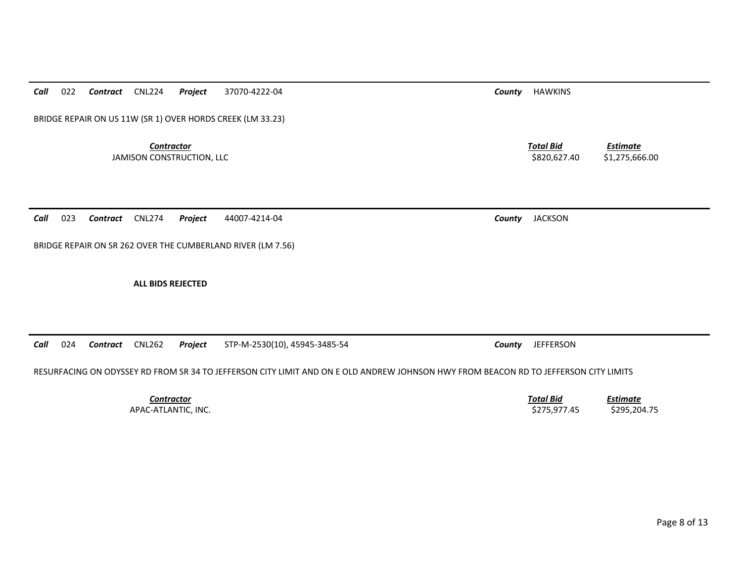**Call** 022 **Contract** CNL224 **Project** 37070-4222-04 **County** HAWKINS

BRIDGE REPAIR ON US 11W (SR 1) OVER HORDS CREEK (LM 33.23)

| Contractor | Total Bid | Estimate |
|---|---|---|
| JAMISON CONSTRUCTION, LLC | $820,627.40 | $1,275,666.00 |

---

**Call** 023 **Contract** CNL274 **Project** 44007-4214-04 **County** JACKSON

BRIDGE REPAIR ON SR 262 OVER THE CUMBERLAND RIVER (LM 7.56)

**ALL BIDS REJECTED**

---

**Call** 024 **Contract** CNL262 **Project** STP-M-2530(10), 45945-3485-54 **County** JEFFERSON

RESURFACING ON ODYSSEY RD FROM SR 34 TO JEFFERSON CITY LIMIT AND ON E OLD ANDREW JOHNSON HWY FROM BEACON RD TO JEFFERSON CITY LIMITS

| Contractor | Total Bid | Estimate |
|---|---|---|
| APAC-ATLANTIC, INC. | $275,977.45 | $295,204.75 |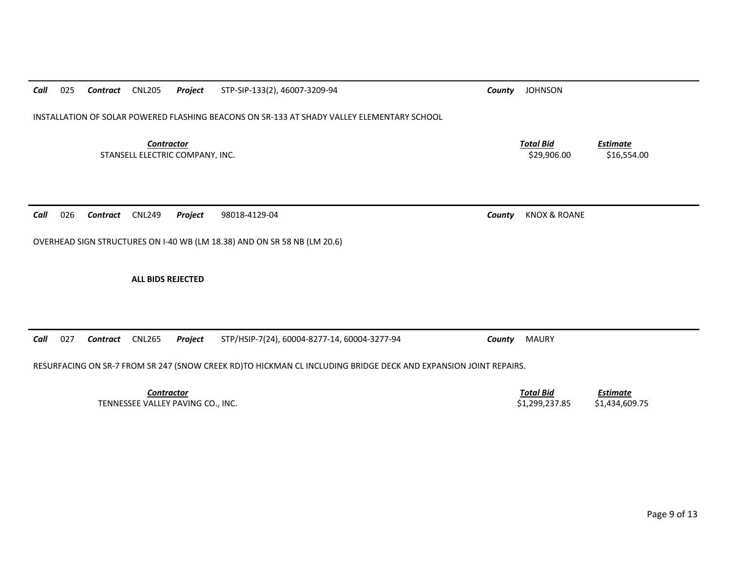**Call** 025 **Contract** CNL205 **Project** STP-SIP-133(2), 46007-3209-94 **County** JOHNSON

INSTALLATION OF SOLAR POWERED FLASHING BEACONS ON SR-133 AT SHADY VALLEY ELEMENTARY SCHOOL

| Contractor | Total Bid | Estimate |
|---|---|---|
| STANSELL ELECTRIC COMPANY, INC. | $29,906.00 | $16,554.00 |

---

**Call** 026 **Contract** CNL249 **Project** 98018-4129-04 **County** KNOX & ROANE

OVERHEAD SIGN STRUCTURES ON I-40 WB (LM 18.38) AND ON SR 58 NB (LM 20.6)

**ALL BIDS REJECTED**

---

**Call** 027 **Contract** CNL265 **Project** STP/HSIP-7(24), 60004-8277-14, 60004-3277-94 **County** MAURY

RESURFACING ON SR-7 FROM SR 247 (SNOW CREEK RD)TO HICKMAN CL INCLUDING BRIDGE DECK AND EXPANSION JOINT REPAIRS.

| Contractor | Total Bid | Estimate |
|---|---|---|
| TENNESSEE VALLEY PAVING CO., INC. | $1,299,237.85 | $1,434,609.75 |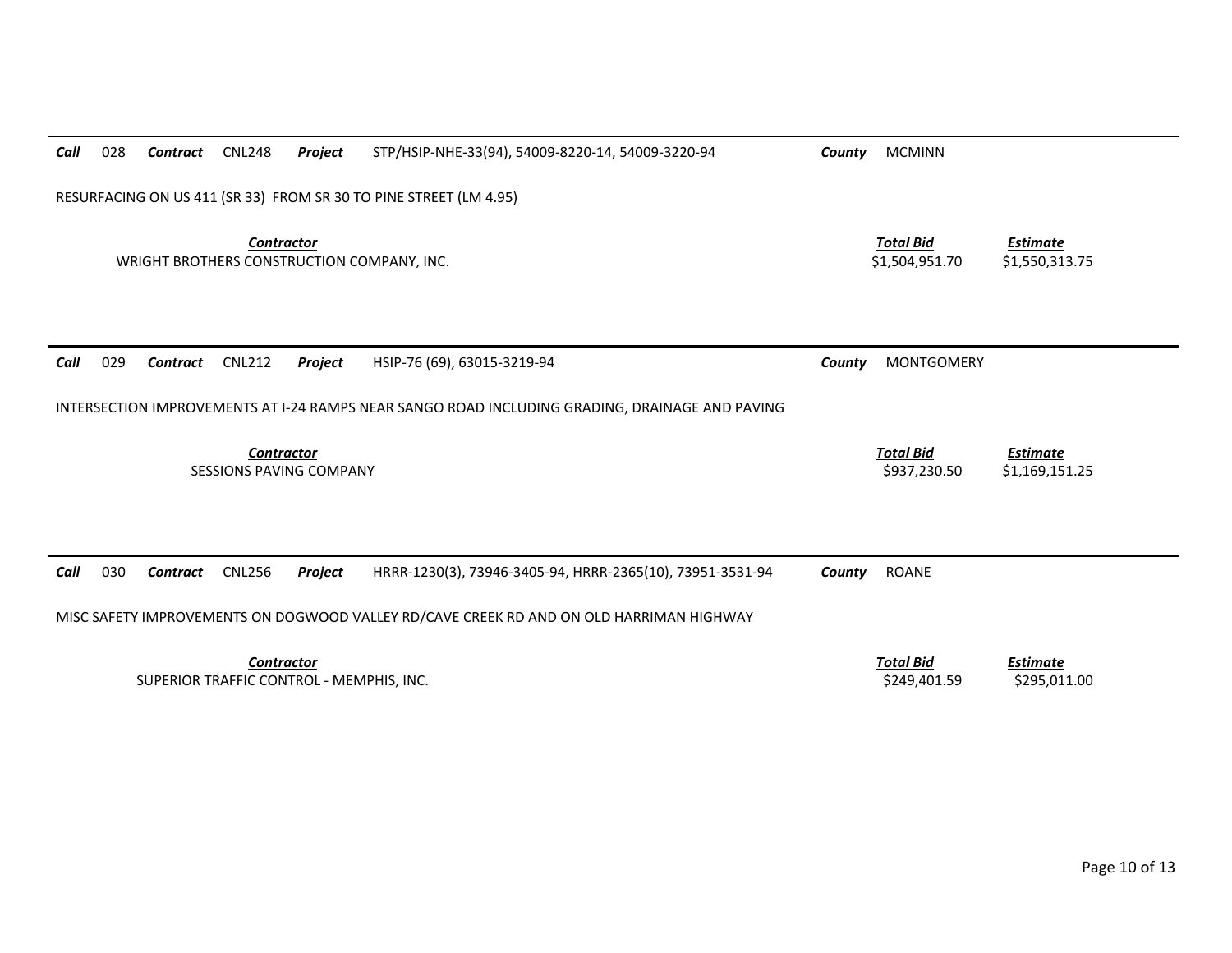**Call** 028 **Contract** CNL248 **Project** STP/HSIP-NHE-33(94), 54009-8220-14, 54009-3220-94 **County** MCMINN

RESURFACING ON US 411 (SR 33) FROM SR 30 TO PINE STREET (LM 4.95)

| Contractor | Total Bid | Estimate |
|---|---|---|
| WRIGHT BROTHERS CONSTRUCTION COMPANY, INC. | $1,504,951.70 | $1,550,313.75 |

---

**Call** 029 **Contract** CNL212 **Project** HSIP-76 (69), 63015-3219-94 **County** MONTGOMERY

INTERSECTION IMPROVEMENTS AT I-24 RAMPS NEAR SANGO ROAD INCLUDING GRADING, DRAINAGE AND PAVING

| Contractor | Total Bid | Estimate |
|---|---|---|
| SESSIONS PAVING COMPANY | $937,230.50 | $1,169,151.25 |

---

**Call** 030 **Contract** CNL256 **Project** HRRR-1230(3), 73946-3405-94, HRRR-2365(10), 73951-3531-94 **County** ROANE

MISC SAFETY IMPROVEMENTS ON DOGWOOD VALLEY RD/CAVE CREEK RD AND ON OLD HARRIMAN HIGHWAY

| Contractor | Total Bid | Estimate |
|---|---|---|
| SUPERIOR TRAFFIC CONTROL - MEMPHIS, INC. | $249,401.59 | $295,011.00 |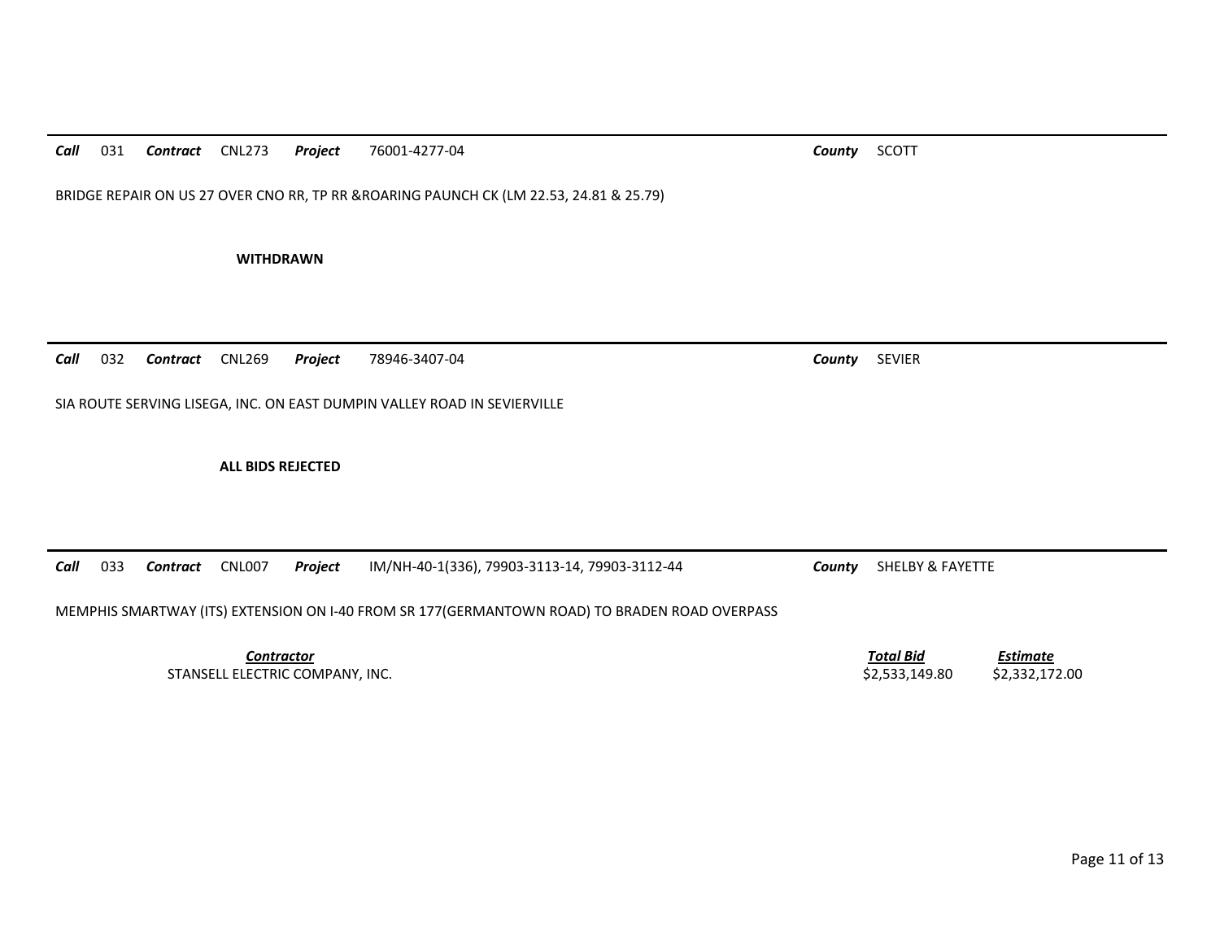**Call** 031 **Contract** CNL273 **Project** 76001-4277-04 **County** SCOTT

BRIDGE REPAIR ON US 27 OVER CNO RR, TP RR &ROARING PAUNCH CK (LM 22.53, 24.81 & 25.79)

**WITHDRAWN**

---

**Call** 032 **Contract** CNL269 **Project** 78946-3407-04 **County** SEVIER

SIA ROUTE SERVING LISEGA, INC. ON EAST DUMPIN VALLEY ROAD IN SEVIERVILLE

**ALL BIDS REJECTED**

---

**Call** 033 **Contract** CNL007 **Project** IM/NH-40-1(336), 79903-3113-14, 79903-3112-44 **County** SHELBY & FAYETTE

MEMPHIS SMARTWAY (ITS) EXTENSION ON I-40 FROM SR 177(GERMANTOWN ROAD) TO BRADEN ROAD OVERPASS

| ***Contractor*** | ***Total Bid*** | ***Estimate*** |
|---|---|---|
| STANSELL ELECTRIC COMPANY, INC. | $2,533,149.80 | $2,332,172.00 |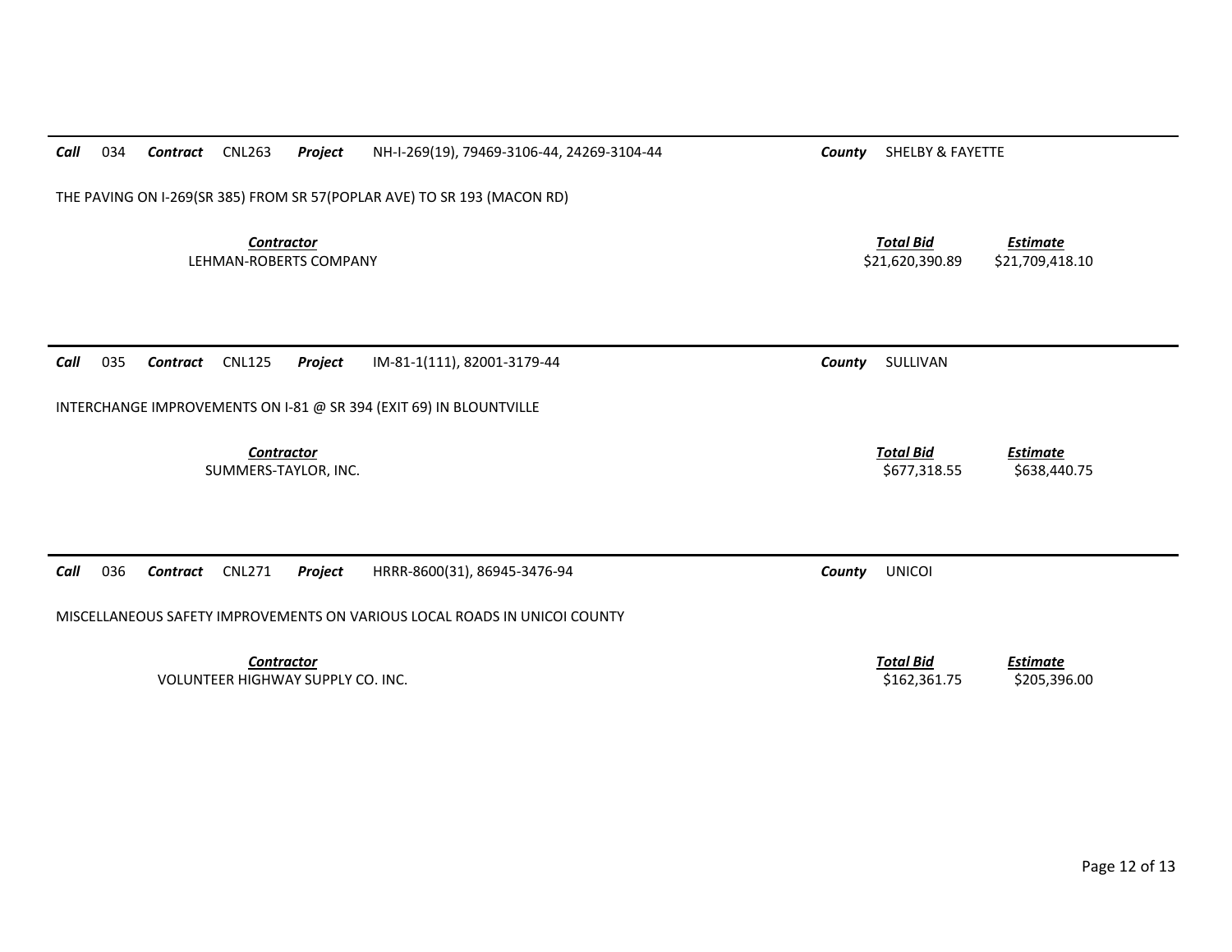**Call** 034 **Contract** CNL263 **Project** NH-I-269(19), 79469-3106-44, 24269-3104-44 **County** SHELBY & FAYETTE

THE PAVING ON I-269(SR 385) FROM SR 57(POPLAR AVE) TO SR 193 (MACON RD)

| Contractor | Total Bid | Estimate |
|---|---|---|
| LEHMAN-ROBERTS COMPANY | $21,620,390.89 | $21,709,418.10 |

---

**Call** 035 **Contract** CNL125 **Project** IM-81-1(111), 82001-3179-44 **County** SULLIVAN

INTERCHANGE IMPROVEMENTS ON I-81 @ SR 394 (EXIT 69) IN BLOUNTVILLE

| Contractor | Total Bid | Estimate |
|---|---|---|
| SUMMERS-TAYLOR, INC. | $677,318.55 | $638,440.75 |

---

**Call** 036 **Contract** CNL271 **Project** HRRR-8600(31), 86945-3476-94 **County** UNICOI

MISCELLANEOUS SAFETY IMPROVEMENTS ON VARIOUS LOCAL ROADS IN UNICOI COUNTY

| Contractor | Total Bid | Estimate |
|---|---|---|
| VOLUNTEER HIGHWAY SUPPLY CO. INC. | $162,361.75 | $205,396.00 |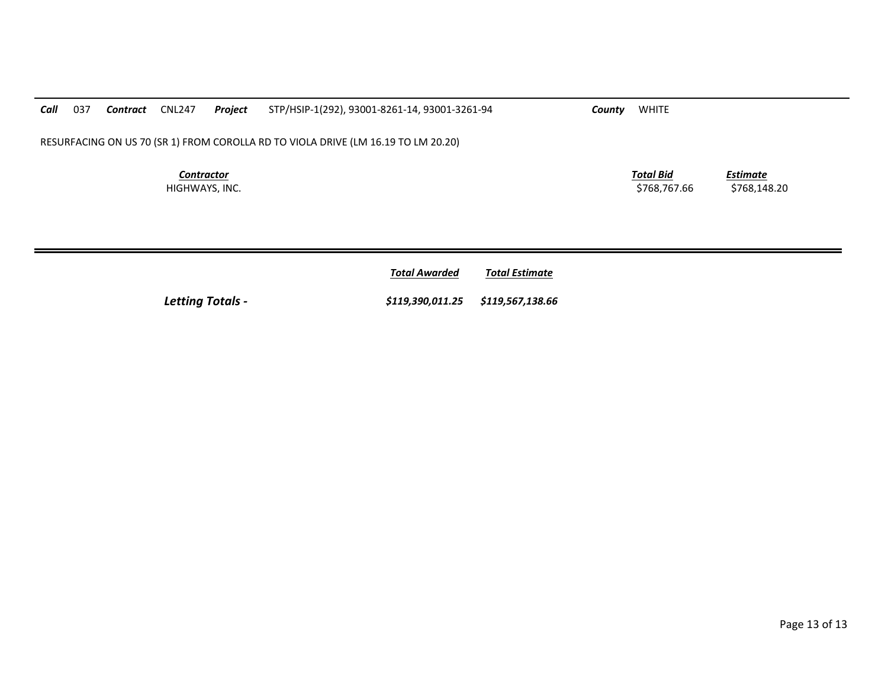***Call*** 037 ***Contract*** CNL247 ***Project*** STP/HSIP-1(292), 93001-8261-14, 93001-3261-94 ***County*** WHITE

RESURFACING ON US 70 (SR 1) FROM COROLLA RD TO VIOLA DRIVE (LM 16.19 TO LM 20.20)

| *Contractor* | *Total Bid* | *Estimate* |
|---|---|---|
| HIGHWAYS, INC. | $768,767.66 | $768,148.20 |

---

| | *Total Awarded* | *Total Estimate* |
|---|---|---|
| ***Letting Totals -*** | ***$119,390,011.25*** | ***$119,567,138.66*** |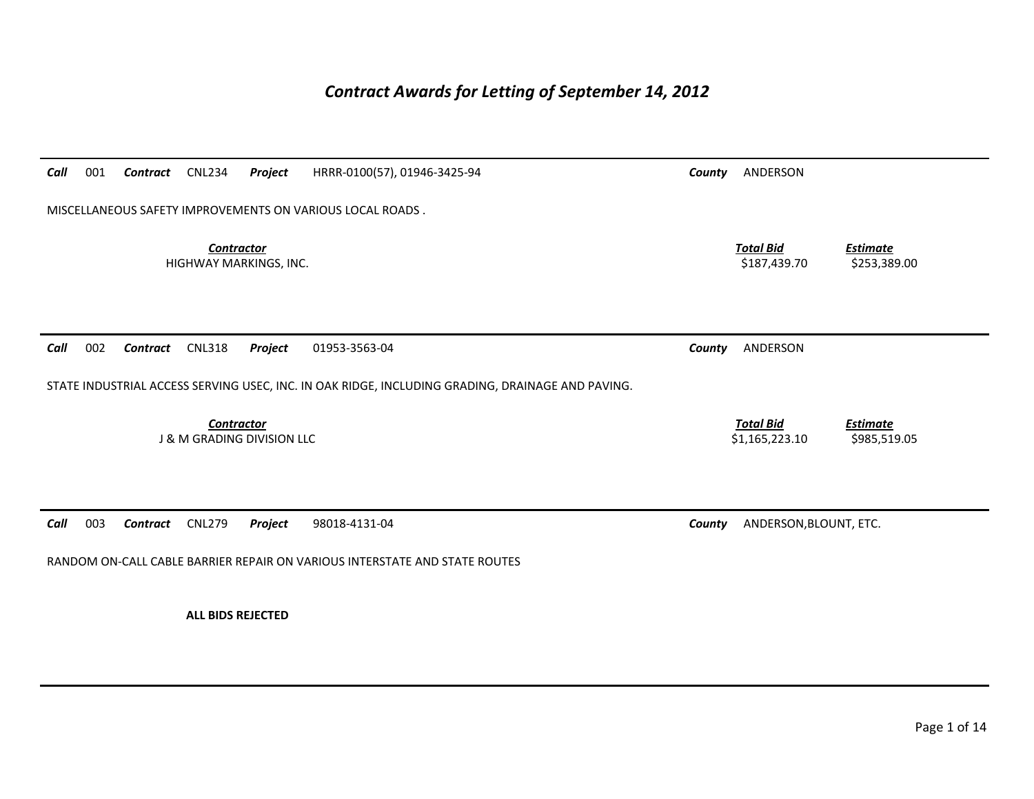# Contract Awards for Letting of September 14, 2012

---

***Call*** 001 ***Contract*** CNL234 ***Project*** HRRR-0100(57), 01946-3425-94 ***County*** ANDERSON

MISCELLANEOUS SAFETY IMPROVEMENTS ON VARIOUS LOCAL ROADS .

| ***Contractor*** | ***Total Bid*** | ***Estimate*** |
|---|---|---|
| HIGHWAY MARKINGS, INC. | $187,439.70 | $253,389.00 |

---

***Call*** 002 ***Contract*** CNL318 ***Project*** 01953-3563-04 ***County*** ANDERSON

STATE INDUSTRIAL ACCESS SERVING USEC, INC. IN OAK RIDGE, INCLUDING GRADING, DRAINAGE AND PAVING.

| ***Contractor*** | ***Total Bid*** | ***Estimate*** |
|---|---|---|
| J & M GRADING DIVISION LLC | $1,165,223.10 | $985,519.05 |

---

***Call*** 003 ***Contract*** CNL279 ***Project*** 98018-4131-04 ***County*** ANDERSON,BLOUNT, ETC.

RANDOM ON-CALL CABLE BARRIER REPAIR ON VARIOUS INTERSTATE AND STATE ROUTES

**ALL BIDS REJECTED**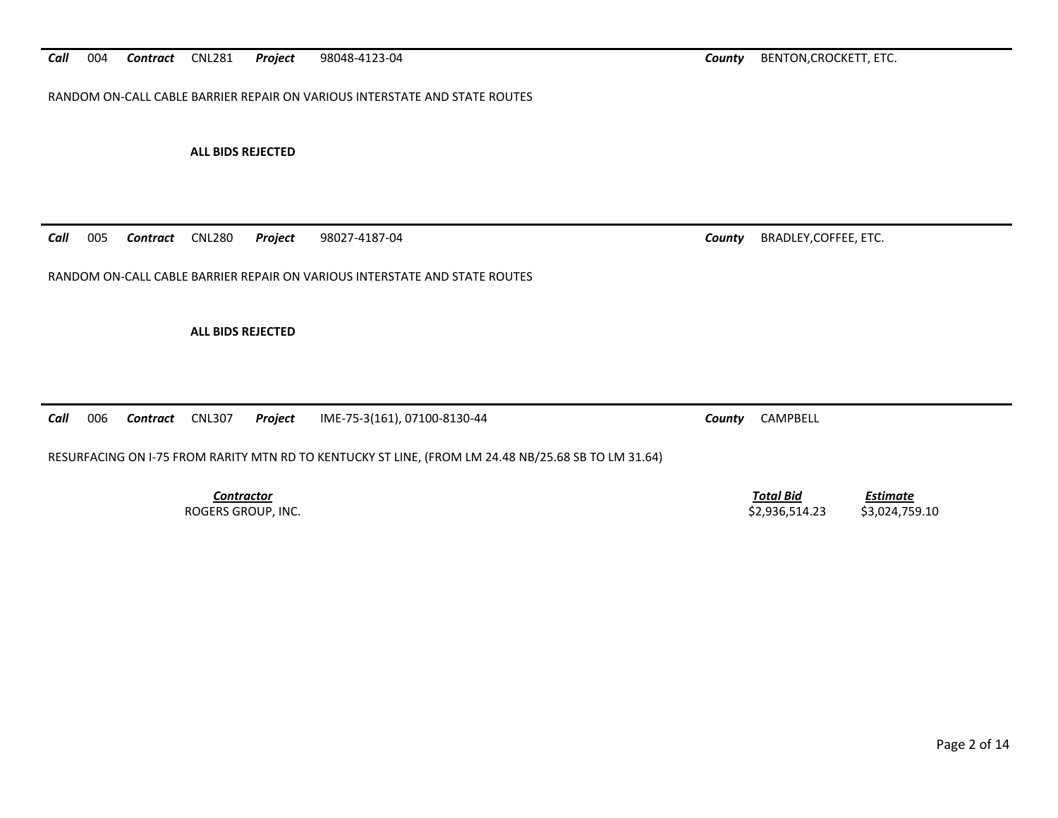***Call*** 004 ***Contract*** CNL281 ***Project*** 98048-4123-04 ***County*** BENTON,CROCKETT, ETC.

RANDOM ON-CALL CABLE BARRIER REPAIR ON VARIOUS INTERSTATE AND STATE ROUTES

**ALL BIDS REJECTED**

---

***Call*** 005 ***Contract*** CNL280 ***Project*** 98027-4187-04 ***County*** BRADLEY,COFFEE, ETC.

RANDOM ON-CALL CABLE BARRIER REPAIR ON VARIOUS INTERSTATE AND STATE ROUTES

**ALL BIDS REJECTED**

---

***Call*** 006 ***Contract*** CNL307 ***Project*** IME-75-3(161), 07100-8130-44 ***County*** CAMPBELL

RESURFACING ON I-75 FROM RARITY MTN RD TO KENTUCKY ST LINE, (FROM LM 24.48 NB/25.68 SB TO LM 31.64)

| *Contractor* | *Total Bid* | *Estimate* |
|---|---|---|
| ROGERS GROUP, INC. | $2,936,514.23 | $3,024,759.10 |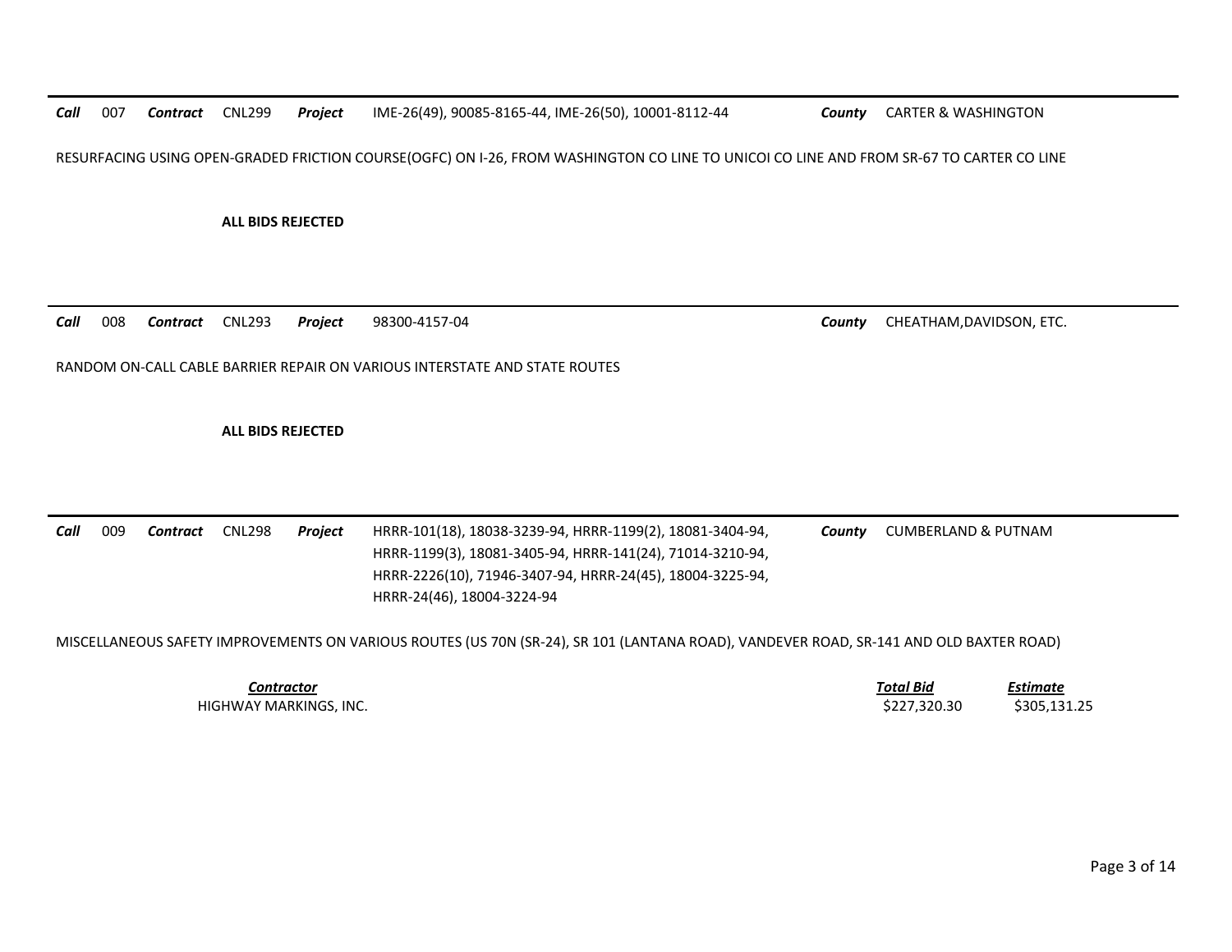***Call*** 007 ***Contract*** CNL299 ***Project*** IME-26(49), 90085-8165-44, IME-26(50), 10001-8112-44 ***County*** CARTER & WASHINGTON

RESURFACING USING OPEN-GRADED FRICTION COURSE(OGFC) ON I-26, FROM WASHINGTON CO LINE TO UNICOI CO LINE AND FROM SR-67 TO CARTER CO LINE

**ALL BIDS REJECTED**

---

***Call*** 008 ***Contract*** CNL293 ***Project*** 98300-4157-04 ***County*** CHEATHAM,DAVIDSON, ETC.

RANDOM ON-CALL CABLE BARRIER REPAIR ON VARIOUS INTERSTATE AND STATE ROUTES

**ALL BIDS REJECTED**

---

***Call*** 009 ***Contract*** CNL298 ***Project*** HRRR-101(18), 18038-3239-94, HRRR-1199(2), 18081-3404-94, HRRR-1199(3), 18081-3405-94, HRRR-141(24), 71014-3210-94, HRRR-2226(10), 71946-3407-94, HRRR-24(45), 18004-3225-94, HRRR-24(46), 18004-3224-94 ***County*** CUMBERLAND & PUTNAM

MISCELLANEOUS SAFETY IMPROVEMENTS ON VARIOUS ROUTES (US 70N (SR-24), SR 101 (LANTANA ROAD), VANDEVER ROAD, SR-141 AND OLD BAXTER ROAD)

| ***Contractor*** | ***Total Bid*** | ***Estimate*** |
|---|---|---|
| HIGHWAY MARKINGS, INC. | $227,320.30 | $305,131.25 |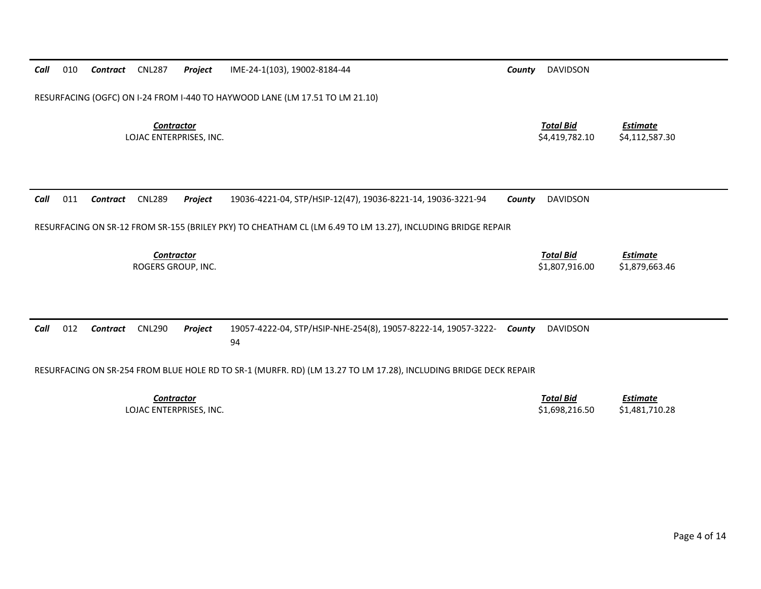**Call** 010 **Contract** CNL287 **Project** IME-24-1(103), 19002-8184-44 **County** DAVIDSON

RESURFACING (OGFC) ON I-24 FROM I-440 TO HAYWOOD LANE (LM 17.51 TO LM 21.10)

| ***Contractor*** | ***Total Bid*** | ***Estimate*** |
|---|---|---|
| LOJAC ENTERPRISES, INC. | $4,419,782.10 | $4,112,587.30 |

---

**Call** 011 **Contract** CNL289 **Project** 19036-4221-04, STP/HSIP-12(47), 19036-8221-14, 19036-3221-94 **County** DAVIDSON

RESURFACING ON SR-12 FROM SR-155 (BRILEY PKY) TO CHEATHAM CL (LM 6.49 TO LM 13.27), INCLUDING BRIDGE REPAIR

| ***Contractor*** | ***Total Bid*** | ***Estimate*** |
|---|---|---|
| ROGERS GROUP, INC. | $1,807,916.00 | $1,879,663.46 |

---

**Call** 012 **Contract** CNL290 **Project** 19057-4222-04, STP/HSIP-NHE-254(8), 19057-8222-14, 19057-3222-94 **County** DAVIDSON

RESURFACING ON SR-254 FROM BLUE HOLE RD TO SR-1 (MURFR. RD) (LM 13.27 TO LM 17.28), INCLUDING BRIDGE DECK REPAIR

| ***Contractor*** | ***Total Bid*** | ***Estimate*** |
|---|---|---|
| LOJAC ENTERPRISES, INC. | $1,698,216.50 | $1,481,710.28 |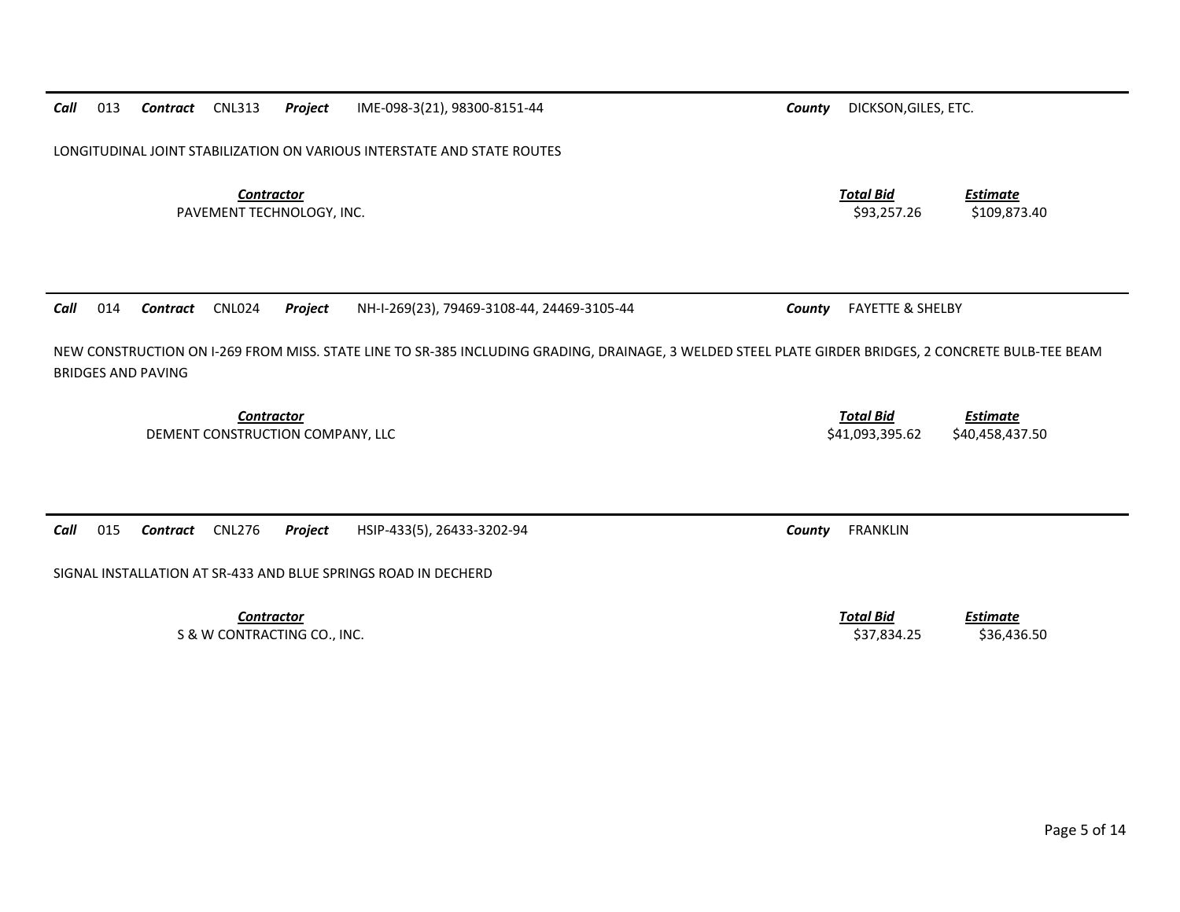***Call*** 013 ***Contract*** CNL313 ***Project*** IME-098-3(21), 98300-8151-44 ***County*** DICKSON,GILES, ETC.

LONGITUDINAL JOINT STABILIZATION ON VARIOUS INTERSTATE AND STATE ROUTES

| *Contractor* | *Total Bid* | *Estimate* |
|---|---|---|
| PAVEMENT TECHNOLOGY, INC. | $93,257.26 | $109,873.40 |

---

***Call*** 014 ***Contract*** CNL024 ***Project*** NH-I-269(23), 79469-3108-44, 24469-3105-44 ***County*** FAYETTE & SHELBY

NEW CONSTRUCTION ON I-269 FROM MISS. STATE LINE TO SR-385 INCLUDING GRADING, DRAINAGE, 3 WELDED STEEL PLATE GIRDER BRIDGES, 2 CONCRETE BULB-TEE BEAM BRIDGES AND PAVING

| *Contractor* | *Total Bid* | *Estimate* |
|---|---|---|
| DEMENT CONSTRUCTION COMPANY, LLC | $41,093,395.62 | $40,458,437.50 |

---

***Call*** 015 ***Contract*** CNL276 ***Project*** HSIP-433(5), 26433-3202-94 ***County*** FRANKLIN

SIGNAL INSTALLATION AT SR-433 AND BLUE SPRINGS ROAD IN DECHERD

| *Contractor* | *Total Bid* | *Estimate* |
|---|---|---|
| S & W CONTRACTING CO., INC. | $37,834.25 | $36,436.50 |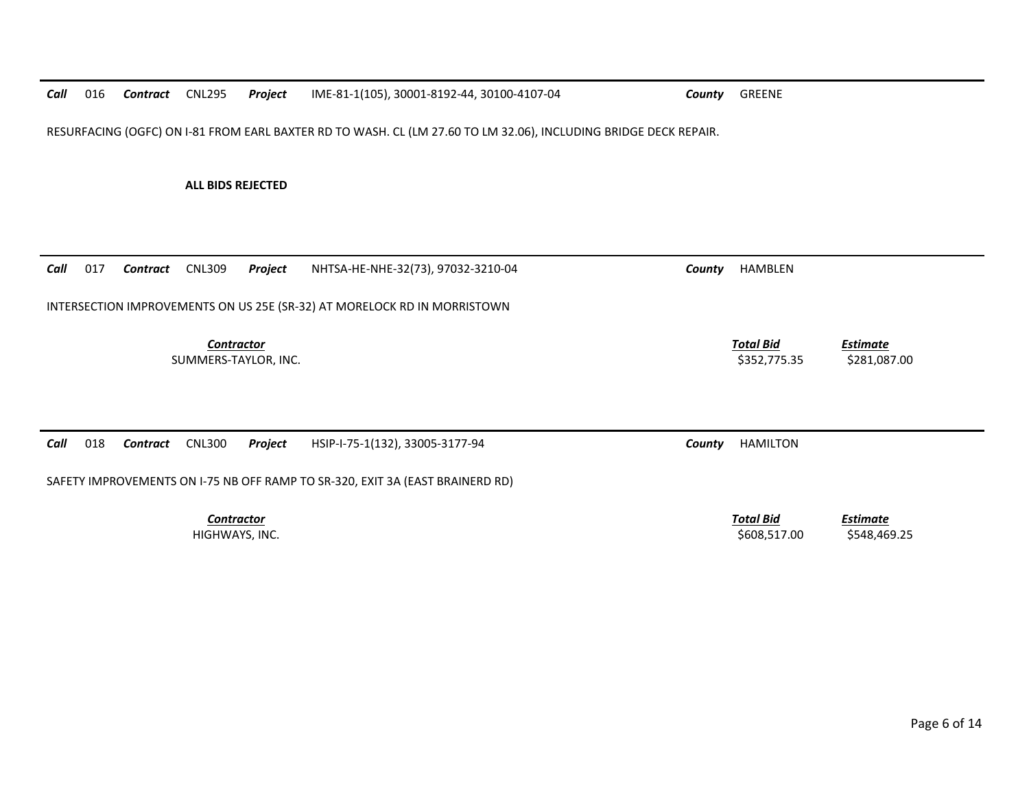***Call*** 016 ***Contract*** CNL295 ***Project*** IME-81-1(105), 30001-8192-44, 30100-4107-04 ***County*** GREENE

RESURFACING (OGFC) ON I-81 FROM EARL BAXTER RD TO WASH. CL (LM 27.60 TO LM 32.06), INCLUDING BRIDGE DECK REPAIR.

**ALL BIDS REJECTED**

---

***Call*** 017 ***Contract*** CNL309 ***Project*** NHTSA-HE-NHE-32(73), 97032-3210-04 ***County*** HAMBLEN

INTERSECTION IMPROVEMENTS ON US 25E (SR-32) AT MORELOCK RD IN MORRISTOWN

| *Contractor* | *Total Bid* | *Estimate* |
|---|---|---|
| SUMMERS-TAYLOR, INC. | $352,775.35 | $281,087.00 |

---

***Call*** 018 ***Contract*** CNL300 ***Project*** HSIP-I-75-1(132), 33005-3177-94 ***County*** HAMILTON

SAFETY IMPROVEMENTS ON I-75 NB OFF RAMP TO SR-320, EXIT 3A (EAST BRAINERD RD)

| *Contractor* | *Total Bid* | *Estimate* |
|---|---|---|
| HIGHWAYS, INC. | $608,517.00 | $548,469.25 |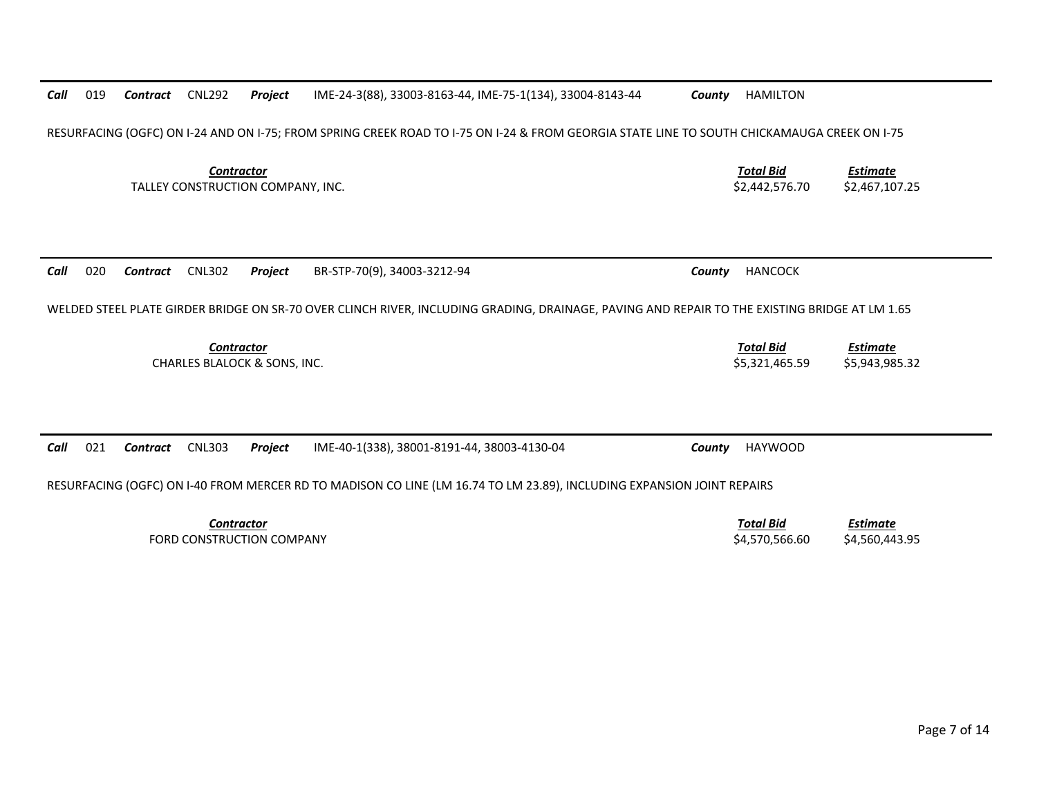***Call*** 019 ***Contract*** CNL292 ***Project*** IME-24-3(88), 33003-8163-44, IME-75-1(134), 33004-8143-44 ***County*** HAMILTON

RESURFACING (OGFC) ON I-24 AND ON I-75; FROM SPRING CREEK ROAD TO I-75 ON I-24 & FROM GEORGIA STATE LINE TO SOUTH CHICKAMAUGA CREEK ON I-75

| ***Contractor*** | ***Total Bid*** | ***Estimate*** |
|---|---|---|
| TALLEY CONSTRUCTION COMPANY, INC. | $2,442,576.70 | $2,467,107.25 |

---

***Call*** 020 ***Contract*** CNL302 ***Project*** BR-STP-70(9), 34003-3212-94 ***County*** HANCOCK

WELDED STEEL PLATE GIRDER BRIDGE ON SR-70 OVER CLINCH RIVER, INCLUDING GRADING, DRAINAGE, PAVING AND REPAIR TO THE EXISTING BRIDGE AT LM 1.65

| ***Contractor*** | ***Total Bid*** | ***Estimate*** |
|---|---|---|
| CHARLES BLALOCK & SONS, INC. | $5,321,465.59 | $5,943,985.32 |

---

***Call*** 021 ***Contract*** CNL303 ***Project*** IME-40-1(338), 38001-8191-44, 38003-4130-04 ***County*** HAYWOOD

RESURFACING (OGFC) ON I-40 FROM MERCER RD TO MADISON CO LINE (LM 16.74 TO LM 23.89), INCLUDING EXPANSION JOINT REPAIRS

| ***Contractor*** | ***Total Bid*** | ***Estimate*** |
|---|---|---|
| FORD CONSTRUCTION COMPANY | $4,570,566.60 | $4,560,443.95 |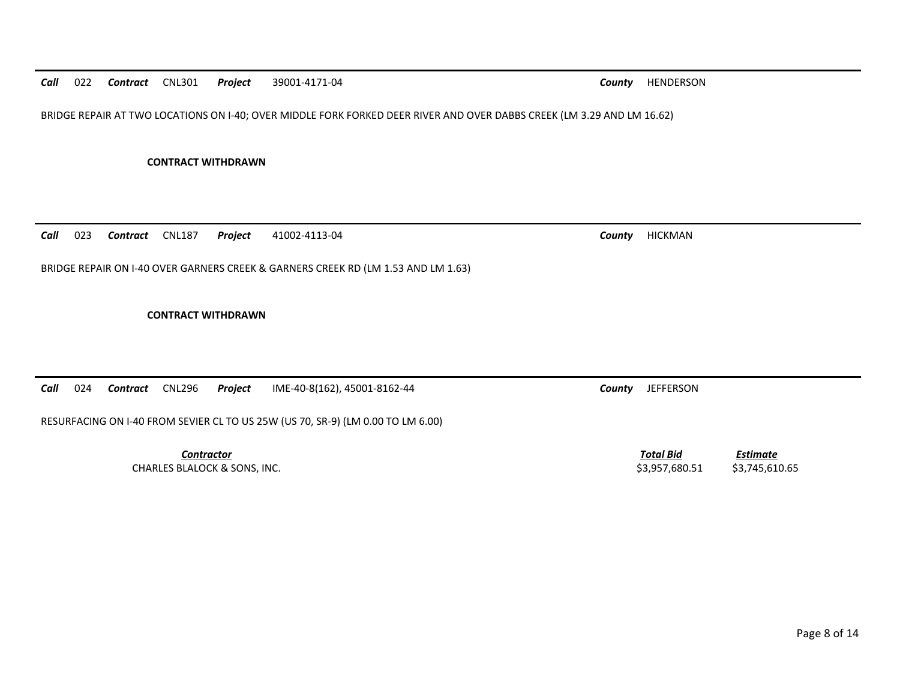***Call*** 022 ***Contract*** CNL301 ***Project*** 39001-4171-04 ***County*** HENDERSON

BRIDGE REPAIR AT TWO LOCATIONS ON I-40; OVER MIDDLE FORK FORKED DEER RIVER AND OVER DABBS CREEK (LM 3.29 AND LM 16.62)

**CONTRACT WITHDRAWN**

---

***Call*** 023 ***Contract*** CNL187 ***Project*** 41002-4113-04 ***County*** HICKMAN

BRIDGE REPAIR ON I-40 OVER GARNERS CREEK & GARNERS CREEK RD (LM 1.53 AND LM 1.63)

**CONTRACT WITHDRAWN**

---

***Call*** 024 ***Contract*** CNL296 ***Project*** IME-40-8(162), 45001-8162-44 ***County*** JEFFERSON

RESURFACING ON I-40 FROM SEVIER CL TO US 25W (US 70, SR-9) (LM 0.00 TO LM 6.00)

| ***Contractor*** | ***Total Bid*** | ***Estimate*** |
|---|---|---|
| CHARLES BLALOCK & SONS, INC. | $3,957,680.51 | $3,745,610.65 |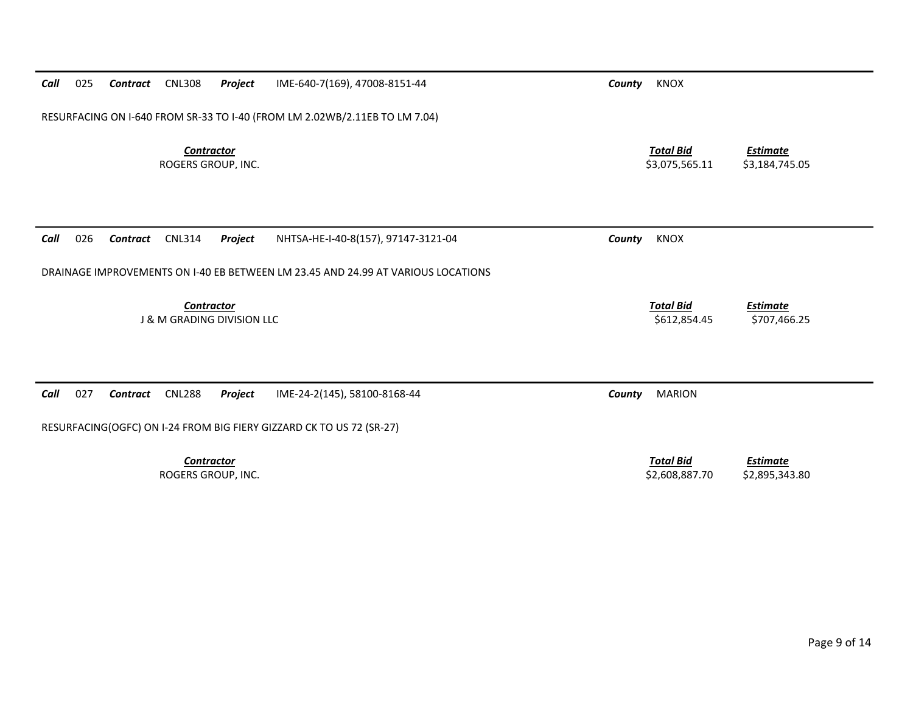***Call*** 025 ***Contract*** CNL308 ***Project*** IME-640-7(169), 47008-8151-44 ***County*** KNOX

RESURFACING ON I-640 FROM SR-33 TO I-40 (FROM LM 2.02WB/2.11EB TO LM 7.04)

| ***Contractor*** | ***Total Bid*** | ***Estimate*** |
|---|---|---|
| ROGERS GROUP, INC. | $3,075,565.11 | $3,184,745.05 |

***Call*** 026 ***Contract*** CNL314 ***Project*** NHTSA-HE-I-40-8(157), 97147-3121-04 ***County*** KNOX

DRAINAGE IMPROVEMENTS ON I-40 EB BETWEEN LM 23.45 AND 24.99 AT VARIOUS LOCATIONS

| ***Contractor*** | ***Total Bid*** | ***Estimate*** |
|---|---|---|
| J & M GRADING DIVISION LLC | $612,854.45 | $707,466.25 |

***Call*** 027 ***Contract*** CNL288 ***Project*** IME-24-2(145), 58100-8168-44 ***County*** MARION

RESURFACING(OGFC) ON I-24 FROM BIG FIERY GIZZARD CK TO US 72 (SR-27)

| ***Contractor*** | ***Total Bid*** | ***Estimate*** |
|---|---|---|
| ROGERS GROUP, INC. | $2,608,887.70 | $2,895,343.80 |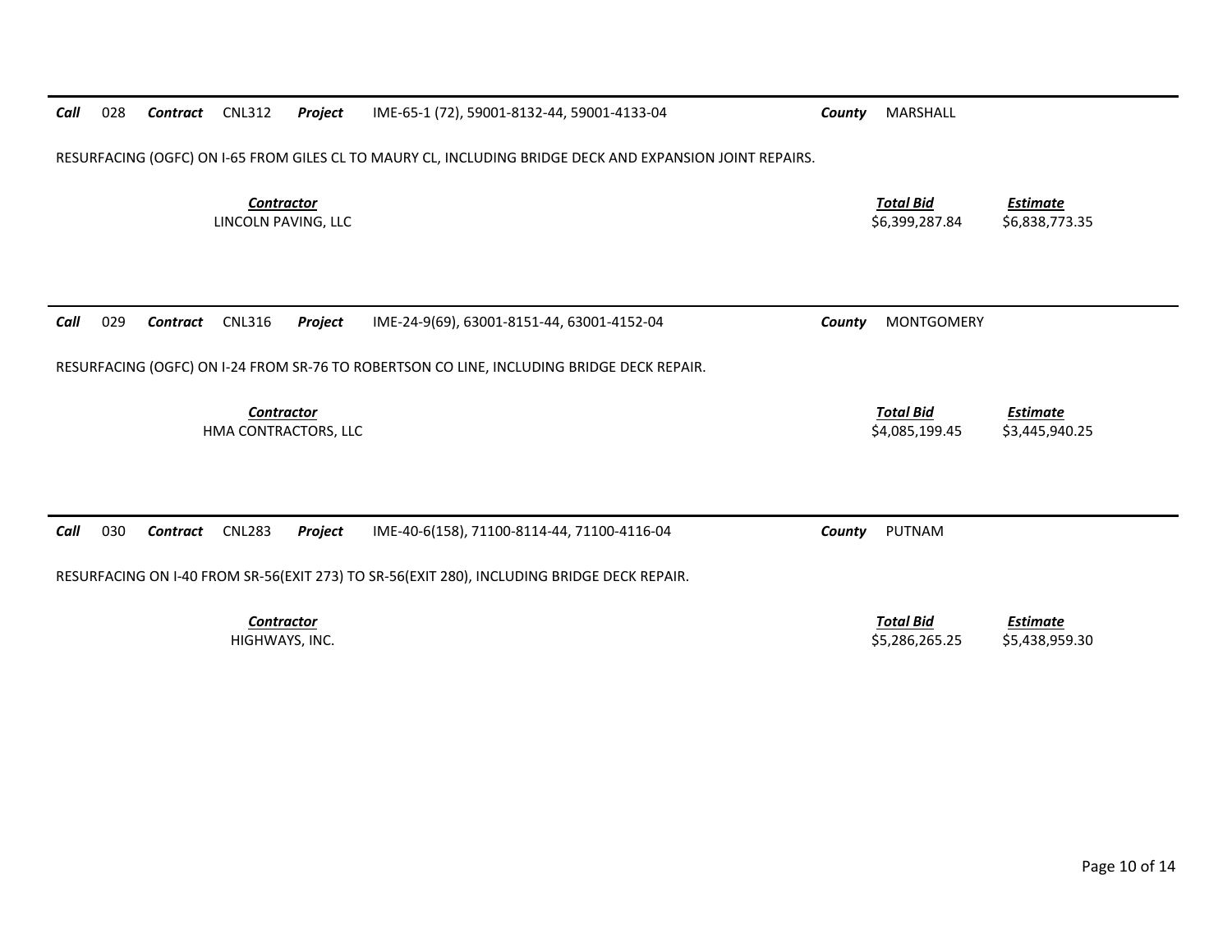**Call** 028 **Contract** CNL312 **Project** IME-65-1 (72), 59001-8132-44, 59001-4133-04 **County** MARSHALL

RESURFACING (OGFC) ON I-65 FROM GILES CL TO MAURY CL, INCLUDING BRIDGE DECK AND EXPANSION JOINT REPAIRS.

| *Contractor* | *Total Bid* | *Estimate* |
| --- | --- | --- |
| LINCOLN PAVING, LLC | $6,399,287.84 | $6,838,773.35 |

---

**Call** 029 **Contract** CNL316 **Project** IME-24-9(69), 63001-8151-44, 63001-4152-04 **County** MONTGOMERY

RESURFACING (OGFC) ON I-24 FROM SR-76 TO ROBERTSON CO LINE, INCLUDING BRIDGE DECK REPAIR.

| *Contractor* | *Total Bid* | *Estimate* |
| --- | --- | --- |
| HMA CONTRACTORS, LLC | $4,085,199.45 | $3,445,940.25 |

---

**Call** 030 **Contract** CNL283 **Project** IME-40-6(158), 71100-8114-44, 71100-4116-04 **County** PUTNAM

RESURFACING ON I-40 FROM SR-56(EXIT 273) TO SR-56(EXIT 280), INCLUDING BRIDGE DECK REPAIR.

| *Contractor* | *Total Bid* | *Estimate* |
| --- | --- | --- |
| HIGHWAYS, INC. | $5,286,265.25 | $5,438,959.30 |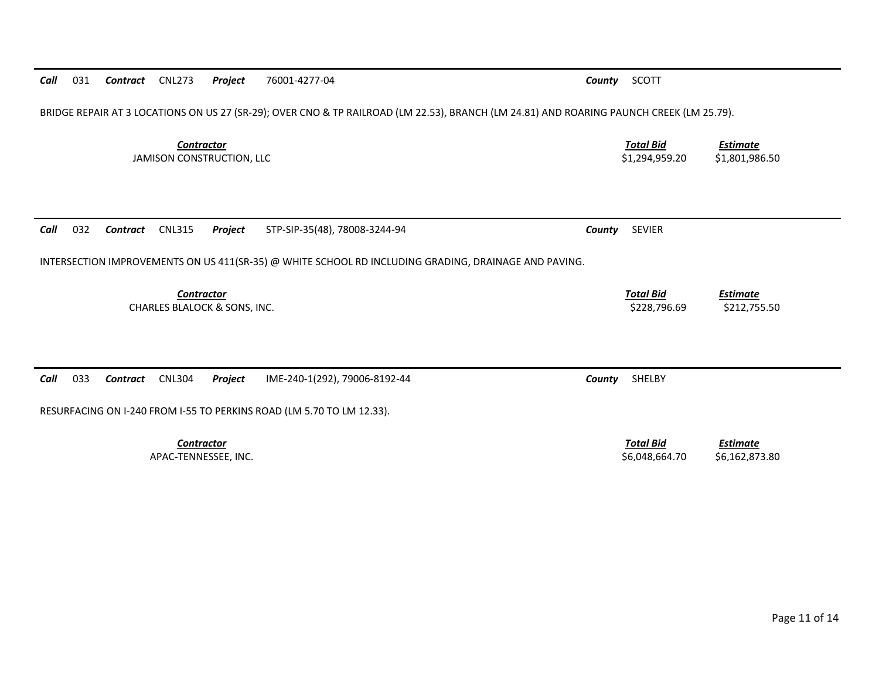**Call** 031 **Contract** CNL273 **Project** 76001-4277-04 **County** SCOTT

BRIDGE REPAIR AT 3 LOCATIONS ON US 27 (SR-29); OVER CNO & TP RAILROAD (LM 22.53), BRANCH (LM 24.81) AND ROARING PAUNCH CREEK (LM 25.79).

| *Contractor* | *Total Bid* | *Estimate* |
|---|---|---|
| JAMISON CONSTRUCTION, LLC | $1,294,959.20 | $1,801,986.50 |

**Call** 032 **Contract** CNL315 **Project** STP-SIP-35(48), 78008-3244-94 **County** SEVIER

INTERSECTION IMPROVEMENTS ON US 411(SR-35) @ WHITE SCHOOL RD INCLUDING GRADING, DRAINAGE AND PAVING.

| *Contractor* | *Total Bid* | *Estimate* |
|---|---|---|
| CHARLES BLALOCK & SONS, INC. | $228,796.69 | $212,755.50 |

**Call** 033 **Contract** CNL304 **Project** IME-240-1(292), 79006-8192-44 **County** SHELBY

RESURFACING ON I-240 FROM I-55 TO PERKINS ROAD (LM 5.70 TO LM 12.33).

| *Contractor* | *Total Bid* | *Estimate* |
|---|---|---|
| APAC-TENNESSEE, INC. | $6,048,664.70 | $6,162,873.80 |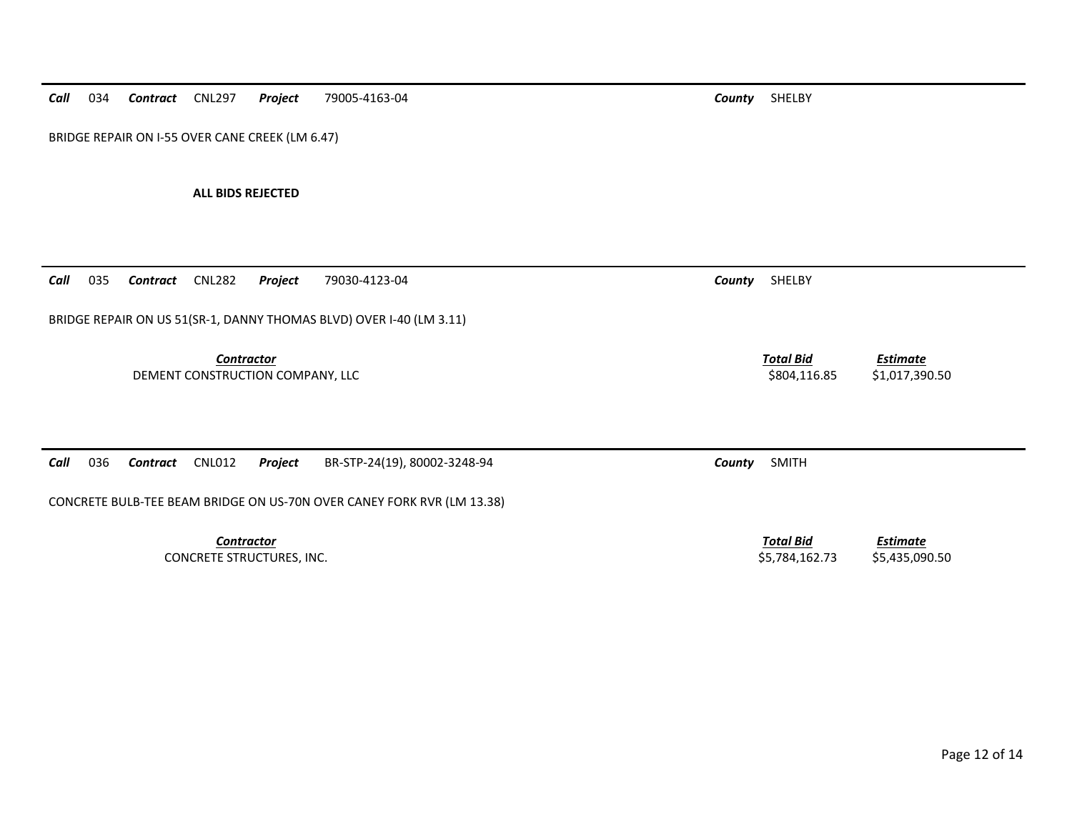***Call*** 034 ***Contract*** CNL297 ***Project*** 79005-4163-04 ***County*** SHELBY

BRIDGE REPAIR ON I-55 OVER CANE CREEK (LM 6.47)

**ALL BIDS REJECTED**

---

***Call*** 035 ***Contract*** CNL282 ***Project*** 79030-4123-04 ***County*** SHELBY

BRIDGE REPAIR ON US 51(SR-1, DANNY THOMAS BLVD) OVER I-40 (LM 3.11)

| *Contractor* | *Total Bid* | *Estimate* |
|---|---|---|
| DEMENT CONSTRUCTION COMPANY, LLC | $804,116.85 | $1,017,390.50 |

---

***Call*** 036 ***Contract*** CNL012 ***Project*** BR-STP-24(19), 80002-3248-94 ***County*** SMITH

CONCRETE BULB-TEE BEAM BRIDGE ON US-70N OVER CANEY FORK RVR (LM 13.38)

| *Contractor* | *Total Bid* | *Estimate* |
|---|---|---|
| CONCRETE STRUCTURES, INC. | $5,784,162.73 | $5,435,090.50 |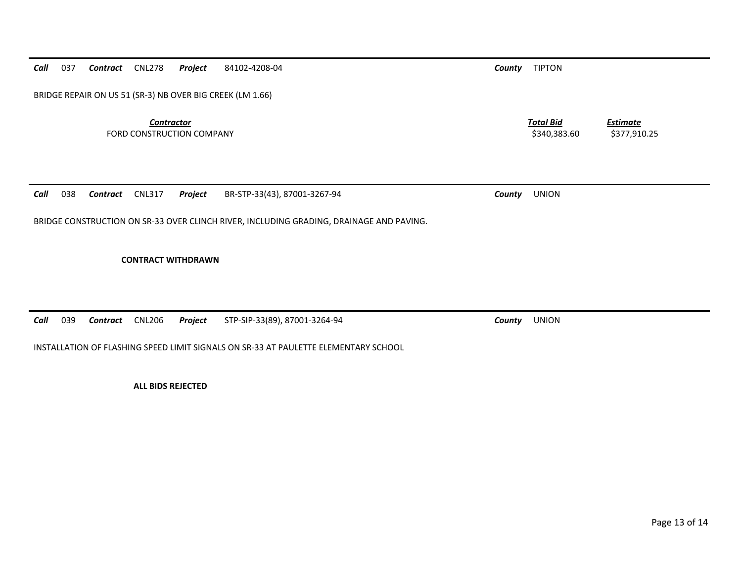***Call*** 037 ***Contract*** CNL278 ***Project*** 84102-4208-04 ***County*** TIPTON

BRIDGE REPAIR ON US 51 (SR-3) NB OVER BIG CREEK (LM 1.66)

| *Contractor* | *Total Bid* | *Estimate* |
|---|---|---|
| FORD CONSTRUCTION COMPANY | $340,383.60 | $377,910.25 |

---

***Call*** 038 ***Contract*** CNL317 ***Project*** BR-STP-33(43), 87001-3267-94 ***County*** UNION

BRIDGE CONSTRUCTION ON SR-33 OVER CLINCH RIVER, INCLUDING GRADING, DRAINAGE AND PAVING.

**CONTRACT WITHDRAWN**

---

***Call*** 039 ***Contract*** CNL206 ***Project*** STP-SIP-33(89), 87001-3264-94 ***County*** UNION

INSTALLATION OF FLASHING SPEED LIMIT SIGNALS ON SR-33 AT PAULETTE ELEMENTARY SCHOOL

**ALL BIDS REJECTED**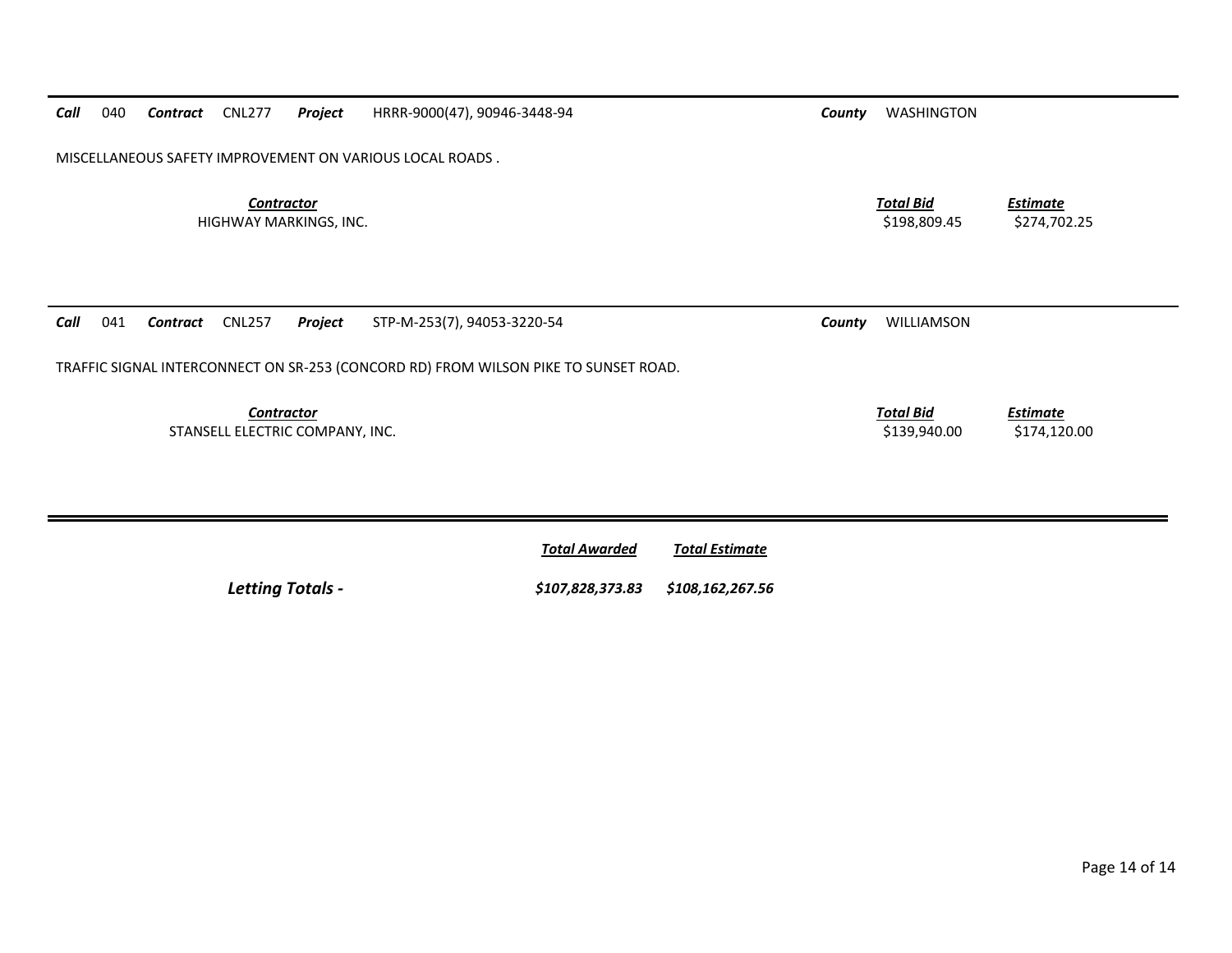**Call** 040 **Contract** CNL277 **Project** HRRR-9000(47), 90946-3448-94 **County** WASHINGTON

MISCELLANEOUS SAFETY IMPROVEMENT ON VARIOUS LOCAL ROADS .

| *Contractor* | *Total Bid* | *Estimate* |
|---|---|---|
| HIGHWAY MARKINGS, INC. | $198,809.45 | $274,702.25 |

---

**Call** 041 **Contract** CNL257 **Project** STP-M-253(7), 94053-3220-54 **County** WILLIAMSON

TRAFFIC SIGNAL INTERCONNECT ON SR-253 (CONCORD RD) FROM WILSON PIKE TO SUNSET ROAD.

| *Contractor* | *Total Bid* | *Estimate* |
|---|---|---|
| STANSELL ELECTRIC COMPANY, INC. | $139,940.00 | $174,120.00 |

---

| | *Total Awarded* | *Total Estimate* |
|---|---|---|
| ***Letting Totals -*** | ***$107,828,373.83*** | ***$108,162,267.56*** |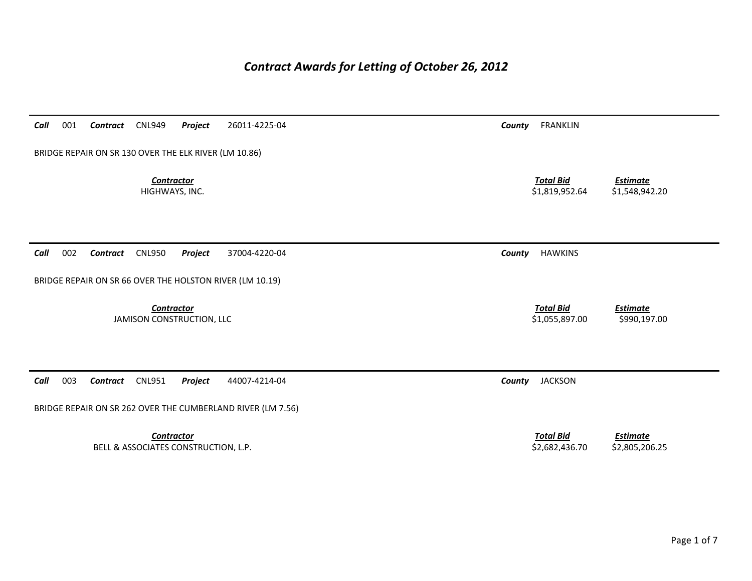# *Contract Awards for Letting of October 26, 2012*

---

***Call*** 001 ***Contract*** CNL949 ***Project*** 26011-4225-04 ***County*** FRANKLIN

BRIDGE REPAIR ON SR 130 OVER THE ELK RIVER (LM 10.86)

| ***Contractor*** | ***Total Bid*** | ***Estimate*** |
|---|---|---|
| HIGHWAYS, INC. | $1,819,952.64 | $1,548,942.20 |

---

***Call*** 002 ***Contract*** CNL950 ***Project*** 37004-4220-04 ***County*** HAWKINS

BRIDGE REPAIR ON SR 66 OVER THE HOLSTON RIVER (LM 10.19)

| ***Contractor*** | ***Total Bid*** | ***Estimate*** |
|---|---|---|
| JAMISON CONSTRUCTION, LLC | $1,055,897.00 | $990,197.00 |

---

***Call*** 003 ***Contract*** CNL951 ***Project*** 44007-4214-04 ***County*** JACKSON

BRIDGE REPAIR ON SR 262 OVER THE CUMBERLAND RIVER (LM 7.56)

| ***Contractor*** | ***Total Bid*** | ***Estimate*** |
|---|---|---|
| BELL & ASSOCIATES CONSTRUCTION, L.P. | $2,682,436.70 | $2,805,206.25 |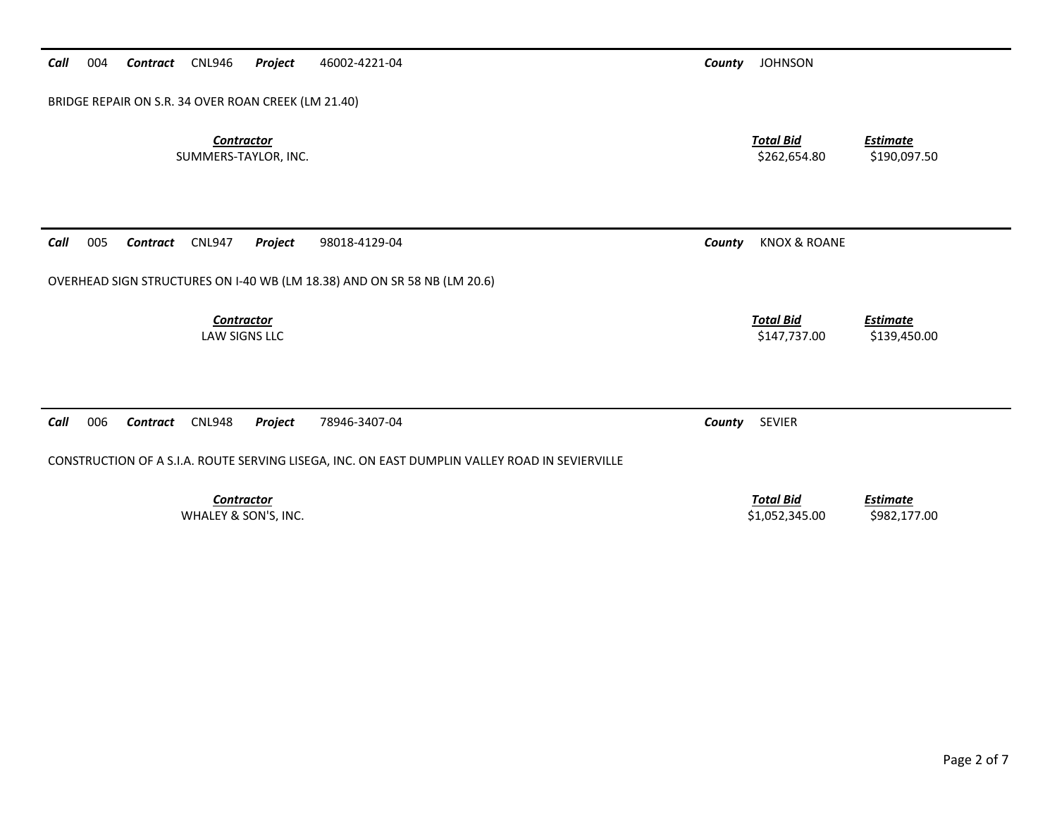***Call*** 004 ***Contract*** CNL946 ***Project*** 46002-4221-04 ***County*** JOHNSON

BRIDGE REPAIR ON S.R. 34 OVER ROAN CREEK (LM 21.40)

| Contractor | Total Bid | Estimate |
|---|---|---|
| SUMMERS-TAYLOR, INC. | $262,654.80 | $190,097.50 |

---

***Call*** 005 ***Contract*** CNL947 ***Project*** 98018-4129-04 ***County*** KNOX & ROANE

OVERHEAD SIGN STRUCTURES ON I-40 WB (LM 18.38) AND ON SR 58 NB (LM 20.6)

| Contractor | Total Bid | Estimate |
|---|---|---|
| LAW SIGNS LLC | $147,737.00 | $139,450.00 |

---

***Call*** 006 ***Contract*** CNL948 ***Project*** 78946-3407-04 ***County*** SEVIER

CONSTRUCTION OF A S.I.A. ROUTE SERVING LISEGA, INC. ON EAST DUMPLIN VALLEY ROAD IN SEVIERVILLE

| Contractor | Total Bid | Estimate |
|---|---|---|
| WHALEY & SON'S, INC. | $1,052,345.00 | $982,177.00 |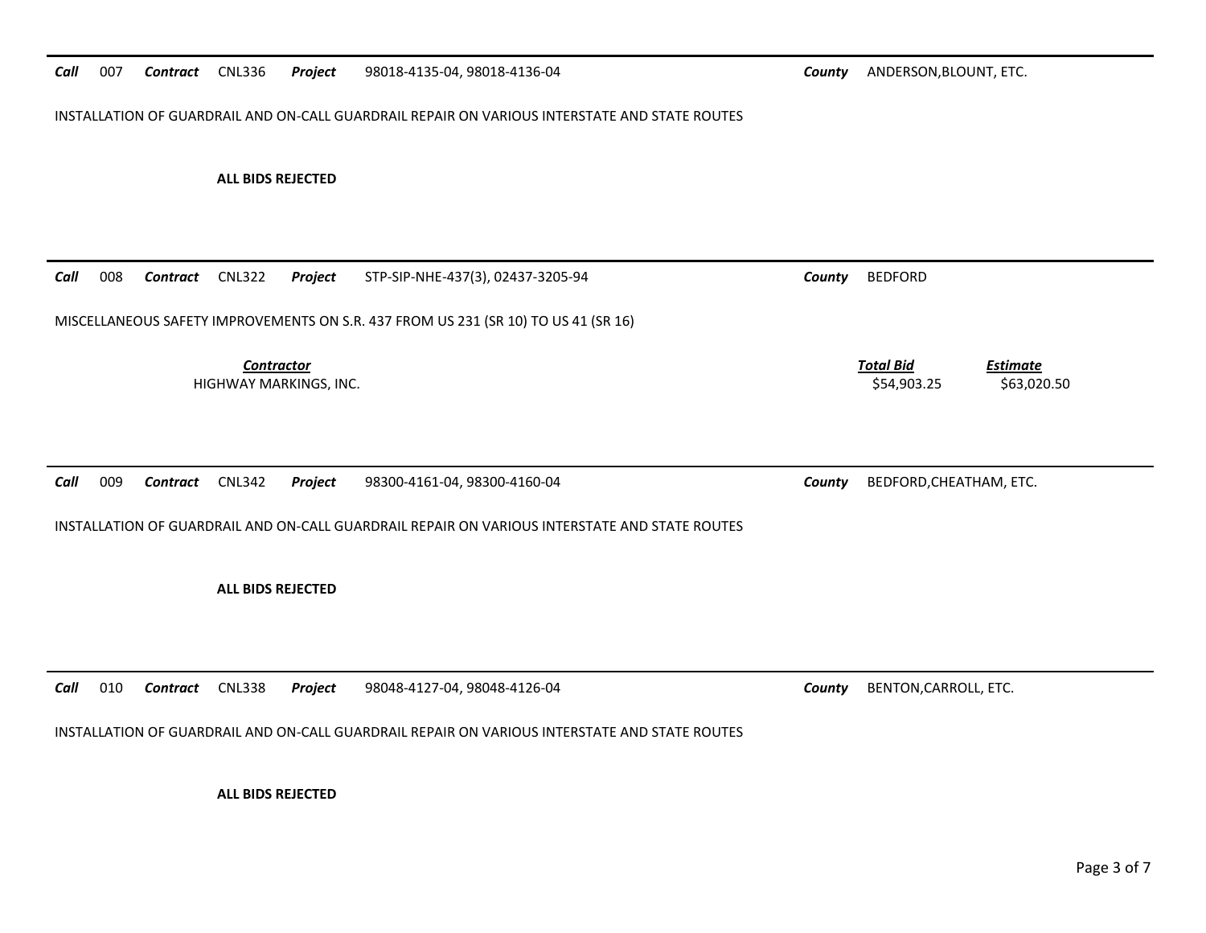***Call*** 007 ***Contract*** CNL336 ***Project*** 98018-4135-04, 98018-4136-04 ***County*** ANDERSON,BLOUNT, ETC.

INSTALLATION OF GUARDRAIL AND ON-CALL GUARDRAIL REPAIR ON VARIOUS INTERSTATE AND STATE ROUTES

**ALL BIDS REJECTED**

---

***Call*** 008 ***Contract*** CNL322 ***Project*** STP-SIP-NHE-437(3), 02437-3205-94 ***County*** BEDFORD

MISCELLANEOUS SAFETY IMPROVEMENTS ON S.R. 437 FROM US 231 (SR 10) TO US 41 (SR 16)

| *Contractor* | *Total Bid* | *Estimate* |
|---|---|---|
| HIGHWAY MARKINGS, INC. | $54,903.25 | $63,020.50 |

---

***Call*** 009 ***Contract*** CNL342 ***Project*** 98300-4161-04, 98300-4160-04 ***County*** BEDFORD,CHEATHAM, ETC.

INSTALLATION OF GUARDRAIL AND ON-CALL GUARDRAIL REPAIR ON VARIOUS INTERSTATE AND STATE ROUTES

**ALL BIDS REJECTED**

---

***Call*** 010 ***Contract*** CNL338 ***Project*** 98048-4127-04, 98048-4126-04 ***County*** BENTON,CARROLL, ETC.

INSTALLATION OF GUARDRAIL AND ON-CALL GUARDRAIL REPAIR ON VARIOUS INTERSTATE AND STATE ROUTES

**ALL BIDS REJECTED**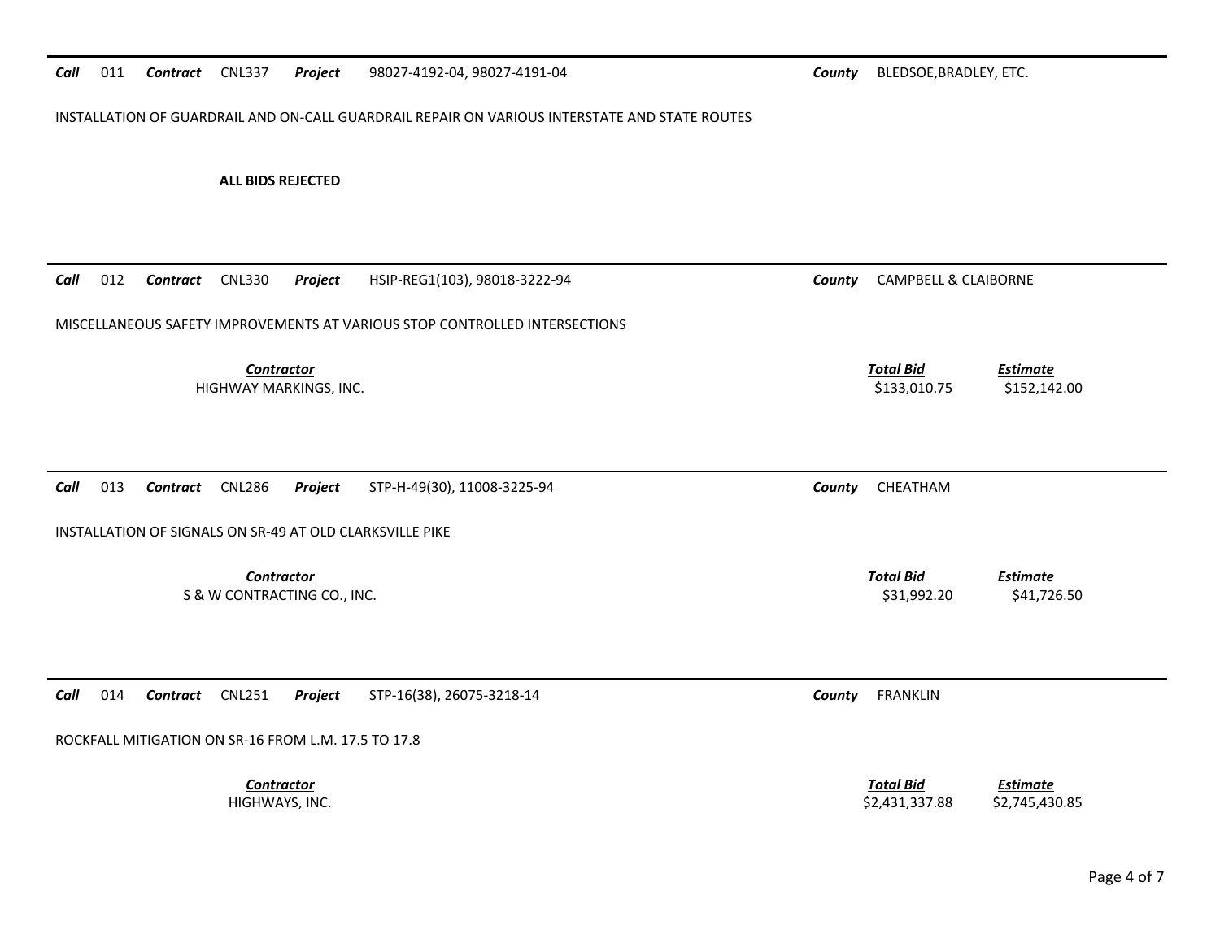***Call*** 011 ***Contract*** CNL337 ***Project*** 98027-4192-04, 98027-4191-04 ***County*** BLEDSOE,BRADLEY, ETC.

INSTALLATION OF GUARDRAIL AND ON-CALL GUARDRAIL REPAIR ON VARIOUS INTERSTATE AND STATE ROUTES

**ALL BIDS REJECTED**

---

***Call*** 012 ***Contract*** CNL330 ***Project*** HSIP-REG1(103), 98018-3222-94 ***County*** CAMPBELL & CLAIBORNE

MISCELLANEOUS SAFETY IMPROVEMENTS AT VARIOUS STOP CONTROLLED INTERSECTIONS

| *Contractor* | *Total Bid* | *Estimate* |
|---|---|---|
| HIGHWAY MARKINGS, INC. | $133,010.75 | $152,142.00 |

---

***Call*** 013 ***Contract*** CNL286 ***Project*** STP-H-49(30), 11008-3225-94 ***County*** CHEATHAM

INSTALLATION OF SIGNALS ON SR-49 AT OLD CLARKSVILLE PIKE

| *Contractor* | *Total Bid* | *Estimate* |
|---|---|---|
| S & W CONTRACTING CO., INC. | $31,992.20 | $41,726.50 |

---

***Call*** 014 ***Contract*** CNL251 ***Project*** STP-16(38), 26075-3218-14 ***County*** FRANKLIN

ROCKFALL MITIGATION ON SR-16 FROM L.M. 17.5 TO 17.8

| *Contractor* | *Total Bid* | *Estimate* |
|---|---|---|
| HIGHWAYS, INC. | $2,431,337.88 | $2,745,430.85 |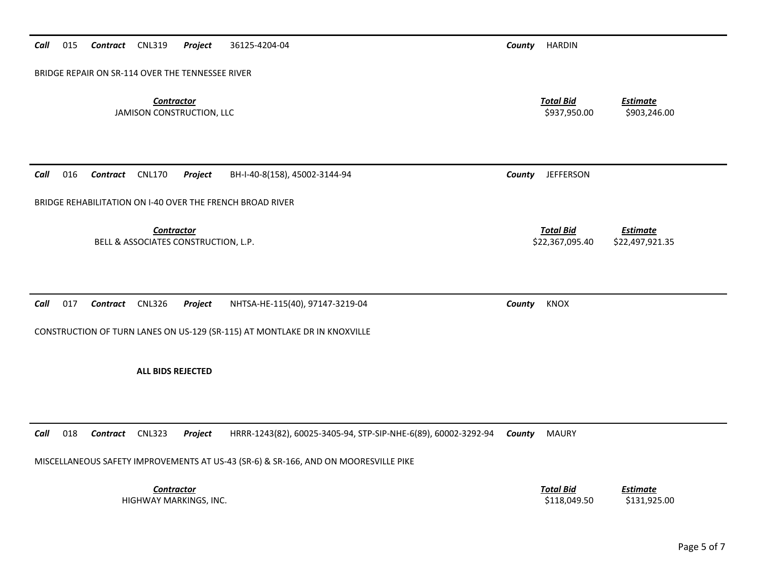**Call** 015 **Contract** CNL319 **Project** 36125-4204-04 **County** HARDIN

BRIDGE REPAIR ON SR-114 OVER THE TENNESSEE RIVER

| *Contractor* | *Total Bid* | *Estimate* |
|---|---|---|
| JAMISON CONSTRUCTION, LLC | $937,950.00 | $903,246.00 |

---

**Call** 016 **Contract** CNL170 **Project** BH-I-40-8(158), 45002-3144-94 **County** JEFFERSON

BRIDGE REHABILITATION ON I-40 OVER THE FRENCH BROAD RIVER

| *Contractor* | *Total Bid* | *Estimate* |
|---|---|---|
| BELL & ASSOCIATES CONSTRUCTION, L.P. | $22,367,095.40 | $22,497,921.35 |

---

**Call** 017 **Contract** CNL326 **Project** NHTSA-HE-115(40), 97147-3219-04 **County** KNOX

CONSTRUCTION OF TURN LANES ON US-129 (SR-115) AT MONTLAKE DR IN KNOXVILLE

**ALL BIDS REJECTED**

---

**Call** 018 **Contract** CNL323 **Project** HRRR-1243(82), 60025-3405-94, STP-SIP-NHE-6(89), 60002-3292-94 **County** MAURY

MISCELLANEOUS SAFETY IMPROVEMENTS AT US-43 (SR-6) & SR-166, AND ON MOORESVILLE PIKE

| *Contractor* | *Total Bid* | *Estimate* |
|---|---|---|
| HIGHWAY MARKINGS, INC. | $118,049.50 | $131,925.00 |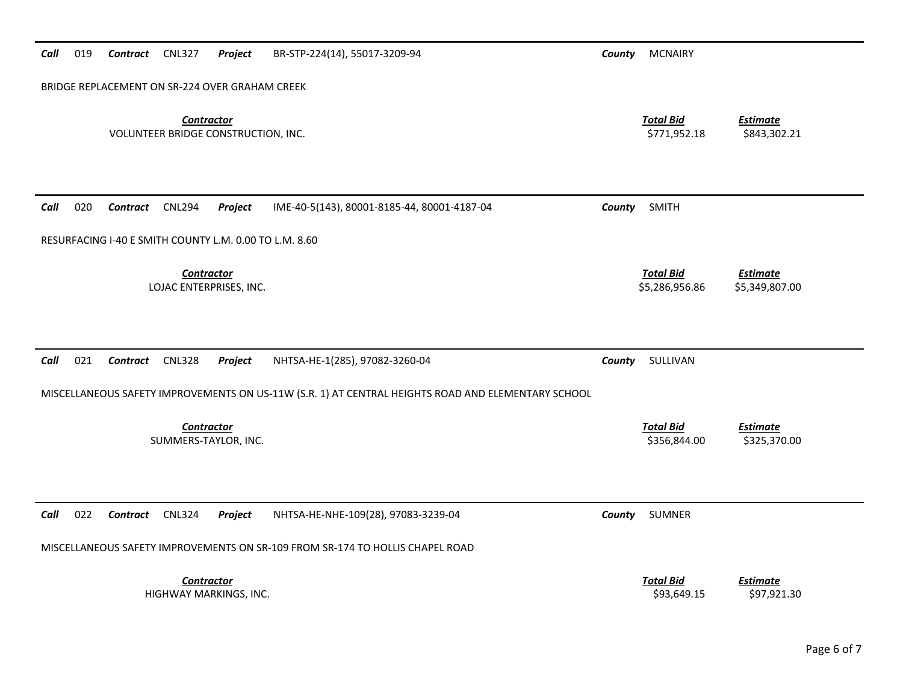**Call** 019 **Contract** CNL327 **Project** BR-STP-224(14), 55017-3209-94 **County** MCNAIRY

BRIDGE REPLACEMENT ON SR-224 OVER GRAHAM CREEK

| *Contractor* | *Total Bid* | *Estimate* |
|---|---|---|
| VOLUNTEER BRIDGE CONSTRUCTION, INC. | $771,952.18 | $843,302.21 |

---

**Call** 020 **Contract** CNL294 **Project** IME-40-5(143), 80001-8185-44, 80001-4187-04 **County** SMITH

RESURFACING I-40 E SMITH COUNTY L.M. 0.00 TO L.M. 8.60

| *Contractor* | *Total Bid* | *Estimate* |
|---|---|---|
| LOJAC ENTERPRISES, INC. | $5,286,956.86 | $5,349,807.00 |

---

**Call** 021 **Contract** CNL328 **Project** NHTSA-HE-1(285), 97082-3260-04 **County** SULLIVAN

MISCELLANEOUS SAFETY IMPROVEMENTS ON US-11W (S.R. 1) AT CENTRAL HEIGHTS ROAD AND ELEMENTARY SCHOOL

| *Contractor* | *Total Bid* | *Estimate* |
|---|---|---|
| SUMMERS-TAYLOR, INC. | $356,844.00 | $325,370.00 |

---

**Call** 022 **Contract** CNL324 **Project** NHTSA-HE-NHE-109(28), 97083-3239-04 **County** SUMNER

MISCELLANEOUS SAFETY IMPROVEMENTS ON SR-109 FROM SR-174 TO HOLLIS CHAPEL ROAD

| *Contractor* | *Total Bid* | *Estimate* |
|---|---|---|
| HIGHWAY MARKINGS, INC. | $93,649.15 | $97,921.30 |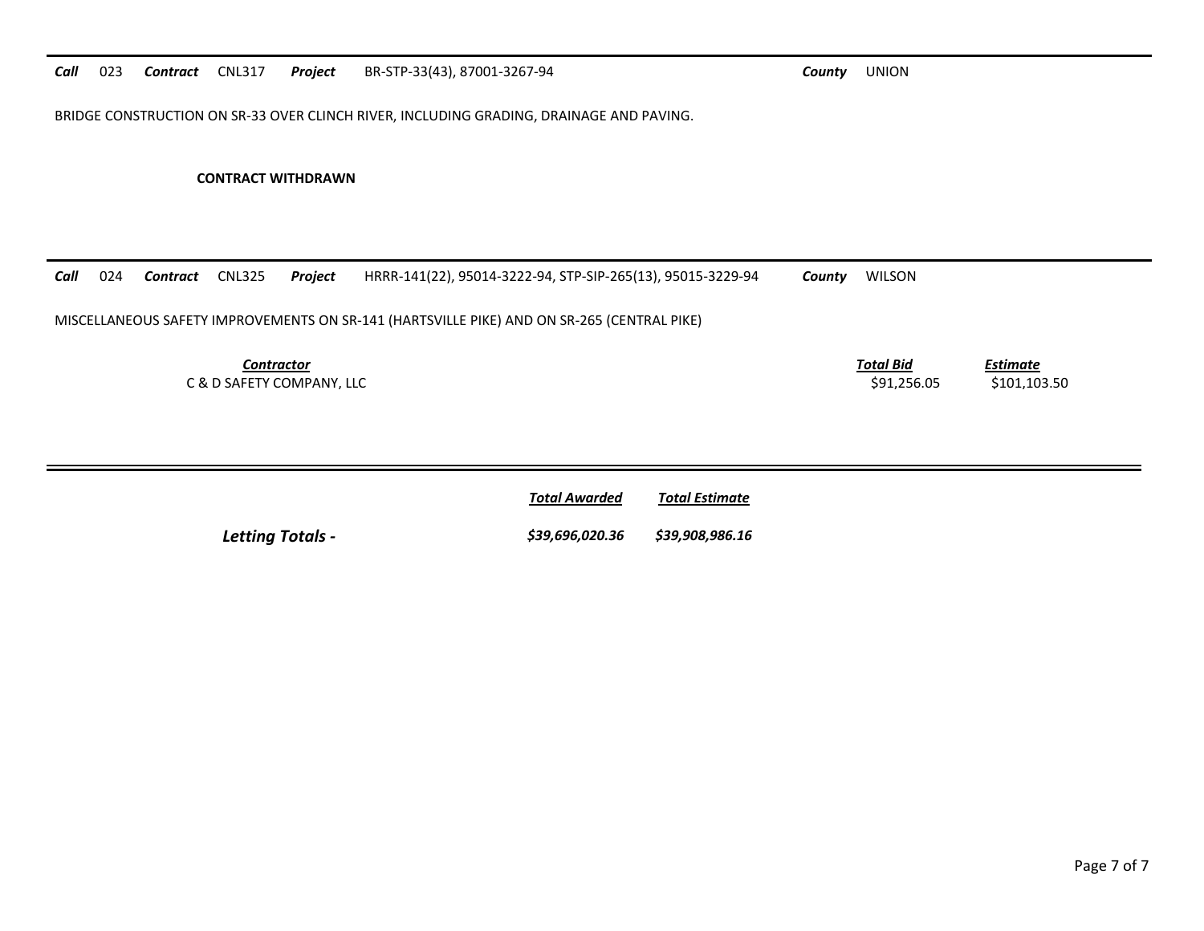***Call*** 023 ***Contract*** CNL317 ***Project*** BR-STP-33(43), 87001-3267-94 ***County*** UNION

BRIDGE CONSTRUCTION ON SR-33 OVER CLINCH RIVER, INCLUDING GRADING, DRAINAGE AND PAVING.

**CONTRACT WITHDRAWN**

---

***Call*** 024 ***Contract*** CNL325 ***Project*** HRRR-141(22), 95014-3222-94, STP-SIP-265(13), 95015-3229-94 ***County*** WILSON

MISCELLANEOUS SAFETY IMPROVEMENTS ON SR-141 (HARTSVILLE PIKE) AND ON SR-265 (CENTRAL PIKE)

| *Contractor* | *Total Bid* | *Estimate* |
|---|---|---|
| C & D SAFETY COMPANY, LLC | $91,256.05 | $101,103.50 |

---

| | *Total Awarded* | *Total Estimate* |
|---|---|---|
| ***Letting Totals -*** | ***$39,696,020.36*** | ***$39,908,986.16*** |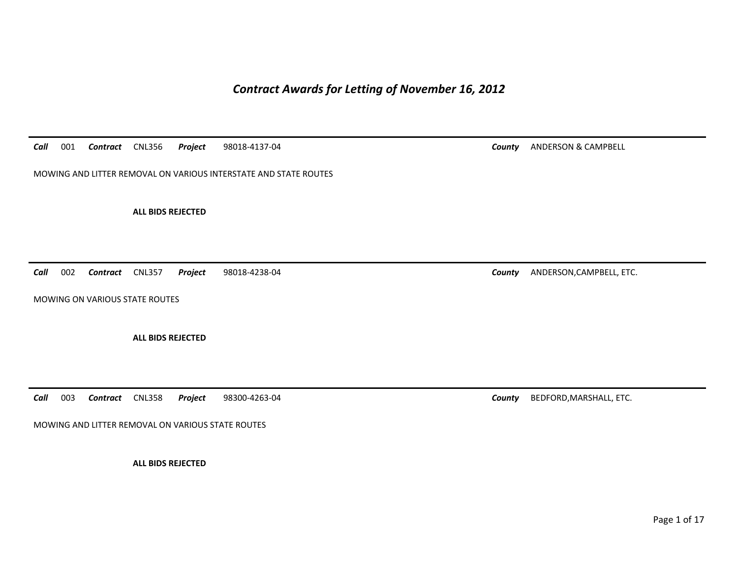# *Contract Awards for Letting of November 16, 2012*

***Call*** 001 ***Contract*** CNL356 ***Project*** 98018-4137-04 ***County*** ANDERSON & CAMPBELL

MOWING AND LITTER REMOVAL ON VARIOUS INTERSTATE AND STATE ROUTES

**ALL BIDS REJECTED**

---

***Call*** 002 ***Contract*** CNL357 ***Project*** 98018-4238-04 ***County*** ANDERSON,CAMPBELL, ETC.

MOWING ON VARIOUS STATE ROUTES

**ALL BIDS REJECTED**

---

***Call*** 003 ***Contract*** CNL358 ***Project*** 98300-4263-04 ***County*** BEDFORD,MARSHALL, ETC.

MOWING AND LITTER REMOVAL ON VARIOUS STATE ROUTES

**ALL BIDS REJECTED**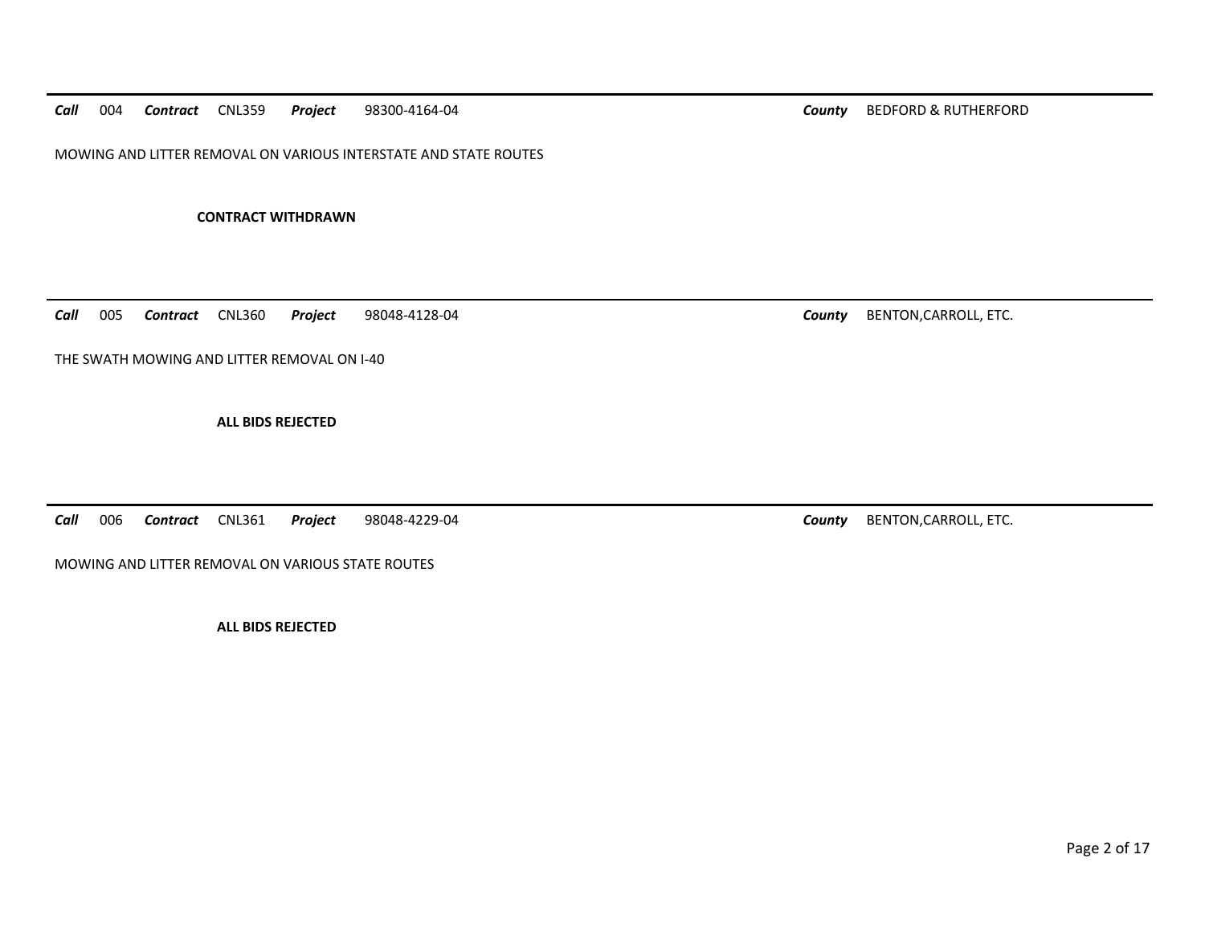***Call*** 004 ***Contract*** CNL359 ***Project*** 98300-4164-04 ***County*** BEDFORD & RUTHERFORD

MOWING AND LITTER REMOVAL ON VARIOUS INTERSTATE AND STATE ROUTES

**CONTRACT WITHDRAWN**

---

***Call*** 005 ***Contract*** CNL360 ***Project*** 98048-4128-04 ***County*** BENTON,CARROLL, ETC.

THE SWATH MOWING AND LITTER REMOVAL ON I-40

**ALL BIDS REJECTED**

---

***Call*** 006 ***Contract*** CNL361 ***Project*** 98048-4229-04 ***County*** BENTON,CARROLL, ETC.

MOWING AND LITTER REMOVAL ON VARIOUS STATE ROUTES

**ALL BIDS REJECTED**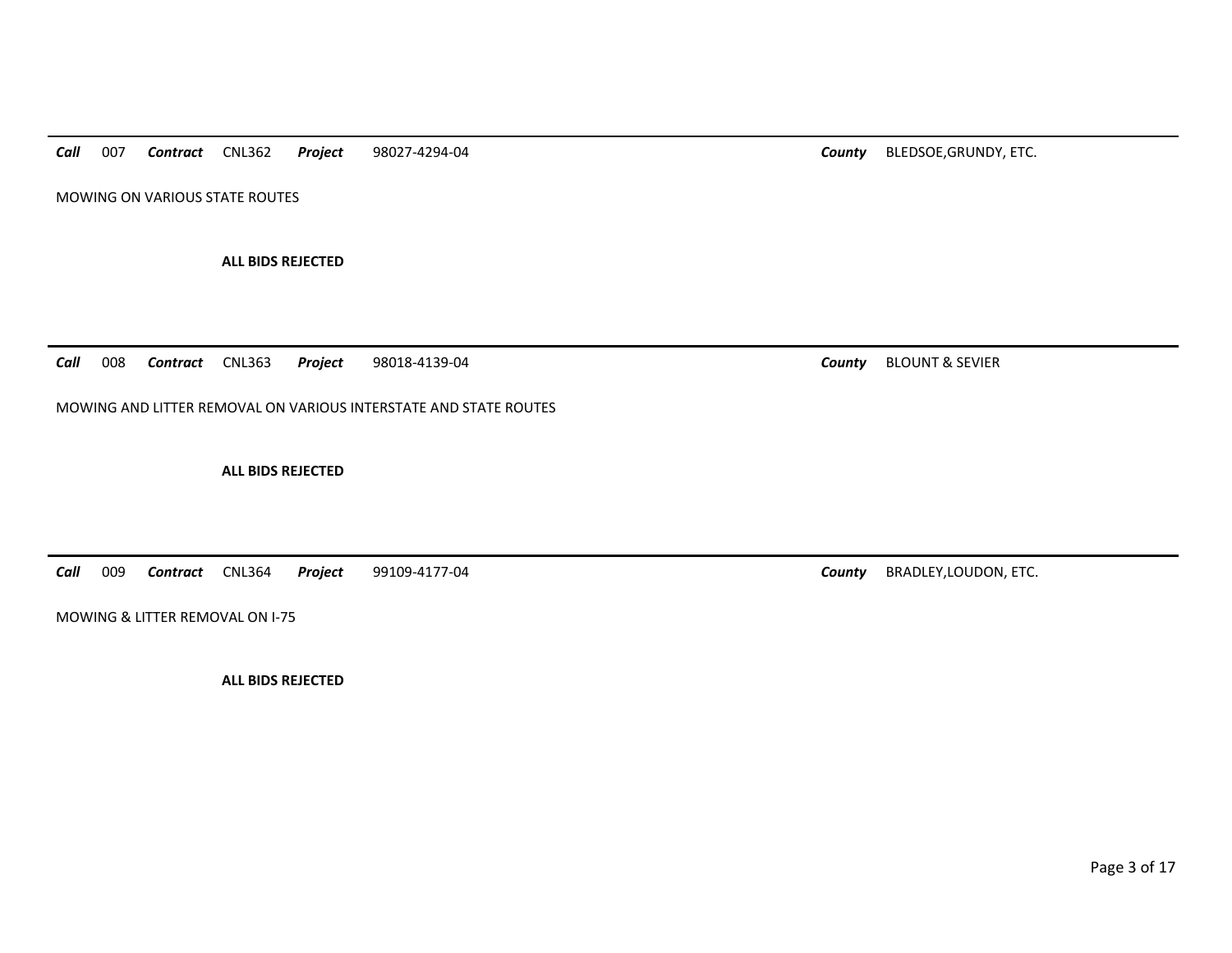***Call*** 007 ***Contract*** CNL362 ***Project*** 98027-4294-04 ***County*** BLEDSOE,GRUNDY, ETC.

MOWING ON VARIOUS STATE ROUTES

**ALL BIDS REJECTED**

---

***Call*** 008 ***Contract*** CNL363 ***Project*** 98018-4139-04 ***County*** BLOUNT & SEVIER

MOWING AND LITTER REMOVAL ON VARIOUS INTERSTATE AND STATE ROUTES

**ALL BIDS REJECTED**

---

***Call*** 009 ***Contract*** CNL364 ***Project*** 99109-4177-04 ***County*** BRADLEY,LOUDON, ETC.

MOWING & LITTER REMOVAL ON I-75

**ALL BIDS REJECTED**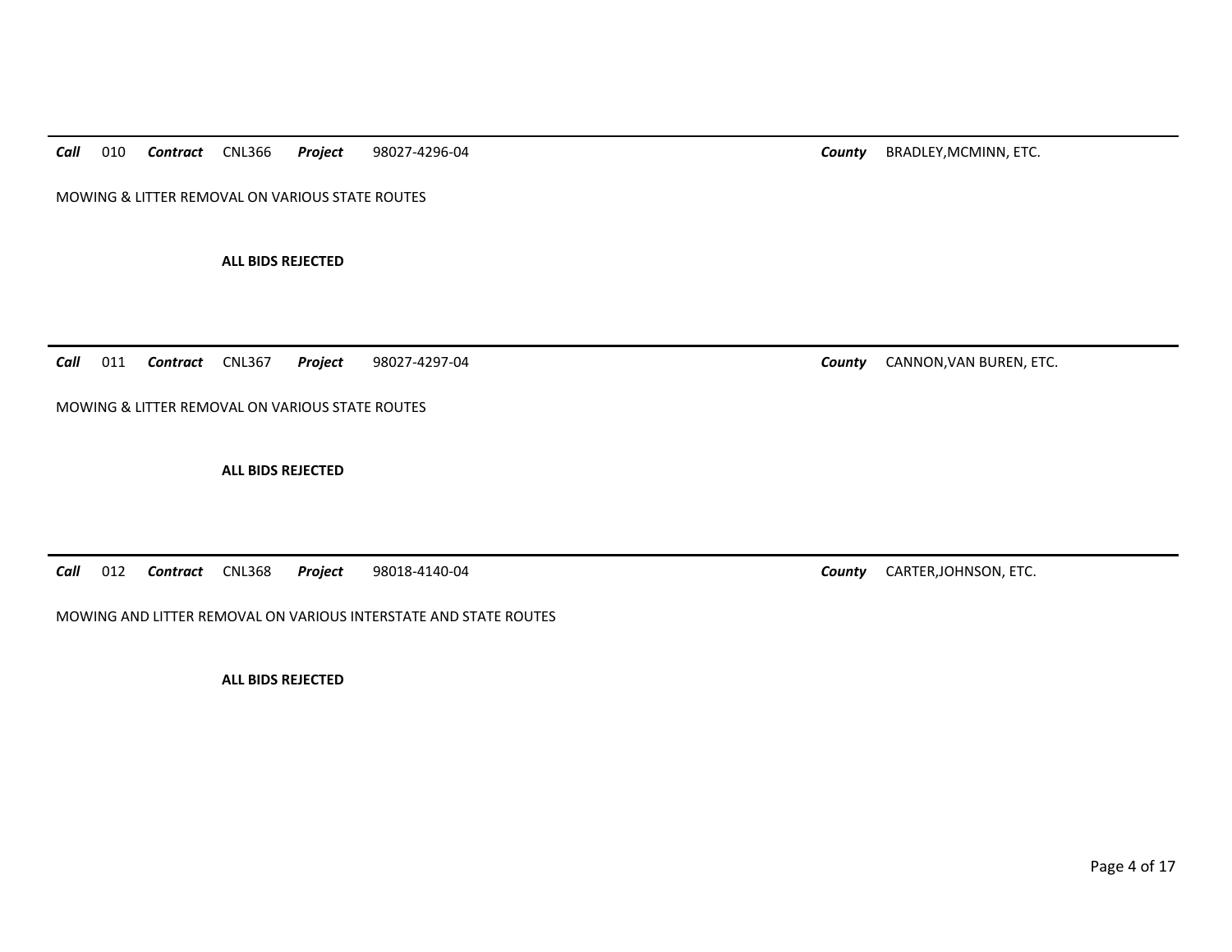***Call*** 010 ***Contract*** CNL366 ***Project*** 98027-4296-04 ***County*** BRADLEY,MCMINN, ETC.

MOWING & LITTER REMOVAL ON VARIOUS STATE ROUTES

**ALL BIDS REJECTED**

---

***Call*** 011 ***Contract*** CNL367 ***Project*** 98027-4297-04 ***County*** CANNON,VAN BUREN, ETC.

MOWING & LITTER REMOVAL ON VARIOUS STATE ROUTES

**ALL BIDS REJECTED**

---

***Call*** 012 ***Contract*** CNL368 ***Project*** 98018-4140-04 ***County*** CARTER,JOHNSON, ETC.

MOWING AND LITTER REMOVAL ON VARIOUS INTERSTATE AND STATE ROUTES

**ALL BIDS REJECTED**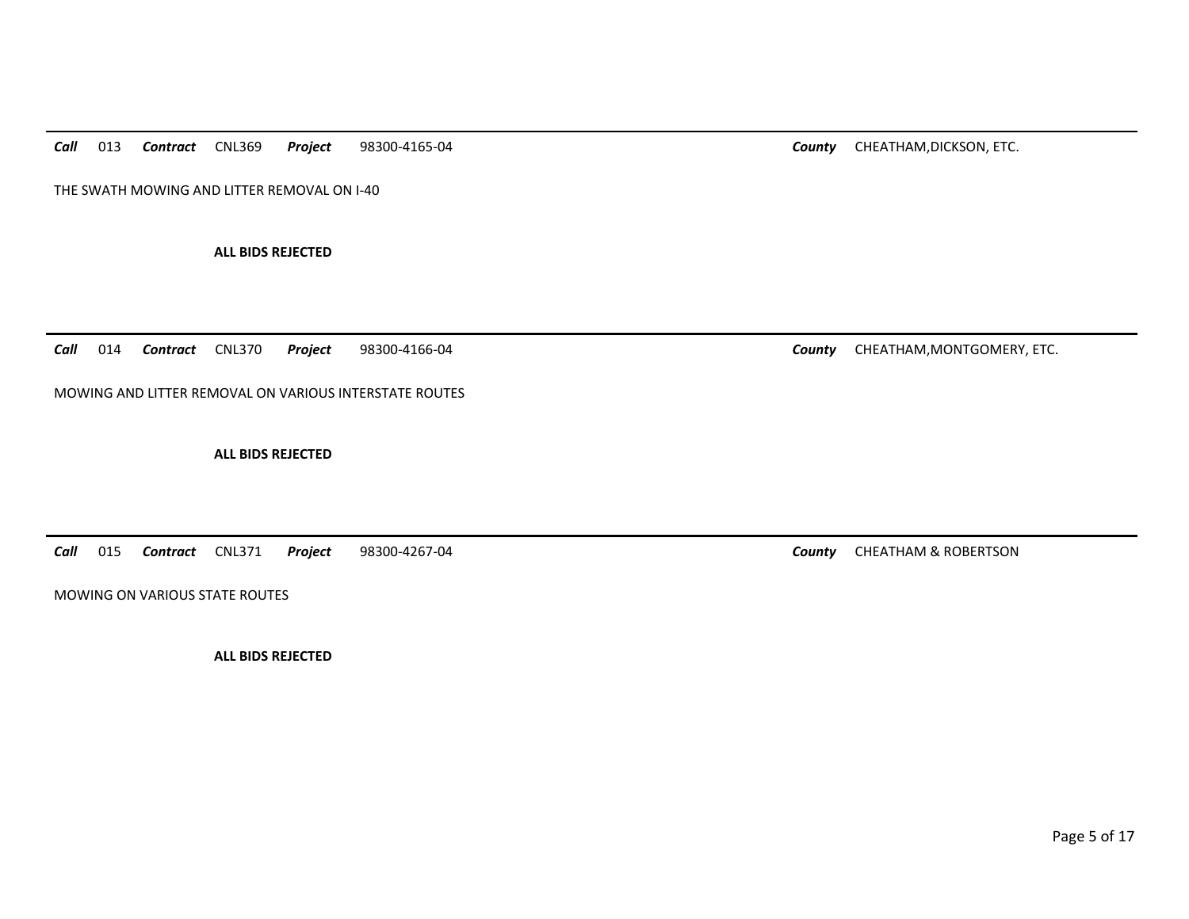***Call*** 013 ***Contract*** CNL369 ***Project*** 98300-4165-04 ***County*** CHEATHAM,DICKSON, ETC.

THE SWATH MOWING AND LITTER REMOVAL ON I-40

**ALL BIDS REJECTED**

---

***Call*** 014 ***Contract*** CNL370 ***Project*** 98300-4166-04 ***County*** CHEATHAM,MONTGOMERY, ETC.

MOWING AND LITTER REMOVAL ON VARIOUS INTERSTATE ROUTES

**ALL BIDS REJECTED**

---

***Call*** 015 ***Contract*** CNL371 ***Project*** 98300-4267-04 ***County*** CHEATHAM & ROBERTSON

MOWING ON VARIOUS STATE ROUTES

**ALL BIDS REJECTED**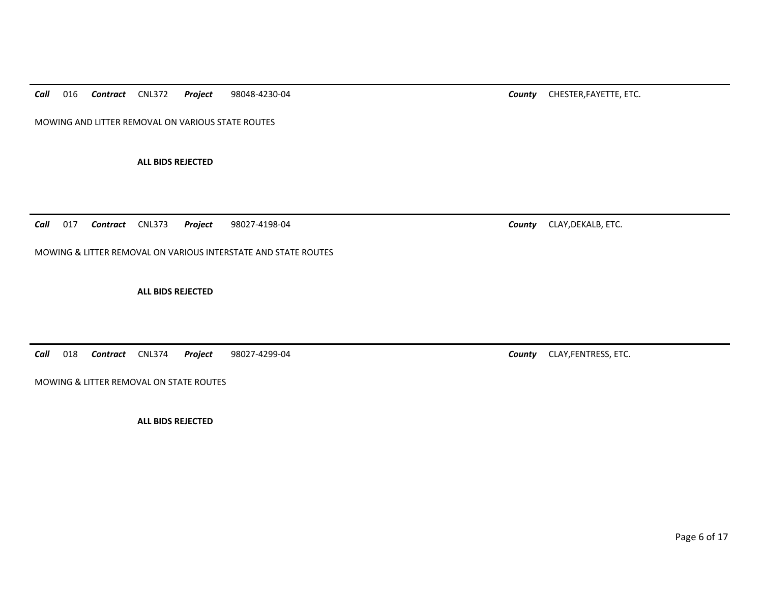***Call*** 016 ***Contract*** CNL372 ***Project*** 98048-4230-04 ***County*** CHESTER,FAYETTE, ETC.

MOWING AND LITTER REMOVAL ON VARIOUS STATE ROUTES

**ALL BIDS REJECTED**

---

***Call*** 017 ***Contract*** CNL373 ***Project*** 98027-4198-04 ***County*** CLAY,DEKALB, ETC.

MOWING & LITTER REMOVAL ON VARIOUS INTERSTATE AND STATE ROUTES

**ALL BIDS REJECTED**

---

***Call*** 018 ***Contract*** CNL374 ***Project*** 98027-4299-04 ***County*** CLAY,FENTRESS, ETC.

MOWING & LITTER REMOVAL ON STATE ROUTES

**ALL BIDS REJECTED**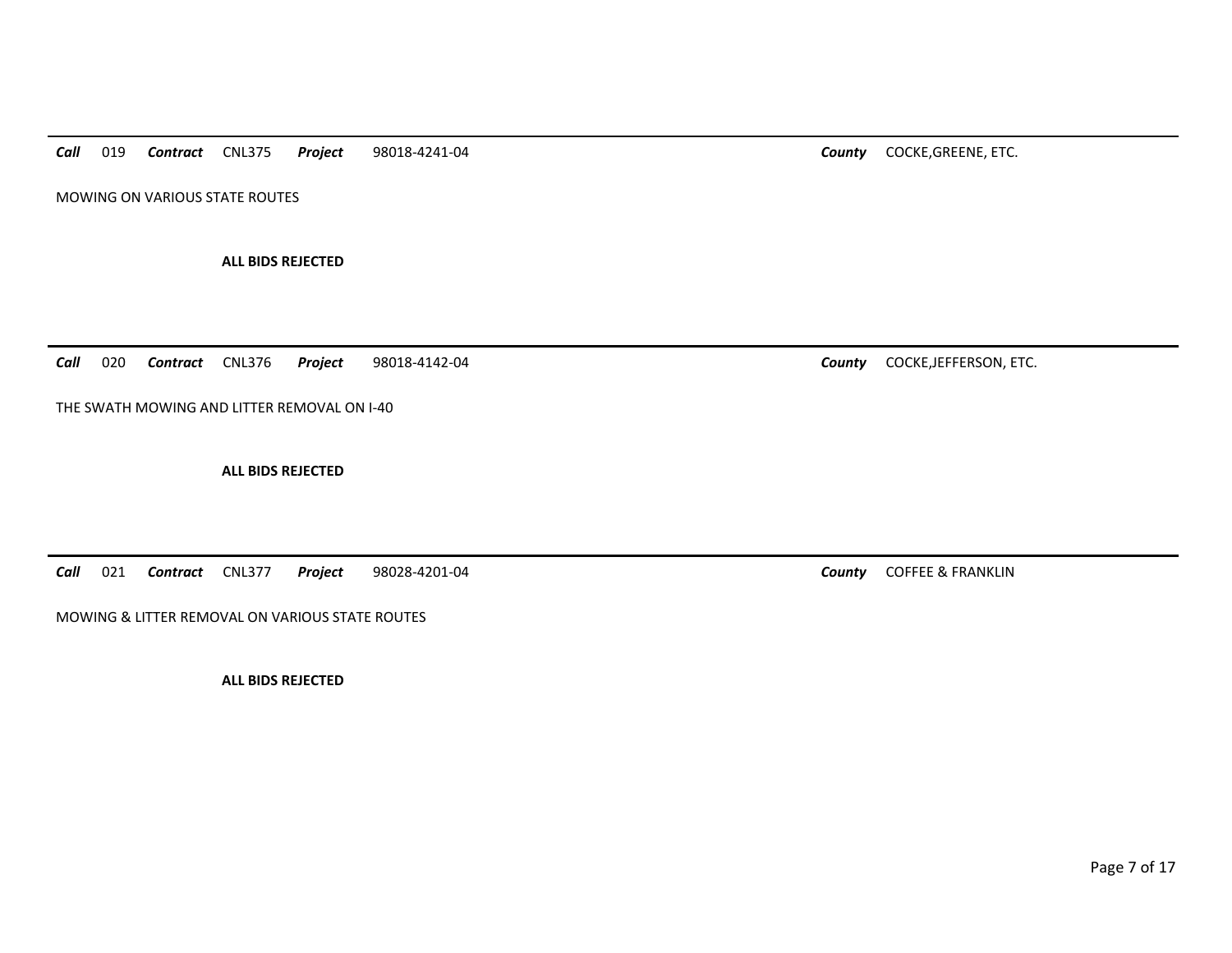***Call*** 019 ***Contract*** CNL375 ***Project*** 98018-4241-04 ***County*** COCKE,GREENE, ETC.

MOWING ON VARIOUS STATE ROUTES

**ALL BIDS REJECTED**

---

***Call*** 020 ***Contract*** CNL376 ***Project*** 98018-4142-04 ***County*** COCKE,JEFFERSON, ETC.

THE SWATH MOWING AND LITTER REMOVAL ON I-40

**ALL BIDS REJECTED**

---

***Call*** 021 ***Contract*** CNL377 ***Project*** 98028-4201-04 ***County*** COFFEE & FRANKLIN

MOWING & LITTER REMOVAL ON VARIOUS STATE ROUTES

**ALL BIDS REJECTED**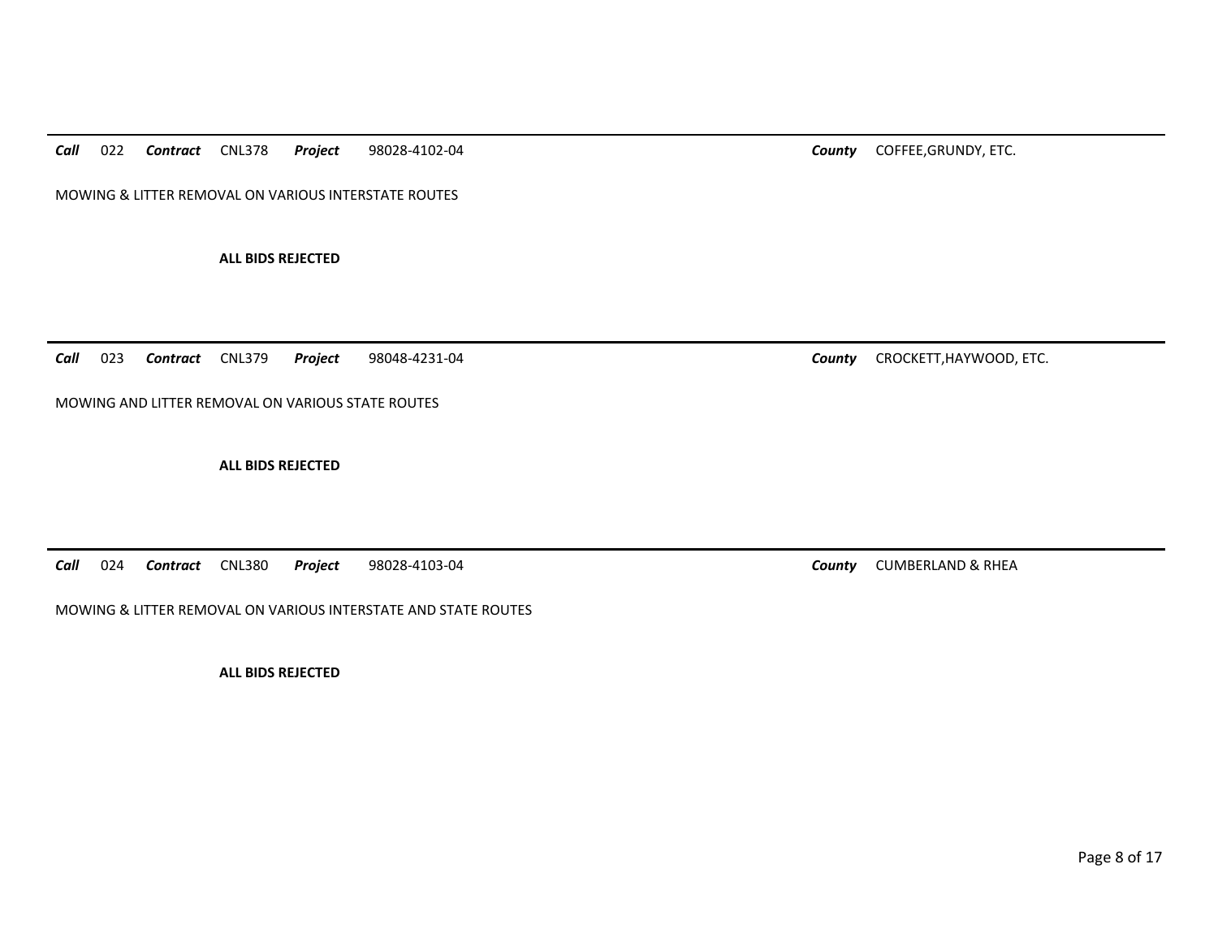***Call*** 022 ***Contract*** CNL378 ***Project*** 98028-4102-04 ***County*** COFFEE,GRUNDY, ETC.

MOWING & LITTER REMOVAL ON VARIOUS INTERSTATE ROUTES

**ALL BIDS REJECTED**

---

***Call*** 023 ***Contract*** CNL379 ***Project*** 98048-4231-04 ***County*** CROCKETT,HAYWOOD, ETC.

MOWING AND LITTER REMOVAL ON VARIOUS STATE ROUTES

**ALL BIDS REJECTED**

---

***Call*** 024 ***Contract*** CNL380 ***Project*** 98028-4103-04 ***County*** CUMBERLAND & RHEA

MOWING & LITTER REMOVAL ON VARIOUS INTERSTATE AND STATE ROUTES

**ALL BIDS REJECTED**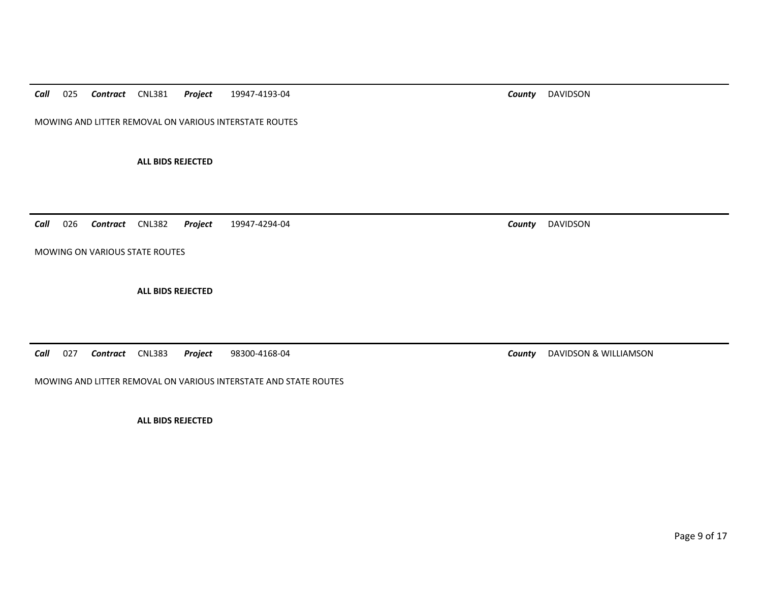***Call*** 025 ***Contract*** CNL381 ***Project*** 19947-4193-04 ***County*** DAVIDSON

MOWING AND LITTER REMOVAL ON VARIOUS INTERSTATE ROUTES

**ALL BIDS REJECTED**

---

***Call*** 026 ***Contract*** CNL382 ***Project*** 19947-4294-04 ***County*** DAVIDSON

MOWING ON VARIOUS STATE ROUTES

**ALL BIDS REJECTED**

---

***Call*** 027 ***Contract*** CNL383 ***Project*** 98300-4168-04 ***County*** DAVIDSON & WILLIAMSON

MOWING AND LITTER REMOVAL ON VARIOUS INTERSTATE AND STATE ROUTES

**ALL BIDS REJECTED**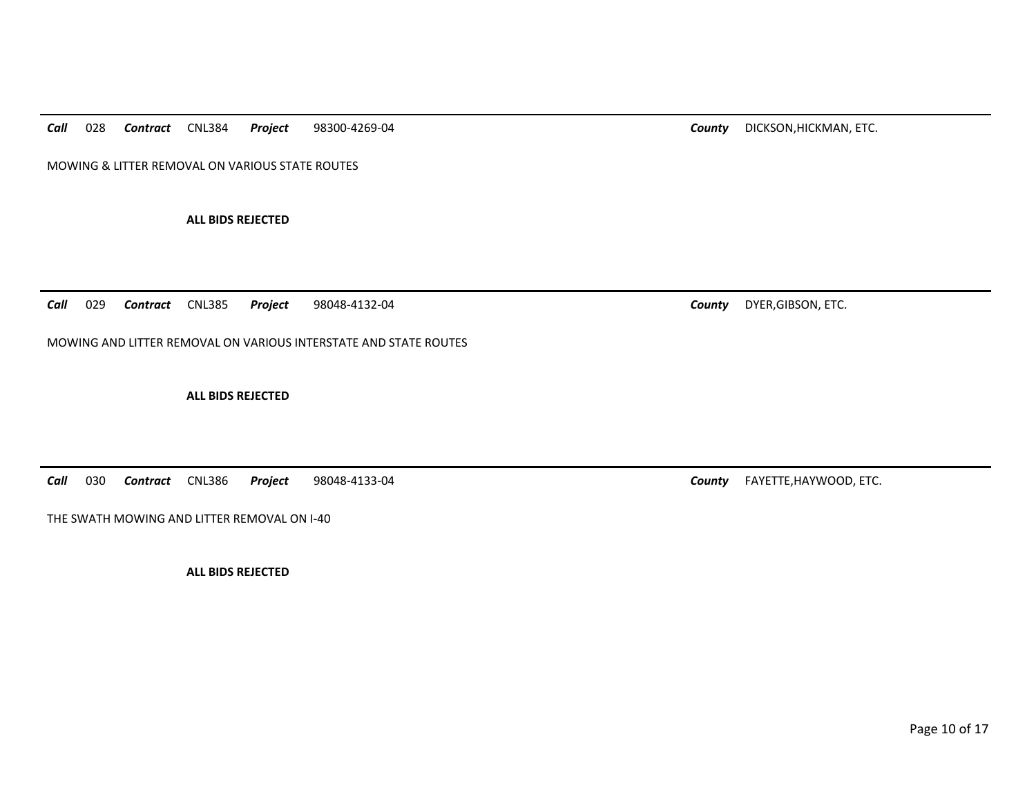---

***Call*** 028 ***Contract*** CNL384 ***Project*** 98300-4269-04 ***County*** DICKSON,HICKMAN, ETC.

MOWING & LITTER REMOVAL ON VARIOUS STATE ROUTES

**ALL BIDS REJECTED**

---

***Call*** 029 ***Contract*** CNL385 ***Project*** 98048-4132-04 ***County*** DYER,GIBSON, ETC.

MOWING AND LITTER REMOVAL ON VARIOUS INTERSTATE AND STATE ROUTES

**ALL BIDS REJECTED**

---

***Call*** 030 ***Contract*** CNL386 ***Project*** 98048-4133-04 ***County*** FAYETTE,HAYWOOD, ETC.

THE SWATH MOWING AND LITTER REMOVAL ON I-40

**ALL BIDS REJECTED**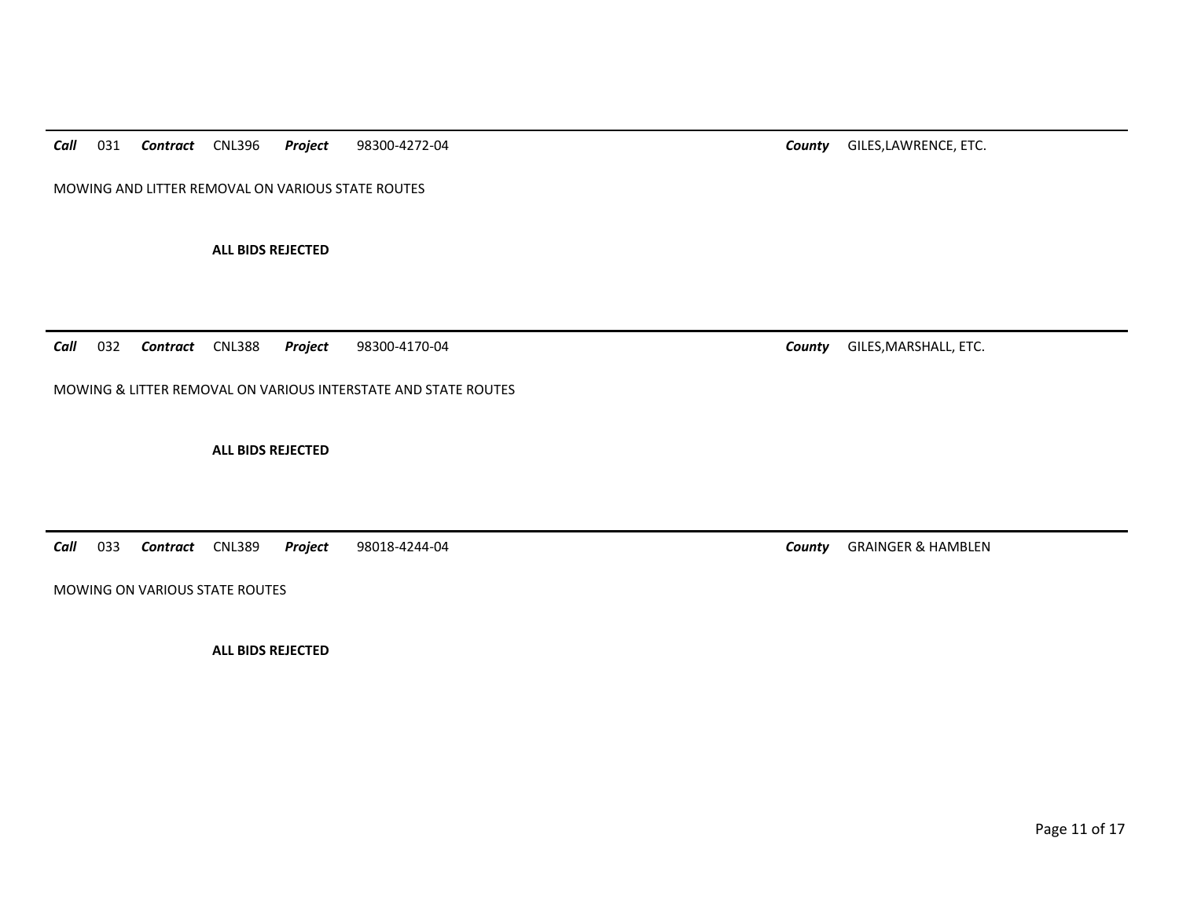***Call*** 031 ***Contract*** CNL396 ***Project*** 98300-4272-04 ***County*** GILES,LAWRENCE, ETC.

MOWING AND LITTER REMOVAL ON VARIOUS STATE ROUTES

**ALL BIDS REJECTED**

---

***Call*** 032 ***Contract*** CNL388 ***Project*** 98300-4170-04 ***County*** GILES,MARSHALL, ETC.

MOWING & LITTER REMOVAL ON VARIOUS INTERSTATE AND STATE ROUTES

**ALL BIDS REJECTED**

---

***Call*** 033 ***Contract*** CNL389 ***Project*** 98018-4244-04 ***County*** GRAINGER & HAMBLEN

MOWING ON VARIOUS STATE ROUTES

**ALL BIDS REJECTED**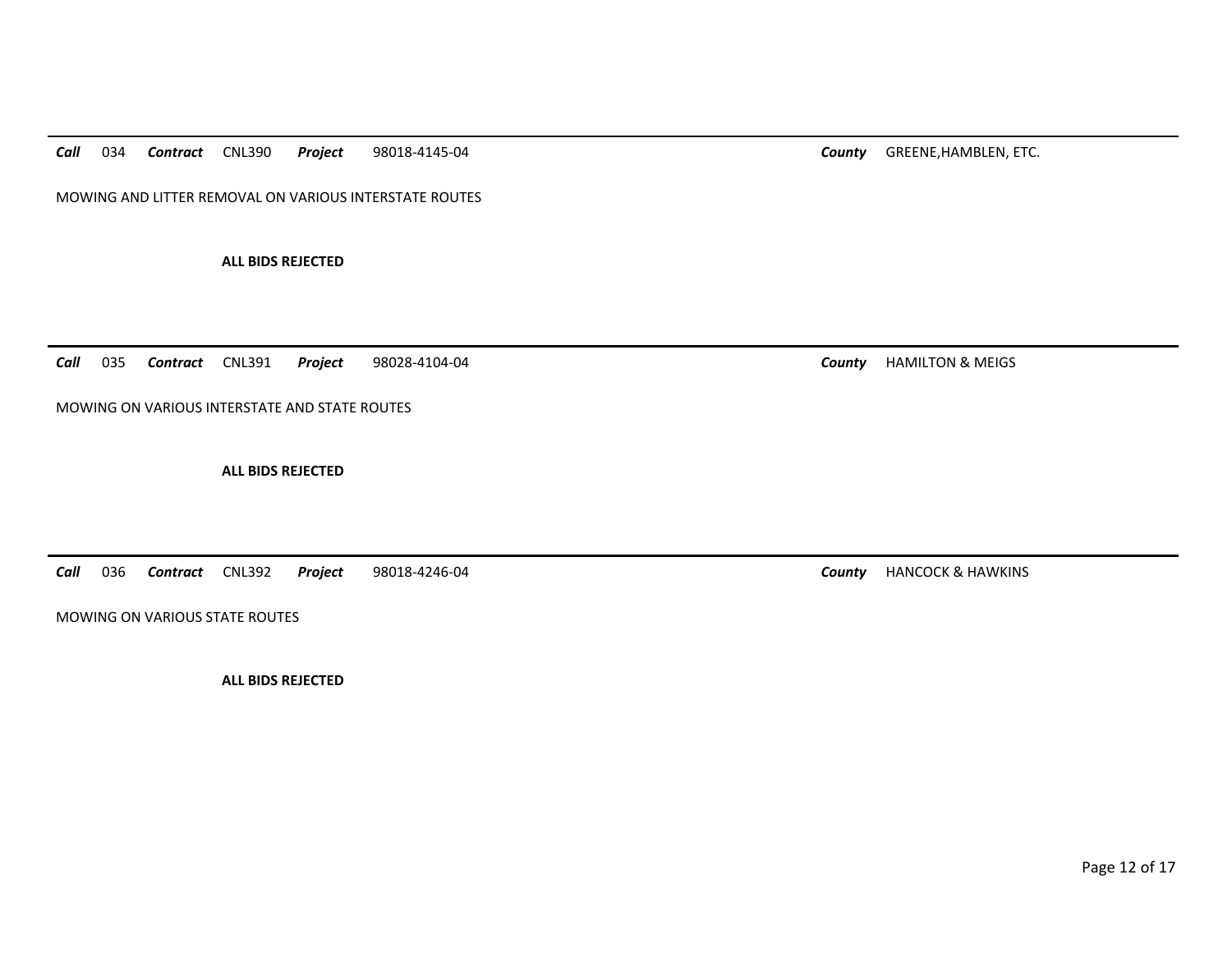***Call*** 034 ***Contract*** CNL390 ***Project*** 98018-4145-04 ***County*** GREENE,HAMBLEN, ETC.

MOWING AND LITTER REMOVAL ON VARIOUS INTERSTATE ROUTES

**ALL BIDS REJECTED**

---

***Call*** 035 ***Contract*** CNL391 ***Project*** 98028-4104-04 ***County*** HAMILTON & MEIGS

MOWING ON VARIOUS INTERSTATE AND STATE ROUTES

**ALL BIDS REJECTED**

---

***Call*** 036 ***Contract*** CNL392 ***Project*** 98018-4246-04 ***County*** HANCOCK & HAWKINS

MOWING ON VARIOUS STATE ROUTES

**ALL BIDS REJECTED**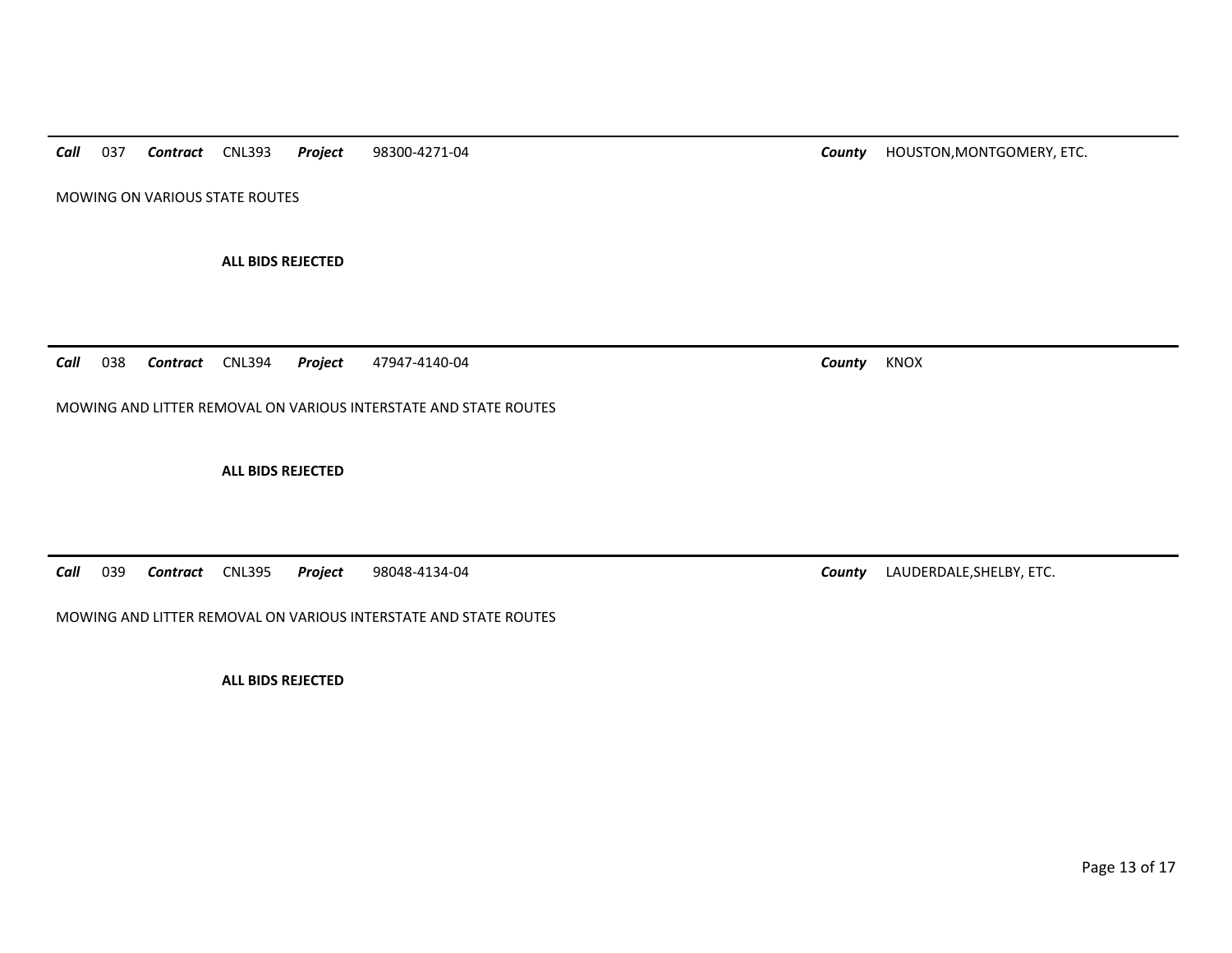***Call*** 037 ***Contract*** CNL393 ***Project*** 98300-4271-04 ***County*** HOUSTON,MONTGOMERY, ETC.

MOWING ON VARIOUS STATE ROUTES

**ALL BIDS REJECTED**

---

***Call*** 038 ***Contract*** CNL394 ***Project*** 47947-4140-04 ***County*** KNOX

MOWING AND LITTER REMOVAL ON VARIOUS INTERSTATE AND STATE ROUTES

**ALL BIDS REJECTED**

---

***Call*** 039 ***Contract*** CNL395 ***Project*** 98048-4134-04 ***County*** LAUDERDALE,SHELBY, ETC.

MOWING AND LITTER REMOVAL ON VARIOUS INTERSTATE AND STATE ROUTES

**ALL BIDS REJECTED**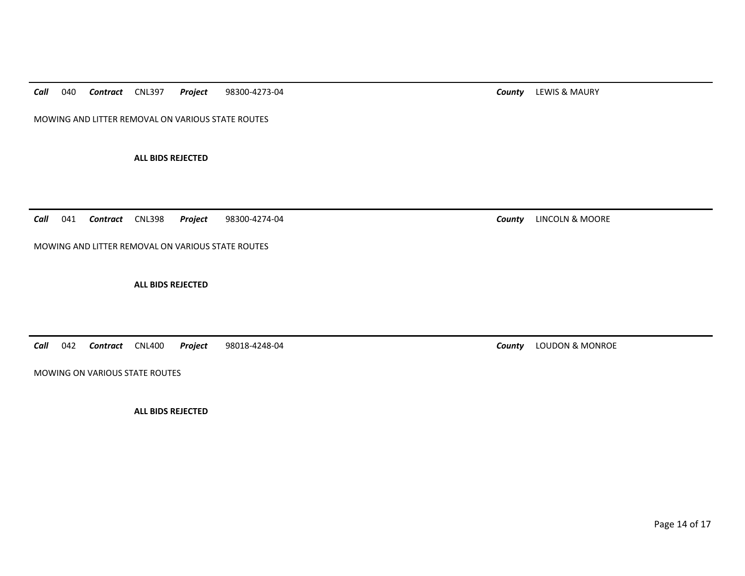***Call*** 040 ***Contract*** CNL397 ***Project*** 98300-4273-04 ***County*** LEWIS & MAURY

MOWING AND LITTER REMOVAL ON VARIOUS STATE ROUTES

**ALL BIDS REJECTED**

---

***Call*** 041 ***Contract*** CNL398 ***Project*** 98300-4274-04 ***County*** LINCOLN & MOORE

MOWING AND LITTER REMOVAL ON VARIOUS STATE ROUTES

**ALL BIDS REJECTED**

---

***Call*** 042 ***Contract*** CNL400 ***Project*** 98018-4248-04 ***County*** LOUDON & MONROE

MOWING ON VARIOUS STATE ROUTES

**ALL BIDS REJECTED**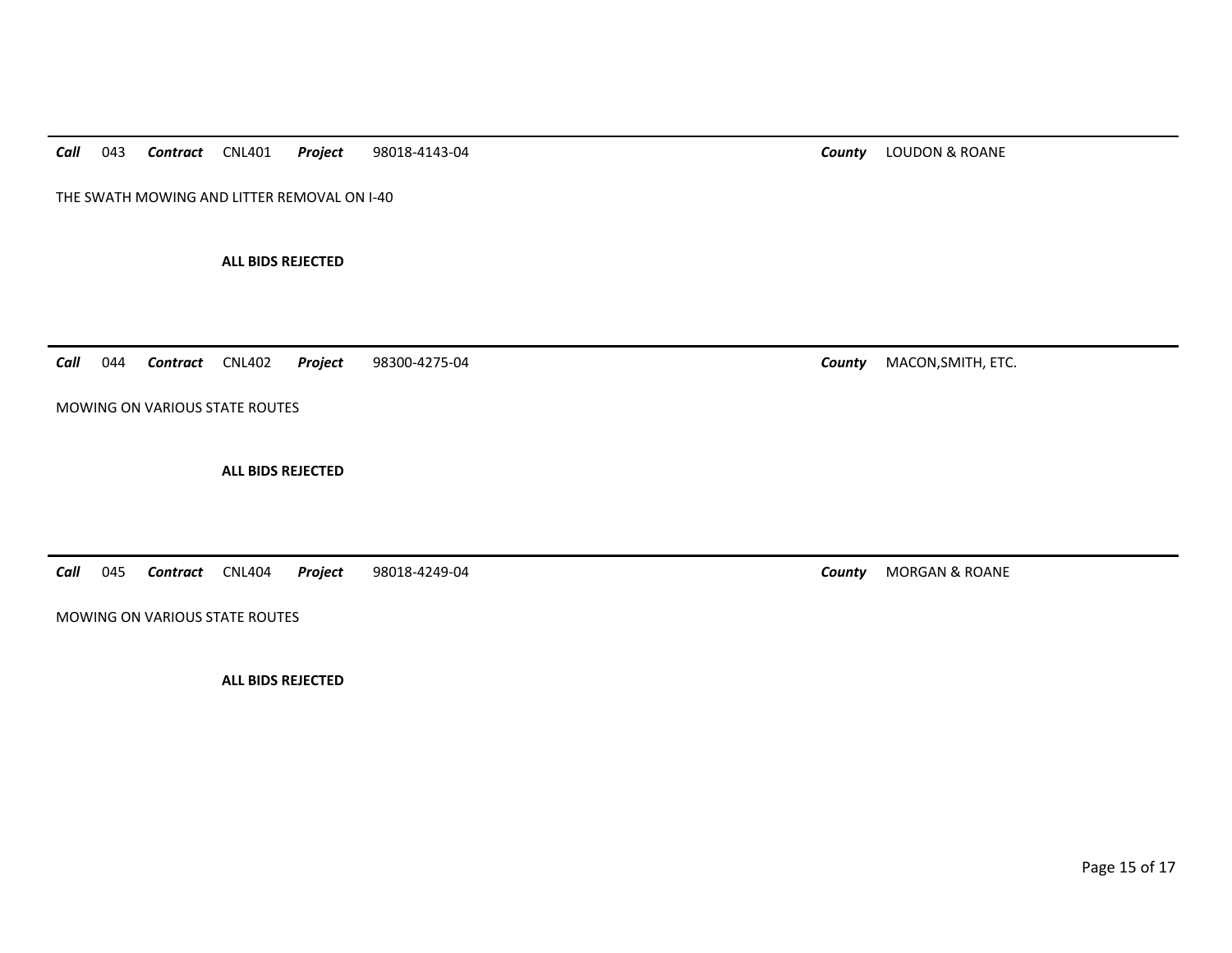***Call*** 043 ***Contract*** CNL401 ***Project*** 98018-4143-04 ***County*** LOUDON & ROANE

THE SWATH MOWING AND LITTER REMOVAL ON I-40

**ALL BIDS REJECTED**

---

***Call*** 044 ***Contract*** CNL402 ***Project*** 98300-4275-04 ***County*** MACON,SMITH, ETC.

MOWING ON VARIOUS STATE ROUTES

**ALL BIDS REJECTED**

---

***Call*** 045 ***Contract*** CNL404 ***Project*** 98018-4249-04 ***County*** MORGAN & ROANE

MOWING ON VARIOUS STATE ROUTES

**ALL BIDS REJECTED**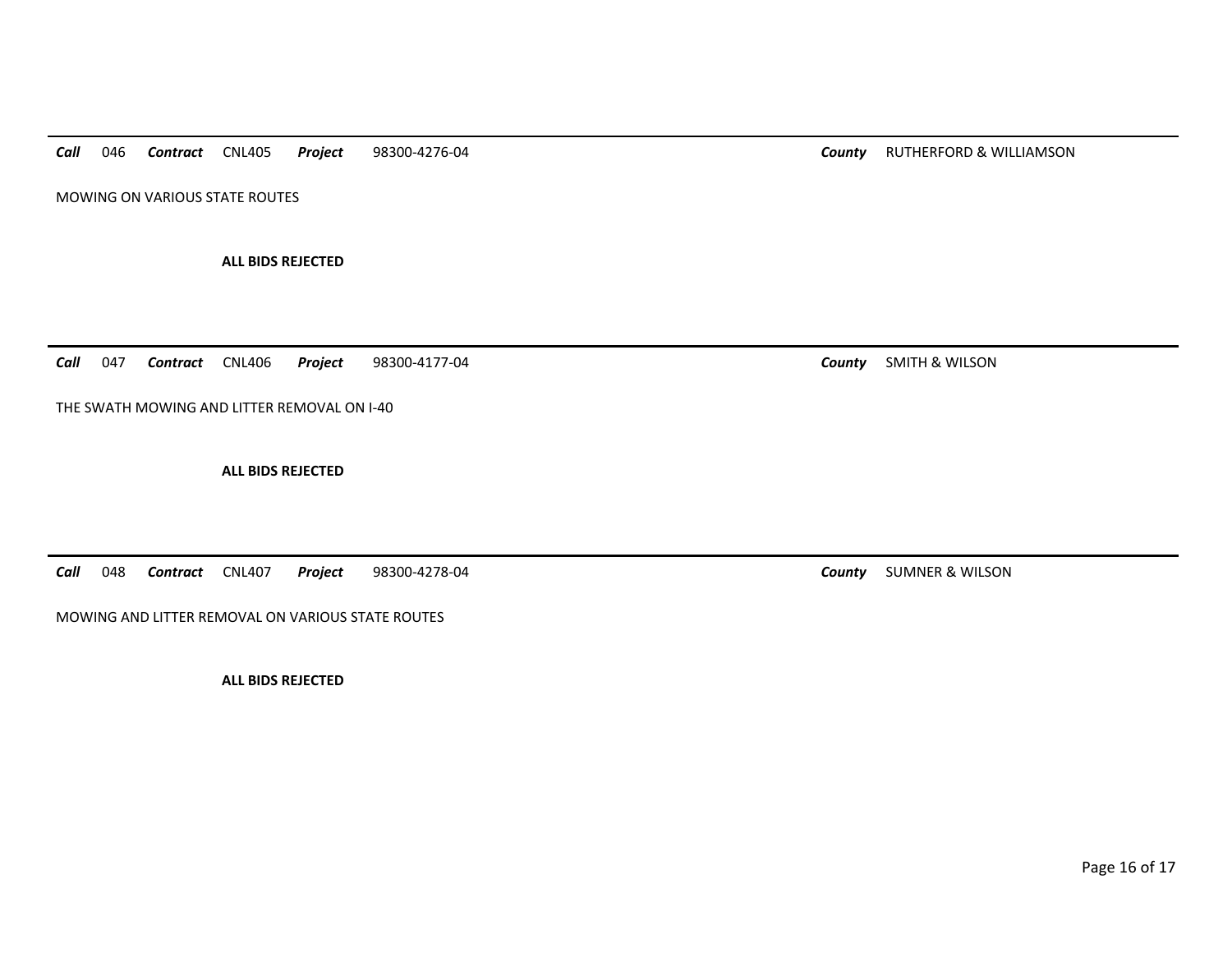***Call*** 046 ***Contract*** CNL405 ***Project*** 98300-4276-04 ***County*** RUTHERFORD & WILLIAMSON

MOWING ON VARIOUS STATE ROUTES

**ALL BIDS REJECTED**

---

***Call*** 047 ***Contract*** CNL406 ***Project*** 98300-4177-04 ***County*** SMITH & WILSON

THE SWATH MOWING AND LITTER REMOVAL ON I-40

**ALL BIDS REJECTED**

---

***Call*** 048 ***Contract*** CNL407 ***Project*** 98300-4278-04 ***County*** SUMNER & WILSON

MOWING AND LITTER REMOVAL ON VARIOUS STATE ROUTES

**ALL BIDS REJECTED**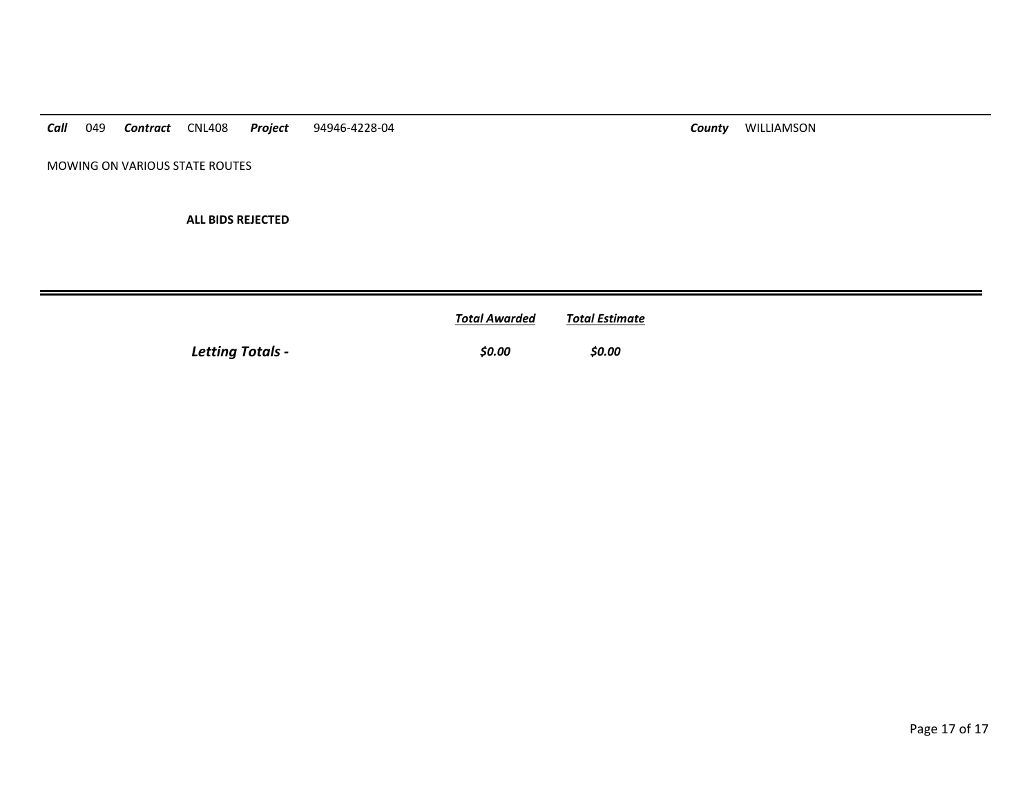***Call*** 049 ***Contract*** CNL408 ***Project*** 94946-4228-04 ***County*** WILLIAMSON

MOWING ON VARIOUS STATE ROUTES

**ALL BIDS REJECTED**

---

| | ***Total Awarded*** | ***Total Estimate*** |
|---|---|---|
| ***Letting Totals -*** | ***$0.00*** | ***$0.00*** |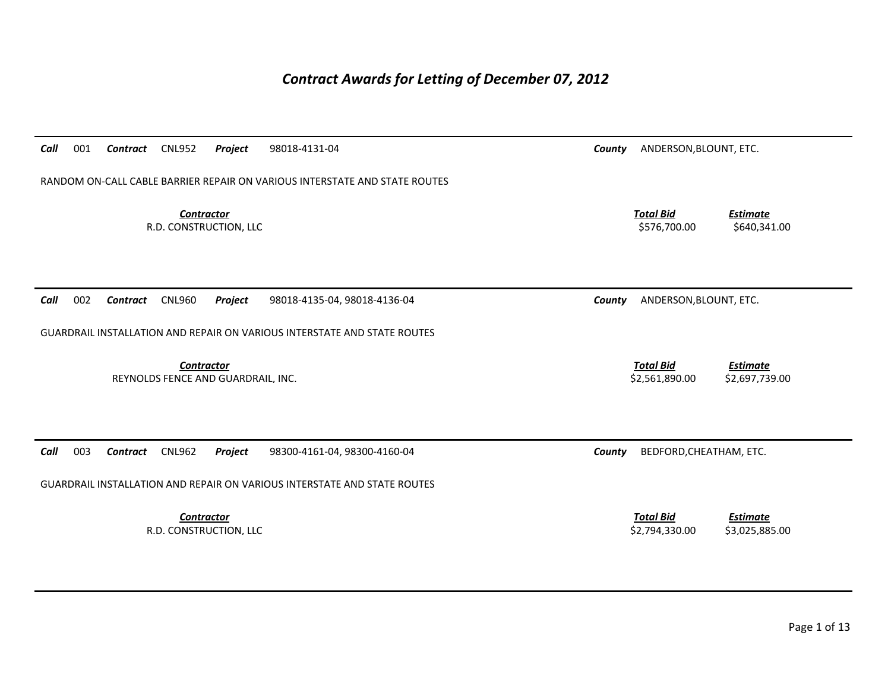# *Contract Awards for Letting of December 07, 2012*

***Call*** 001 ***Contract*** CNL952 ***Project*** 98018-4131-04 ***County*** ANDERSON,BLOUNT, ETC.

RANDOM ON-CALL CABLE BARRIER REPAIR ON VARIOUS INTERSTATE AND STATE ROUTES

| *Contractor* | *Total Bid* | *Estimate* |
|---|---|---|
| R.D. CONSTRUCTION, LLC | \$576,700.00 | \$640,341.00 |

***Call*** 002 ***Contract*** CNL960 ***Project*** 98018-4135-04, 98018-4136-04 ***County*** ANDERSON,BLOUNT, ETC.

GUARDRAIL INSTALLATION AND REPAIR ON VARIOUS INTERSTATE AND STATE ROUTES

| *Contractor* | *Total Bid* | *Estimate* |
|---|---|---|
| REYNOLDS FENCE AND GUARDRAIL, INC. | \$2,561,890.00 | \$2,697,739.00 |

***Call*** 003 ***Contract*** CNL962 ***Project*** 98300-4161-04, 98300-4160-04 ***County*** BEDFORD,CHEATHAM, ETC.

GUARDRAIL INSTALLATION AND REPAIR ON VARIOUS INTERSTATE AND STATE ROUTES

| *Contractor* | *Total Bid* | *Estimate* |
|---|---|---|
| R.D. CONSTRUCTION, LLC | \$2,794,330.00 | \$3,025,885.00 |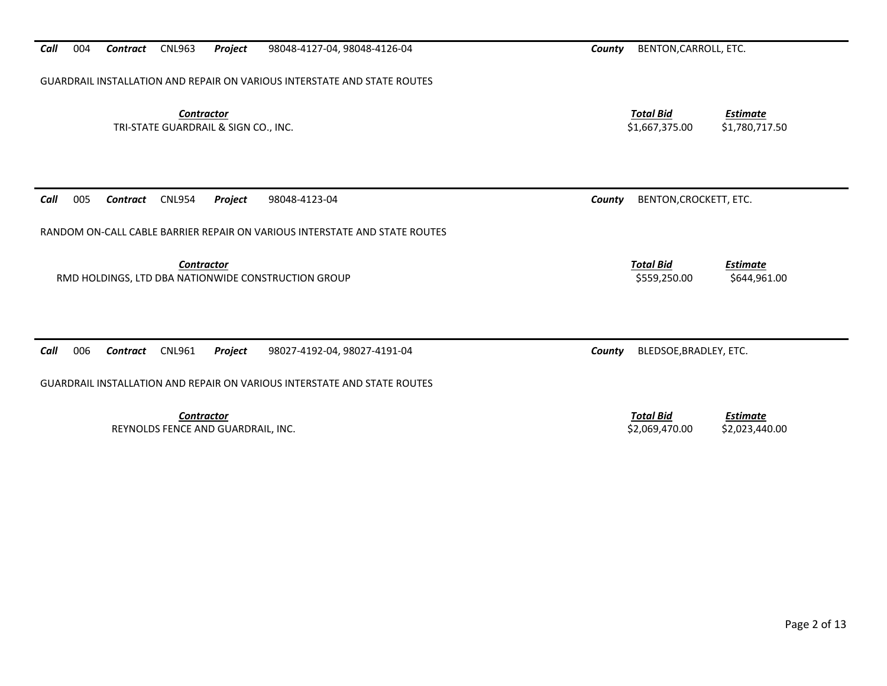***Call*** 004 ***Contract*** CNL963 ***Project*** 98048-4127-04, 98048-4126-04 ***County*** BENTON,CARROLL, ETC.

GUARDRAIL INSTALLATION AND REPAIR ON VARIOUS INTERSTATE AND STATE ROUTES

| ***Contractor*** | ***Total Bid*** | ***Estimate*** |
|---|---|---|
| TRI-STATE GUARDRAIL & SIGN CO., INC. | $1,667,375.00 | $1,780,717.50 |

***Call*** 005 ***Contract*** CNL954 ***Project*** 98048-4123-04 ***County*** BENTON,CROCKETT, ETC.

RANDOM ON-CALL CABLE BARRIER REPAIR ON VARIOUS INTERSTATE AND STATE ROUTES

| ***Contractor*** | ***Total Bid*** | ***Estimate*** |
|---|---|---|
| RMD HOLDINGS, LTD DBA NATIONWIDE CONSTRUCTION GROUP | $559,250.00 | $644,961.00 |

***Call*** 006 ***Contract*** CNL961 ***Project*** 98027-4192-04, 98027-4191-04 ***County*** BLEDSOE,BRADLEY, ETC.

GUARDRAIL INSTALLATION AND REPAIR ON VARIOUS INTERSTATE AND STATE ROUTES

| ***Contractor*** | ***Total Bid*** | ***Estimate*** |
|---|---|---|
| REYNOLDS FENCE AND GUARDRAIL, INC. | $2,069,470.00 | $2,023,440.00 |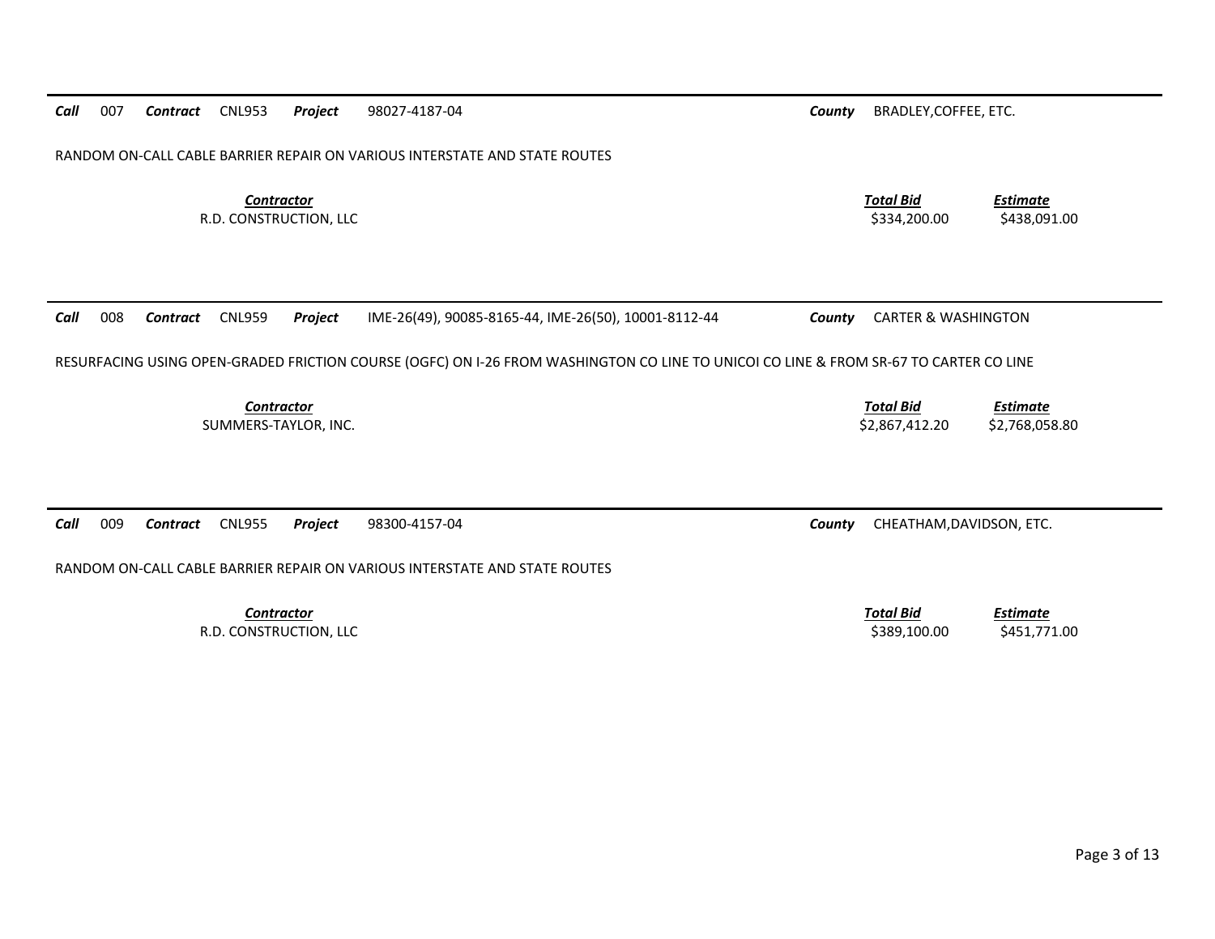**Call** 007 **Contract** CNL953 **Project** 98027-4187-04 **County** BRADLEY,COFFEE, ETC.

RANDOM ON-CALL CABLE BARRIER REPAIR ON VARIOUS INTERSTATE AND STATE ROUTES

| *Contractor* | *Total Bid* | *Estimate* |
|---|---|---|
| R.D. CONSTRUCTION, LLC | $334,200.00 | $438,091.00 |

---

**Call** 008 **Contract** CNL959 **Project** IME-26(49), 90085-8165-44, IME-26(50), 10001-8112-44 **County** CARTER & WASHINGTON

RESURFACING USING OPEN-GRADED FRICTION COURSE (OGFC) ON I-26 FROM WASHINGTON CO LINE TO UNICOI CO LINE & FROM SR-67 TO CARTER CO LINE

| *Contractor* | *Total Bid* | *Estimate* |
|---|---|---|
| SUMMERS-TAYLOR, INC. | $2,867,412.20 | $2,768,058.80 |

---

**Call** 009 **Contract** CNL955 **Project** 98300-4157-04 **County** CHEATHAM,DAVIDSON, ETC.

RANDOM ON-CALL CABLE BARRIER REPAIR ON VARIOUS INTERSTATE AND STATE ROUTES

| *Contractor* | *Total Bid* | *Estimate* |
|---|---|---|
| R.D. CONSTRUCTION, LLC | $389,100.00 | $451,771.00 |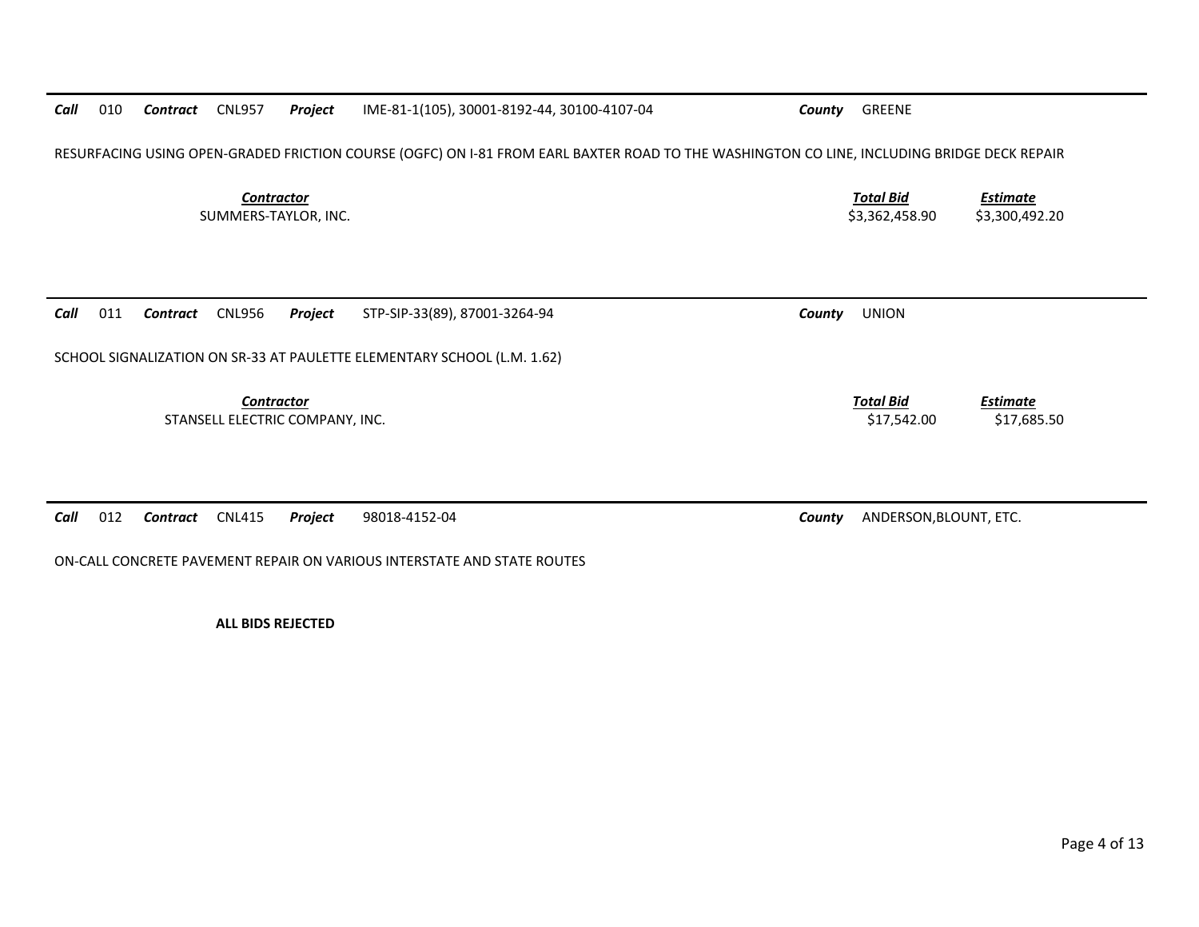**Call** 010 **Contract** CNL957 **Project** IME-81-1(105), 30001-8192-44, 30100-4107-04 **County** GREENE

RESURFACING USING OPEN-GRADED FRICTION COURSE (OGFC) ON I-81 FROM EARL BAXTER ROAD TO THE WASHINGTON CO LINE, INCLUDING BRIDGE DECK REPAIR

| Contractor | Total Bid | Estimate |
|---|---|---|
| SUMMERS-TAYLOR, INC. | $3,362,458.90 | $3,300,492.20 |

---

**Call** 011 **Contract** CNL956 **Project** STP-SIP-33(89), 87001-3264-94 **County** UNION

SCHOOL SIGNALIZATION ON SR-33 AT PAULETTE ELEMENTARY SCHOOL (L.M. 1.62)

| Contractor | Total Bid | Estimate |
|---|---|---|
| STANSELL ELECTRIC COMPANY, INC. | $17,542.00 | $17,685.50 |

---

**Call** 012 **Contract** CNL415 **Project** 98018-4152-04 **County** ANDERSON,BLOUNT, ETC.

ON-CALL CONCRETE PAVEMENT REPAIR ON VARIOUS INTERSTATE AND STATE ROUTES

**ALL BIDS REJECTED**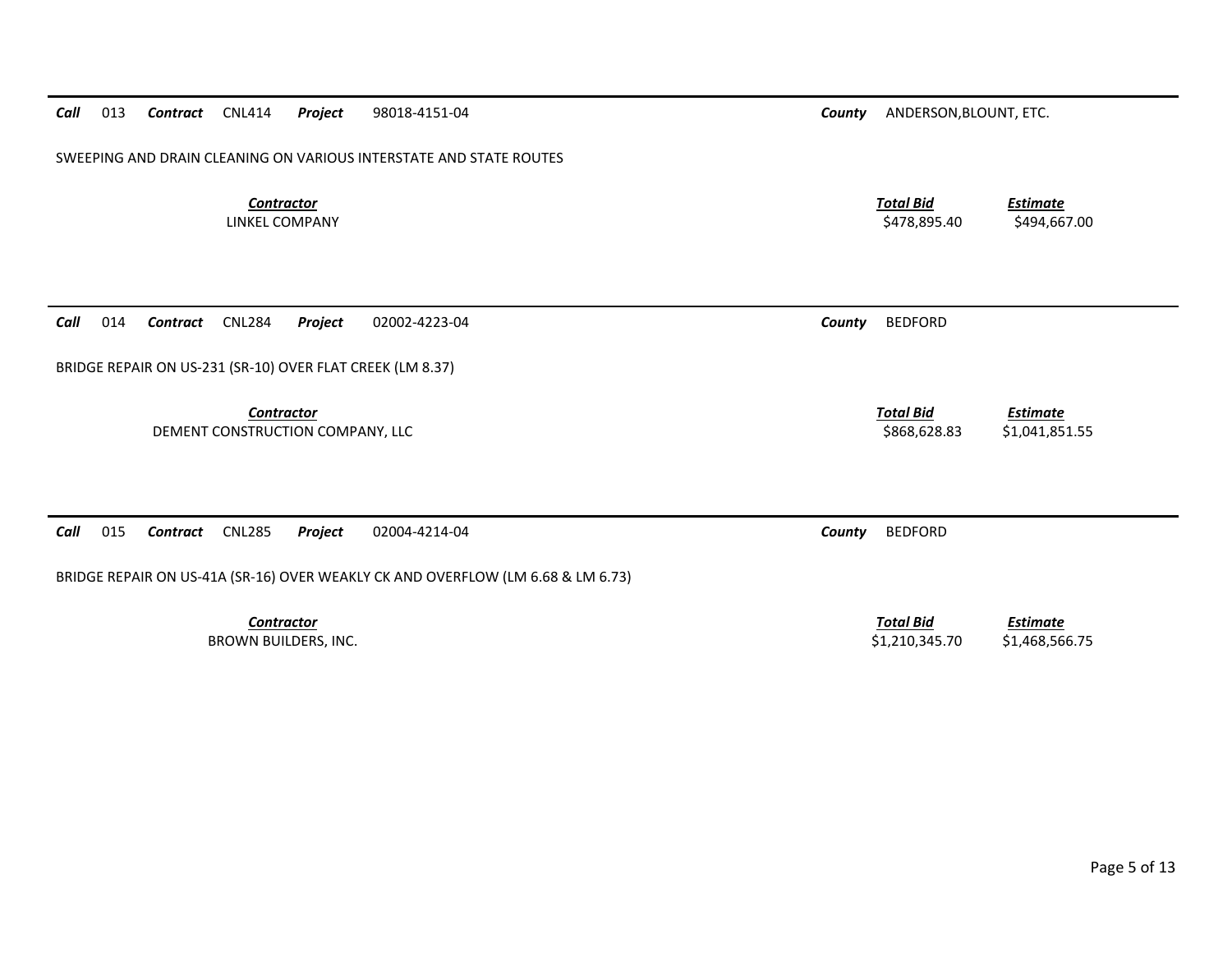**Call** 013 **Contract** CNL414 **Project** 98018-4151-04 **County** ANDERSON,BLOUNT, ETC.

SWEEPING AND DRAIN CLEANING ON VARIOUS INTERSTATE AND STATE ROUTES

| *Contractor* | *Total Bid* | *Estimate* |
|---|---|---|
| LINKEL COMPANY | \$478,895.40 | \$494,667.00 |

---

**Call** 014 **Contract** CNL284 **Project** 02002-4223-04 **County** BEDFORD

BRIDGE REPAIR ON US-231 (SR-10) OVER FLAT CREEK (LM 8.37)

| *Contractor* | *Total Bid* | *Estimate* |
|---|---|---|
| DEMENT CONSTRUCTION COMPANY, LLC | \$868,628.83 | \$1,041,851.55 |

---

**Call** 015 **Contract** CNL285 **Project** 02004-4214-04 **County** BEDFORD

BRIDGE REPAIR ON US-41A (SR-16) OVER WEAKLY CK AND OVERFLOW (LM 6.68 & LM 6.73)

| *Contractor* | *Total Bid* | *Estimate* |
|---|---|---|
| BROWN BUILDERS, INC. | \$1,210,345.70 | \$1,468,566.75 |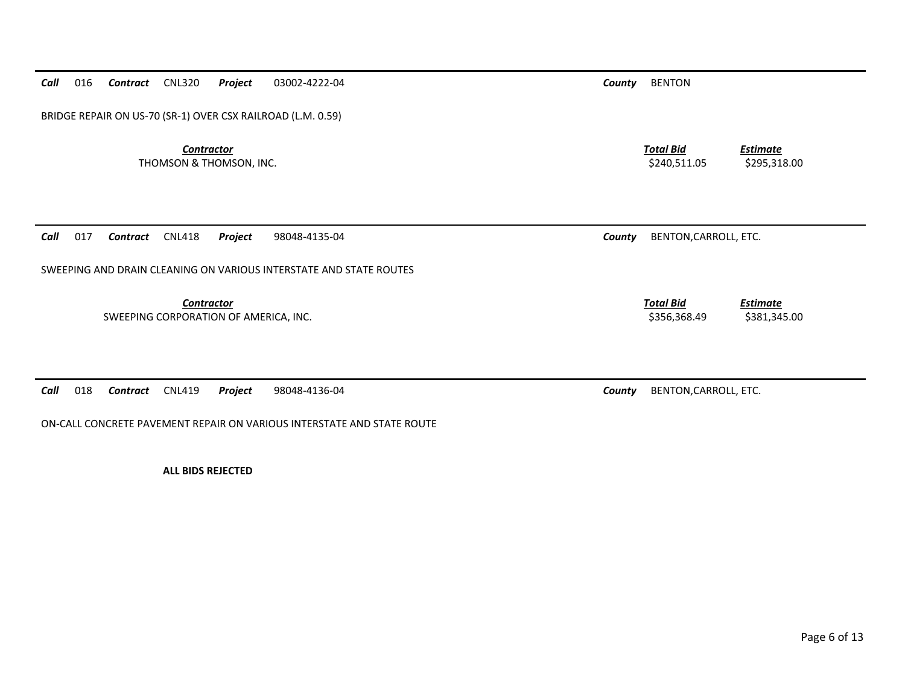**Call** 016 **Contract** CNL320 **Project** 03002-4222-04 **County** BENTON

BRIDGE REPAIR ON US-70 (SR-1) OVER CSX RAILROAD (L.M. 0.59)

| Contractor | Total Bid | Estimate |
|---|---|---|
| THOMSON & THOMSON, INC. | $240,511.05 | $295,318.00 |

---

**Call** 017 **Contract** CNL418 **Project** 98048-4135-04 **County** BENTON,CARROLL, ETC.

SWEEPING AND DRAIN CLEANING ON VARIOUS INTERSTATE AND STATE ROUTES

| Contractor | Total Bid | Estimate |
|---|---|---|
| SWEEPING CORPORATION OF AMERICA, INC. | $356,368.49 | $381,345.00 |

---

**Call** 018 **Contract** CNL419 **Project** 98048-4136-04 **County** BENTON,CARROLL, ETC.

ON-CALL CONCRETE PAVEMENT REPAIR ON VARIOUS INTERSTATE AND STATE ROUTE

**ALL BIDS REJECTED**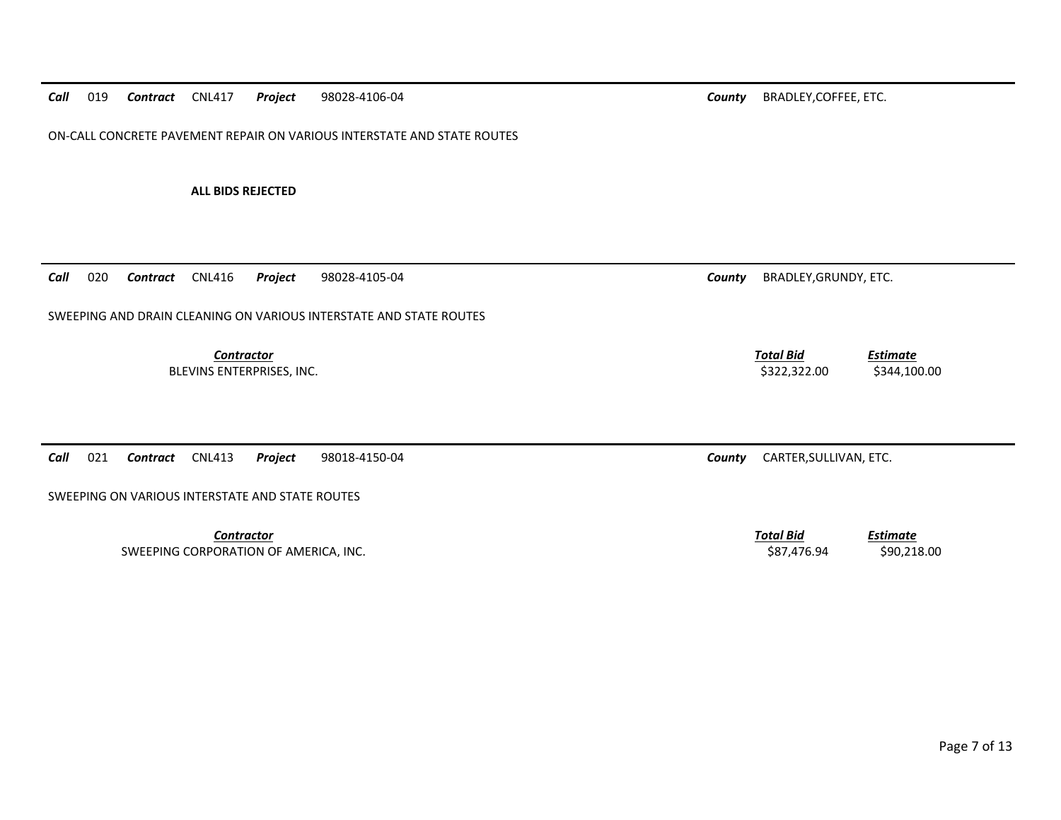---

***Call*** 019 ***Contract*** CNL417 ***Project*** 98028-4106-04 ***County*** BRADLEY,COFFEE, ETC.

ON-CALL CONCRETE PAVEMENT REPAIR ON VARIOUS INTERSTATE AND STATE ROUTES

**ALL BIDS REJECTED**

---

***Call*** 020 ***Contract*** CNL416 ***Project*** 98028-4105-04 ***County*** BRADLEY,GRUNDY, ETC.

SWEEPING AND DRAIN CLEANING ON VARIOUS INTERSTATE AND STATE ROUTES

| *Contractor* | *Total Bid* | *Estimate* |
|---|---|---|
| BLEVINS ENTERPRISES, INC. | $322,322.00 | $344,100.00 |

---

***Call*** 021 ***Contract*** CNL413 ***Project*** 98018-4150-04 ***County*** CARTER,SULLIVAN, ETC.

SWEEPING ON VARIOUS INTERSTATE AND STATE ROUTES

| *Contractor* | *Total Bid* | *Estimate* |
|---|---|---|
| SWEEPING CORPORATION OF AMERICA, INC. | $87,476.94 | $90,218.00 |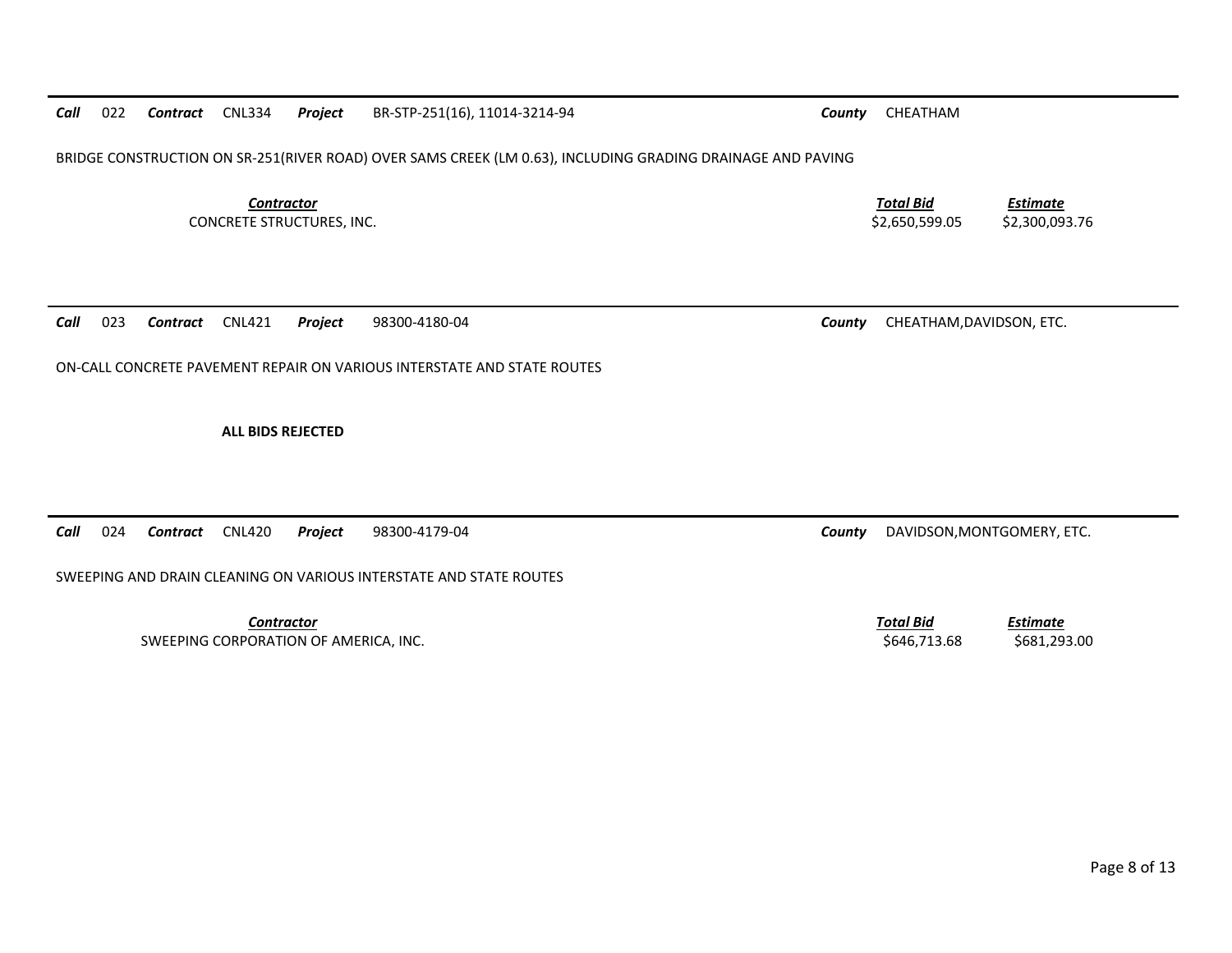**Call** 022 **Contract** CNL334 **Project** BR-STP-251(16), 11014-3214-94 **County** CHEATHAM

BRIDGE CONSTRUCTION ON SR-251(RIVER ROAD) OVER SAMS CREEK (LM 0.63), INCLUDING GRADING DRAINAGE AND PAVING

| Contractor | Total Bid | Estimate |
|---|---|---|
| CONCRETE STRUCTURES, INC. | $2,650,599.05 | $2,300,093.76 |

---

**Call** 023 **Contract** CNL421 **Project** 98300-4180-04 **County** CHEATHAM,DAVIDSON, ETC.

ON-CALL CONCRETE PAVEMENT REPAIR ON VARIOUS INTERSTATE AND STATE ROUTES

**ALL BIDS REJECTED**

---

**Call** 024 **Contract** CNL420 **Project** 98300-4179-04 **County** DAVIDSON,MONTGOMERY, ETC.

SWEEPING AND DRAIN CLEANING ON VARIOUS INTERSTATE AND STATE ROUTES

| Contractor | Total Bid | Estimate |
|---|---|---|
| SWEEPING CORPORATION OF AMERICA, INC. | $646,713.68 | $681,293.00 |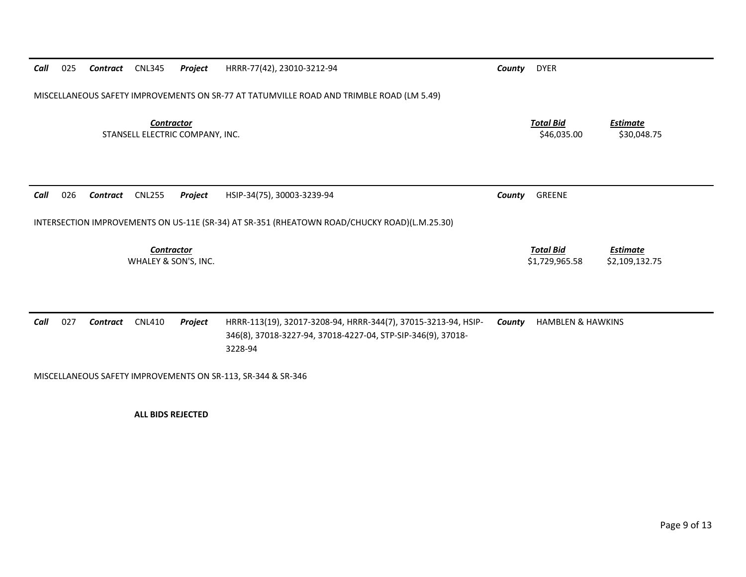**Call** 025 **Contract** CNL345 **Project** HRRR-77(42), 23010-3212-94 **County** DYER

MISCELLANEOUS SAFETY IMPROVEMENTS ON SR-77 AT TATUMVILLE ROAD AND TRIMBLE ROAD (LM 5.49)

| *Contractor* | *Total Bid* | *Estimate* |
|---|---|---|
| STANSELL ELECTRIC COMPANY, INC. | $46,035.00 | $30,048.75 |

---

**Call** 026 **Contract** CNL255 **Project** HSIP-34(75), 30003-3239-94 **County** GREENE

INTERSECTION IMPROVEMENTS ON US-11E (SR-34) AT SR-351 (RHEATOWN ROAD/CHUCKY ROAD)(L.M.25.30)

| *Contractor* | *Total Bid* | *Estimate* |
|---|---|---|
| WHALEY & SON'S, INC. | $1,729,965.58 | $2,109,132.75 |

---

**Call** 027 **Contract** CNL410 **Project** HRRR-113(19), 32017-3208-94, HRRR-344(7), 37015-3213-94, HSIP-346(8), 37018-3227-94, 37018-4227-04, STP-SIP-346(9), 37018-3228-94 **County** HAMBLEN & HAWKINS

MISCELLANEOUS SAFETY IMPROVEMENTS ON SR-113, SR-344 & SR-346

**ALL BIDS REJECTED**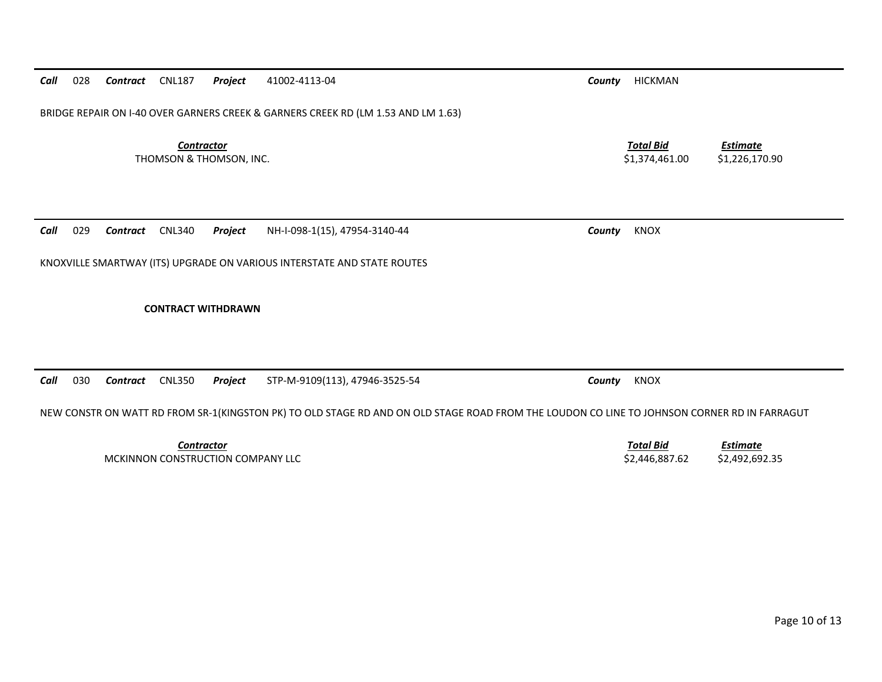***Call*** 028 ***Contract*** CNL187 ***Project*** 41002-4113-04 ***County*** HICKMAN

BRIDGE REPAIR ON I-40 OVER GARNERS CREEK & GARNERS CREEK RD (LM 1.53 AND LM 1.63)

| *Contractor* | *Total Bid* | *Estimate* |
|---|---|---|
| THOMSON & THOMSON, INC. | $1,374,461.00 | $1,226,170.90 |

---

***Call*** 029 ***Contract*** CNL340 ***Project*** NH-I-098-1(15), 47954-3140-44 ***County*** KNOX

KNOXVILLE SMARTWAY (ITS) UPGRADE ON VARIOUS INTERSTATE AND STATE ROUTES

**CONTRACT WITHDRAWN**

---

***Call*** 030 ***Contract*** CNL350 ***Project*** STP-M-9109(113), 47946-3525-54 ***County*** KNOX

NEW CONSTR ON WATT RD FROM SR-1(KINGSTON PK) TO OLD STAGE RD AND ON OLD STAGE ROAD FROM THE LOUDON CO LINE TO JOHNSON CORNER RD IN FARRAGUT

| *Contractor* | *Total Bid* | *Estimate* |
|---|---|---|
| MCKINNON CONSTRUCTION COMPANY LLC | $2,446,887.62 | $2,492,692.35 |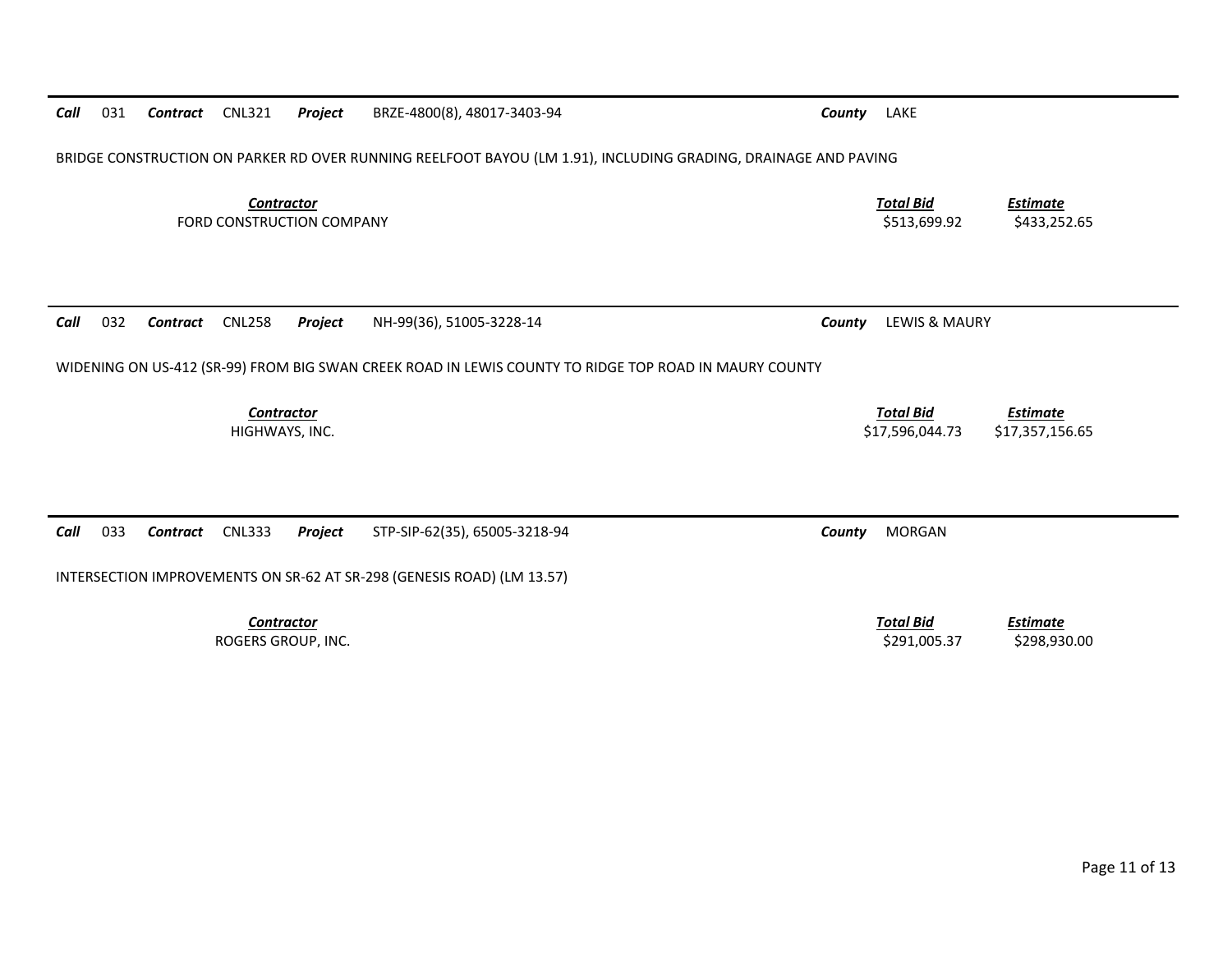***Call*** 031 ***Contract*** CNL321 ***Project*** BRZE-4800(8), 48017-3403-94 ***County*** LAKE

BRIDGE CONSTRUCTION ON PARKER RD OVER RUNNING REELFOOT BAYOU (LM 1.91), INCLUDING GRADING, DRAINAGE AND PAVING

| ***Contractor*** | ***Total Bid*** | ***Estimate*** |
|---|---|---|
| FORD CONSTRUCTION COMPANY | $513,699.92 | $433,252.65 |

***Call*** 032 ***Contract*** CNL258 ***Project*** NH-99(36), 51005-3228-14 ***County*** LEWIS & MAURY

WIDENING ON US-412 (SR-99) FROM BIG SWAN CREEK ROAD IN LEWIS COUNTY TO RIDGE TOP ROAD IN MAURY COUNTY

| ***Contractor*** | ***Total Bid*** | ***Estimate*** |
|---|---|---|
| HIGHWAYS, INC. | $17,596,044.73 | $17,357,156.65 |

***Call*** 033 ***Contract*** CNL333 ***Project*** STP-SIP-62(35), 65005-3218-94 ***County*** MORGAN

INTERSECTION IMPROVEMENTS ON SR-62 AT SR-298 (GENESIS ROAD) (LM 13.57)

| ***Contractor*** | ***Total Bid*** | ***Estimate*** |
|---|---|---|
| ROGERS GROUP, INC. | $291,005.37 | $298,930.00 |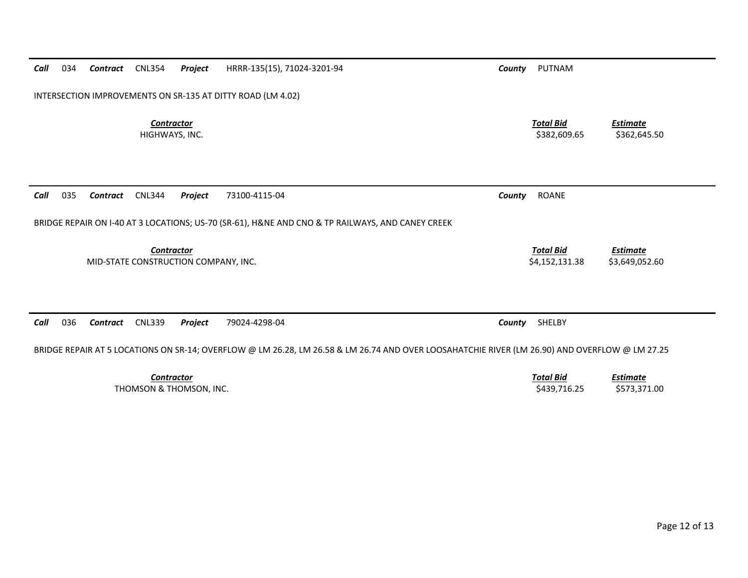***Call*** 034 ***Contract*** CNL354 ***Project*** HRRR-135(15), 71024-3201-94 ***County*** PUTNAM

INTERSECTION IMPROVEMENTS ON SR-135 AT DITTY ROAD (LM 4.02)

| Contractor | Total Bid | Estimate |
|---|---|---|
| HIGHWAYS, INC. | $382,609.65 | $362,645.50 |

---

***Call*** 035 ***Contract*** CNL344 ***Project*** 73100-4115-04 ***County*** ROANE

BRIDGE REPAIR ON I-40 AT 3 LOCATIONS; US-70 (SR-61), H&NE AND CNO & TP RAILWAYS, AND CANEY CREEK

| Contractor | Total Bid | Estimate |
|---|---|---|
| MID-STATE CONSTRUCTION COMPANY, INC. | $4,152,131.38 | $3,649,052.60 |

---

***Call*** 036 ***Contract*** CNL339 ***Project*** 79024-4298-04 ***County*** SHELBY

BRIDGE REPAIR AT 5 LOCATIONS ON SR-14; OVERFLOW @ LM 26.28, LM 26.58 & LM 26.74 AND OVER LOOSAHATCHIE RIVER (LM 26.90) AND OVERFLOW @ LM 27.25

| Contractor | Total Bid | Estimate |
|---|---|---|
| THOMSON & THOMSON, INC. | $439,716.25 | $573,371.00 |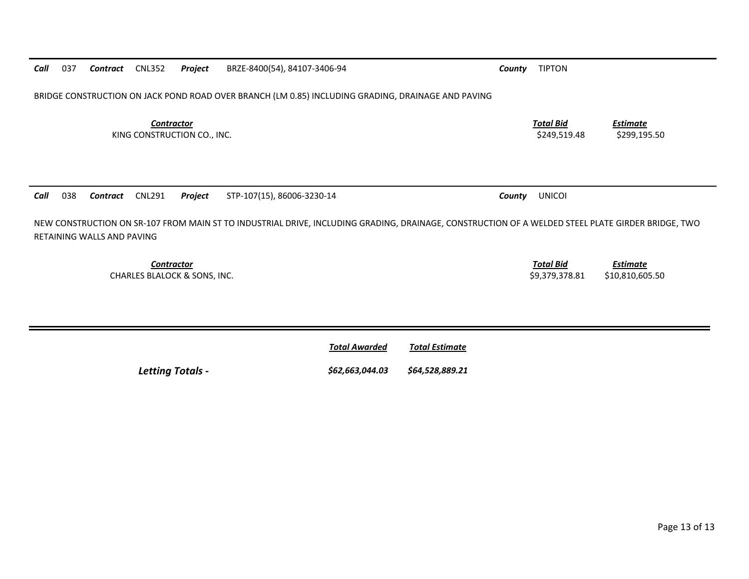**Call** 037 **Contract** CNL352 **Project** BRZE-8400(54), 84107-3406-94 **County** TIPTON

BRIDGE CONSTRUCTION ON JACK POND ROAD OVER BRANCH (LM 0.85) INCLUDING GRADING, DRAINAGE AND PAVING

| ***Contractor*** | ***Total Bid*** | ***Estimate*** |
|---|---|---|
| KING CONSTRUCTION CO., INC. | \$249,519.48 | \$299,195.50 |

---

**Call** 038 **Contract** CNL291 **Project** STP-107(15), 86006-3230-14 **County** UNICOI

NEW CONSTRUCTION ON SR-107 FROM MAIN ST TO INDUSTRIAL DRIVE, INCLUDING GRADING, DRAINAGE, CONSTRUCTION OF A WELDED STEEL PLATE GIRDER BRIDGE, TWO RETAINING WALLS AND PAVING

| ***Contractor*** | ***Total Bid*** | ***Estimate*** |
|---|---|---|
| CHARLES BLALOCK & SONS, INC. | \$9,379,378.81 | \$10,810,605.50 |

---

| | ***Total Awarded*** | ***Total Estimate*** |
|---|---|---|
| ***Letting Totals -*** | ***\$62,663,044.03*** | ***\$64,528,889.21*** |